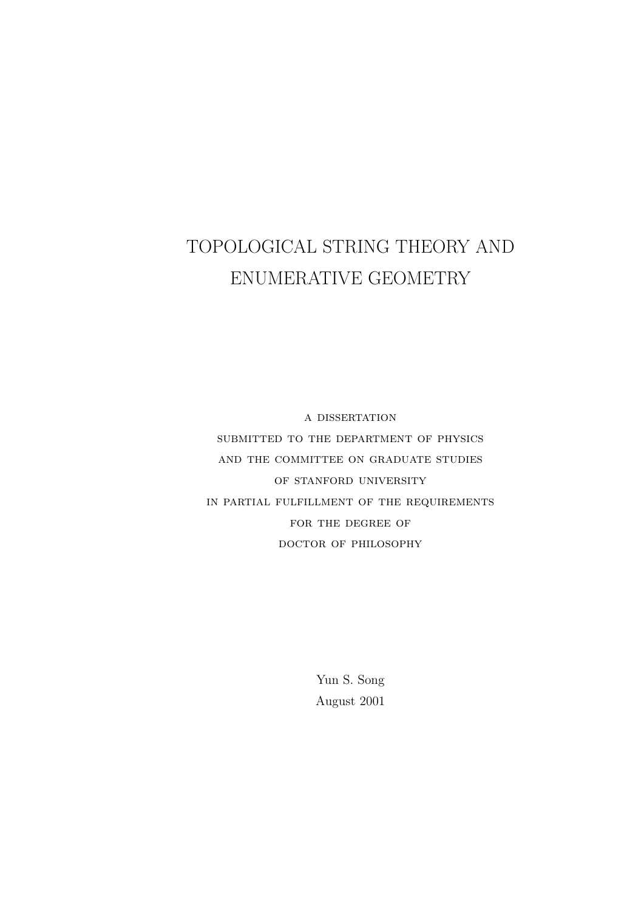# TOPOLOGICAL STRING THEORY AND ENUMERATIVE GEOMETRY

A DISSERTATION
SUBMITTED TO THE DEPARTMENT OF PHYSICS
AND THE COMMITTEE ON GRADUATE STUDIES
OF STANFORD UNIVERSITY
IN PARTIAL FULFILLMENT OF THE REQUIREMENTS
FOR THE DEGREE OF
DOCTOR OF PHILOSOPHY

Yun S. Song
August 2001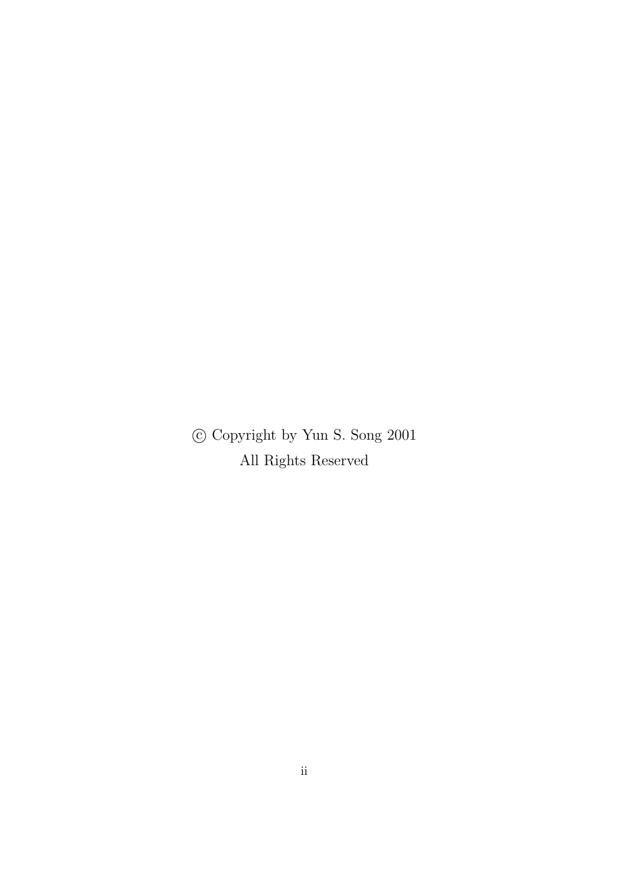© Copyright by Yun S. Song 2001

All Rights Reserved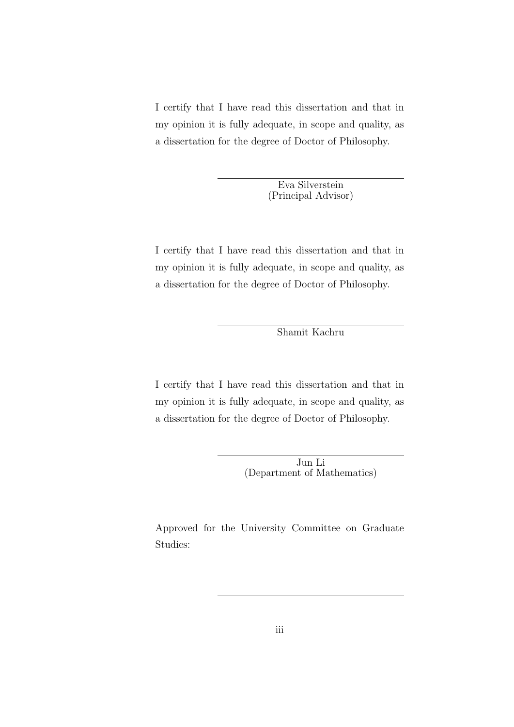I certify that I have read this dissertation and that in my opinion it is fully adequate, in scope and quality, as a dissertation for the degree of Doctor of Philosophy.

Eva Silverstein
(Principal Advisor)

I certify that I have read this dissertation and that in my opinion it is fully adequate, in scope and quality, as a dissertation for the degree of Doctor of Philosophy.

Shamit Kachru

I certify that I have read this dissertation and that in my opinion it is fully adequate, in scope and quality, as a dissertation for the degree of Doctor of Philosophy.

Jun Li
(Department of Mathematics)

Approved for the University Committee on Graduate Studies: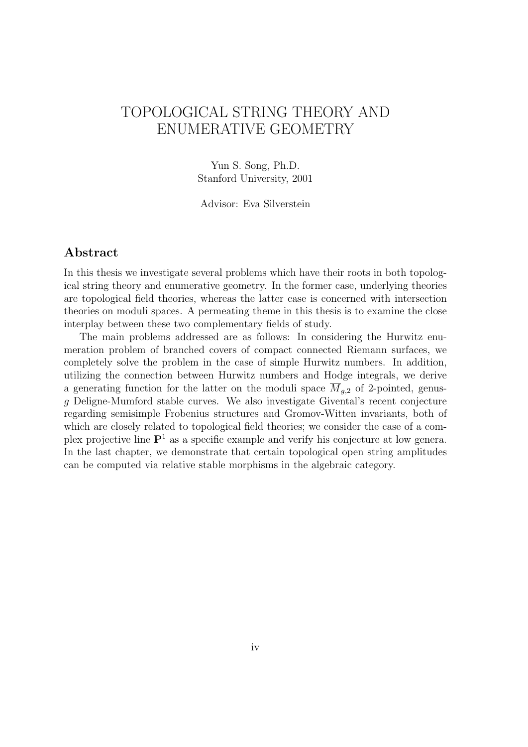# TOPOLOGICAL STRING THEORY AND ENUMERATIVE GEOMETRY

Yun S. Song, Ph.D.
Stanford University, 2001

Advisor: Eva Silverstein

## Abstract

In this thesis we investigate several problems which have their roots in both topological string theory and enumerative geometry. In the former case, underlying theories are topological field theories, whereas the latter case is concerned with intersection theories on moduli spaces. A permeating theme in this thesis is to examine the close interplay between these two complementary fields of study.

The main problems addressed are as follows: In considering the Hurwitz enumeration problem of branched covers of compact connected Riemann surfaces, we completely solve the problem in the case of simple Hurwitz numbers. In addition, utilizing the connection between Hurwitz numbers and Hodge integrals, we derive a generating function for the latter on the moduli space $\overline{M}_{g,2}$ of 2-pointed, genus-$g$ Deligne-Mumford stable curves. We also investigate Givental's recent conjecture regarding semisimple Frobenius structures and Gromov-Witten invariants, both of which are closely related to topological field theories; we consider the case of a complex projective line $\mathbf{P}^1$ as a specific example and verify his conjecture at low genera. In the last chapter, we demonstrate that certain topological open string amplitudes can be computed via relative stable morphisms in the algebraic category.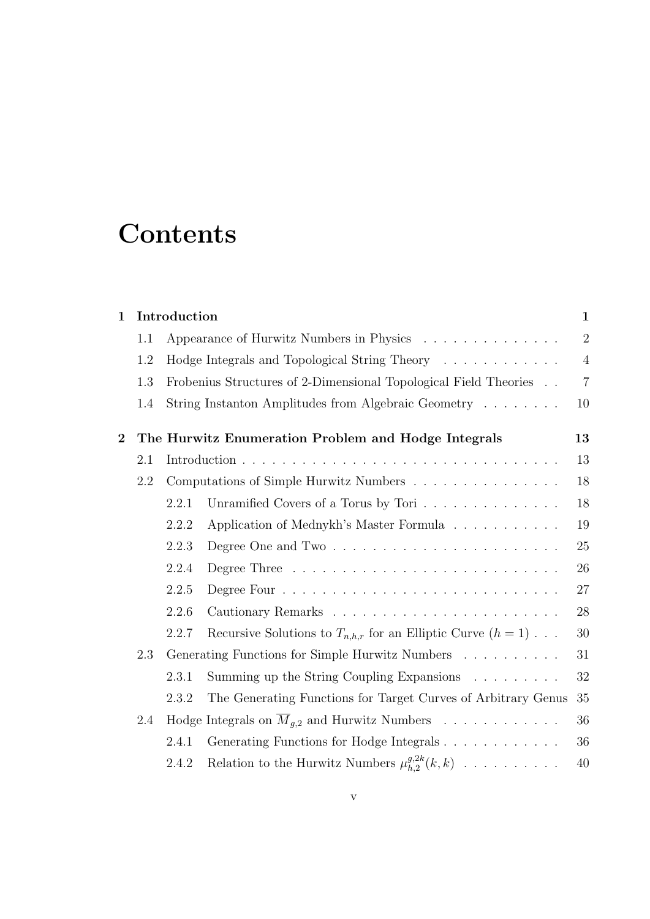# Contents

**1 Introduction** **1**

- 1.1 Appearance of Hurwitz Numbers in Physics . . . . . . . . . . . . . . 2
- 1.2 Hodge Integrals and Topological String Theory . . . . . . . . . . . . 4
- 1.3 Frobenius Structures of 2-Dimensional Topological Field Theories . . 7
- 1.4 String Instanton Amplitudes from Algebraic Geometry . . . . . . . . 10

**2 The Hurwitz Enumeration Problem and Hodge Integrals** **13**

- 2.1 Introduction . . . . . . . . . . . . . . . . . . . . . . . . . . . . . . . . . 13
- 2.2 Computations of Simple Hurwitz Numbers . . . . . . . . . . . . . . . 18
  - 2.2.1 Unramified Covers of a Torus by Tori . . . . . . . . . . . . . . 18
  - 2.2.2 Application of Mednykh's Master Formula . . . . . . . . . . . 19
  - 2.2.3 Degree One and Two . . . . . . . . . . . . . . . . . . . . . . . 25
  - 2.2.4 Degree Three . . . . . . . . . . . . . . . . . . . . . . . . . . . 26
  - 2.2.5 Degree Four . . . . . . . . . . . . . . . . . . . . . . . . . . . . 27
  - 2.2.6 Cautionary Remarks . . . . . . . . . . . . . . . . . . . . . . . 28
  - 2.2.7 Recursive Solutions to $T_{n,h,r}$ for an Elliptic Curve ($h = 1$) . . . 30
- 2.3 Generating Functions for Simple Hurwitz Numbers . . . . . . . . . . 31
  - 2.3.1 Summing up the String Coupling Expansions . . . . . . . . . 32
  - 2.3.2 The Generating Functions for Target Curves of Arbitrary Genus 35
- 2.4 Hodge Integrals on $\overline{M}_{g,2}$ and Hurwitz Numbers . . . . . . . . . . . . 36
  - 2.4.1 Generating Functions for Hodge Integrals . . . . . . . . . . . . 36
  - 2.4.2 Relation to the Hurwitz Numbers $\mu^{g,2k}_{h,2}(k,k)$ . . . . . . . . . . 40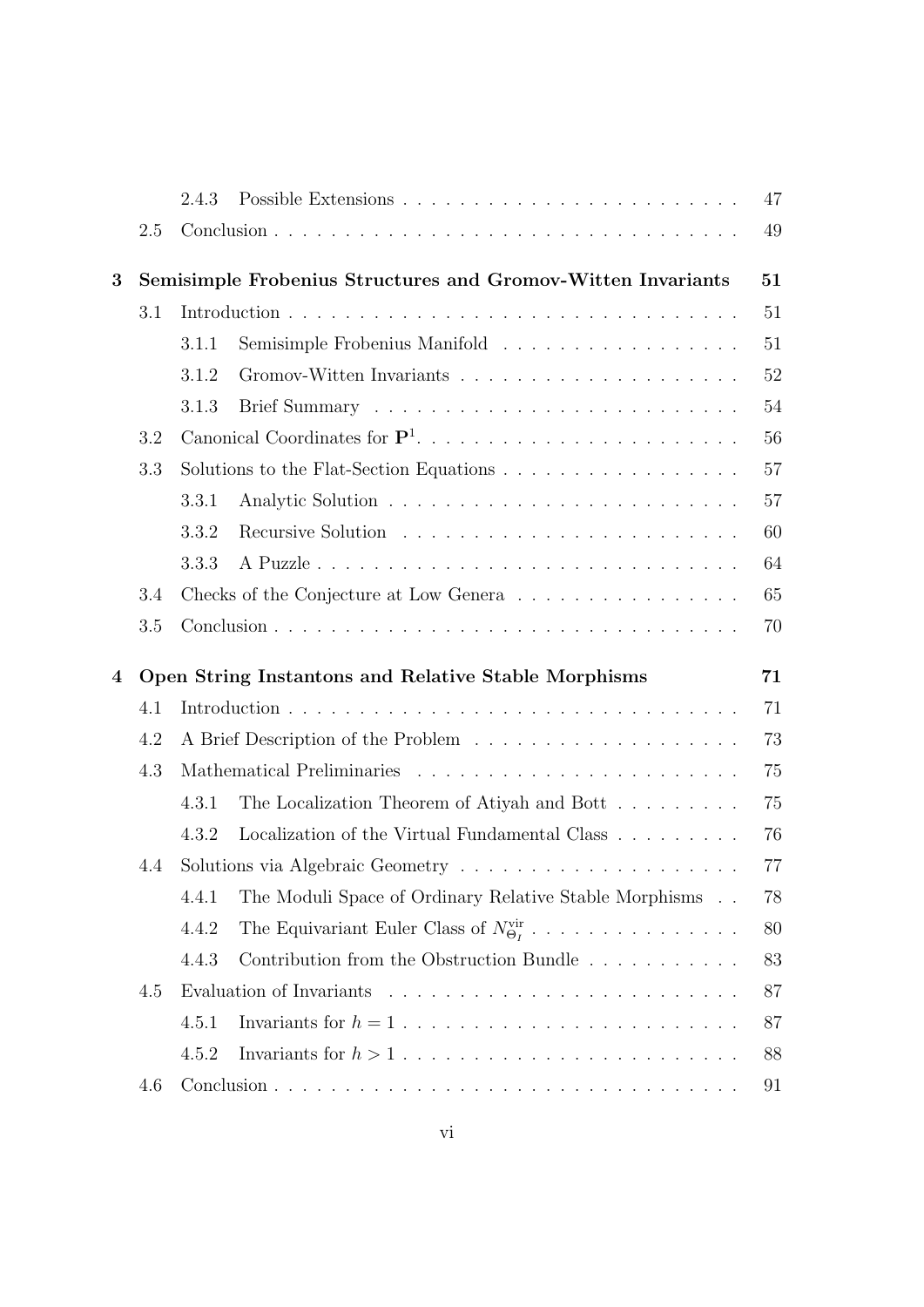2.4.3 Possible Extensions . . . . . . . . . . . . . . . . . . . . . . . . 47

2.5 Conclusion . . . . . . . . . . . . . . . . . . . . . . . . . . . . . . . . 49

**3 Semisimple Frobenius Structures and Gromov-Witten Invariants 51**

3.1 Introduction . . . . . . . . . . . . . . . . . . . . . . . . . . . . . . . . 51

3.1.1 Semisimple Frobenius Manifold . . . . . . . . . . . . . . . . . 51

3.1.2 Gromov-Witten Invariants . . . . . . . . . . . . . . . . . . . . 52

3.1.3 Brief Summary . . . . . . . . . . . . . . . . . . . . . . . . . . 54

3.2 Canonical Coordinates for $\mathbf{P}^1$. . . . . . . . . . . . . . . . . . . . . . . 56

3.3 Solutions to the Flat-Section Equations . . . . . . . . . . . . . . . . . 57

3.3.1 Analytic Solution . . . . . . . . . . . . . . . . . . . . . . . . . 57

3.3.2 Recursive Solution . . . . . . . . . . . . . . . . . . . . . . . . 60

3.3.3 A Puzzle . . . . . . . . . . . . . . . . . . . . . . . . . . . . . . 64

3.4 Checks of the Conjecture at Low Genera . . . . . . . . . . . . . . . . 65

3.5 Conclusion . . . . . . . . . . . . . . . . . . . . . . . . . . . . . . . . 70

**4 Open String Instantons and Relative Stable Morphisms 71**

4.1 Introduction . . . . . . . . . . . . . . . . . . . . . . . . . . . . . . . . 71

4.2 A Brief Description of the Problem . . . . . . . . . . . . . . . . . . . 73

4.3 Mathematical Preliminaries . . . . . . . . . . . . . . . . . . . . . . . 75

4.3.1 The Localization Theorem of Atiyah and Bott . . . . . . . . . 75

4.3.2 Localization of the Virtual Fundamental Class . . . . . . . . . 76

4.4 Solutions via Algebraic Geometry . . . . . . . . . . . . . . . . . . . . 77

4.4.1 The Moduli Space of Ordinary Relative Stable Morphisms . . 78

4.4.2 The Equivariant Euler Class of $N_{\Theta_I}^{\rm vir}$ . . . . . . . . . . . . . . . 80

4.4.3 Contribution from the Obstruction Bundle . . . . . . . . . . . 83

4.5 Evaluation of Invariants . . . . . . . . . . . . . . . . . . . . . . . . . 87

4.5.1 Invariants for $h = 1$ . . . . . . . . . . . . . . . . . . . . . . . . 87

4.5.2 Invariants for $h > 1$ . . . . . . . . . . . . . . . . . . . . . . . . 88

4.6 Conclusion . . . . . . . . . . . . . . . . . . . . . . . . . . . . . . . . 91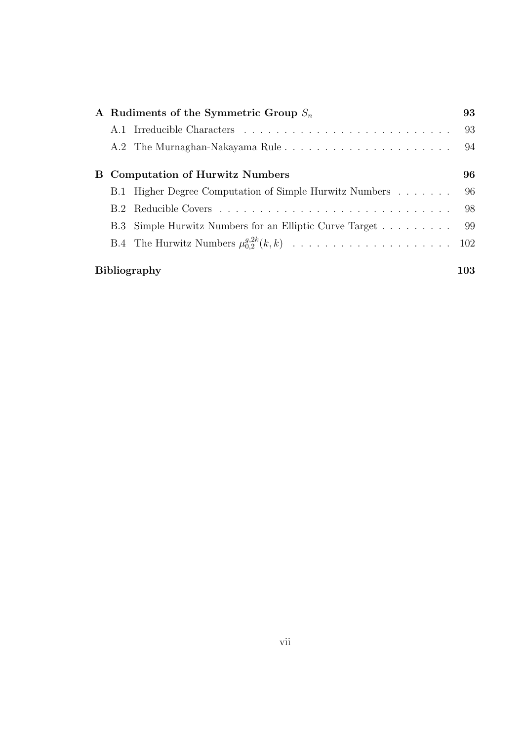| | | |
|---|---|---|
| **A** | **Rudiments of the Symmetric Group $S_n$** | **93** |
| | A.1 Irreducible Characters | 93 |
| | A.2 The Murnaghan-Nakayama Rule | 94 |
| **B** | **Computation of Hurwitz Numbers** | **96** |
| | B.1 Higher Degree Computation of Simple Hurwitz Numbers | 96 |
| | B.2 Reducible Covers | 98 |
| | B.3 Simple Hurwitz Numbers for an Elliptic Curve Target | 99 |
| | B.4 The Hurwitz Numbers $\mu_{0,2}^{g,2k}(k,k)$ | 102 |
| | **Bibliography** | **103** |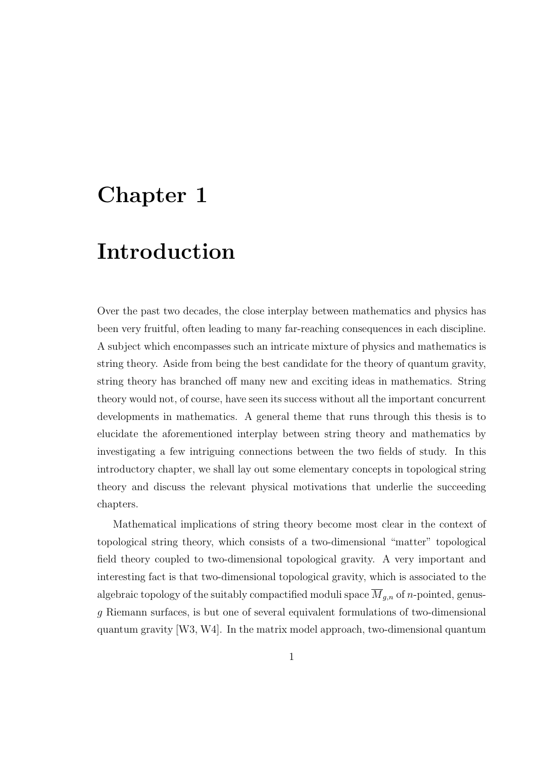# Chapter 1

# Introduction

Over the past two decades, the close interplay between mathematics and physics has been very fruitful, often leading to many far-reaching consequences in each discipline. A subject which encompasses such an intricate mixture of physics and mathematics is string theory. Aside from being the best candidate for the theory of quantum gravity, string theory has branched off many new and exciting ideas in mathematics. String theory would not, of course, have seen its success without all the important concurrent developments in mathematics. A general theme that runs through this thesis is to elucidate the aforementioned interplay between string theory and mathematics by investigating a few intriguing connections between the two fields of study. In this introductory chapter, we shall lay out some elementary concepts in topological string theory and discuss the relevant physical motivations that underlie the succeeding chapters.

Mathematical implications of string theory become most clear in the context of topological string theory, which consists of a two-dimensional "matter" topological field theory coupled to two-dimensional topological gravity. A very important and interesting fact is that two-dimensional topological gravity, which is associated to the algebraic topology of the suitably compactified moduli space $\overline{M}_{g,n}$ of $n$-pointed, genus-$g$ Riemann surfaces, is but one of several equivalent formulations of two-dimensional quantum gravity [W3, W4]. In the matrix model approach, two-dimensional quantum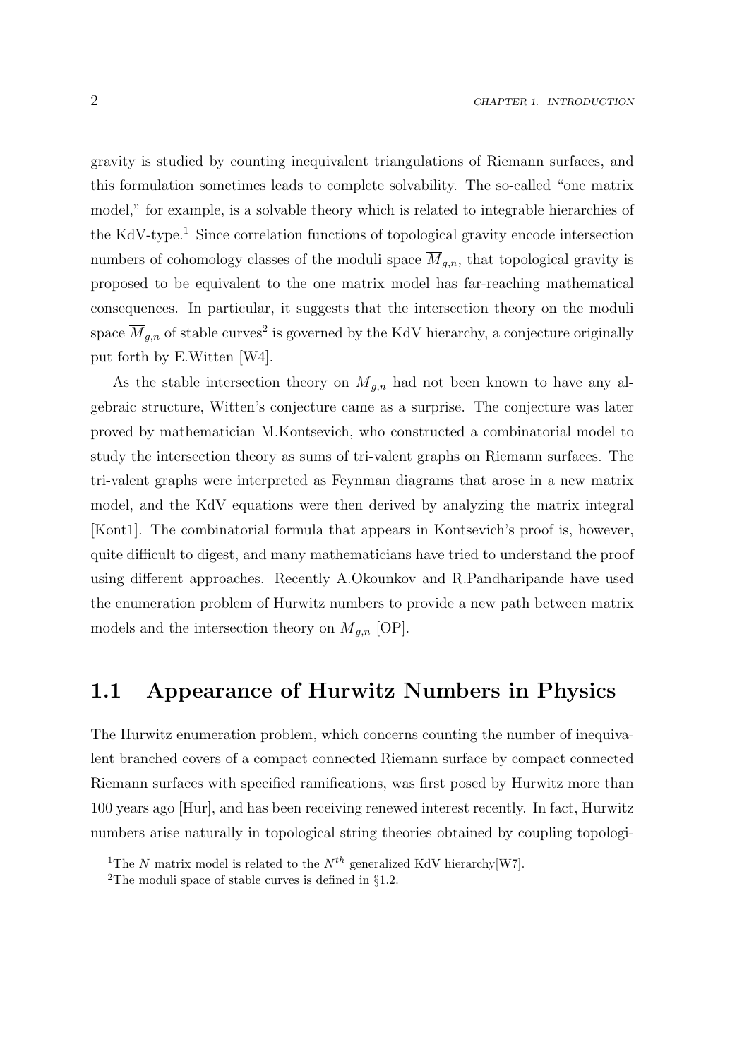gravity is studied by counting inequivalent triangulations of Riemann surfaces, and this formulation sometimes leads to complete solvability. The so-called "one matrix model," for example, is a solvable theory which is related to integrable hierarchies of the KdV-type.[1] Since correlation functions of topological gravity encode intersection numbers of cohomology classes of the moduli space $\overline{M}_{g,n}$, that topological gravity is proposed to be equivalent to the one matrix model has far-reaching mathematical consequences. In particular, it suggests that the intersection theory on the moduli space $\overline{M}_{g,n}$ of stable curves[2] is governed by the KdV hierarchy, a conjecture originally put forth by E.Witten [W4].

As the stable intersection theory on $\overline{M}_{g,n}$ had not been known to have any algebraic structure, Witten's conjecture came as a surprise. The conjecture was later proved by mathematician M.Kontsevich, who constructed a combinatorial model to study the intersection theory as sums of tri-valent graphs on Riemann surfaces. The tri-valent graphs were interpreted as Feynman diagrams that arose in a new matrix model, and the KdV equations were then derived by analyzing the matrix integral [Kont1]. The combinatorial formula that appears in Kontsevich's proof is, however, quite difficult to digest, and many mathematicians have tried to understand the proof using different approaches. Recently A.Okounkov and R.Pandharipande have used the enumeration problem of Hurwitz numbers to provide a new path between matrix models and the intersection theory on $\overline{M}_{g,n}$ [OP].

## 1.1 Appearance of Hurwitz Numbers in Physics

The Hurwitz enumeration problem, which concerns counting the number of inequivalent branched covers of a compact connected Riemann surface by compact connected Riemann surfaces with specified ramifications, was first posed by Hurwitz more than 100 years ago [Hur], and has been receiving renewed interest recently. In fact, Hurwitz numbers arise naturally in topological string theories obtained by coupling topologi-

[1] The $N$ matrix model is related to the $N^{th}$ generalized KdV hierarchy[W7].

[2] The moduli space of stable curves is defined in §1.2.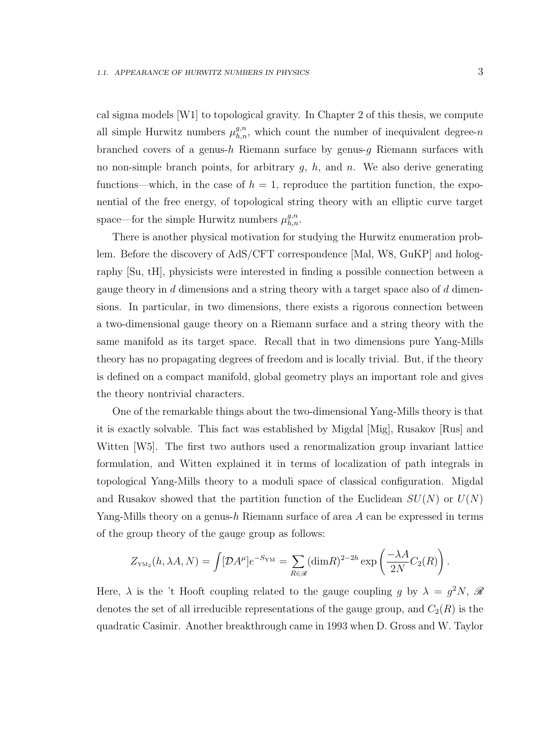cal sigma models [W1] to topological gravity. In Chapter 2 of this thesis, we compute all simple Hurwitz numbers $\mu^{g,n}_{h,n}$, which count the number of inequivalent degree-$n$ branched covers of a genus-$h$ Riemann surface by genus-$g$ Riemann surfaces with no non-simple branch points, for arbitrary $g$, $h$, and $n$. We also derive generating functions—which, in the case of $h = 1$, reproduce the partition function, the exponential of the free energy, of topological string theory with an elliptic curve target space—for the simple Hurwitz numbers $\mu^{g,n}_{h,n}$.

There is another physical motivation for studying the Hurwitz enumeration problem. Before the discovery of AdS/CFT correspondence [Mal, W8, GuKP] and holography [Su, tH], physicists were interested in finding a possible connection between a gauge theory in $d$ dimensions and a string theory with a target space also of $d$ dimensions. In particular, in two dimensions, there exists a rigorous connection between a two-dimensional gauge theory on a Riemann surface and a string theory with the same manifold as its target space. Recall that in two dimensions pure Yang-Mills theory has no propagating degrees of freedom and is locally trivial. But, if the theory is defined on a compact manifold, global geometry plays an important role and gives the theory nontrivial characters.

One of the remarkable things about the two-dimensional Yang-Mills theory is that it is exactly solvable. This fact was established by Migdal [Mig], Rusakov [Rus] and Witten [W5]. The first two authors used a renormalization group invariant lattice formulation, and Witten explained it in terms of localization of path integrals in topological Yang-Mills theory to a moduli space of classical configuration. Migdal and Rusakov showed that the partition function of the Euclidean $SU(N)$ or $U(N)$ Yang-Mills theory on a genus-$h$ Riemann surface of area $A$ can be expressed in terms of the group theory of the gauge group as follows:

$$Z_{\mathrm{YM}_2}(h, \lambda A, N) = \int [\mathcal{D}A^\mu] e^{-S_{\mathrm{YM}}} = \sum_{R \in \mathscr{R}} (\dim R)^{2-2h} \exp\left( \frac{-\lambda A}{2N} C_2(R) \right).$$

Here, $\lambda$ is the 't Hooft coupling related to the gauge coupling $g$ by $\lambda = g^2 N$, $\mathscr{R}$ denotes the set of all irreducible representations of the gauge group, and $C_2(R)$ is the quadratic Casimir. Another breakthrough came in 1993 when D. Gross and W. Taylor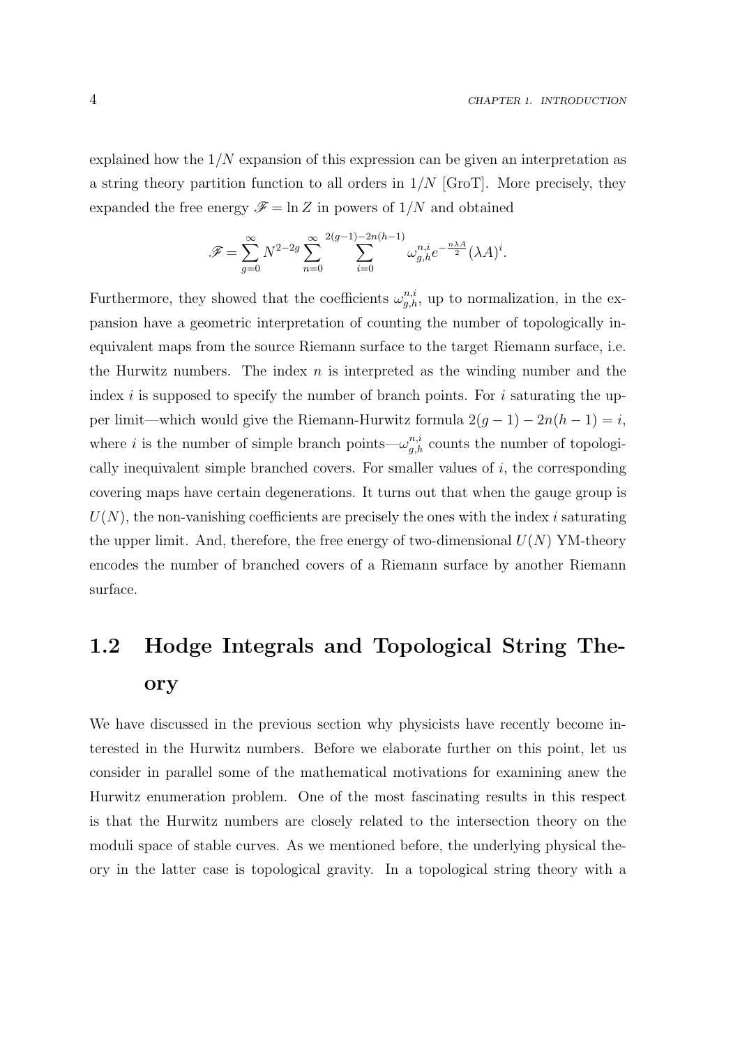explained how the $1/N$ expansion of this expression can be given an interpretation as a string theory partition function to all orders in $1/N$ [GroT]. More precisely, they expanded the free energy $\mathscr{F} = \ln Z$ in powers of $1/N$ and obtained

$$\mathscr{F} = \sum_{g=0}^{\infty} N^{2-2g} \sum_{n=0}^{\infty} \sum_{i=0}^{2(g-1)-2n(h-1)} \omega_{g,h}^{n,i} e^{-\frac{n\lambda A}{2}} (\lambda A)^i.$$

Furthermore, they showed that the coefficients $\omega_{g,h}^{n,i}$, up to normalization, in the expansion have a geometric interpretation of counting the number of topologically inequivalent maps from the source Riemann surface to the target Riemann surface, i.e. the Hurwitz numbers. The index $n$ is interpreted as the winding number and the index $i$ is supposed to specify the number of branch points. For $i$ saturating the upper limit—which would give the Riemann-Hurwitz formula $2(g-1) - 2n(h-1) = i$, where $i$ is the number of simple branch points—$\omega_{g,h}^{n,i}$ counts the number of topologically inequivalent simple branched covers. For smaller values of $i$, the corresponding covering maps have certain degenerations. It turns out that when the gauge group is $U(N)$, the non-vanishing coefficients are precisely the ones with the index $i$ saturating the upper limit. And, therefore, the free energy of two-dimensional $U(N)$ YM-theory encodes the number of branched covers of a Riemann surface by another Riemann surface.

## 1.2 Hodge Integrals and Topological String Theory

We have discussed in the previous section why physicists have recently become interested in the Hurwitz numbers. Before we elaborate further on this point, let us consider in parallel some of the mathematical motivations for examining anew the Hurwitz enumeration problem. One of the most fascinating results in this respect is that the Hurwitz numbers are closely related to the intersection theory on the moduli space of stable curves. As we mentioned before, the underlying physical theory in the latter case is topological gravity. In a topological string theory with a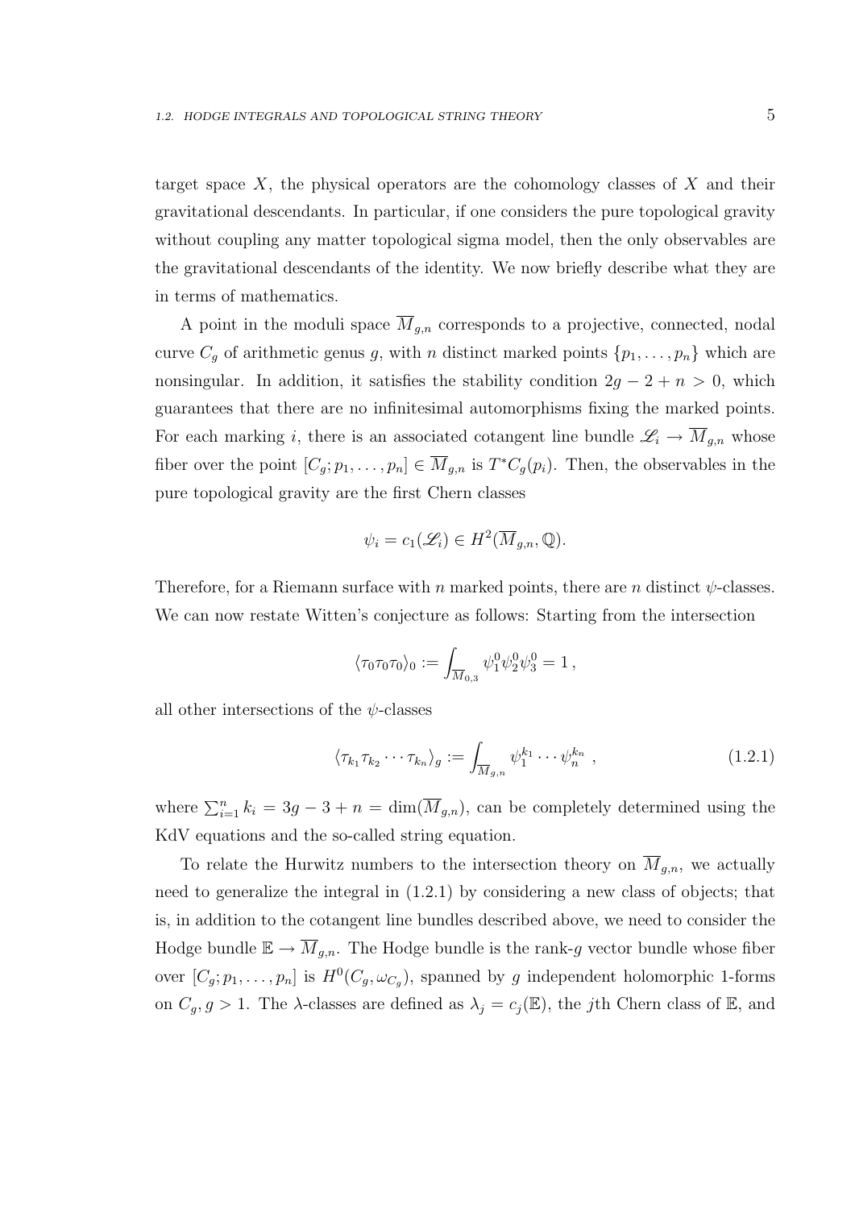target space $X$, the physical operators are the cohomology classes of $X$ and their gravitational descendants. In particular, if one considers the pure topological gravity without coupling any matter topological sigma model, then the only observables are the gravitational descendants of the identity. We now briefly describe what they are in terms of mathematics.

A point in the moduli space $\overline{M}_{g,n}$ corresponds to a projective, connected, nodal curve $C_g$ of arithmetic genus $g$, with $n$ distinct marked points $\{p_1, \ldots, p_n\}$ which are nonsingular. In addition, it satisfies the stability condition $2g - 2 + n > 0$, which guarantees that there are no infinitesimal automorphisms fixing the marked points. For each marking $i$, there is an associated cotangent line bundle $\mathscr{L}_i \to \overline{M}_{g,n}$ whose fiber over the point $[C_g; p_1, \ldots, p_n] \in \overline{M}_{g,n}$ is $T^*C_g(p_i)$. Then, the observables in the pure topological gravity are the first Chern classes

$$\psi_i = c_1(\mathscr{L}_i) \in H^2(\overline{M}_{g,n}, \mathbb{Q}).$$

Therefore, for a Riemann surface with $n$ marked points, there are $n$ distinct $\psi$-classes. We can now restate Witten's conjecture as follows: Starting from the intersection

$$\langle \tau_0 \tau_0 \tau_0 \rangle_0 := \int_{\overline{M}_{0,3}} \psi_1^0 \psi_2^0 \psi_3^0 = 1\,,$$

all other intersections of the $\psi$-classes

$$\langle \tau_{k_1} \tau_{k_2} \cdots \tau_{k_n} \rangle_g := \int_{\overline{M}_{g,n}} \psi_1^{k_1} \cdots \psi_n^{k_n}\ , \tag{1.2.1}$$

where $\sum_{i=1}^{n} k_i = 3g - 3 + n = \dim(\overline{M}_{g,n})$, can be completely determined using the KdV equations and the so-called string equation.

To relate the Hurwitz numbers to the intersection theory on $\overline{M}_{g,n}$, we actually need to generalize the integral in (1.2.1) by considering a new class of objects; that is, in addition to the cotangent line bundles described above, we need to consider the Hodge bundle $\mathbb{E} \to \overline{M}_{g,n}$. The Hodge bundle is the rank-$g$ vector bundle whose fiber over $[C_g; p_1, \ldots, p_n]$ is $H^0(C_g, \omega_{C_g})$, spanned by $g$ independent holomorphic 1-forms on $C_g$, $g > 1$. The $\lambda$-classes are defined as $\lambda_j = c_j(\mathbb{E})$, the $j$th Chern class of $\mathbb{E}$, and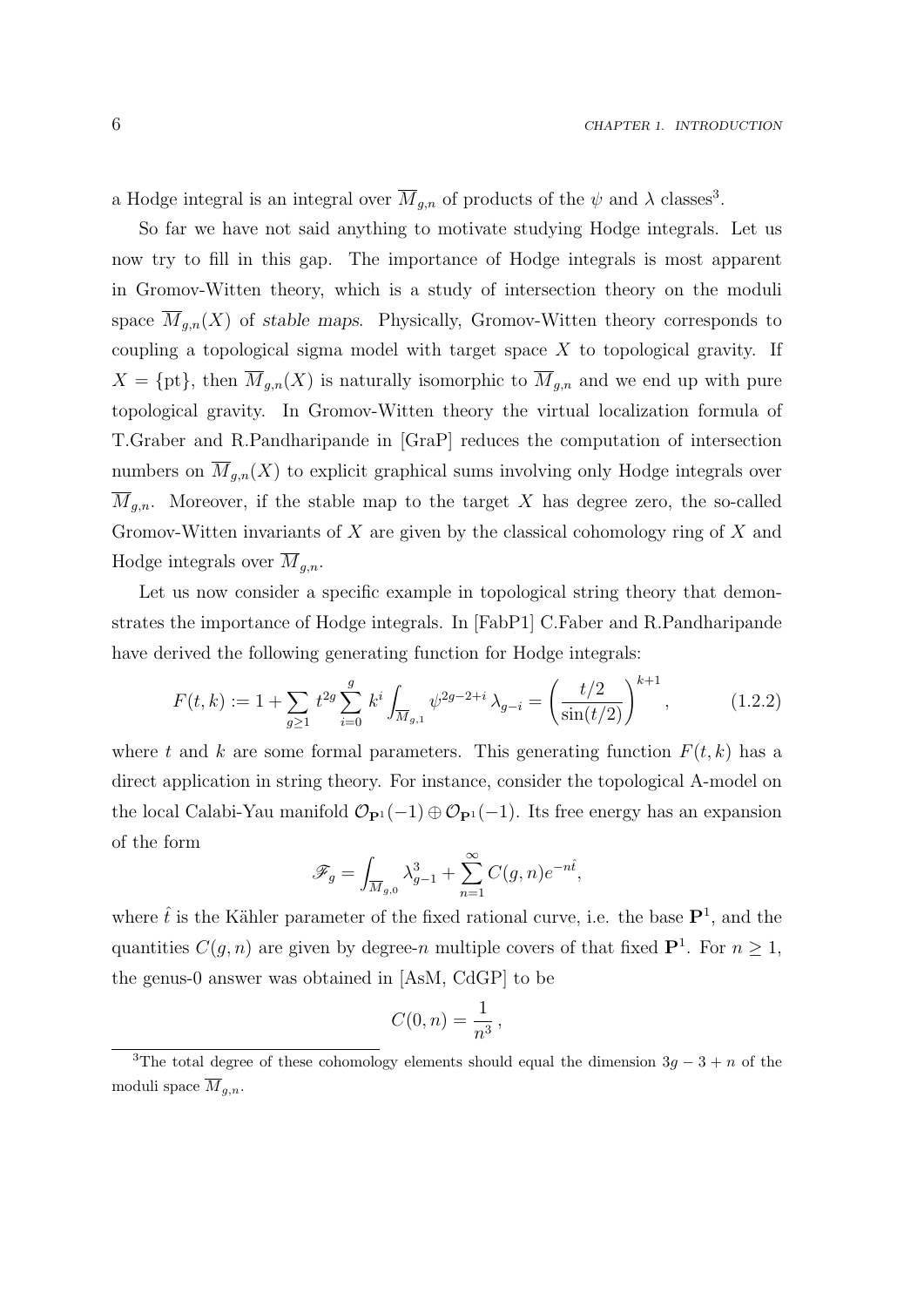a Hodge integral is an integral over $\overline{M}_{g,n}$ of products of the $\psi$ and $\lambda$ classes[3].

So far we have not said anything to motivate studying Hodge integrals. Let us now try to fill in this gap. The importance of Hodge integrals is most apparent in Gromov-Witten theory, which is a study of intersection theory on the moduli space $\overline{M}_{g,n}(X)$ of *stable maps*. Physically, Gromov-Witten theory corresponds to coupling a topological sigma model with target space $X$ to topological gravity. If $X = \{\mathrm{pt}\}$, then $\overline{M}_{g,n}(X)$ is naturally isomorphic to $\overline{M}_{g,n}$ and we end up with pure topological gravity. In Gromov-Witten theory the virtual localization formula of T.Graber and R.Pandharipande in [GraP] reduces the computation of intersection numbers on $\overline{M}_{g,n}(X)$ to explicit graphical sums involving only Hodge integrals over $\overline{M}_{g,n}$. Moreover, if the stable map to the target $X$ has degree zero, the so-called Gromov-Witten invariants of $X$ are given by the classical cohomology ring of $X$ and Hodge integrals over $\overline{M}_{g,n}$.

Let us now consider a specific example in topological string theory that demonstrates the importance of Hodge integrals. In [FabP1] C.Faber and R.Pandharipande have derived the following generating function for Hodge integrals:

$$F(t,k) := 1 + \sum_{g\geq 1} t^{2g} \sum_{i=0}^{g} k^i \int_{\overline{M}_{g,1}} \psi^{2g-2+i}\, \lambda_{g-i} = \left(\frac{t/2}{\sin(t/2)}\right)^{k+1}, \tag{1.2.2}$$

where $t$ and $k$ are some formal parameters. This generating function $F(t,k)$ has a direct application in string theory. For instance, consider the topological A-model on the local Calabi-Yau manifold $\mathcal{O}_{\mathbf{P}^1}(-1) \oplus \mathcal{O}_{\mathbf{P}^1}(-1)$. Its free energy has an expansion of the form

$$\mathscr{F}_g = \int_{\overline{M}_{g,0}} \lambda_{g-1}^3 + \sum_{n=1}^{\infty} C(g,n) e^{-n\hat{t}},$$

where $\hat{t}$ is the Kähler parameter of the fixed rational curve, i.e. the base $\mathbf{P}^1$, and the quantities $C(g,n)$ are given by degree-$n$ multiple covers of that fixed $\mathbf{P}^1$. For $n \geq 1$, the genus-0 answer was obtained in [AsM, CdGP] to be

$$C(0,n) = \frac{1}{n^3}\,,$$

[3]The total degree of these cohomology elements should equal the dimension $3g-3+n$ of the moduli space $\overline{M}_{g,n}$.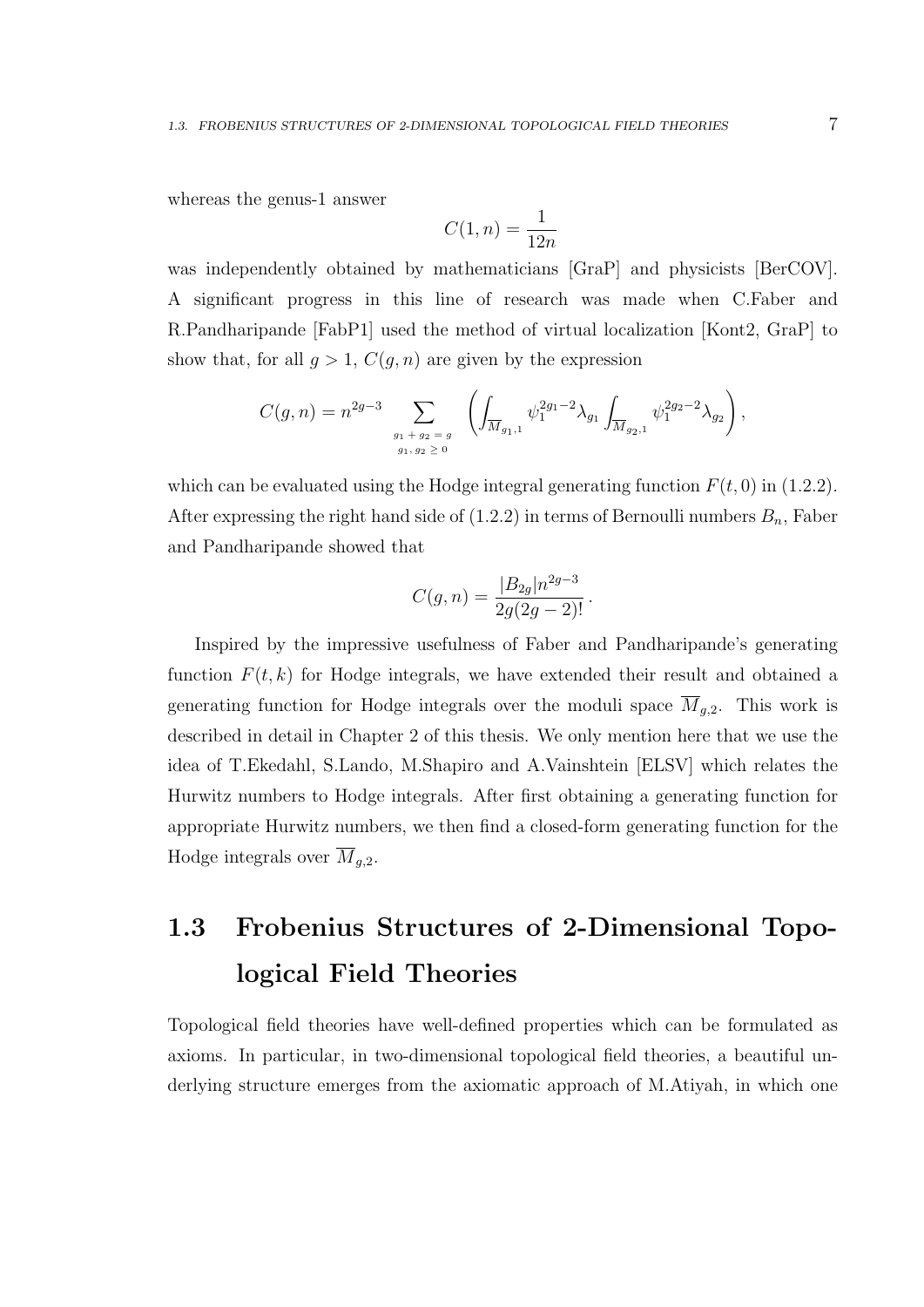whereas the genus-1 answer

$$C(1,n) = \frac{1}{12n}$$

was independently obtained by mathematicians [GraP] and physicists [BerCOV]. A significant progress in this line of research was made when C.Faber and R.Pandharipande [FabP1] used the method of virtual localization [Kont2, GraP] to show that, for all $g > 1$, $C(g,n)$ are given by the expression

$$C(g,n) = n^{2g-3} \sum_{\substack{g_1 + g_2 = g \\ g_1,\, g_2 \geq 0}} \left( \int_{\overline{M}_{g_1,1}} \psi_1^{2g_1-2} \lambda_{g_1} \int_{\overline{M}_{g_2,1}} \psi_1^{2g_2-2} \lambda_{g_2} \right),$$

which can be evaluated using the Hodge integral generating function $F(t,0)$ in (1.2.2). After expressing the right hand side of (1.2.2) in terms of Bernoulli numbers $B_n$, Faber and Pandharipande showed that

$$C(g,n) = \frac{|B_{2g}| n^{2g-3}}{2g(2g-2)!}.$$

Inspired by the impressive usefulness of Faber and Pandharipande's generating function $F(t,k)$ for Hodge integrals, we have extended their result and obtained a generating function for Hodge integrals over the moduli space $\overline{M}_{g,2}$. This work is described in detail in Chapter 2 of this thesis. We only mention here that we use the idea of T.Ekedahl, S.Lando, M.Shapiro and A.Vainshtein [ELSV] which relates the Hurwitz numbers to Hodge integrals. After first obtaining a generating function for appropriate Hurwitz numbers, we then find a closed-form generating function for the Hodge integrals over $\overline{M}_{g,2}$.

## 1.3 Frobenius Structures of 2-Dimensional Topological Field Theories

Topological field theories have well-defined properties which can be formulated as axioms. In particular, in two-dimensional topological field theories, a beautiful underlying structure emerges from the axiomatic approach of M.Atiyah, in which one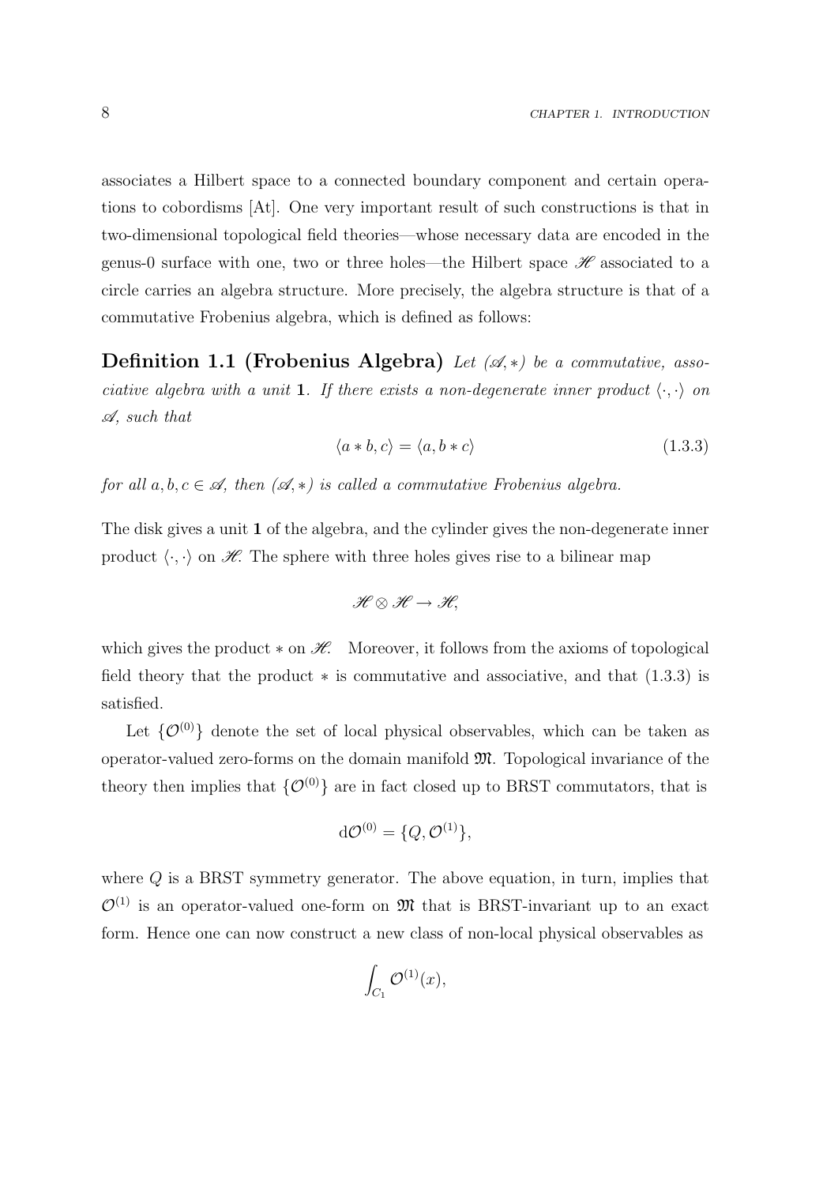associates a Hilbert space to a connected boundary component and certain operations to cobordisms [At]. One very important result of such constructions is that in two-dimensional topological field theories—whose necessary data are encoded in the genus-0 surface with one, two or three holes—the Hilbert space $\mathscr{H}$ associated to a circle carries an algebra structure. More precisely, the algebra structure is that of a commutative Frobenius algebra, which is defined as follows:

**Definition 1.1 (Frobenius Algebra)** *Let $(\mathscr{A}, *)$ be a commutative, associative algebra with a unit* $\mathbf{1}$. *If there exists a non-degenerate inner product $\langle \cdot, \cdot \rangle$ on $\mathscr{A}$, such that*

$$\langle a * b, c \rangle = \langle a, b * c \rangle \tag{1.3.3}$$

*for all $a, b, c \in \mathscr{A}$, then $(\mathscr{A}, *)$ is called a commutative Frobenius algebra.*

The disk gives a unit $\mathbf{1}$ of the algebra, and the cylinder gives the non-degenerate inner product $\langle \cdot, \cdot \rangle$ on $\mathscr{H}$. The sphere with three holes gives rise to a bilinear map

$$\mathscr{H} \otimes \mathscr{H} \to \mathscr{H},$$

which gives the product $*$ on $\mathscr{H}$. Moreover, it follows from the axioms of topological field theory that the product $*$ is commutative and associative, and that (1.3.3) is satisfied.

Let $\{\mathcal{O}^{(0)}\}$ denote the set of local physical observables, which can be taken as operator-valued zero-forms on the domain manifold $\mathfrak{M}$. Topological invariance of the theory then implies that $\{\mathcal{O}^{(0)}\}$ are in fact closed up to BRST commutators, that is

$$\mathrm{d}\mathcal{O}^{(0)} = \{Q, \mathcal{O}^{(1)}\},$$

where $Q$ is a BRST symmetry generator. The above equation, in turn, implies that $\mathcal{O}^{(1)}$ is an operator-valued one-form on $\mathfrak{M}$ that is BRST-invariant up to an exact form. Hence one can now construct a new class of non-local physical observables as

$$\int_{C_1} \mathcal{O}^{(1)}(x),$$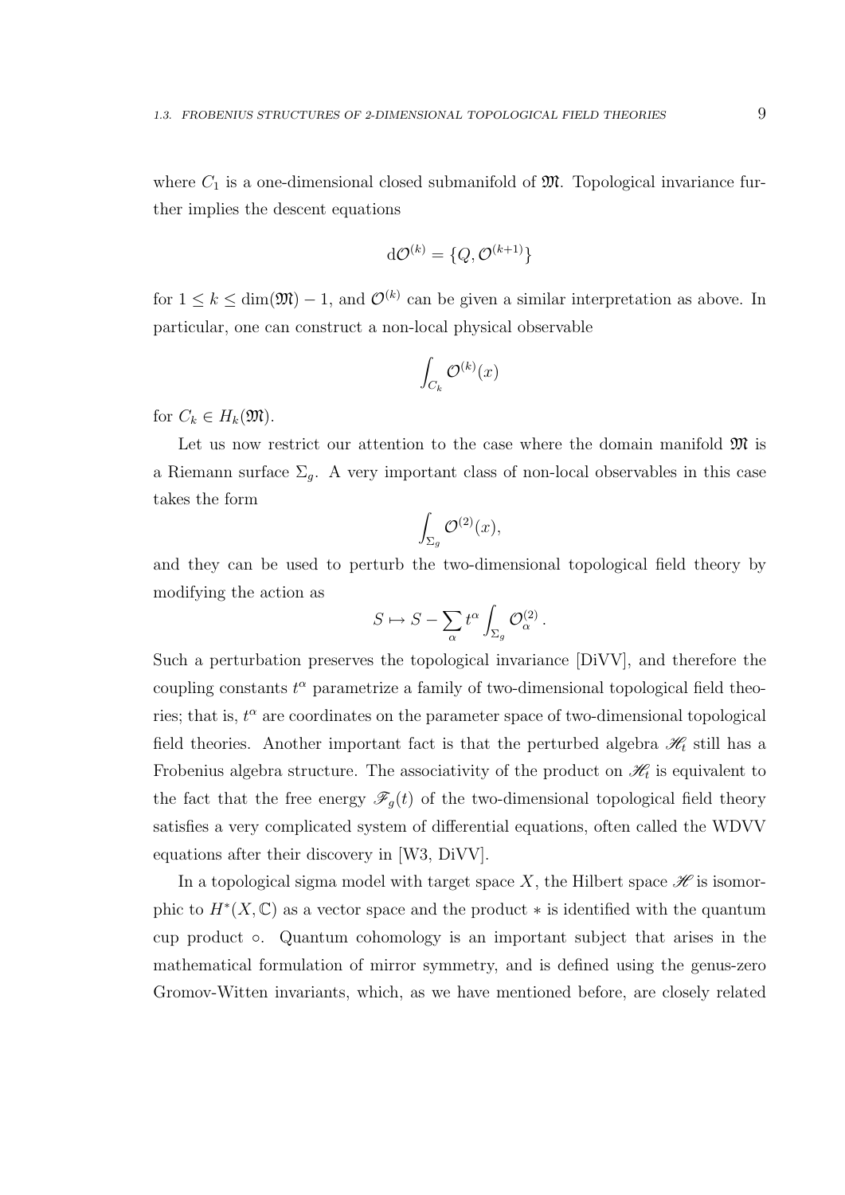where $C_1$ is a one-dimensional closed submanifold of $\mathfrak{M}$. Topological invariance further implies the descent equations

$$\mathrm{d}\mathcal{O}^{(k)} = \{Q, \mathcal{O}^{(k+1)}\}$$

for $1 \leq k \leq \dim(\mathfrak{M}) - 1$, and $\mathcal{O}^{(k)}$ can be given a similar interpretation as above. In particular, one can construct a non-local physical observable

$$\int_{C_k} \mathcal{O}^{(k)}(x)$$

for $C_k \in H_k(\mathfrak{M})$.

Let us now restrict our attention to the case where the domain manifold $\mathfrak{M}$ is a Riemann surface $\Sigma_g$. A very important class of non-local observables in this case takes the form

$$\int_{\Sigma_g} \mathcal{O}^{(2)}(x),$$

and they can be used to perturb the two-dimensional topological field theory by modifying the action as

$$S \mapsto S - \sum_\alpha t^\alpha \int_{\Sigma_g} \mathcal{O}^{(2)}_\alpha \,.$$

Such a perturbation preserves the topological invariance [DiVV], and therefore the coupling constants $t^\alpha$ parametrize a family of two-dimensional topological field theories; that is, $t^\alpha$ are coordinates on the parameter space of two-dimensional topological field theories. Another important fact is that the perturbed algebra $\mathscr{H}_t$ still has a Frobenius algebra structure. The associativity of the product on $\mathscr{H}_t$ is equivalent to the fact that the free energy $\mathscr{F}_g(t)$ of the two-dimensional topological field theory satisfies a very complicated system of differential equations, often called the WDVV equations after their discovery in [W3, DiVV].

In a topological sigma model with target space $X$, the Hilbert space $\mathscr{H}$ is isomorphic to $H^*(X, \mathbb{C})$ as a vector space and the product $*$ is identified with the quantum cup product $\circ$. Quantum cohomology is an important subject that arises in the mathematical formulation of mirror symmetry, and is defined using the genus-zero Gromov-Witten invariants, which, as we have mentioned before, are closely related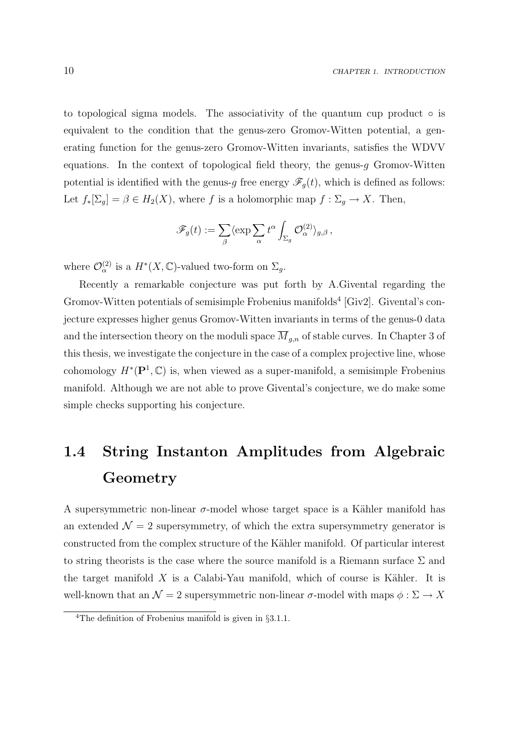to topological sigma models. The associativity of the quantum cup product $\circ$ is equivalent to the condition that the genus-zero Gromov-Witten potential, a generating function for the genus-zero Gromov-Witten invariants, satisfies the WDVV equations. In the context of topological field theory, the genus-$g$ Gromov-Witten potential is identified with the genus-$g$ free energy $\mathscr{F}_g(t)$, which is defined as follows: Let $f_*[\Sigma_g] = \beta \in H_2(X)$, where $f$ is a holomorphic map $f : \Sigma_g \to X$. Then,

$$\mathscr{F}_g(t) := \sum_\beta \langle \exp \sum_\alpha t^\alpha \int_{\Sigma_g} \mathcal{O}_\alpha^{(2)} \rangle_{g,\beta} \, ,$$

where $\mathcal{O}_\alpha^{(2)}$ is a $H^*(X, \mathbb{C})$-valued two-form on $\Sigma_g$.

Recently a remarkable conjecture was put forth by A.Givental regarding the Gromov-Witten potentials of semisimple Frobenius manifolds[4] [Giv2]. Givental's conjecture expresses higher genus Gromov-Witten invariants in terms of the genus-0 data and the intersection theory on the moduli space $\overline{M}_{g,n}$ of stable curves. In Chapter 3 of this thesis, we investigate the conjecture in the case of a complex projective line, whose cohomology $H^*(\mathbf{P}^1, \mathbb{C})$ is, when viewed as a super-manifold, a semisimple Frobenius manifold. Although we are not able to prove Givental's conjecture, we do make some simple checks supporting his conjecture.

## 1.4 String Instanton Amplitudes from Algebraic Geometry

A supersymmetric non-linear $\sigma$-model whose target space is a Kähler manifold has an extended $\mathcal{N} = 2$ supersymmetry, of which the extra supersymmetry generator is constructed from the complex structure of the Kähler manifold. Of particular interest to string theorists is the case where the source manifold is a Riemann surface $\Sigma$ and the target manifold $X$ is a Calabi-Yau manifold, which of course is Kähler. It is well-known that an $\mathcal{N} = 2$ supersymmetric non-linear $\sigma$-model with maps $\phi : \Sigma \to X$

[4]The definition of Frobenius manifold is given in §3.1.1.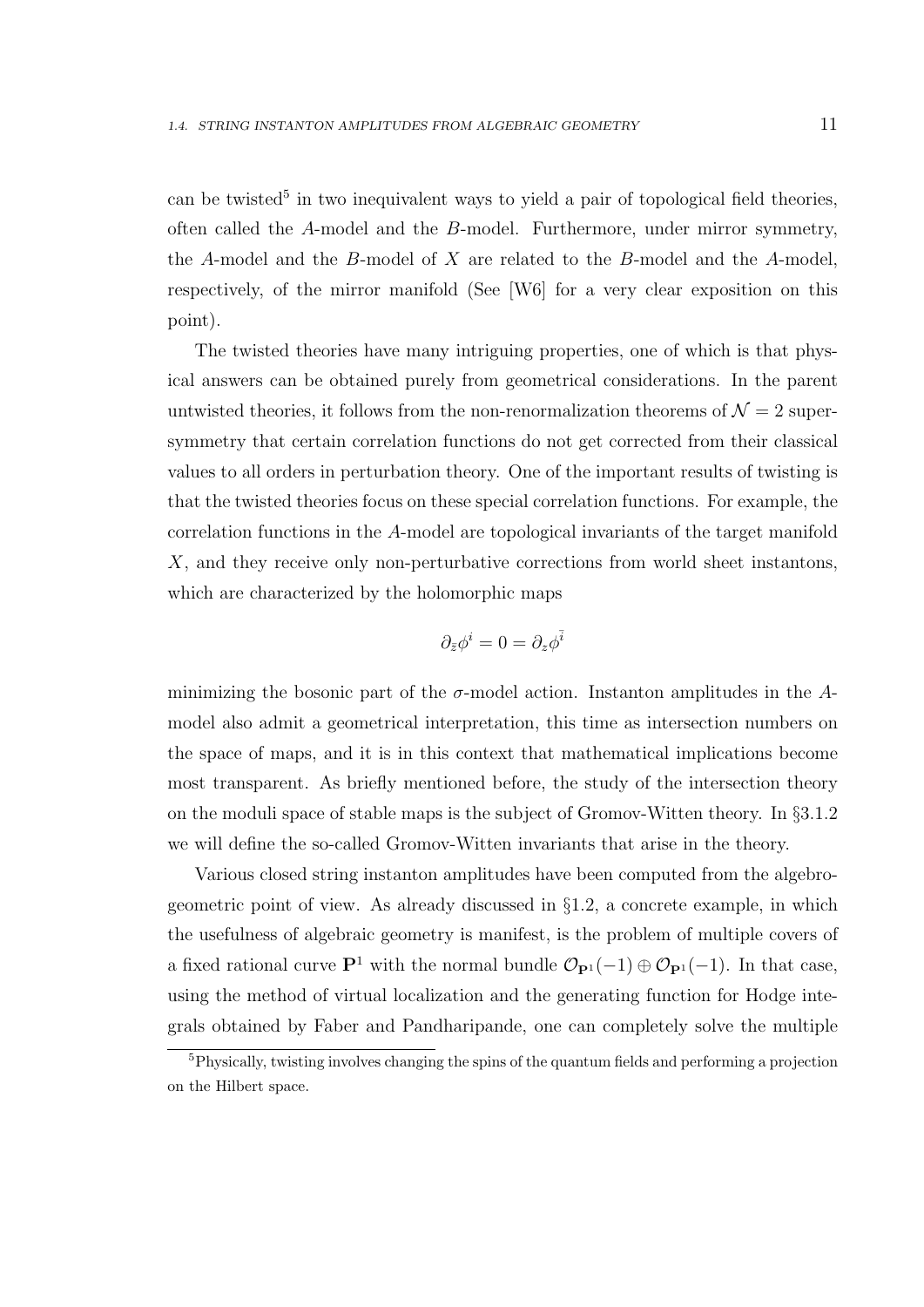can be twisted[5] in two inequivalent ways to yield a pair of topological field theories, often called the $A$-model and the $B$-model. Furthermore, under mirror symmetry, the $A$-model and the $B$-model of $X$ are related to the $B$-model and the $A$-model, respectively, of the mirror manifold (See [W6] for a very clear exposition on this point).

The twisted theories have many intriguing properties, one of which is that physical answers can be obtained purely from geometrical considerations. In the parent untwisted theories, it follows from the non-renormalization theorems of $\mathcal{N} = 2$ supersymmetry that certain correlation functions do not get corrected from their classical values to all orders in perturbation theory. One of the important results of twisting is that the twisted theories focus on these special correlation functions. For example, the correlation functions in the $A$-model are topological invariants of the target manifold $X$, and they receive only non-perturbative corrections from world sheet instantons, which are characterized by the holomorphic maps

$$\partial_{\bar{z}} \phi^i = 0 = \partial_z \phi^{\bar{i}}$$

minimizing the bosonic part of the $\sigma$-model action. Instanton amplitudes in the $A$-model also admit a geometrical interpretation, this time as intersection numbers on the space of maps, and it is in this context that mathematical implications become most transparent. As briefly mentioned before, the study of the intersection theory on the moduli space of stable maps is the subject of Gromov-Witten theory. In §3.1.2 we will define the so-called Gromov-Witten invariants that arise in the theory.

Various closed string instanton amplitudes have been computed from the algebro-geometric point of view. As already discussed in §1.2, a concrete example, in which the usefulness of algebraic geometry is manifest, is the problem of multiple covers of a fixed rational curve $\mathbf{P}^1$ with the normal bundle $\mathcal{O}_{\mathbf{P}^1}(-1) \oplus \mathcal{O}_{\mathbf{P}^1}(-1)$. In that case, using the method of virtual localization and the generating function for Hodge integrals obtained by Faber and Pandharipande, one can completely solve the multiple

[5] Physically, twisting involves changing the spins of the quantum fields and performing a projection on the Hilbert space.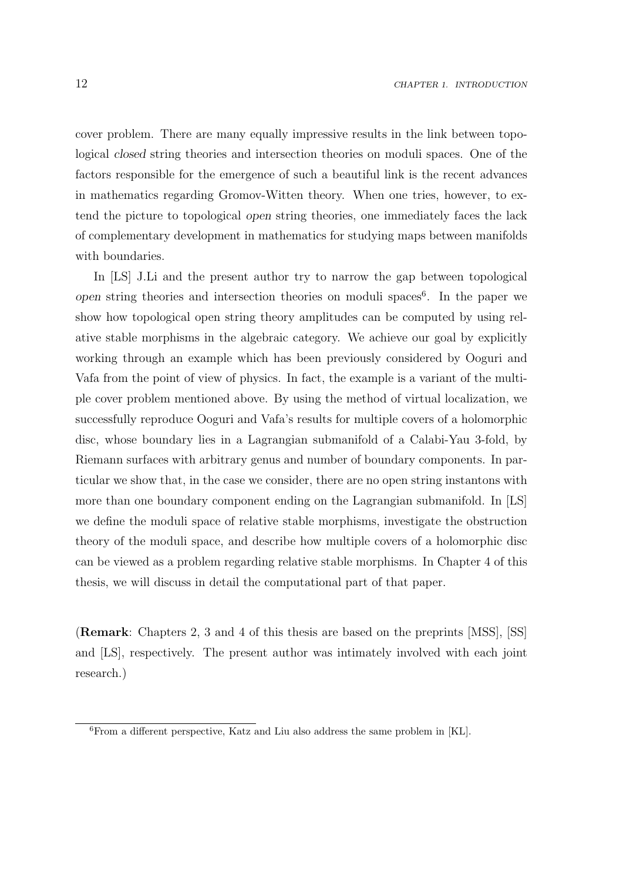cover problem. There are many equally impressive results in the link between topological *closed* string theories and intersection theories on moduli spaces. One of the factors responsible for the emergence of such a beautiful link is the recent advances in mathematics regarding Gromov-Witten theory. When one tries, however, to extend the picture to topological *open* string theories, one immediately faces the lack of complementary development in mathematics for studying maps between manifolds with boundaries.

In [LS] J.Li and the present author try to narrow the gap between topological *open* string theories and intersection theories on moduli spaces[6]. In the paper we show how topological open string theory amplitudes can be computed by using relative stable morphisms in the algebraic category. We achieve our goal by explicitly working through an example which has been previously considered by Ooguri and Vafa from the point of view of physics. In fact, the example is a variant of the multiple cover problem mentioned above. By using the method of virtual localization, we successfully reproduce Ooguri and Vafa's results for multiple covers of a holomorphic disc, whose boundary lies in a Lagrangian submanifold of a Calabi-Yau 3-fold, by Riemann surfaces with arbitrary genus and number of boundary components. In particular we show that, in the case we consider, there are no open string instantons with more than one boundary component ending on the Lagrangian submanifold. In [LS] we define the moduli space of relative stable morphisms, investigate the obstruction theory of the moduli space, and describe how multiple covers of a holomorphic disc can be viewed as a problem regarding relative stable morphisms. In Chapter 4 of this thesis, we will discuss in detail the computational part of that paper.

(**Remark**: Chapters 2, 3 and 4 of this thesis are based on the preprints [MSS], [SS] and [LS], respectively. The present author was intimately involved with each joint research.)

[6]From a different perspective, Katz and Liu also address the same problem in [KL].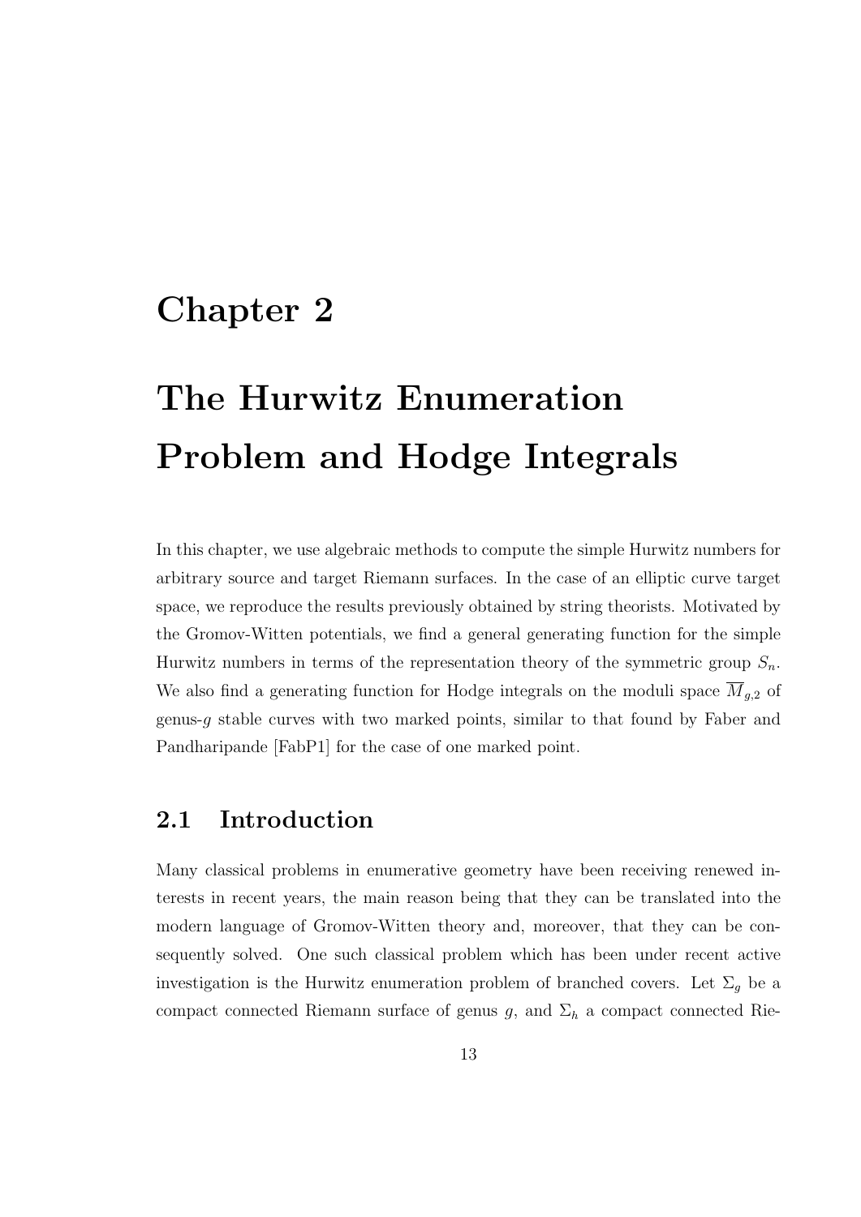# Chapter 2

# The Hurwitz Enumeration Problem and Hodge Integrals

In this chapter, we use algebraic methods to compute the simple Hurwitz numbers for arbitrary source and target Riemann surfaces. In the case of an elliptic curve target space, we reproduce the results previously obtained by string theorists. Motivated by the Gromov-Witten potentials, we find a general generating function for the simple Hurwitz numbers in terms of the representation theory of the symmetric group $S_n$. We also find a generating function for Hodge integrals on the moduli space $\overline{M}_{g,2}$ of genus-$g$ stable curves with two marked points, similar to that found by Faber and Pandharipande [FabP1] for the case of one marked point.

## 2.1 Introduction

Many classical problems in enumerative geometry have been receiving renewed interests in recent years, the main reason being that they can be translated into the modern language of Gromov-Witten theory and, moreover, that they can be consequently solved. One such classical problem which has been under recent active investigation is the Hurwitz enumeration problem of branched covers. Let $\Sigma_g$ be a compact connected Riemann surface of genus $g$, and $\Sigma_h$ a compact connected Rie-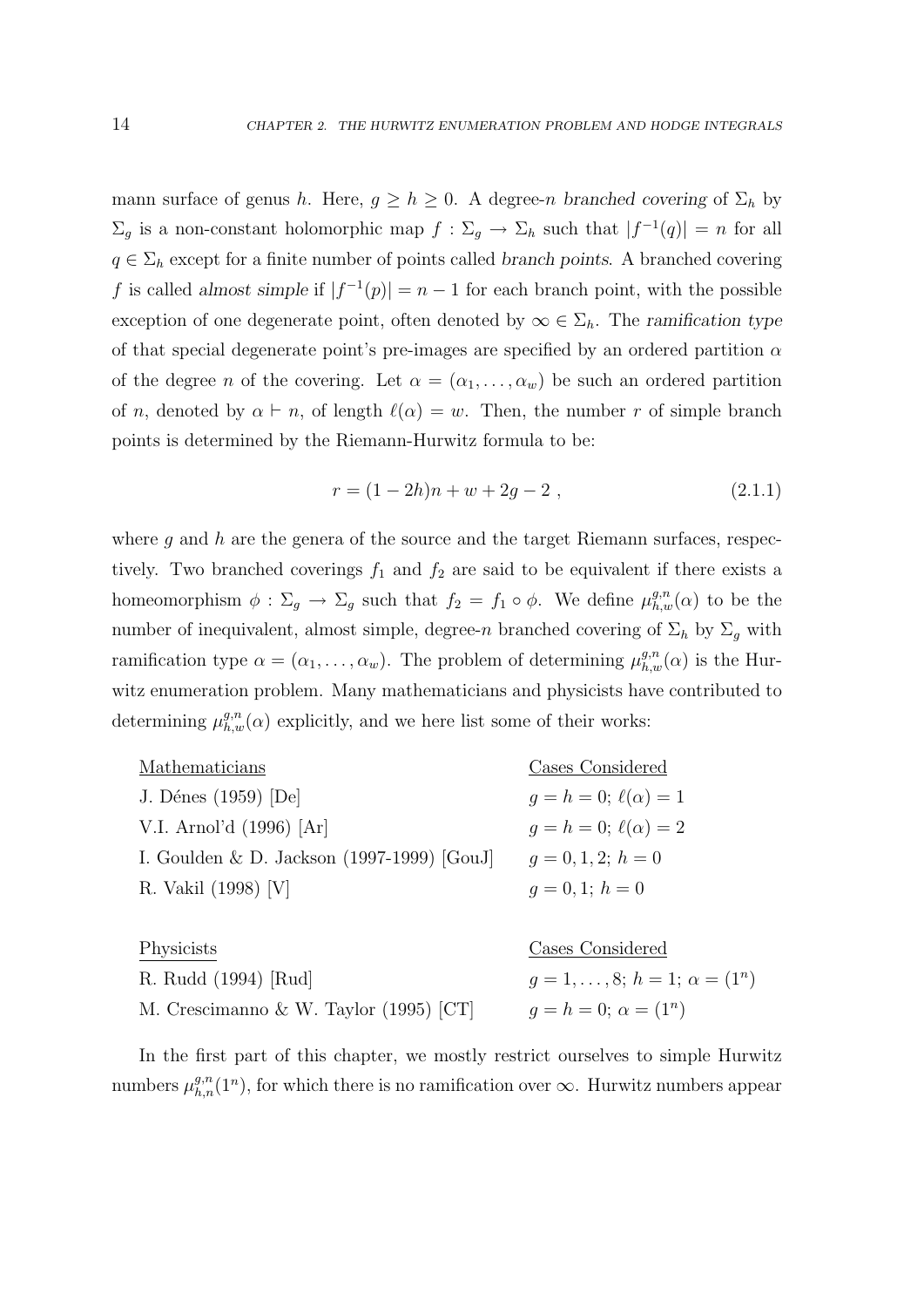mann surface of genus $h$. Here, $g \geq h \geq 0$. A degree-$n$ *branched covering* of $\Sigma_h$ by $\Sigma_g$ is a non-constant holomorphic map $f : \Sigma_g \to \Sigma_h$ such that $|f^{-1}(q)| = n$ for all $q \in \Sigma_h$ except for a finite number of points called *branch points*. A branched covering $f$ is called *almost simple* if $|f^{-1}(p)| = n - 1$ for each branch point, with the possible exception of one degenerate point, often denoted by $\infty \in \Sigma_h$. The *ramification type* of that special degenerate point's pre-images are specified by an ordered partition $\alpha$ of the degree $n$ of the covering. Let $\alpha = (\alpha_1, \ldots, \alpha_w)$ be such an ordered partition of $n$, denoted by $\alpha \vdash n$, of length $\ell(\alpha) = w$. Then, the number $r$ of simple branch points is determined by the Riemann-Hurwitz formula to be:

$$r = (1 - 2h)n + w + 2g - 2 \ , \tag{2.1.1}$$

where $g$ and $h$ are the genera of the source and the target Riemann surfaces, respectively. Two branched coverings $f_1$ and $f_2$ are said to be equivalent if there exists a homeomorphism $\phi : \Sigma_g \to \Sigma_g$ such that $f_2 = f_1 \circ \phi$. We define $\mu^{g,n}_{h,w}(\alpha)$ to be the number of inequivalent, almost simple, degree-$n$ branched covering of $\Sigma_h$ by $\Sigma_g$ with ramification type $\alpha = (\alpha_1, \ldots, \alpha_w)$. The problem of determining $\mu^{g,n}_{h,w}(\alpha)$ is the Hurwitz enumeration problem. Many mathematicians and physicists have contributed to determining $\mu^{g,n}_{h,w}(\alpha)$ explicitly, and we here list some of their works:

| Mathematicians | Cases Considered |
|---|---|
| J. Dénes (1959) [De] | $g = h = 0;\ \ell(\alpha) = 1$ |
| V.I. Arnol'd (1996) [Ar] | $g = h = 0;\ \ell(\alpha) = 2$ |
| I. Goulden & D. Jackson (1997-1999) [GouJ] | $g = 0, 1, 2;\ h = 0$ |
| R. Vakil (1998) [V] | $g = 0, 1;\ h = 0$ |

| Physicists | Cases Considered |
|---|---|
| R. Rudd (1994) [Rud] | $g = 1, \ldots, 8;\ h = 1;\ \alpha = (1^n)$ |
| M. Crescimanno & W. Taylor (1995) [CT] | $g = h = 0;\ \alpha = (1^n)$ |

In the first part of this chapter, we mostly restrict ourselves to simple Hurwitz numbers $\mu^{g,n}_{h,n}(1^n)$, for which there is no ramification over $\infty$. Hurwitz numbers appear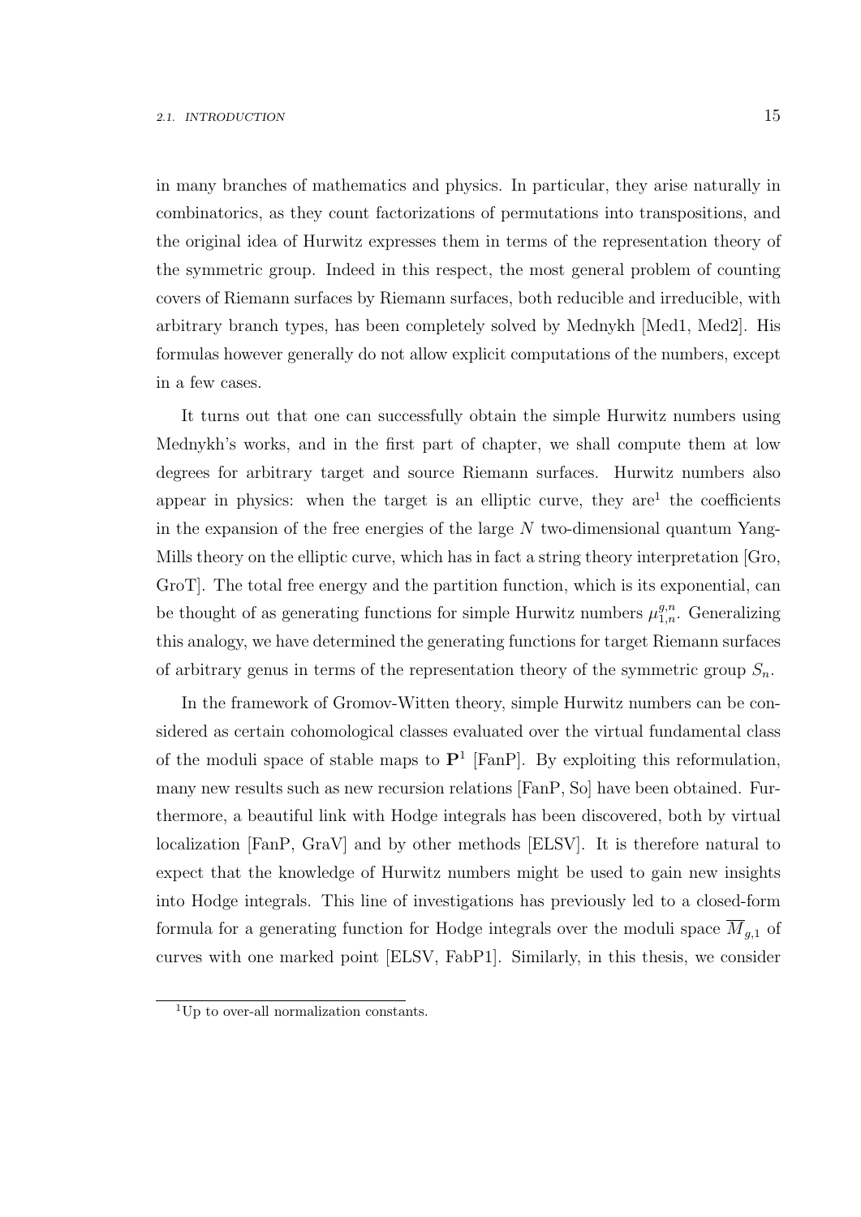in many branches of mathematics and physics. In particular, they arise naturally in combinatorics, as they count factorizations of permutations into transpositions, and the original idea of Hurwitz expresses them in terms of the representation theory of the symmetric group. Indeed in this respect, the most general problem of counting covers of Riemann surfaces by Riemann surfaces, both reducible and irreducible, with arbitrary branch types, has been completely solved by Mednykh [Med1, Med2]. His formulas however generally do not allow explicit computations of the numbers, except in a few cases.

It turns out that one can successfully obtain the simple Hurwitz numbers using Mednykh's works, and in the first part of chapter, we shall compute them at low degrees for arbitrary target and source Riemann surfaces. Hurwitz numbers also appear in physics: when the target is an elliptic curve, they are[1] the coefficients in the expansion of the free energies of the large $N$ two-dimensional quantum Yang-Mills theory on the elliptic curve, which has in fact a string theory interpretation [Gro, GroT]. The total free energy and the partition function, which is its exponential, can be thought of as generating functions for simple Hurwitz numbers $\mu^{g,n}_{1,n}$. Generalizing this analogy, we have determined the generating functions for target Riemann surfaces of arbitrary genus in terms of the representation theory of the symmetric group $S_n$.

In the framework of Gromov-Witten theory, simple Hurwitz numbers can be considered as certain cohomological classes evaluated over the virtual fundamental class of the moduli space of stable maps to $\mathbf{P}^1$ [FanP]. By exploiting this reformulation, many new results such as new recursion relations [FanP, So] have been obtained. Furthermore, a beautiful link with Hodge integrals has been discovered, both by virtual localization [FanP, GraV] and by other methods [ELSV]. It is therefore natural to expect that the knowledge of Hurwitz numbers might be used to gain new insights into Hodge integrals. This line of investigations has previously led to a closed-form formula for a generating function for Hodge integrals over the moduli space $\overline{M}_{g,1}$ of curves with one marked point [ELSV, FabP1]. Similarly, in this thesis, we consider

[1] Up to over-all normalization constants.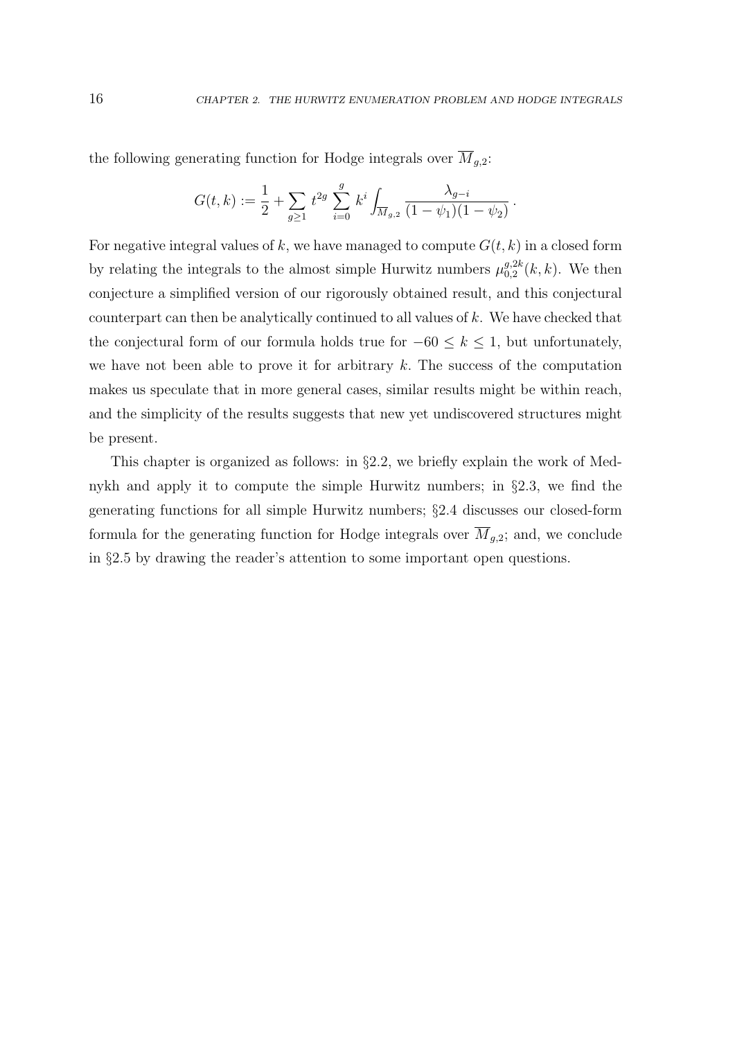the following generating function for Hodge integrals over $\overline{M}_{g,2}$:

$$G(t,k) := \frac{1}{2} + \sum_{g\geq 1} t^{2g} \sum_{i=0}^{g} k^i \int_{\overline{M}_{g,2}} \frac{\lambda_{g-i}}{(1-\psi_1)(1-\psi_2)} \,.$$

For negative integral values of $k$, we have managed to compute $G(t,k)$ in a closed form by relating the integrals to the almost simple Hurwitz numbers $\mu^{g,2k}_{0,2}(k,k)$. We then conjecture a simplified version of our rigorously obtained result, and this conjectural counterpart can then be analytically continued to all values of $k$. We have checked that the conjectural form of our formula holds true for $-60 \leq k \leq 1$, but unfortunately, we have not been able to prove it for arbitrary $k$. The success of the computation makes us speculate that in more general cases, similar results might be within reach, and the simplicity of the results suggests that new yet undiscovered structures might be present.

This chapter is organized as follows: in §2.2, we briefly explain the work of Mednykh and apply it to compute the simple Hurwitz numbers; in §2.3, we find the generating functions for all simple Hurwitz numbers; §2.4 discusses our closed-form formula for the generating function for Hodge integrals over $\overline{M}_{g,2}$; and, we conclude in §2.5 by drawing the reader's attention to some important open questions.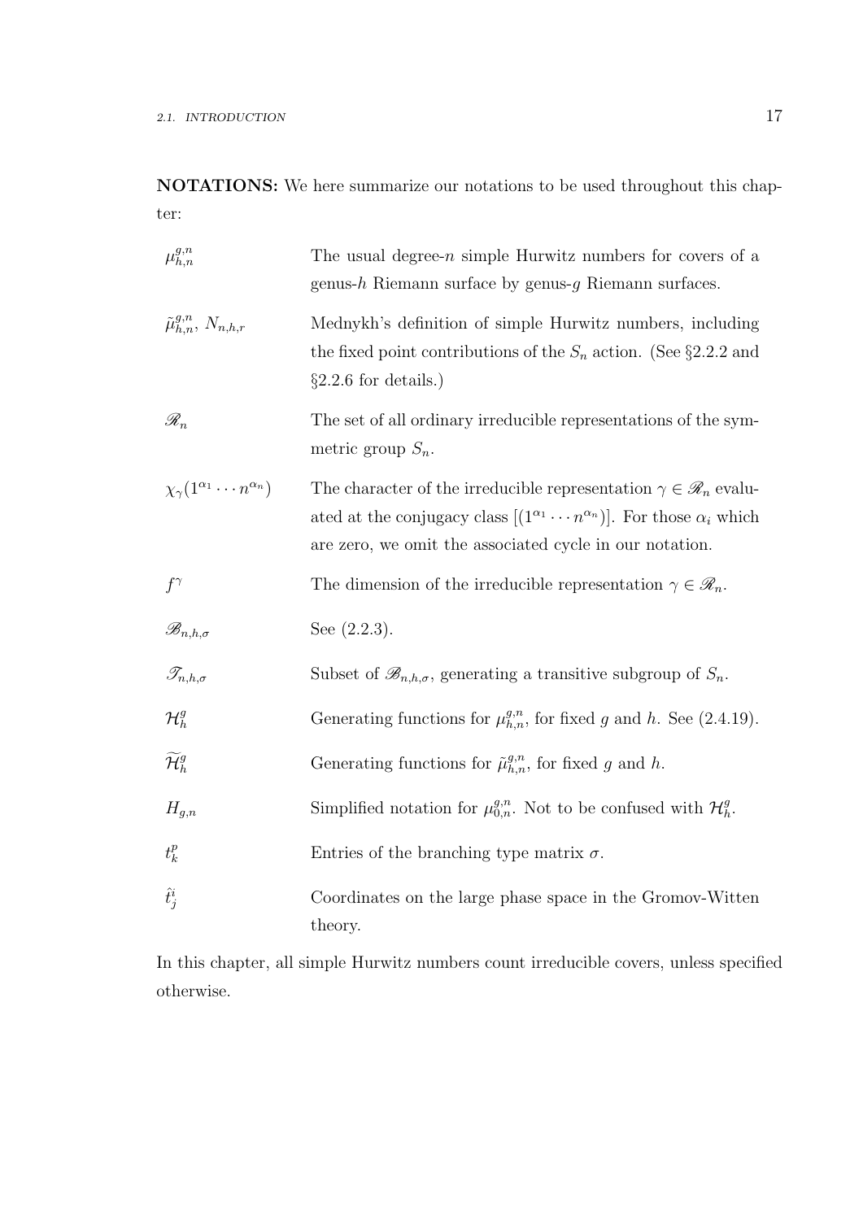**NOTATIONS:** We here summarize our notations to be used throughout this chapter:

| | |
|---|---|
| $\mu^{g,n}_{h,n}$ | The usual degree-$n$ simple Hurwitz numbers for covers of a genus-$h$ Riemann surface by genus-$g$ Riemann surfaces. |
| $\tilde{\mu}^{g,n}_{h,n}$, $N_{n,h,r}$ | Mednykh's definition of simple Hurwitz numbers, including the fixed point contributions of the $S_n$ action. (See §2.2.2 and §2.2.6 for details.) |
| $\mathscr{R}_n$ | The set of all ordinary irreducible representations of the symmetric group $S_n$. |
| $\chi_\gamma(1^{\alpha_1}\cdots n^{\alpha_n})$ | The character of the irreducible representation $\gamma \in \mathscr{R}_n$ evaluated at the conjugacy class $[(1^{\alpha_1}\cdots n^{\alpha_n})]$. For those $\alpha_i$ which are zero, we omit the associated cycle in our notation. |
| $f^\gamma$ | The dimension of the irreducible representation $\gamma \in \mathscr{R}_n$. |
| $\mathscr{B}_{n,h,\sigma}$ | See (2.2.3). |
| $\mathscr{T}_{n,h,\sigma}$ | Subset of $\mathscr{B}_{n,h,\sigma}$, generating a transitive subgroup of $S_n$. |
| $\mathcal{H}^g_h$ | Generating functions for $\mu^{g,n}_{h,n}$, for fixed $g$ and $h$. See (2.4.19). |
| $\widetilde{\mathcal{H}}^g_h$ | Generating functions for $\tilde{\mu}^{g,n}_{h,n}$, for fixed $g$ and $h$. |
| $H_{g,n}$ | Simplified notation for $\mu^{g,n}_{0,n}$. Not to be confused with $\mathcal{H}^g_h$. |
| $t^p_k$ | Entries of the branching type matrix $\sigma$. |
| $\hat{t}^i_j$ | Coordinates on the large phase space in the Gromov-Witten theory. |

In this chapter, all simple Hurwitz numbers count irreducible covers, unless specified otherwise.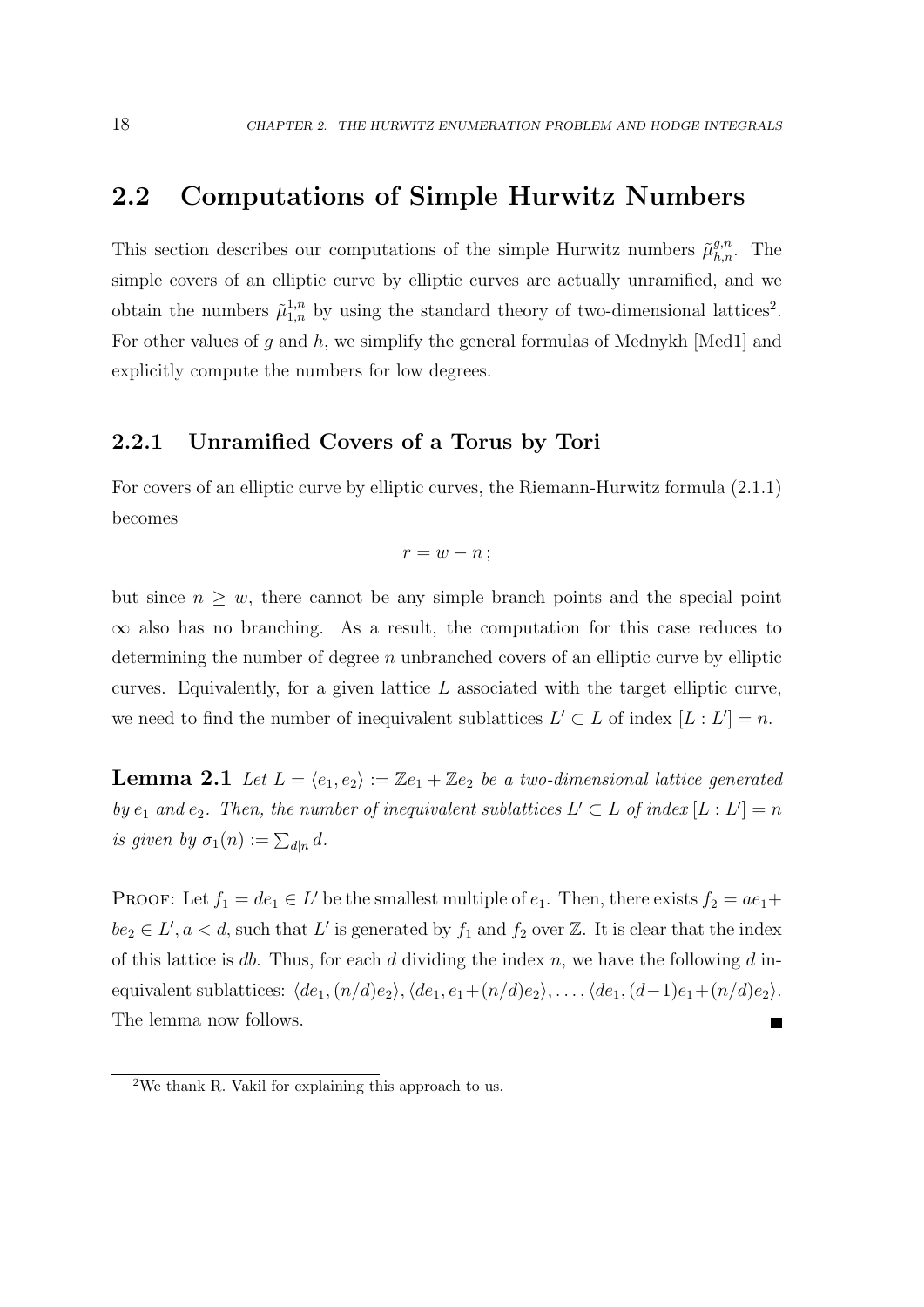## 2.2 Computations of Simple Hurwitz Numbers

This section describes our computations of the simple Hurwitz numbers $\tilde{\mu}^{g,n}_{h,n}$. The simple covers of an elliptic curve by elliptic curves are actually unramified, and we obtain the numbers $\tilde{\mu}^{1,n}_{1,n}$ by using the standard theory of two-dimensional lattices[2]. For other values of $g$ and $h$, we simplify the general formulas of Mednykh [Med1] and explicitly compute the numbers for low degrees.

### 2.2.1 Unramified Covers of a Torus by Tori

For covers of an elliptic curve by elliptic curves, the Riemann-Hurwitz formula (2.1.1) becomes

$$r = w - n\,;$$

but since $n \geq w$, there cannot be any simple branch points and the special point $\infty$ also has no branching. As a result, the computation for this case reduces to determining the number of degree $n$ unbranched covers of an elliptic curve by elliptic curves. Equivalently, for a given lattice $L$ associated with the target elliptic curve, we need to find the number of inequivalent sublattices $L' \subset L$ of index $[L : L'] = n$.

**Lemma 2.1** *Let $L = \langle e_1, e_2 \rangle := \mathbb{Z}e_1 + \mathbb{Z}e_2$ be a two-dimensional lattice generated by $e_1$ and $e_2$. Then, the number of inequivalent sublattices $L' \subset L$ of index $[L : L'] = n$ is given by $\sigma_1(n) := \sum_{d|n} d$.*

PROOF: Let $f_1 = de_1 \in L'$ be the smallest multiple of $e_1$. Then, there exists $f_2 = ae_1 + be_2 \in L'$, $a < d$, such that $L'$ is generated by $f_1$ and $f_2$ over $\mathbb{Z}$. It is clear that the index of this lattice is $db$. Thus, for each $d$ dividing the index $n$, we have the following $d$ inequivalent sublattices: $\langle de_1, (n/d)e_2 \rangle, \langle de_1, e_1 + (n/d)e_2 \rangle, \ldots, \langle de_1, (d-1)e_1 + (n/d)e_2 \rangle$. The lemma now follows. ∎

---

[2] We thank R. Vakil for explaining this approach to us.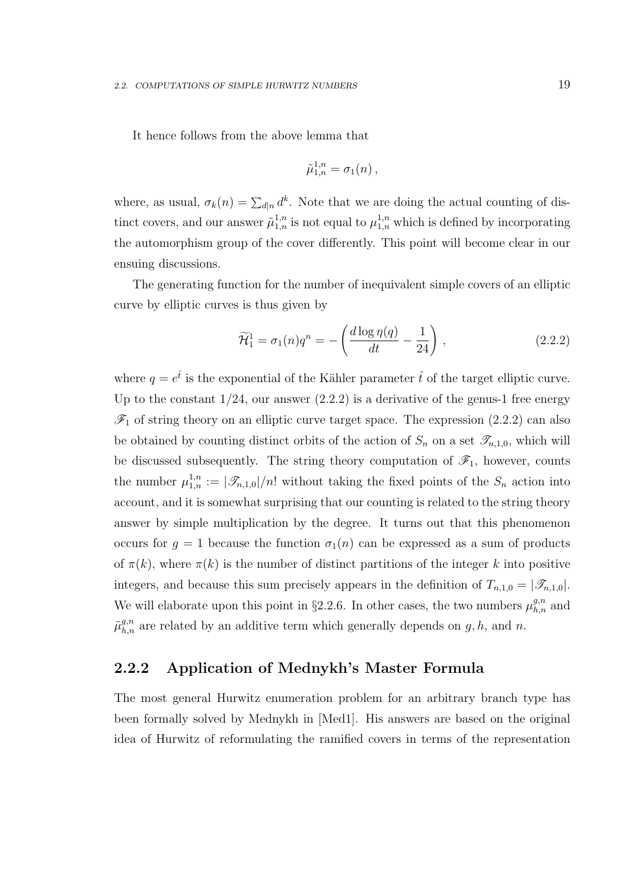It hence follows from the above lemma that

$$\tilde{\mu}^{1,n}_{1,n} = \sigma_1(n) \,,$$

where, as usual, $\sigma_k(n) = \sum_{d|n} d^k$. Note that we are doing the actual counting of distinct covers, and our answer $\tilde{\mu}^{1,n}_{1,n}$ is not equal to $\mu^{1,n}_{1,n}$ which is defined by incorporating the automorphism group of the cover differently. This point will become clear in our ensuing discussions.

The generating function for the number of inequivalent simple covers of an elliptic curve by elliptic curves is thus given by

$$\widetilde{\mathcal{H}}^1_1 = \sigma_1(n) q^n = -\left( \frac{d \log \eta(q)}{dt} - \frac{1}{24} \right) \,, \tag{2.2.2}$$

where $q = e^{\hat{t}}$ is the exponential of the Kähler parameter $\hat{t}$ of the target elliptic curve. Up to the constant $1/24$, our answer (2.2.2) is a derivative of the genus-1 free energy $\mathscr{F}_1$ of string theory on an elliptic curve target space. The expression (2.2.2) can also be obtained by counting distinct orbits of the action of $S_n$ on a set $\mathscr{T}_{n,1,0}$, which will be discussed subsequently. The string theory computation of $\mathscr{F}_1$, however, counts the number $\mu^{1,n}_{1,n} := |\mathscr{T}_{n,1,0}|/n!$ without taking the fixed points of the $S_n$ action into account, and it is somewhat surprising that our counting is related to the string theory answer by simple multiplication by the degree. It turns out that this phenomenon occurs for $g = 1$ because the function $\sigma_1(n)$ can be expressed as a sum of products of $\pi(k)$, where $\pi(k)$ is the number of distinct partitions of the integer $k$ into positive integers, and because this sum precisely appears in the definition of $T_{n,1,0} = |\mathscr{T}_{n,1,0}|$. We will elaborate upon this point in §2.2.6. In other cases, the two numbers $\mu^{g,n}_{h,n}$ and $\tilde{\mu}^{g,n}_{h,n}$ are related by an additive term which generally depends on $g, h$, and $n$.

### 2.2.2 Application of Mednykh's Master Formula

The most general Hurwitz enumeration problem for an arbitrary branch type has been formally solved by Mednykh in [Med1]. His answers are based on the original idea of Hurwitz of reformulating the ramified covers in terms of the representation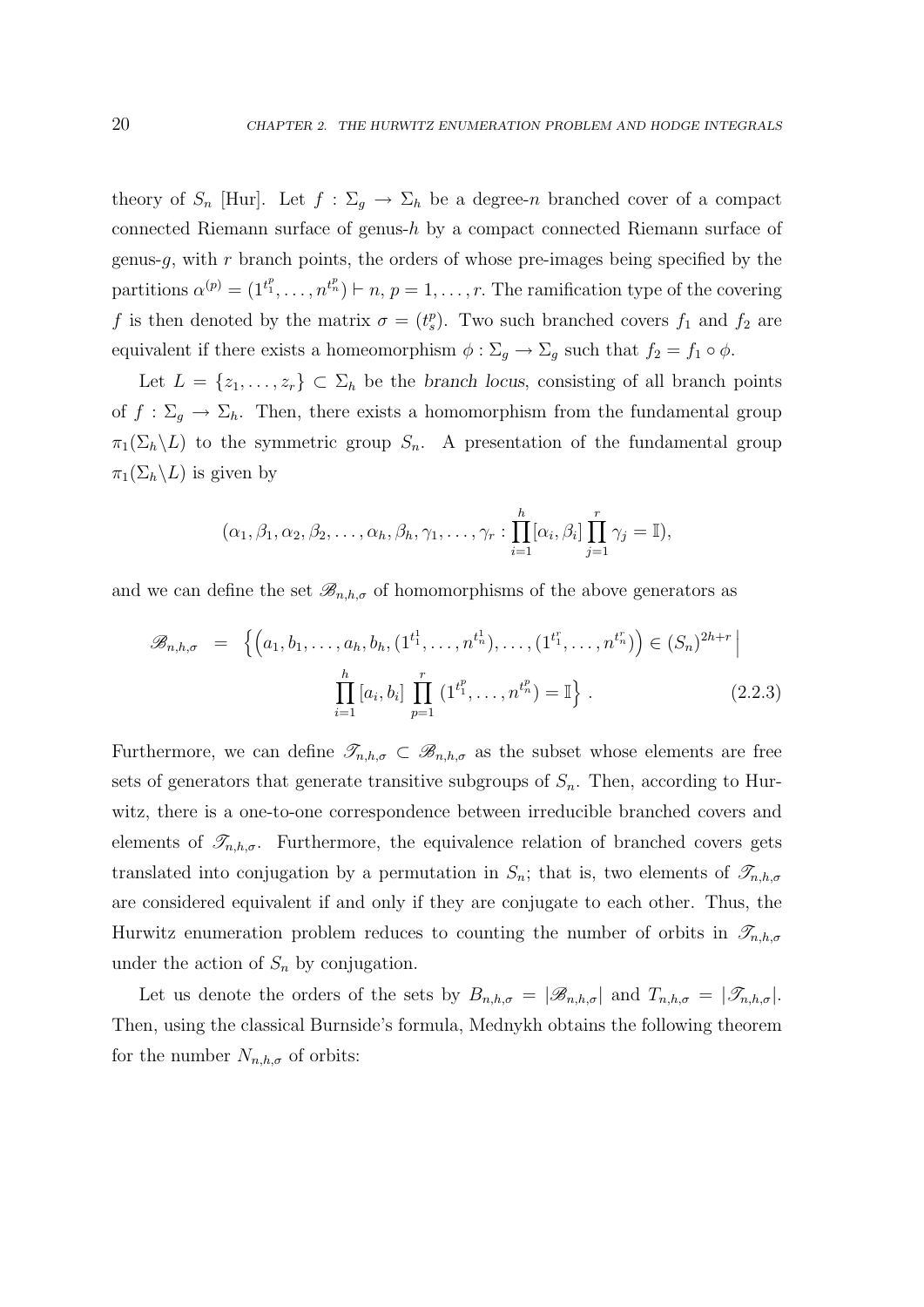theory of $S_n$ [Hur]. Let $f : \Sigma_g \to \Sigma_h$ be a degree-$n$ branched cover of a compact connected Riemann surface of genus-$h$ by a compact connected Riemann surface of genus-$g$, with $r$ branch points, the orders of whose pre-images being specified by the partitions $\alpha^{(p)} = (1^{t_1^p}, \ldots, n^{t_n^p}) \vdash n$, $p = 1, \ldots, r$. The ramification type of the covering $f$ is then denoted by the matrix $\sigma = (t_s^p)$. Two such branched covers $f_1$ and $f_2$ are equivalent if there exists a homeomorphism $\phi : \Sigma_g \to \Sigma_g$ such that $f_2 = f_1 \circ \phi$.

Let $L = \{z_1, \ldots, z_r\} \subset \Sigma_h$ be the *branch locus*, consisting of all branch points of $f : \Sigma_g \to \Sigma_h$. Then, there exists a homomorphism from the fundamental group $\pi_1(\Sigma_h \backslash L)$ to the symmetric group $S_n$. A presentation of the fundamental group $\pi_1(\Sigma_h \backslash L)$ is given by

$$(\alpha_1, \beta_1, \alpha_2, \beta_2, \ldots, \alpha_h, \beta_h, \gamma_1, \ldots, \gamma_r : \prod_{i=1}^{h} [\alpha_i, \beta_i] \prod_{j=1}^{r} \gamma_j = \mathbb{I}),$$

and we can define the set $\mathscr{B}_{n,h,\sigma}$ of homomorphisms of the above generators as

$$\mathscr{B}_{n,h,\sigma} = \Big\{ \Big(a_1, b_1, \ldots, a_h, b_h, (1^{t_1^1}, \ldots, n^{t_n^1}), \ldots, (1^{t_1^r}, \ldots, n^{t_n^r})\Big) \in (S_n)^{2h+r} \;\Big|\; \prod_{i=1}^{h} [a_i, b_i] \prod_{p=1}^{r} (1^{t_1^p}, \ldots, n^{t_n^p}) = \mathbb{I} \Big\} . \tag{2.2.3}$$

Furthermore, we can define $\mathscr{T}_{n,h,\sigma} \subset \mathscr{B}_{n,h,\sigma}$ as the subset whose elements are free sets of generators that generate transitive subgroups of $S_n$. Then, according to Hurwitz, there is a one-to-one correspondence between irreducible branched covers and elements of $\mathscr{T}_{n,h,\sigma}$. Furthermore, the equivalence relation of branched covers gets translated into conjugation by a permutation in $S_n$; that is, two elements of $\mathscr{T}_{n,h,\sigma}$ are considered equivalent if and only if they are conjugate to each other. Thus, the Hurwitz enumeration problem reduces to counting the number of orbits in $\mathscr{T}_{n,h,\sigma}$ under the action of $S_n$ by conjugation.

Let us denote the orders of the sets by $B_{n,h,\sigma} = |\mathscr{B}_{n,h,\sigma}|$ and $T_{n,h,\sigma} = |\mathscr{T}_{n,h,\sigma}|$. Then, using the classical Burnside's formula, Mednykh obtains the following theorem for the number $N_{n,h,\sigma}$ of orbits: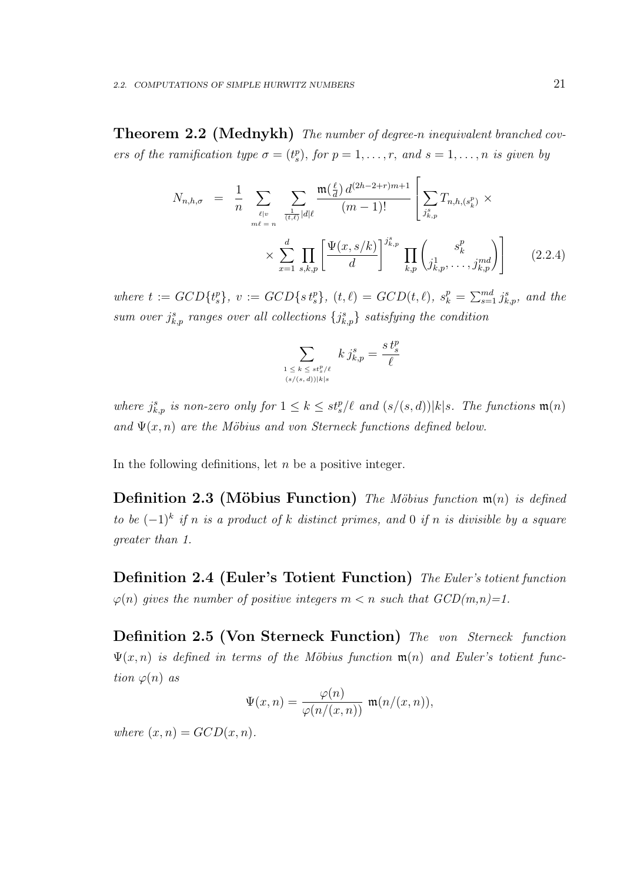**Theorem 2.2 (Mednykh)** *The number of degree-n inequivalent branched covers of the ramification type $\sigma = (t_s^p)$, for $p = 1, \ldots, r$, and $s = 1, \ldots, n$ is given by*

$$N_{n,h,\sigma} = \frac{1}{n} \sum_{\substack{\ell | v \\ m\ell = n}} \sum_{\frac{1}{(t,\ell)}|d|\ell} \frac{\mathfrak{m}(\frac{\ell}{d})\, d^{(2h-2+r)m+1}}{(m-1)!} \left[ \sum_{j_{k,p}^s} T_{n,h,(s_k^p)} \times \right.$$
$$\left. \times \sum_{x=1}^{d} \prod_{s,k,p} \left[ \frac{\Psi(x, s/k)}{d} \right]^{j_{k,p}^s} \prod_{k,p} \binom{s_k^p}{j_{k,p}^1, \ldots, j_{k,p}^{md}} \right] \qquad (2.2.4)$$

*where $t := GCD\{t_s^p\}$, $v := GCD\{s\, t_s^p\}$, $(t,\ell) = GCD(t,\ell)$, $s_k^p = \sum_{s=1}^{md} j_{k,p}^s$, and the sum over $j_{k,p}^s$ ranges over all collections $\{j_{k,p}^s\}$ satisfying the condition*

$$\sum_{\substack{1 \le k \le st_s^p/\ell \\ (s/(s,d))|k|s}} k\, j_{k,p}^s = \frac{s\, t_s^p}{\ell}$$

*where $j_{k,p}^s$ is non-zero only for $1 \le k \le st_s^p/\ell$ and $(s/(s,d))|k|s$. The functions $\mathfrak{m}(n)$ and $\Psi(x,n)$ are the Möbius and von Sterneck functions defined below.*

In the following definitions, let $n$ be a positive integer.

**Definition 2.3 (Möbius Function)** *The Möbius function $\mathfrak{m}(n)$ is defined to be $(-1)^k$ if $n$ is a product of $k$ distinct primes, and $0$ if $n$ is divisible by a square greater than 1.*

**Definition 2.4 (Euler's Totient Function)** *The Euler's totient function $\varphi(n)$ gives the number of positive integers $m < n$ such that $GCD(m,n)$=1.*

**Definition 2.5 (Von Sterneck Function)** *The von Sterneck function $\Psi(x,n)$ is defined in terms of the Möbius function $\mathfrak{m}(n)$ and Euler's totient function $\varphi(n)$ as*

$$\Psi(x,n) = \frac{\varphi(n)}{\varphi(n/(x,n))}\ \mathfrak{m}(n/(x,n)),$$

*where $(x,n) = GCD(x,n)$.*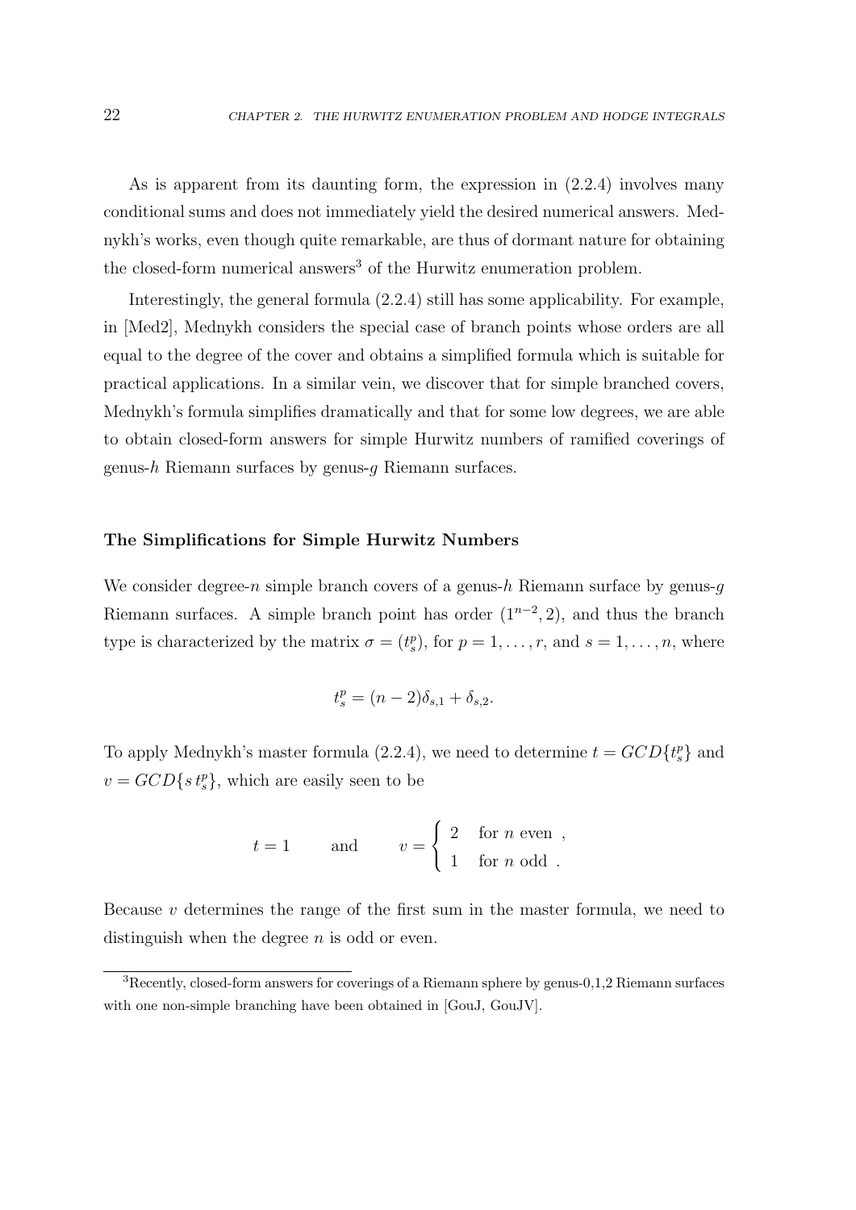As is apparent from its daunting form, the expression in (2.2.4) involves many conditional sums and does not immediately yield the desired numerical answers. Mednykh's works, even though quite remarkable, are thus of dormant nature for obtaining the closed-form numerical answers[3] of the Hurwitz enumeration problem.

Interestingly, the general formula (2.2.4) still has some applicability. For example, in [Med2], Mednykh considers the special case of branch points whose orders are all equal to the degree of the cover and obtains a simplified formula which is suitable for practical applications. In a similar vein, we discover that for simple branched covers, Mednykh's formula simplifies dramatically and that for some low degrees, we are able to obtain closed-form answers for simple Hurwitz numbers of ramified coverings of genus-$h$ Riemann surfaces by genus-$g$ Riemann surfaces.

### The Simplifications for Simple Hurwitz Numbers

We consider degree-$n$ simple branch covers of a genus-$h$ Riemann surface by genus-$g$ Riemann surfaces. A simple branch point has order $(1^{n-2}, 2)$, and thus the branch type is characterized by the matrix $\sigma = (t_s^p)$, for $p = 1, \ldots, r$, and $s = 1, \ldots, n$, where

$$t_s^p = (n-2)\delta_{s,1} + \delta_{s,2}.$$

To apply Mednykh's master formula (2.2.4), we need to determine $t = GCD\{t_s^p\}$ and $v = GCD\{s\, t_s^p\}$, which are easily seen to be

$$t = 1 \qquad \text{and} \qquad v = \begin{cases} 2 & \text{for } n \text{ even} \ , \\ 1 & \text{for } n \text{ odd} \ . \end{cases}$$

Because $v$ determines the range of the first sum in the master formula, we need to distinguish when the degree $n$ is odd or even.

[3] Recently, closed-form answers for coverings of a Riemann sphere by genus-0,1,2 Riemann surfaces with one non-simple branching have been obtained in [GouJ, GouJV].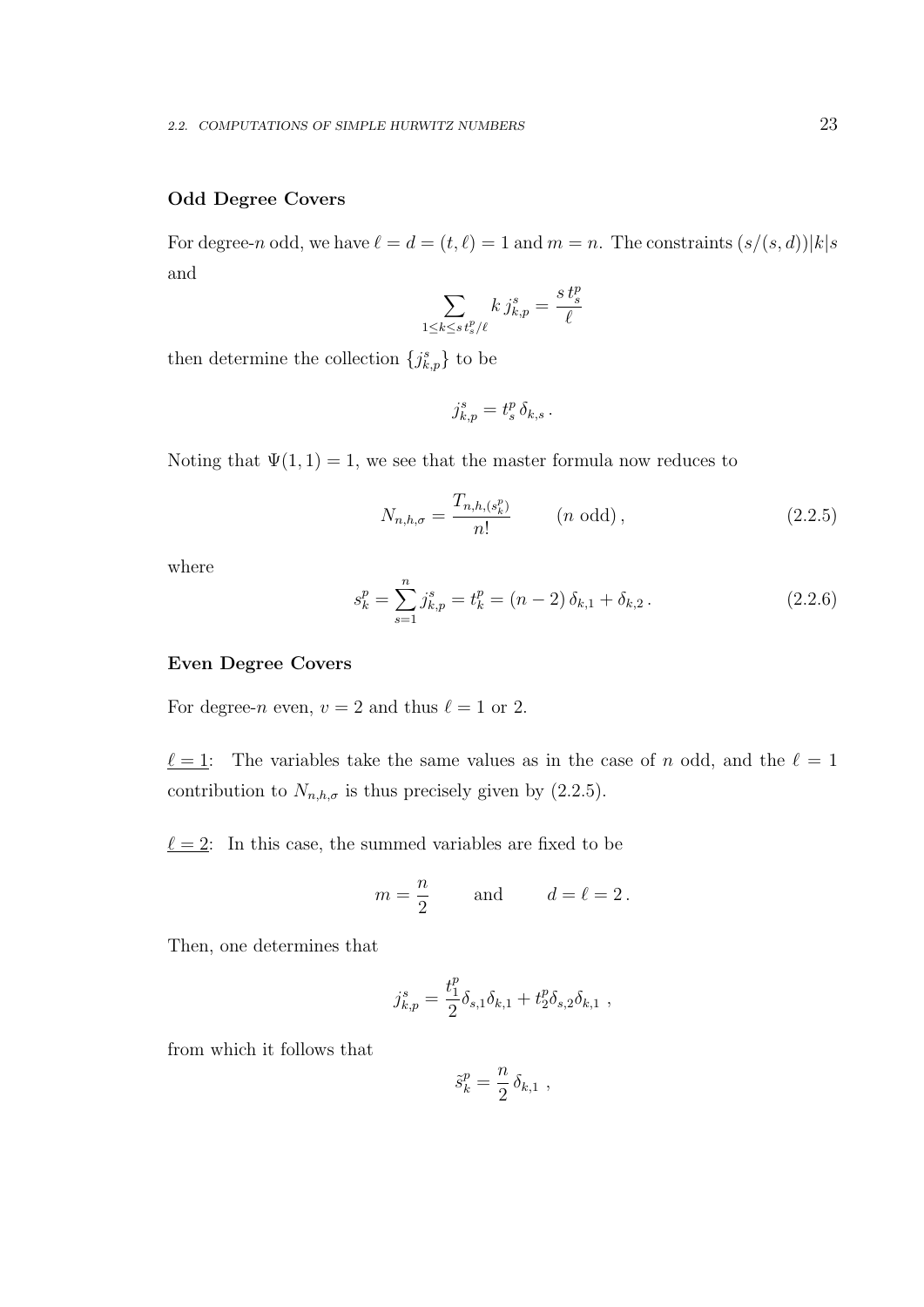### Odd Degree Covers

For degree-$n$ odd, we have $\ell = d = (t, \ell) = 1$ and $m = n$. The constraints $(s/(s,d))|k|s$ and

$$\sum_{1 \le k \le s\, t_s^p/\ell} k\, j_{k,p}^s = \frac{s\, t_s^p}{\ell}$$

then determine the collection $\{j_{k,p}^s\}$ to be

$$j_{k,p}^s = t_s^p\, \delta_{k,s}\,.$$

Noting that $\Psi(1,1) = 1$, we see that the master formula now reduces to

$$N_{n,h,\sigma} = \frac{T_{n,h,(s_k^p)}}{n!} \qquad (n \text{ odd})\,, \tag{2.2.5}$$

where

$$s_k^p = \sum_{s=1}^{n} j_{k,p}^s = t_k^p = (n-2)\,\delta_{k,1} + \delta_{k,2}\,. \tag{2.2.6}$$

### Even Degree Covers

For degree-$n$ even, $v = 2$ and thus $\ell = 1$ or $2$.

$\underline{\ell = 1}$: The variables take the same values as in the case of $n$ odd, and the $\ell = 1$ contribution to $N_{n,h,\sigma}$ is thus precisely given by (2.2.5).

$\underline{\ell = 2}$: In this case, the summed variables are fixed to be

$$m = \frac{n}{2} \qquad \text{and} \qquad d = \ell = 2\,.$$

Then, one determines that

$$j_{k,p}^s = \frac{t_1^p}{2}\delta_{s,1}\delta_{k,1} + t_2^p\delta_{s,2}\delta_{k,1}\ ,$$

from which it follows that

$$\tilde{s}_k^p = \frac{n}{2}\,\delta_{k,1}\ ,$$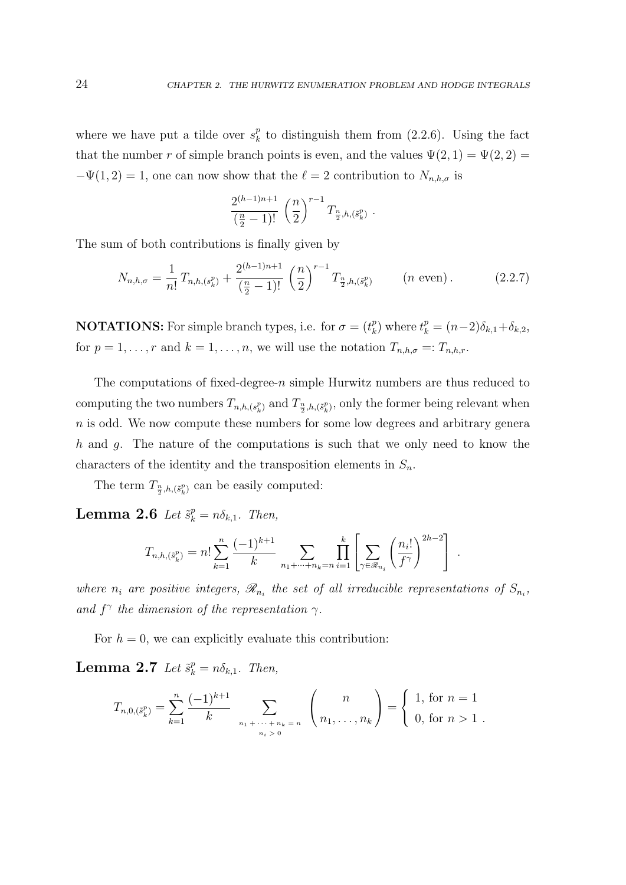where we have put a tilde over $s_k^p$ to distinguish them from (2.2.6). Using the fact that the number $r$ of simple branch points is even, and the values $\Psi(2,1) = \Psi(2,2) = -\Psi(1,2) = 1$, one can now show that the $\ell = 2$ contribution to $N_{n,h,\sigma}$ is

$$\frac{2^{(h-1)n+1}}{(\frac{n}{2}-1)!} \left(\frac{n}{2}\right)^{r-1} T_{\frac{n}{2},h,(\tilde{s}_k^p)} \ .$$

The sum of both contributions is finally given by

$$N_{n,h,\sigma} = \frac{1}{n!} T_{n,h,(s_k^p)} + \frac{2^{(h-1)n+1}}{(\frac{n}{2}-1)!} \left(\frac{n}{2}\right)^{r-1} T_{\frac{n}{2},h,(\tilde{s}_k^p)} \qquad (n \text{ even})\,. \tag{2.2.7}$$

**NOTATIONS:** For simple branch types, i.e. for $\sigma = (t_k^p)$ where $t_k^p = (n-2)\delta_{k,1} + \delta_{k,2}$, for $p = 1, \ldots, r$ and $k = 1, \ldots, n$, we will use the notation $T_{n,h,\sigma} =: T_{n,h,r}$.

The computations of fixed-degree-$n$ simple Hurwitz numbers are thus reduced to computing the two numbers $T_{n,h,(s_k^p)}$ and $T_{\frac{n}{2},h,(\tilde{s}_k^p)}$, only the former being relevant when $n$ is odd. We now compute these numbers for some low degrees and arbitrary genera $h$ and $g$. The nature of the computations is such that we only need to know the characters of the identity and the transposition elements in $S_n$.

The term $T_{\frac{n}{2},h,(\tilde{s}_k^p)}$ can be easily computed:

**Lemma 2.6** *Let $\tilde{s}_k^p = n\delta_{k,1}$. Then,*

$$T_{n,h,(\tilde{s}_k^p)} = n! \sum_{k=1}^{n} \frac{(-1)^{k+1}}{k} \sum_{n_1+\cdots+n_k=n} \prod_{i=1}^{k} \left[ \sum_{\gamma \in \mathscr{R}_{n_i}} \left( \frac{n_i!}{f^\gamma} \right)^{2h-2} \right] \ .$$

*where $n_i$ are positive integers, $\mathscr{R}_{n_i}$ the set of all irreducible representations of $S_{n_i}$, and $f^\gamma$ the dimension of the representation $\gamma$.*

For $h = 0$, we can explicitly evaluate this contribution:

**Lemma 2.7** *Let $\tilde{s}_k^p = n\delta_{k,1}$. Then,*

$$T_{n,0,(\tilde{s}_k^p)} = \sum_{k=1}^{n} \frac{(-1)^{k+1}}{k} \sum_{\substack{n_1+\cdots+n_k=n \\ n_i>0}} \begin{pmatrix} n \\ n_1, \ldots, n_k \end{pmatrix} = \begin{cases} 1, \text{ for } n = 1 \\ 0, \text{ for } n > 1 \ . \end{cases}$$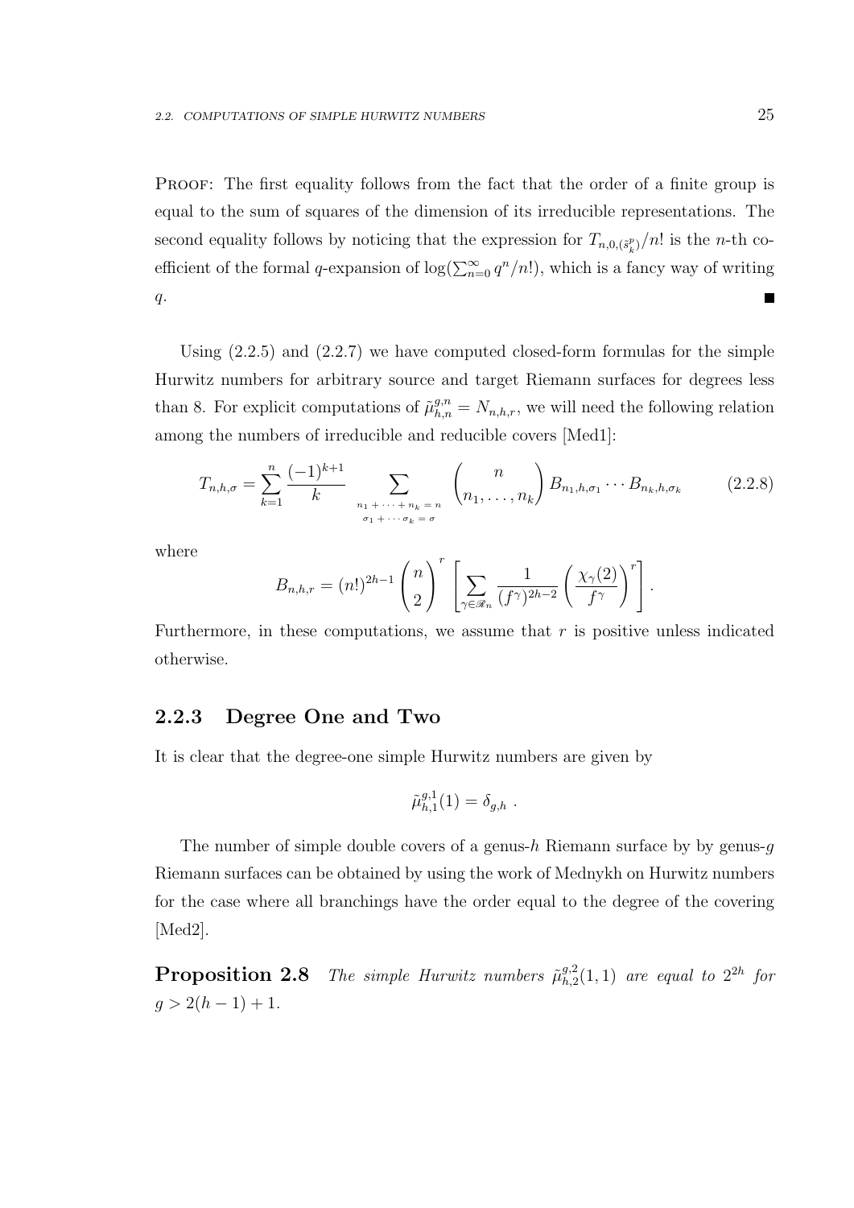PROOF: The first equality follows from the fact that the order of a finite group is equal to the sum of squares of the dimension of its irreducible representations. The second equality follows by noticing that the expression for $T_{n,0,(\tilde{s}_k^p)}/n!$ is the $n$-th coefficient of the formal $q$-expansion of $\log(\sum_{n=0}^{\infty} q^n/n!)$, which is a fancy way of writing $q$. ■

Using (2.2.5) and (2.2.7) we have computed closed-form formulas for the simple Hurwitz numbers for arbitrary source and target Riemann surfaces for degrees less than 8. For explicit computations of $\tilde{\mu}_{h,n}^{g,n} = N_{n,h,r}$, we will need the following relation among the numbers of irreducible and reducible covers [Med1]:

$$T_{n,h,\sigma} = \sum_{k=1}^{n} \frac{(-1)^{k+1}}{k} \sum_{\substack{n_1 + \cdots + n_k = n \\ \sigma_1 + \cdots \sigma_k = \sigma}} \binom{n}{n_1, \ldots, n_k} B_{n_1,h,\sigma_1} \cdots B_{n_k,h,\sigma_k} \tag{2.2.8}$$

where

$$B_{n,h,r} = (n!)^{2h-1} \binom{n}{2}^r \left[ \sum_{\gamma \in \mathscr{R}_n} \frac{1}{(f^\gamma)^{2h-2}} \left( \frac{\chi_\gamma(2)}{f^\gamma} \right)^r \right].$$

Furthermore, in these computations, we assume that $r$ is positive unless indicated otherwise.

### 2.2.3 Degree One and Two

It is clear that the degree-one simple Hurwitz numbers are given by

$$\tilde{\mu}_{h,1}^{g,1}(1) = \delta_{g,h} \ .$$

The number of simple double covers of a genus-$h$ Riemann surface by by genus-$g$ Riemann surfaces can be obtained by using the work of Mednykh on Hurwitz numbers for the case where all branchings have the order equal to the degree of the covering [Med2].

**Proposition 2.8** *The simple Hurwitz numbers $\tilde{\mu}_{h,2}^{g,2}(1,1)$ are equal to $2^{2h}$ for $g > 2(h-1)+1$.*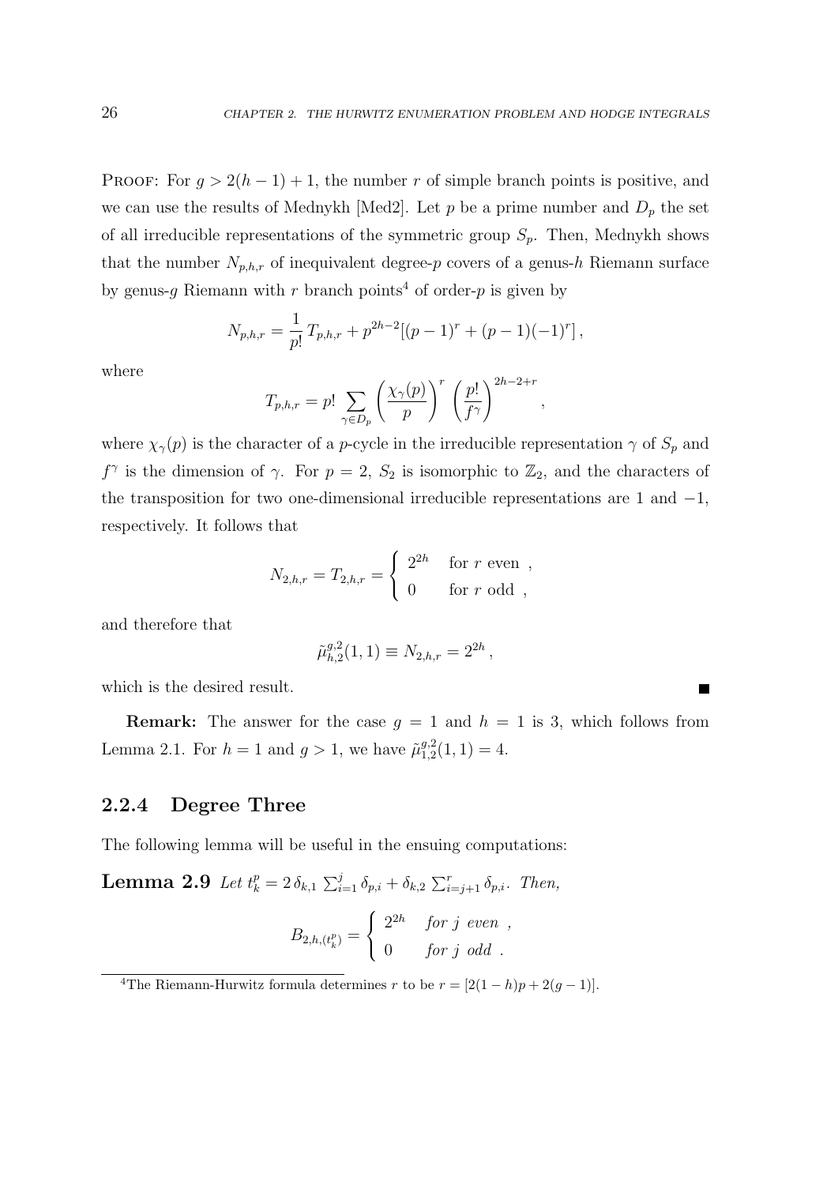PROOF: For $g > 2(h-1)+1$, the number $r$ of simple branch points is positive, and we can use the results of Mednykh [Med2]. Let $p$ be a prime number and $D_p$ the set of all irreducible representations of the symmetric group $S_p$. Then, Mednykh shows that the number $N_{p,h,r}$ of inequivalent degree-$p$ covers of a genus-$h$ Riemann surface by genus-$g$ Riemann with $r$ branch points[4] of order-$p$ is given by

$$N_{p,h,r} = \frac{1}{p!}\, T_{p,h,r} + p^{2h-2}[(p-1)^r + (p-1)(-1)^r]\,,$$

where

$$T_{p,h,r} = p! \sum_{\gamma \in D_p} \left(\frac{\chi_\gamma(p)}{p}\right)^r \left(\frac{p!}{f^\gamma}\right)^{2h-2+r}\,,$$

where $\chi_\gamma(p)$ is the character of a $p$-cycle in the irreducible representation $\gamma$ of $S_p$ and $f^\gamma$ is the dimension of $\gamma$. For $p=2$, $S_2$ is isomorphic to $\mathbb{Z}_2$, and the characters of the transposition for two one-dimensional irreducible representations are 1 and $-1$, respectively. It follows that

$$N_{2,h,r} = T_{2,h,r} = \begin{cases} 2^{2h} & \text{for } r \text{ even }, \\ 0 & \text{for } r \text{ odd }, \end{cases}$$

and therefore that

$$\tilde{\mu}^{g,2}_{h,2}(1,1) \equiv N_{2,h,r} = 2^{2h}\,,$$

which is the desired result. ∎

**Remark:** The answer for the case $g=1$ and $h=1$ is 3, which follows from Lemma 2.1. For $h=1$ and $g>1$, we have $\tilde{\mu}^{g,2}_{1,2}(1,1) = 4$.

### 2.2.4 Degree Three

The following lemma will be useful in the ensuing computations:

**Lemma 2.9** *Let* $t^p_k = 2\,\delta_{k,1}\sum_{i=1}^{j}\delta_{p,i} + \delta_{k,2}\sum_{i=j+1}^{r}\delta_{p,i}$. *Then,*

$$B_{2,h,(t^p_k)} = \begin{cases} 2^{2h} & \text{for } j \text{ even }, \\ 0 & \text{for } j \text{ odd }. \end{cases}$$

[4] The Riemann-Hurwitz formula determines $r$ to be $r = [2(1-h)p + 2(g-1)]$.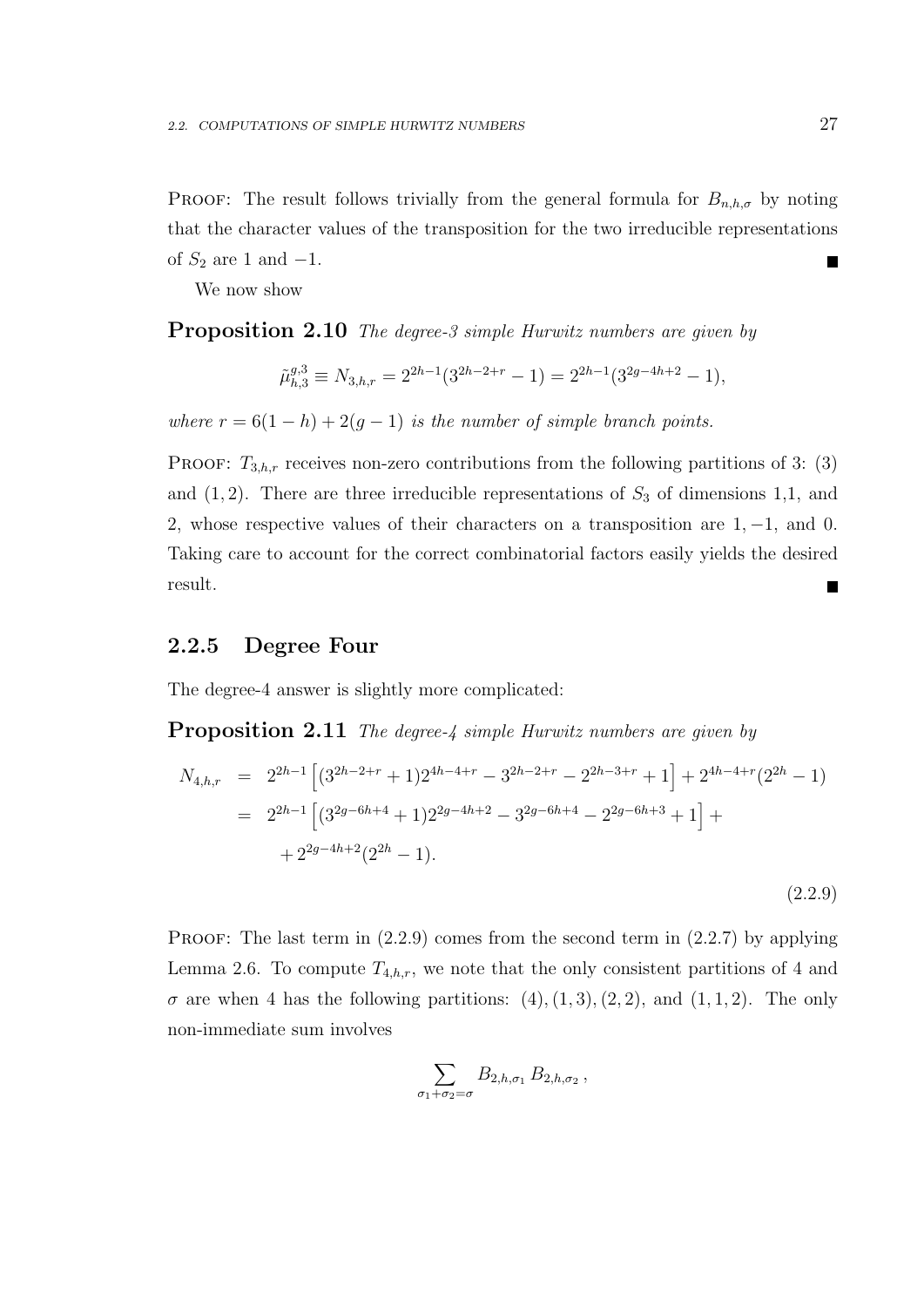PROOF: The result follows trivially from the general formula for $B_{n,h,\sigma}$ by noting that the character values of the transposition for the two irreducible representations of $S_2$ are 1 and $-1$. ∎

We now show

**Proposition 2.10** *The degree-3 simple Hurwitz numbers are given by*

$$\tilde{\mu}^{g,3}_{h,3} \equiv N_{3,h,r} = 2^{2h-1}(3^{2h-2+r} - 1) = 2^{2h-1}(3^{2g-4h+2} - 1),$$

*where* $r = 6(1-h) + 2(g-1)$ *is the number of simple branch points.*

PROOF: $T_{3,h,r}$ receives non-zero contributions from the following partitions of 3: (3) and $(1,2)$. There are three irreducible representations of $S_3$ of dimensions 1,1, and 2, whose respective values of their characters on a transposition are $1, -1$, and 0. Taking care to account for the correct combinatorial factors easily yields the desired result. ∎

### 2.2.5 Degree Four

The degree-4 answer is slightly more complicated:

**Proposition 2.11** *The degree-4 simple Hurwitz numbers are given by*

$$\begin{aligned}
N_{4,h,r} &= 2^{2h-1}\Big[(3^{2h-2+r}+1)2^{4h-4+r} - 3^{2h-2+r} - 2^{2h-3+r} + 1\Big] + 2^{4h-4+r}(2^{2h}-1) \\
&= 2^{2h-1}\Big[(3^{2g-6h+4}+1)2^{2g-4h+2} - 3^{2g-6h+4} - 2^{2g-6h+3} + 1\Big] + \\
&\quad + 2^{2g-4h+2}(2^{2h}-1).
\end{aligned} \tag{2.2.9}$$

PROOF: The last term in (2.2.9) comes from the second term in (2.2.7) by applying Lemma 2.6. To compute $T_{4,h,r}$, we note that the only consistent partitions of 4 and $\sigma$ are when 4 has the following partitions: $(4), (1,3), (2,2)$, and $(1,1,2)$. The only non-immediate sum involves

$$\sum_{\sigma_1+\sigma_2=\sigma} B_{2,h,\sigma_1}\, B_{2,h,\sigma_2}\,,$$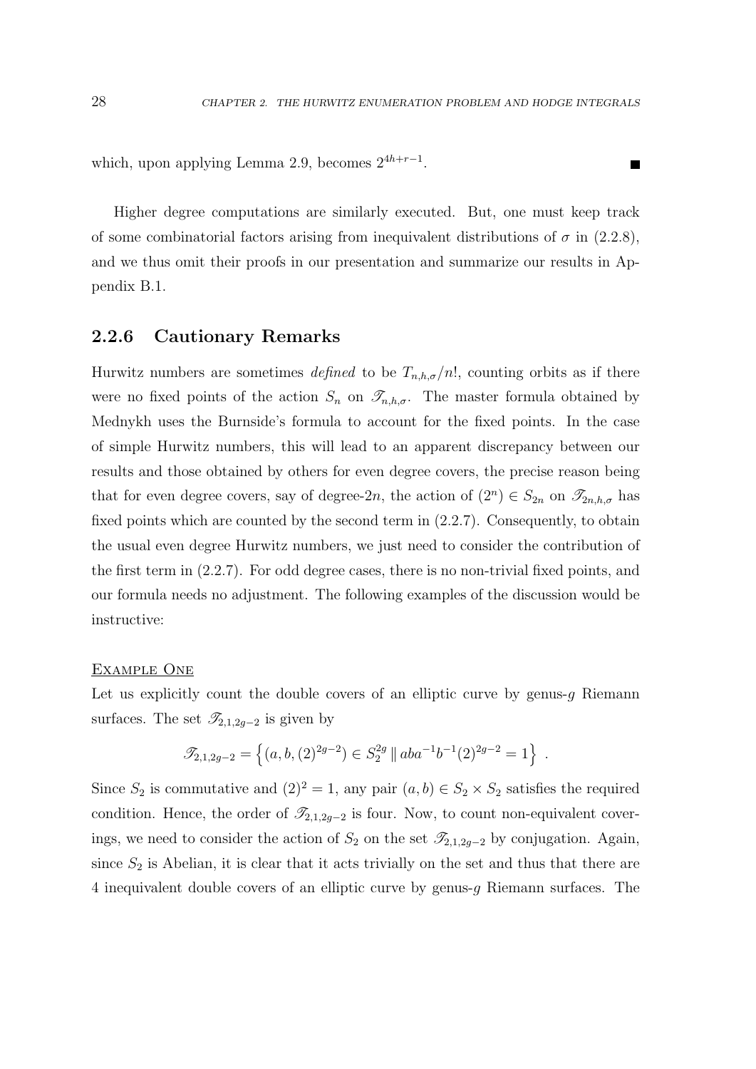which, upon applying Lemma 2.9, becomes $2^{4h+r-1}$. ■

Higher degree computations are similarly executed. But, one must keep track of some combinatorial factors arising from inequivalent distributions of $\sigma$ in (2.2.8), and we thus omit their proofs in our presentation and summarize our results in Appendix B.1.

### 2.2.6 Cautionary Remarks

Hurwitz numbers are sometimes *defined* to be $T_{n,h,\sigma}/n!$, counting orbits as if there were no fixed points of the action $S_n$ on $\mathscr{T}_{n,h,\sigma}$. The master formula obtained by Mednykh uses the Burnside's formula to account for the fixed points. In the case of simple Hurwitz numbers, this will lead to an apparent discrepancy between our results and those obtained by others for even degree covers, the precise reason being that for even degree covers, say of degree-$2n$, the action of $(2^n) \in S_{2n}$ on $\mathscr{T}_{2n,h,\sigma}$ has fixed points which are counted by the second term in (2.2.7). Consequently, to obtain the usual even degree Hurwitz numbers, we just need to consider the contribution of the first term in (2.2.7). For odd degree cases, there is no non-trivial fixed points, and our formula needs no adjustment. The following examples of the discussion would be instructive:

<u>Example One</u>

Let us explicitly count the double covers of an elliptic curve by genus-$g$ Riemann surfaces. The set $\mathscr{T}_{2,1,2g-2}$ is given by

$$\mathscr{T}_{2,1,2g-2} = \left\{ (a, b, (2)^{2g-2}) \in S_2^{2g} \parallel aba^{-1}b^{-1}(2)^{2g-2} = 1 \right\} .$$

Since $S_2$ is commutative and $(2)^2 = 1$, any pair $(a, b) \in S_2 \times S_2$ satisfies the required condition. Hence, the order of $\mathscr{T}_{2,1,2g-2}$ is four. Now, to count non-equivalent coverings, we need to consider the action of $S_2$ on the set $\mathscr{T}_{2,1,2g-2}$ by conjugation. Again, since $S_2$ is Abelian, it is clear that it acts trivially on the set and thus that there are 4 inequivalent double covers of an elliptic curve by genus-$g$ Riemann surfaces. The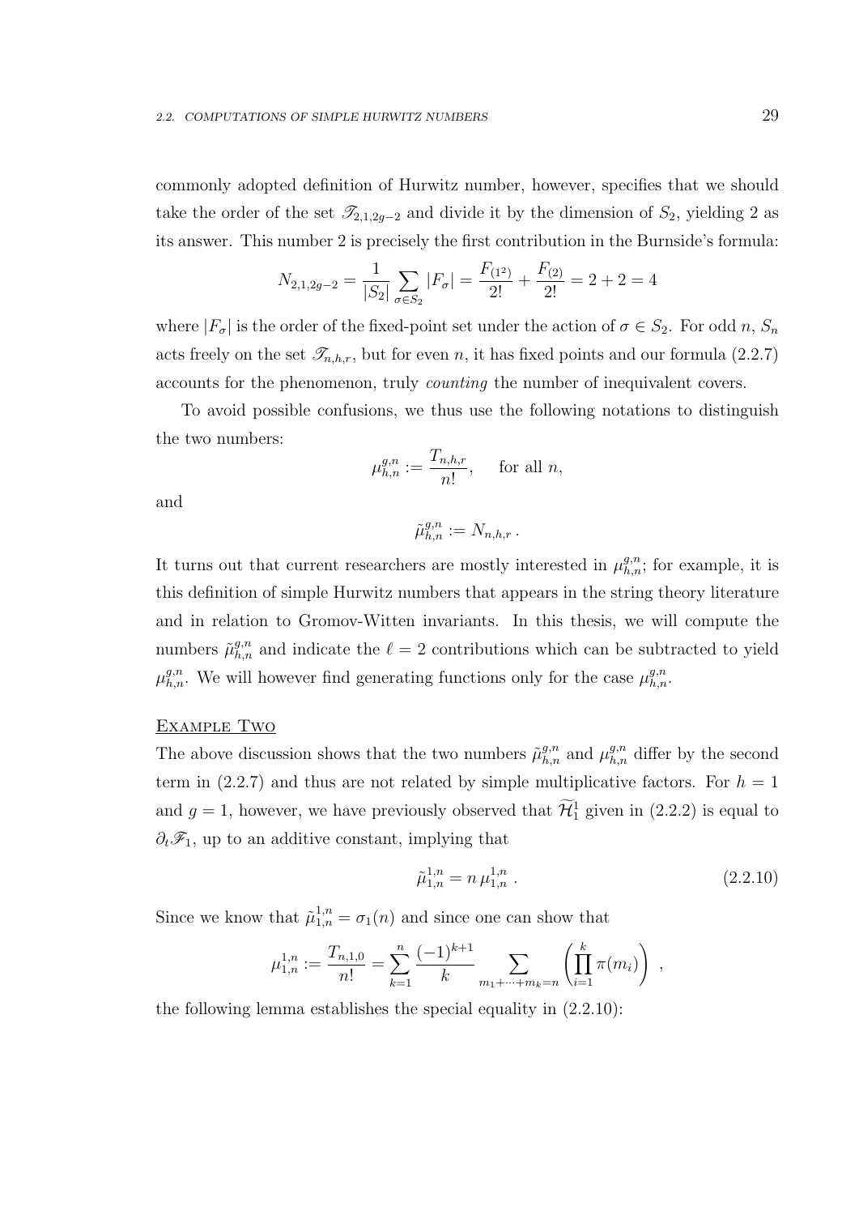commonly adopted definition of Hurwitz number, however, specifies that we should take the order of the set $\mathscr{T}_{2,1,2g-2}$ and divide it by the dimension of $S_2$, yielding 2 as its answer. This number 2 is precisely the first contribution in the Burnside's formula:

$$N_{2,1,2g-2} = \frac{1}{|S_2|}\sum_{\sigma \in S_2} |F_\sigma| = \frac{F_{(1^2)}}{2!} + \frac{F_{(2)}}{2!} = 2 + 2 = 4$$

where $|F_\sigma|$ is the order of the fixed-point set under the action of $\sigma \in S_2$. For odd $n$, $S_n$ acts freely on the set $\mathscr{T}_{n,h,r}$, but for even $n$, it has fixed points and our formula (2.2.7) accounts for the phenomenon, truly *counting* the number of inequivalent covers.

To avoid possible confusions, we thus use the following notations to distinguish the two numbers:

$$\mu^{g,n}_{h,n} := \frac{T_{n,h,r}}{n!}, \quad \text{for all } n,$$

and

$$\tilde{\mu}^{g,n}_{h,n} := N_{n,h,r}\,.$$

It turns out that current researchers are mostly interested in $\mu^{g,n}_{h,n}$; for example, it is this definition of simple Hurwitz numbers that appears in the string theory literature and in relation to Gromov-Witten invariants. In this thesis, we will compute the numbers $\tilde{\mu}^{g,n}_{h,n}$ and indicate the $\ell = 2$ contributions which can be subtracted to yield $\mu^{g,n}_{h,n}$. We will however find generating functions only for the case $\mu^{g,n}_{h,n}$.

<u>EXAMPLE TWO</u>

The above discussion shows that the two numbers $\tilde{\mu}^{g,n}_{h,n}$ and $\mu^{g,n}_{h,n}$ differ by the second term in (2.2.7) and thus are not related by simple multiplicative factors. For $h = 1$ and $g = 1$, however, we have previously observed that $\widetilde{\mathcal{H}}^1_1$ given in (2.2.2) is equal to $\partial_t \mathscr{F}_1$, up to an additive constant, implying that

$$\tilde{\mu}^{1,n}_{1,n} = n\,\mu^{1,n}_{1,n}\,. \tag{2.2.10}$$

Since we know that $\tilde{\mu}^{1,n}_{1,n} = \sigma_1(n)$ and since one can show that

$$\mu^{1,n}_{1,n} := \frac{T_{n,1,0}}{n!} = \sum_{k=1}^{n} \frac{(-1)^{k+1}}{k} \sum_{m_1+\cdots+m_k=n} \left(\prod_{i=1}^{k} \pi(m_i)\right)\,,$$

the following lemma establishes the special equality in (2.2.10):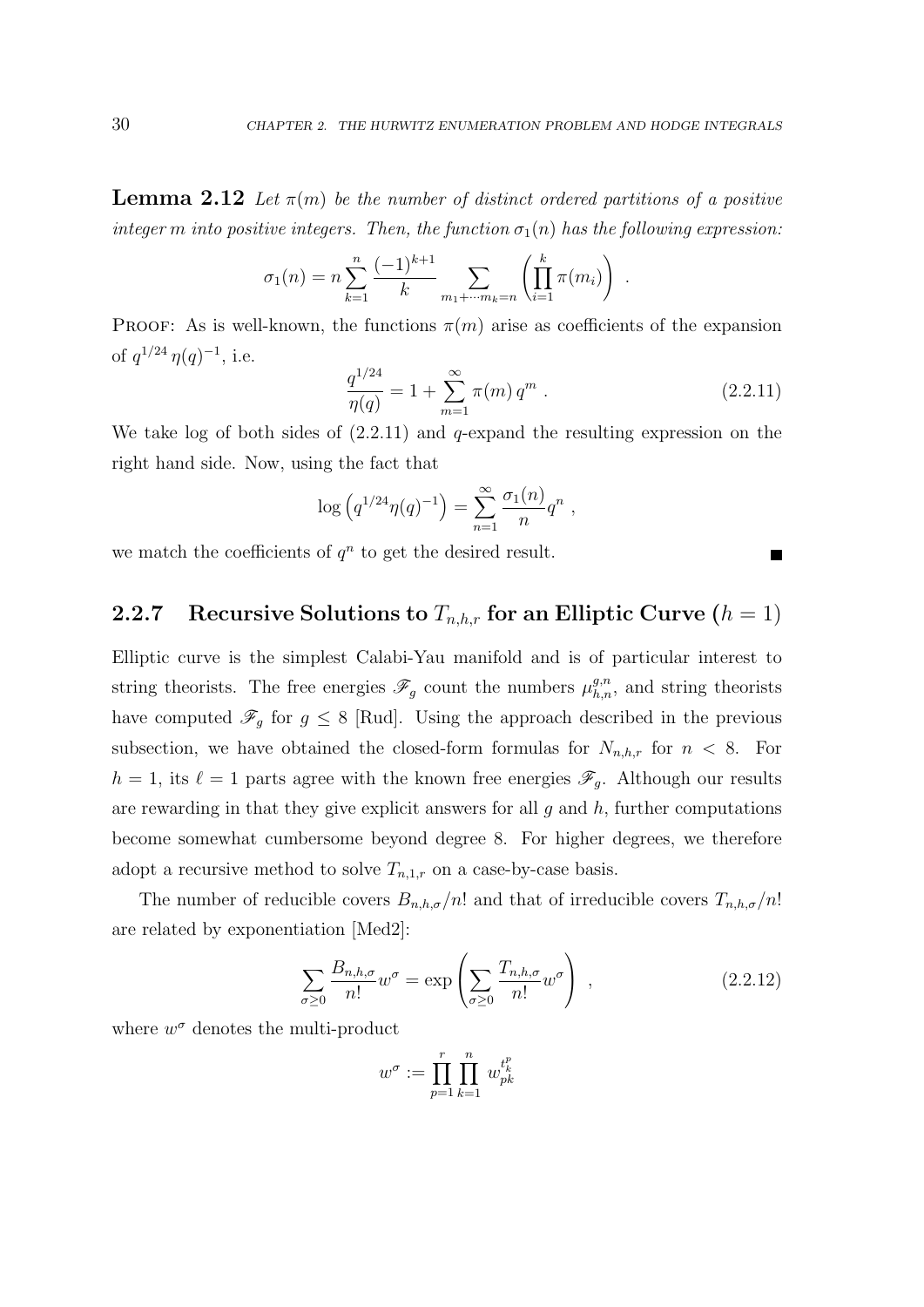**Lemma 2.12** *Let $\pi(m)$ be the number of distinct ordered partitions of a positive integer $m$ into positive integers. Then, the function $\sigma_1(n)$ has the following expression:*

$$\sigma_1(n) = n \sum_{k=1}^{n} \frac{(-1)^{k+1}}{k} \sum_{m_1 + \cdots m_k = n} \left( \prod_{i=1}^{k} \pi(m_i) \right) .$$

Proof: As is well-known, the functions $\pi(m)$ arise as coefficients of the expansion of $q^{1/24}\,\eta(q)^{-1}$, i.e.

$$\frac{q^{1/24}}{\eta(q)} = 1 + \sum_{m=1}^{\infty} \pi(m)\, q^m \; . \tag{2.2.11}$$

We take log of both sides of (2.2.11) and $q$-expand the resulting expression on the right hand side. Now, using the fact that

$$\log \left( q^{1/24} \eta(q)^{-1} \right) = \sum_{n=1}^{\infty} \frac{\sigma_1(n)}{n} q^n \; ,$$

we match the coefficients of $q^n$ to get the desired result. ∎

### 2.2.7 Recursive Solutions to $T_{n,h,r}$ for an Elliptic Curve ($h = 1$)

Elliptic curve is the simplest Calabi-Yau manifold and is of particular interest to string theorists. The free energies $\mathscr{F}_g$ count the numbers $\mu^{g,n}_{h,n}$, and string theorists have computed $\mathscr{F}_g$ for $g \leq 8$ [Rud]. Using the approach described in the previous subsection, we have obtained the closed-form formulas for $N_{n,h,r}$ for $n < 8$. For $h = 1$, its $\ell = 1$ parts agree with the known free energies $\mathscr{F}_g$. Although our results are rewarding in that they give explicit answers for all $g$ and $h$, further computations become somewhat cumbersome beyond degree 8. For higher degrees, we therefore adopt a recursive method to solve $T_{n,1,r}$ on a case-by-case basis.

The number of reducible covers $B_{n,h,\sigma}/n!$ and that of irreducible covers $T_{n,h,\sigma}/n!$ are related by exponentiation [Med2]:

$$\sum_{\sigma \geq 0} \frac{B_{n,h,\sigma}}{n!} w^{\sigma} = \exp \left( \sum_{\sigma \geq 0} \frac{T_{n,h,\sigma}}{n!} w^{\sigma} \right) \; , \tag{2.2.12}$$

where $w^{\sigma}$ denotes the multi-product

$$w^{\sigma} := \prod_{p=1}^{r} \prod_{k=1}^{n} w_{pk}^{t_k^p}$$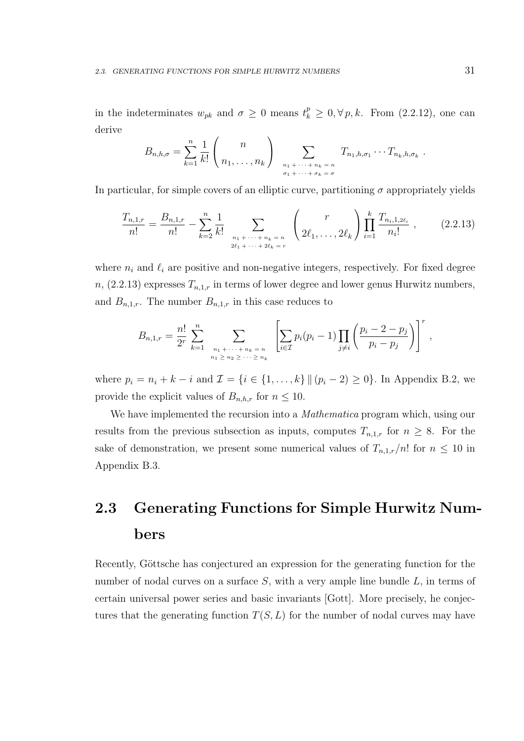in the indeterminates $w_{pk}$ and $\sigma \geq 0$ means $t_k^p \geq 0, \forall\, p, k$. From (2.2.12), one can derive

$$B_{n,h,\sigma} = \sum_{k=1}^{n} \frac{1}{k!} \begin{pmatrix} n \\ n_1, \ldots, n_k \end{pmatrix} \sum_{\substack{n_1 + \cdots + n_k = n \\ \sigma_1 + \cdots + \sigma_k = \sigma}} T_{n_1,h,\sigma_1} \cdots T_{n_k,h,\sigma_k} \; .$$

In particular, for simple covers of an elliptic curve, partitioning $\sigma$ appropriately yields

$$\frac{T_{n,1,r}}{n!} = \frac{B_{n,1,r}}{n!} - \sum_{k=2}^{n} \frac{1}{k!} \sum_{\substack{n_1 + \cdots + n_k = n \\ 2\ell_1 + \cdots + 2\ell_k = r}} \begin{pmatrix} r \\ 2\ell_1, \ldots, 2\ell_k \end{pmatrix} \prod_{i=1}^{k} \frac{T_{n_i,1,2\ell_i}}{n_i!} \; , \qquad (2.2.13)$$

where $n_i$ and $\ell_i$ are positive and non-negative integers, respectively. For fixed degree $n$, (2.2.13) expresses $T_{n,1,r}$ in terms of lower degree and lower genus Hurwitz numbers, and $B_{n,1,r}$. The number $B_{n,1,r}$ in this case reduces to

$$B_{n,1,r} = \frac{n!}{2^r} \sum_{k=1}^{n} \sum_{\substack{n_1 + \cdots + n_k = n \\ n_1 \geq n_2 \geq \cdots \geq n_k}} \left[ \sum_{i \in \mathcal{I}} p_i(p_i - 1) \prod_{j \neq i} \left( \frac{p_i - 2 - p_j}{p_i - p_j} \right) \right]^r ,$$

where $p_i = n_i + k - i$ and $\mathcal{I} = \{i \in \{1, \ldots, k\} \,\|\, (p_i - 2) \geq 0\}$. In Appendix B.2, we provide the explicit values of $B_{n,h,r}$ for $n \leq 10$.

We have implemented the recursion into a *Mathematica* program which, using our results from the previous subsection as inputs, computes $T_{n,1,r}$ for $n \geq 8$. For the sake of demonstration, we present some numerical values of $T_{n,1,r}/n!$ for $n \leq 10$ in Appendix B.3.

## 2.3 Generating Functions for Simple Hurwitz Numbers

Recently, Göttsche has conjectured an expression for the generating function for the number of nodal curves on a surface $S$, with a very ample line bundle $L$, in terms of certain universal power series and basic invariants [Gott]. More precisely, he conjectures that the generating function $T(S, L)$ for the number of nodal curves may have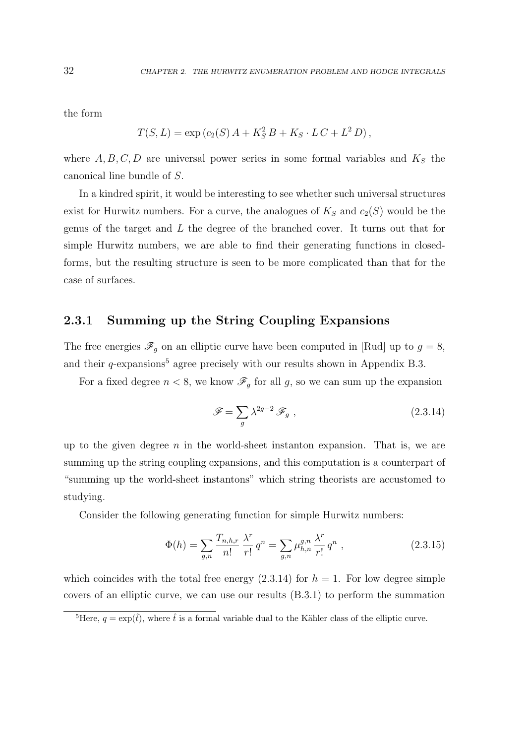the form

$$T(S,L) = \exp\left(c_2(S)\,A + K_S^2\,B + K_S\cdot L\,C + L^2\,D\right),$$

where $A, B, C, D$ are universal power series in some formal variables and $K_S$ the canonical line bundle of $S$.

In a kindred spirit, it would be interesting to see whether such universal structures exist for Hurwitz numbers. For a curve, the analogues of $K_S$ and $c_2(S)$ would be the genus of the target and $L$ the degree of the branched cover. It turns out that for simple Hurwitz numbers, we are able to find their generating functions in closed-forms, but the resulting structure is seen to be more complicated than that for the case of surfaces.

### 2.3.1 Summing up the String Coupling Expansions

The free energies $\mathscr{F}_g$ on an elliptic curve have been computed in [Rud] up to $g = 8$, and their $q$-expansions[5] agree precisely with our results shown in Appendix B.3.

For a fixed degree $n < 8$, we know $\mathscr{F}_g$ for all $g$, so we can sum up the expansion

$$\mathscr{F} = \sum_g \lambda^{2g-2}\,\mathscr{F}_g\ , \tag{2.3.14}$$

up to the given degree $n$ in the world-sheet instanton expansion. That is, we are summing up the string coupling expansions, and this computation is a counterpart of "summing up the world-sheet instantons" which string theorists are accustomed to studying.

Consider the following generating function for simple Hurwitz numbers:

$$\Phi(h) = \sum_{g,n} \frac{T_{n,h,r}}{n!}\,\frac{\lambda^r}{r!}\,q^n = \sum_{g,n} \mu_{h,n}^{g,n}\,\frac{\lambda^r}{r!}\,q^n\ , \tag{2.3.15}$$

which coincides with the total free energy (2.3.14) for $h = 1$. For low degree simple covers of an elliptic curve, we can use our results (B.3.1) to perform the summation

[5] Here, $q = \exp(\hat{t})$, where $\hat{t}$ is a formal variable dual to the Kähler class of the elliptic curve.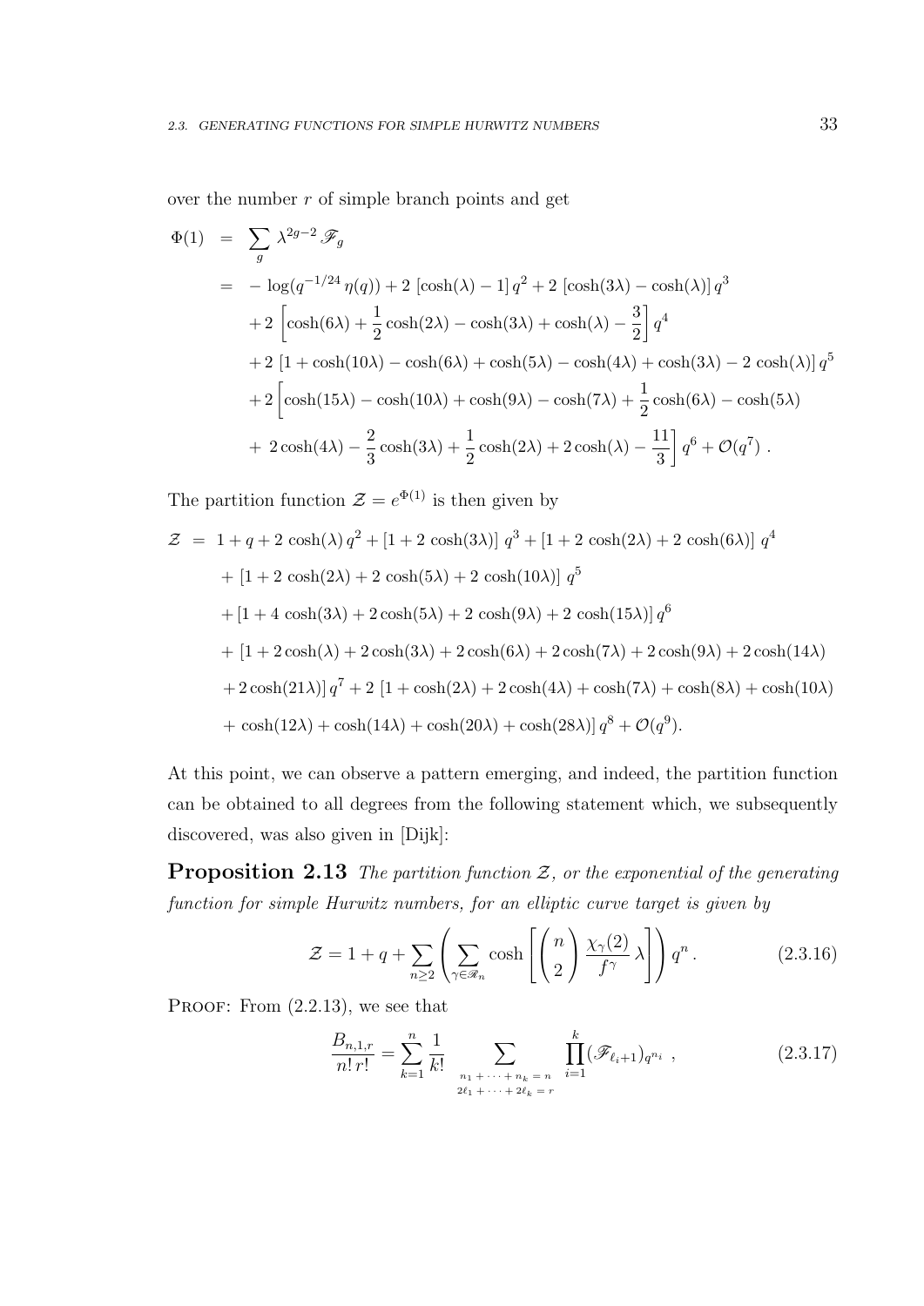over the number $r$ of simple branch points and get

$$
\begin{aligned}
\Phi(1) &= \sum_{g} \lambda^{2g-2} \mathscr{F}_g \\
&= -\log(q^{-1/24}\,\eta(q)) + 2\,[\cosh(\lambda) - 1]\,q^2 + 2\,[\cosh(3\lambda) - \cosh(\lambda)]\,q^3 \\
&\quad + 2\left[\cosh(6\lambda) + \frac{1}{2}\cosh(2\lambda) - \cosh(3\lambda) + \cosh(\lambda) - \frac{3}{2}\right] q^4 \\
&\quad + 2\,[1 + \cosh(10\lambda) - \cosh(6\lambda) + \cosh(5\lambda) - \cosh(4\lambda) + \cosh(3\lambda) - 2\,\cosh(\lambda)]\,q^5 \\
&\quad + 2\Big[\cosh(15\lambda) - \cosh(10\lambda) + \cosh(9\lambda) - \cosh(7\lambda) + \frac{1}{2}\cosh(6\lambda) - \cosh(5\lambda) \\
&\quad + 2\cosh(4\lambda) - \frac{2}{3}\cosh(3\lambda) + \frac{1}{2}\cosh(2\lambda) + 2\cosh(\lambda) - \frac{11}{3}\Big]\,q^6 + \mathcal{O}(q^7)\ .
\end{aligned}
$$

The partition function $\mathcal{Z} = e^{\Phi(1)}$ is then given by

$$
\begin{aligned}
\mathcal{Z} &= 1 + q + 2\,\cosh(\lambda)\,q^2 + [1 + 2\,\cosh(3\lambda)]\;q^3 + [1 + 2\,\cosh(2\lambda) + 2\,\cosh(6\lambda)]\;q^4 \\
&\quad + [1 + 2\,\cosh(2\lambda) + 2\,\cosh(5\lambda) + 2\,\cosh(10\lambda)]\;q^5 \\
&\quad + [1 + 4\,\cosh(3\lambda) + 2\cosh(5\lambda) + 2\,\cosh(9\lambda) + 2\,\cosh(15\lambda)]\,q^6 \\
&\quad + [1 + 2\cosh(\lambda) + 2\cosh(3\lambda) + 2\cosh(6\lambda) + 2\cosh(7\lambda) + 2\cosh(9\lambda) + 2\cosh(14\lambda) \\
&\quad + 2\cosh(21\lambda)]\,q^7 + 2\,[1 + \cosh(2\lambda) + 2\cosh(4\lambda) + \cosh(7\lambda) + \cosh(8\lambda) + \cosh(10\lambda) \\
&\quad + \cosh(12\lambda) + \cosh(14\lambda) + \cosh(20\lambda) + \cosh(28\lambda)]\,q^8 + \mathcal{O}(q^9).
\end{aligned}
$$

At this point, we can observe a pattern emerging, and indeed, the partition function can be obtained to all degrees from the following statement which, we subsequently discovered, was also given in [Dijk]:

**Proposition 2.13** *The partition function $\mathcal{Z}$, or the exponential of the generating function for simple Hurwitz numbers, for an elliptic curve target is given by*

$$
\mathcal{Z} = 1 + q + \sum_{n\geq 2}\left(\sum_{\gamma\in\mathscr{R}_n}\cosh\left[\binom{n}{2}\frac{\chi_\gamma(2)}{f^\gamma}\,\lambda\right]\right) q^n\,. \tag{2.3.16}
$$

Proof: From (2.2.13), we see that

$$
\frac{B_{n,1,r}}{n!\,r!} = \sum_{k=1}^{n}\frac{1}{k!}\sum_{\substack{n_1+\cdots+n_k=n\\ 2\ell_1+\cdots+2\ell_k=r}}\prod_{i=1}^{k}(\mathscr{F}_{\ell_i+1})_{q^{n_i}}\ , \tag{2.3.17}
$$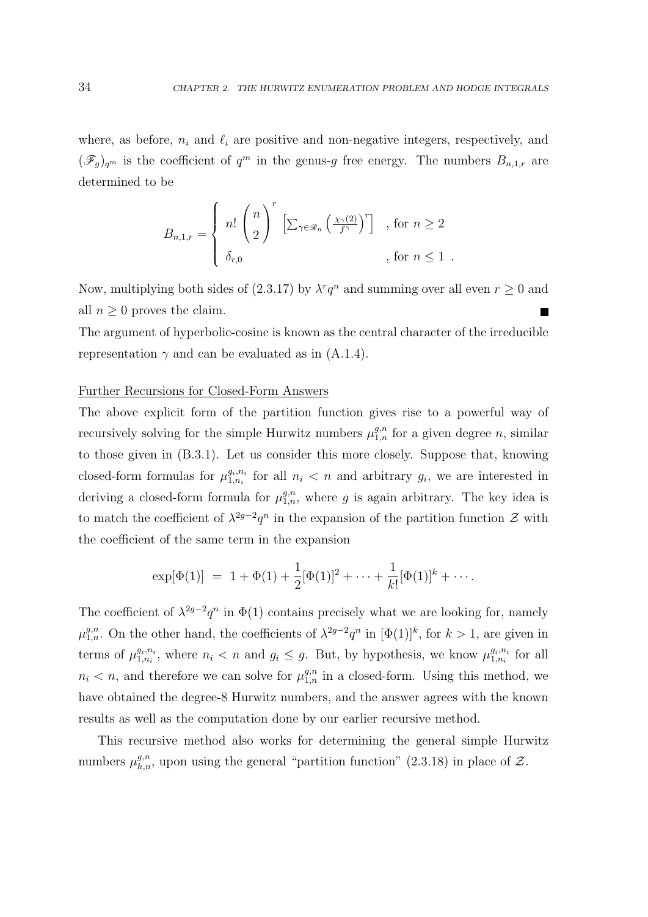where, as before, $n_i$ and $\ell_i$ are positive and non-negative integers, respectively, and $(\mathscr{F}_g)_{q^m}$ is the coefficient of $q^m$ in the genus-$g$ free energy. The numbers $B_{n,1,r}$ are determined to be

$$B_{n,1,r} = \begin{cases} n! \begin{pmatrix} n \\ 2 \end{pmatrix}^r \left[ \sum_{\gamma \in \mathscr{R}_n} \left( \frac{\chi_\gamma(2)}{f^\gamma} \right)^r \right] & , \text{for } n \geq 2 \\ \delta_{r,0} & , \text{for } n \leq 1 \end{cases} .$$

Now, multiplying both sides of (2.3.17) by $\lambda^r q^n$ and summing over all even $r \geq 0$ and all $n \geq 0$ proves the claim. ■

The argument of hyperbolic-cosine is known as the central character of the irreducible representation $\gamma$ and can be evaluated as in (A.1.4).

Further Recursions for Closed-Form Answers

The above explicit form of the partition function gives rise to a powerful way of recursively solving for the simple Hurwitz numbers $\mu_{1,n}^{g,n}$ for a given degree $n$, similar to those given in (B.3.1). Let us consider this more closely. Suppose that, knowing closed-form formulas for $\mu_{1,n_i}^{g_i,n_i}$ for all $n_i < n$ and arbitrary $g_i$, we are interested in deriving a closed-form formula for $\mu_{1,n}^{g,n}$, where $g$ is again arbitrary. The key idea is to match the coefficient of $\lambda^{2g-2} q^n$ in the expansion of the partition function $\mathcal{Z}$ with the coefficient of the same term in the expansion

$$\exp[\Phi(1)] \;=\; 1 + \Phi(1) + \frac{1}{2}[\Phi(1)]^2 + \cdots + \frac{1}{k!}[\Phi(1)]^k + \cdots .$$

The coefficient of $\lambda^{2g-2} q^n$ in $\Phi(1)$ contains precisely what we are looking for, namely $\mu_{1,n}^{g,n}$. On the other hand, the coefficients of $\lambda^{2g-2} q^n$ in $[\Phi(1)]^k$, for $k > 1$, are given in terms of $\mu_{1,n_i}^{g_i,n_i}$, where $n_i < n$ and $g_i \leq g$. But, by hypothesis, we know $\mu_{1,n_i}^{g_i,n_i}$ for all $n_i < n$, and therefore we can solve for $\mu_{1,n}^{g,n}$ in a closed-form. Using this method, we have obtained the degree-8 Hurwitz numbers, and the answer agrees with the known results as well as the computation done by our earlier recursive method.

This recursive method also works for determining the general simple Hurwitz numbers $\mu_{h,n}^{g,n}$, upon using the general "partition function" (2.3.18) in place of $\mathcal{Z}$.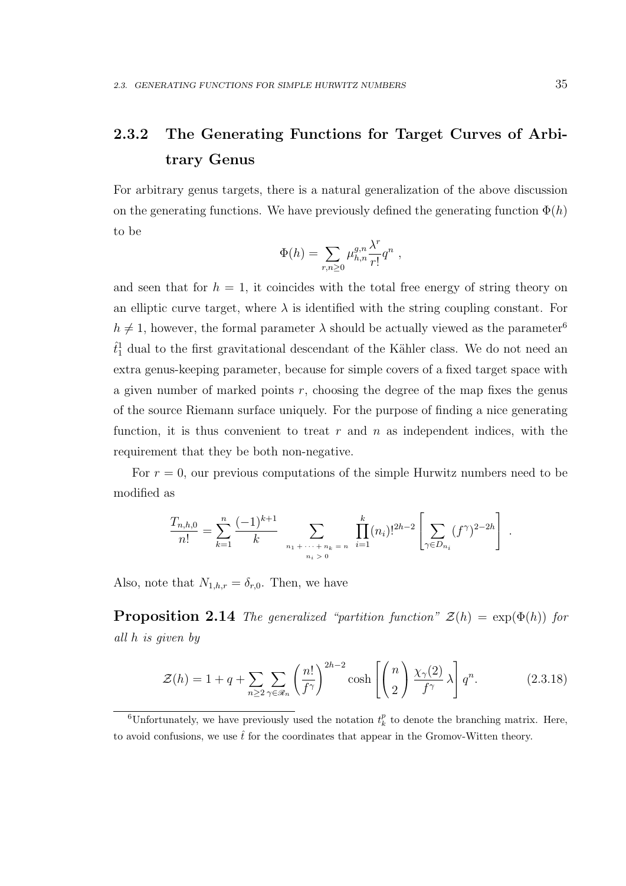### 2.3.2 The Generating Functions for Target Curves of Arbitrary Genus

For arbitrary genus targets, there is a natural generalization of the above discussion on the generating functions. We have previously defined the generating function $\Phi(h)$ to be

$$\Phi(h) = \sum_{r,n\geq 0} \mu^{g,n}_{h,n} \frac{\lambda^r}{r!} q^n \ ,$$

and seen that for $h = 1$, it coincides with the total free energy of string theory on an elliptic curve target, where $\lambda$ is identified with the string coupling constant. For $h \neq 1$, however, the formal parameter $\lambda$ should be actually viewed as the parameter[6] $\hat{t}^1_1$ dual to the first gravitational descendant of the Kähler class. We do not need an extra genus-keeping parameter, because for simple covers of a fixed target space with a given number of marked points $r$, choosing the degree of the map fixes the genus of the source Riemann surface uniquely. For the purpose of finding a nice generating function, it is thus convenient to treat $r$ and $n$ as independent indices, with the requirement that they be both non-negative.

For $r = 0$, our previous computations of the simple Hurwitz numbers need to be modified as

$$\frac{T_{n,h,0}}{n!} = \sum_{k=1}^{n} \frac{(-1)^{k+1}}{k} \sum_{\substack{n_1 + \cdots + n_k = n \\ n_i > 0}} \prod_{i=1}^{k} (n_i)!^{2h-2} \left[ \sum_{\gamma \in D_{n_i}} (f^\gamma)^{2-2h} \right] .$$

Also, note that $N_{1,h,r} = \delta_{r,0}$. Then, we have

**Proposition 2.14** *The generalized "partition function" $\mathcal{Z}(h) = \exp(\Phi(h))$ for all $h$ is given by*

$$\mathcal{Z}(h) = 1 + q + \sum_{n\geq 2} \sum_{\gamma \in \mathscr{R}_n} \left( \frac{n!}{f^\gamma} \right)^{2h-2} \cosh \left[ \binom{n}{2} \frac{\chi_\gamma(2)}{f^\gamma} \lambda \right] q^n. \qquad (2.3.18)$$

---

[6] Unfortunately, we have previously used the notation $t^p_k$ to denote the branching matrix. Here, to avoid confusions, we use $\hat{t}$ for the coordinates that appear in the Gromov-Witten theory.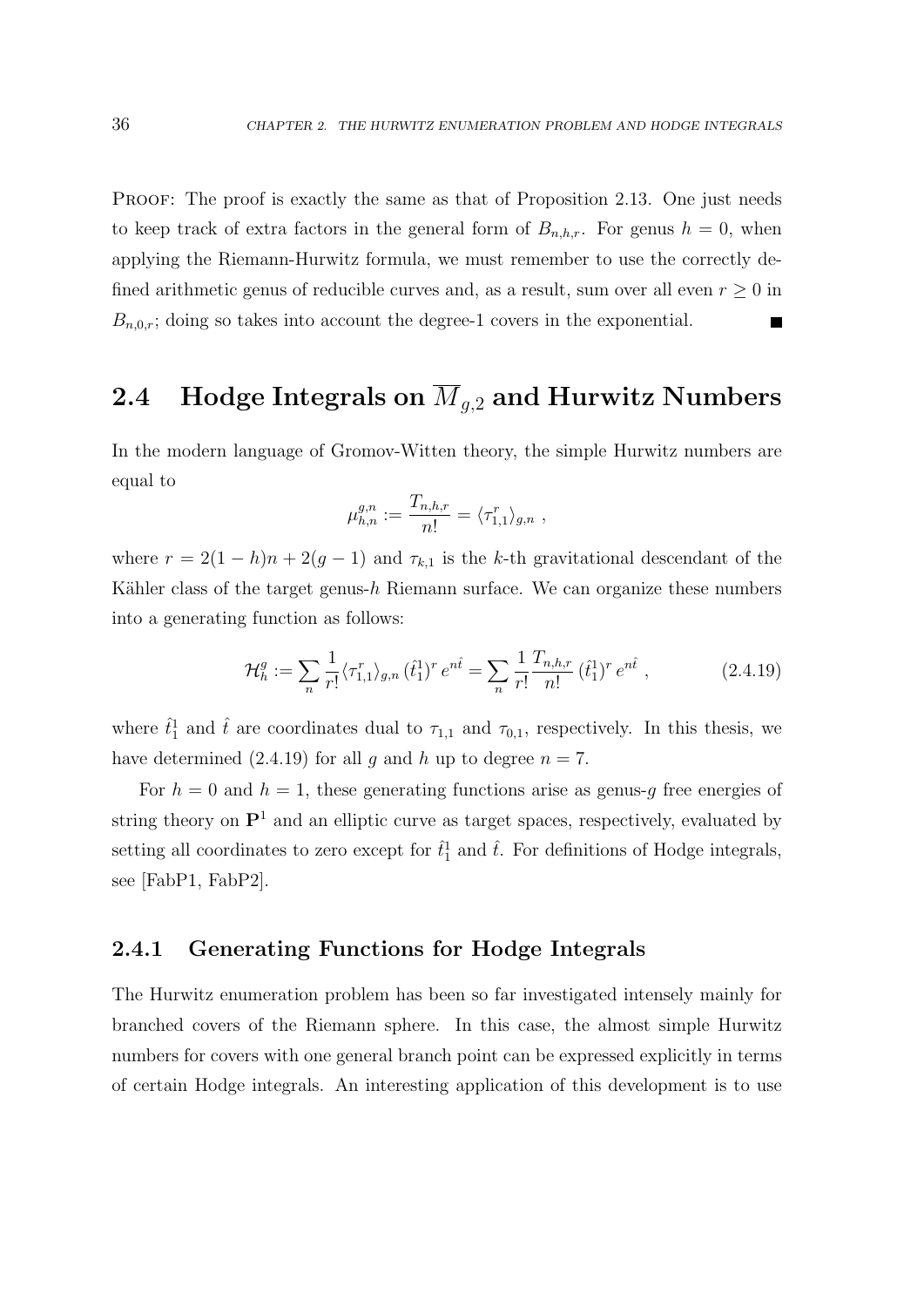PROOF: The proof is exactly the same as that of Proposition 2.13. One just needs to keep track of extra factors in the general form of $B_{n,h,r}$. For genus $h = 0$, when applying the Riemann-Hurwitz formula, we must remember to use the correctly defined arithmetic genus of reducible curves and, as a result, sum over all even $r \geq 0$ in $B_{n,0,r}$; doing so takes into account the degree-1 covers in the exponential. ∎

## 2.4 Hodge Integrals on $\overline{M}_{g,2}$ and Hurwitz Numbers

In the modern language of Gromov-Witten theory, the simple Hurwitz numbers are equal to

$$\mu^{g,n}_{h,n} := \frac{T_{n,h,r}}{n!} = \langle \tau^r_{1,1} \rangle_{g,n} \ ,$$

where $r = 2(1-h)n + 2(g-1)$ and $\tau_{k,1}$ is the $k$-th gravitational descendant of the Kähler class of the target genus-$h$ Riemann surface. We can organize these numbers into a generating function as follows:

$$\mathcal{H}^g_h := \sum_n \frac{1}{r!} \langle \tau^r_{1,1} \rangle_{g,n} \, (\hat{t}^1_1)^r \, e^{n\hat{t}} = \sum_n \frac{1}{r!} \frac{T_{n,h,r}}{n!} \, (\hat{t}^1_1)^r \, e^{n\hat{t}} \ , \tag{2.4.19}$$

where $\hat{t}^1_1$ and $\hat{t}$ are coordinates dual to $\tau_{1,1}$ and $\tau_{0,1}$, respectively. In this thesis, we have determined (2.4.19) for all $g$ and $h$ up to degree $n = 7$.

For $h = 0$ and $h = 1$, these generating functions arise as genus-$g$ free energies of string theory on $\mathbf{P}^1$ and an elliptic curve as target spaces, respectively, evaluated by setting all coordinates to zero except for $\hat{t}^1_1$ and $\hat{t}$. For definitions of Hodge integrals, see [FabP1, FabP2].

### 2.4.1 Generating Functions for Hodge Integrals

The Hurwitz enumeration problem has been so far investigated intensely mainly for branched covers of the Riemann sphere. In this case, the almost simple Hurwitz numbers for covers with one general branch point can be expressed explicitly in terms of certain Hodge integrals. An interesting application of this development is to use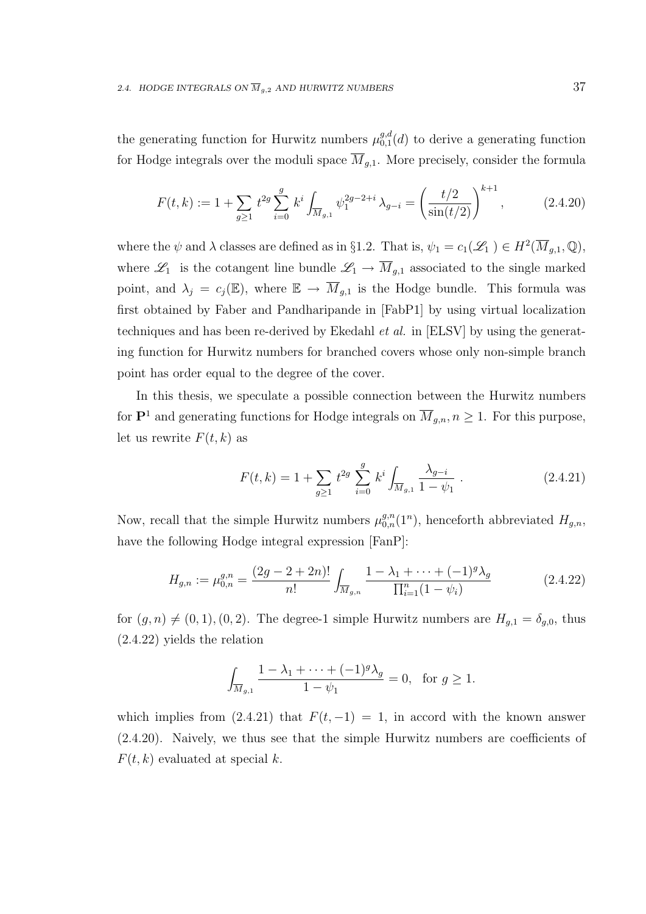the generating function for Hurwitz numbers $\mu_{0,1}^{g,d}(d)$ to derive a generating function for Hodge integrals over the moduli space $\overline{M}_{g,1}$. More precisely, consider the formula

$$F(t,k) := 1 + \sum_{g\geq 1} t^{2g} \sum_{i=0}^{g} k^i \int_{\overline{M}_{g,1}} \psi_1^{2g-2+i} \, \lambda_{g-i} = \left( \frac{t/2}{\sin(t/2)} \right)^{k+1}, \tag{2.4.20}$$

where the $\psi$ and $\lambda$ classes are defined as in §1.2. That is, $\psi_1 = c_1(\mathscr{L}_1) \in H^2(\overline{M}_{g,1}, \mathbb{Q})$, where $\mathscr{L}_1$ is the cotangent line bundle $\mathscr{L}_1 \to \overline{M}_{g,1}$ associated to the single marked point, and $\lambda_j = c_j(\mathbb{E})$, where $\mathbb{E} \to \overline{M}_{g,1}$ is the Hodge bundle. This formula was first obtained by Faber and Pandharipande in [FabP1] by using virtual localization techniques and has been re-derived by Ekedahl *et al.* in [ELSV] by using the generating function for Hurwitz numbers for branched covers whose only non-simple branch point has order equal to the degree of the cover.

In this thesis, we speculate a possible connection between the Hurwitz numbers for $\mathbf{P}^1$ and generating functions for Hodge integrals on $\overline{M}_{g,n}, n \geq 1$. For this purpose, let us rewrite $F(t,k)$ as

$$F(t,k) = 1 + \sum_{g\geq 1} t^{2g} \sum_{i=0}^{g} k^i \int_{\overline{M}_{g,1}} \frac{\lambda_{g-i}}{1-\psi_1} \ . \tag{2.4.21}$$

Now, recall that the simple Hurwitz numbers $\mu_{0,n}^{g,n}(1^n)$, henceforth abbreviated $H_{g,n}$, have the following Hodge integral expression [FanP]:

$$H_{g,n} := \mu_{0,n}^{g,n} = \frac{(2g-2+2n)!}{n!} \int_{\overline{M}_{g,n}} \frac{1-\lambda_1+\cdots+(-1)^g\lambda_g}{\prod_{i=1}^{n}(1-\psi_i)} \tag{2.4.22}$$

for $(g,n) \neq (0,1),(0,2)$. The degree-1 simple Hurwitz numbers are $H_{g,1} = \delta_{g,0}$, thus (2.4.22) yields the relation

$$\int_{\overline{M}_{g,1}} \frac{1-\lambda_1+\cdots+(-1)^g\lambda_g}{1-\psi_1} = 0, \quad \text{for } g \geq 1.$$

which implies from (2.4.21) that $F(t,-1) = 1$, in accord with the known answer (2.4.20). Naively, we thus see that the simple Hurwitz numbers are coefficients of $F(t,k)$ evaluated at special $k$.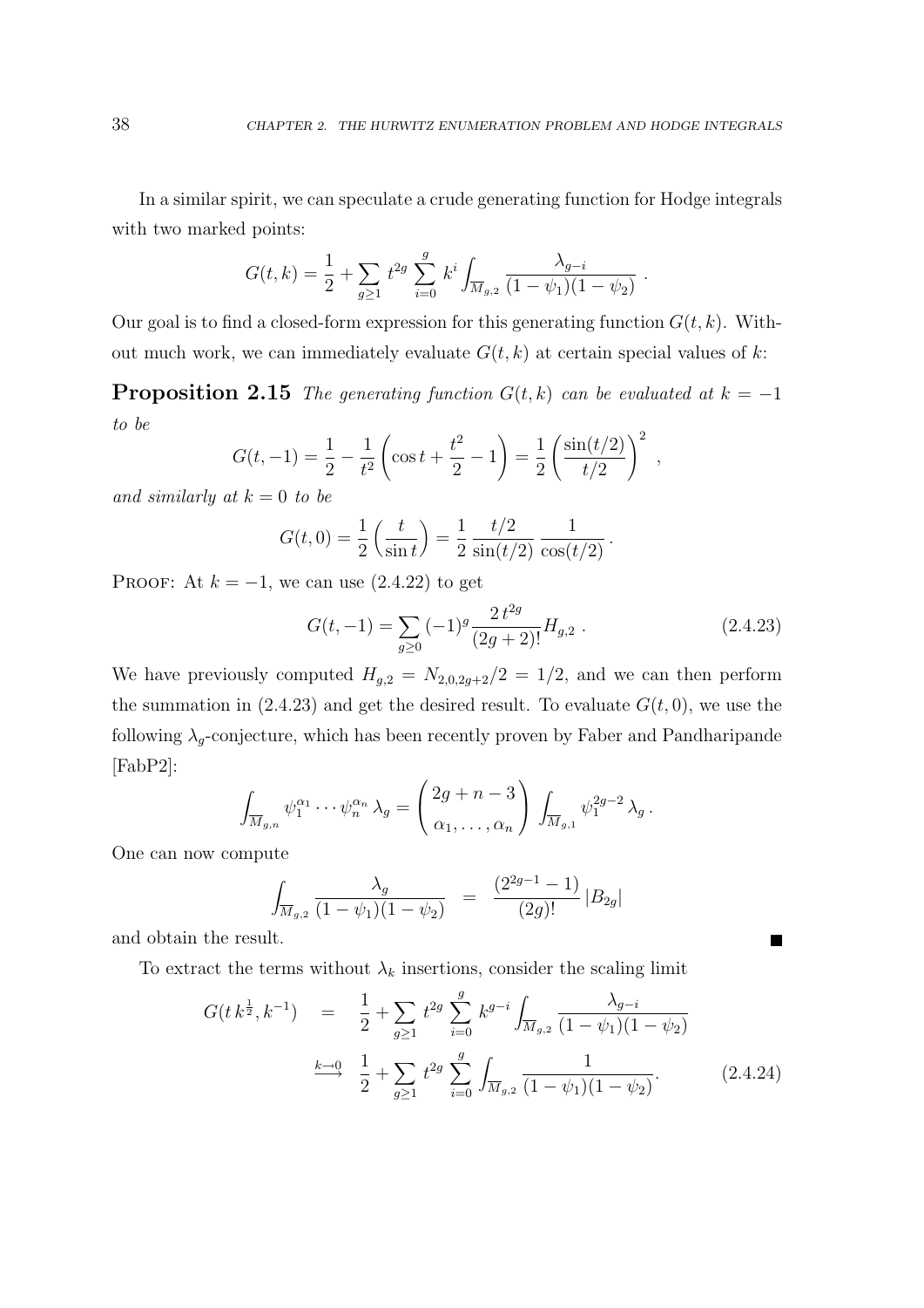In a similar spirit, we can speculate a crude generating function for Hodge integrals with two marked points:

$$G(t,k) = \frac{1}{2} + \sum_{g\geq 1} t^{2g} \sum_{i=0}^{g} k^i \int_{\overline{M}_{g,2}} \frac{\lambda_{g-i}}{(1-\psi_1)(1-\psi_2)} \ .$$

Our goal is to find a closed-form expression for this generating function $G(t,k)$. Without much work, we can immediately evaluate $G(t,k)$ at certain special values of $k$:

**Proposition 2.15** *The generating function $G(t,k)$ can be evaluated at $k=-1$ to be*

$$G(t,-1) = \frac{1}{2} - \frac{1}{t^2}\left(\cos t + \frac{t^2}{2} - 1\right) = \frac{1}{2}\left(\frac{\sin(t/2)}{t/2}\right)^2 \ ,$$

*and similarly at $k=0$ to be*

$$G(t,0) = \frac{1}{2}\left(\frac{t}{\sin t}\right) = \frac{1}{2}\,\frac{t/2}{\sin(t/2)}\,\frac{1}{\cos(t/2)} \, .$$

PROOF: At $k=-1$, we can use (2.4.22) to get

$$G(t,-1) = \sum_{g\geq 0} (-1)^g \frac{2\,t^{2g}}{(2g+2)!} H_{g,2} \ . \tag{2.4.23}$$

We have previously computed $H_{g,2} = N_{2,0,2g+2}/2 = 1/2$, and we can then perform the summation in (2.4.23) and get the desired result. To evaluate $G(t,0)$, we use the following $\lambda_g$-conjecture, which has been recently proven by Faber and Pandharipande [FabP2]:

$$\int_{\overline{M}_{g,n}} \psi_1^{\alpha_1} \cdots \psi_n^{\alpha_n} \, \lambda_g = \binom{2g+n-3}{\alpha_1,\ldots,\alpha_n} \int_{\overline{M}_{g,1}} \psi_1^{2g-2}\, \lambda_g \, .$$

One can now compute

$$\int_{\overline{M}_{g,2}} \frac{\lambda_g}{(1-\psi_1)(1-\psi_2)} \quad = \quad \frac{(2^{2g-1}-1)}{(2g)!}\,|B_{2g}|$$

and obtain the result. ■

To extract the terms without $\lambda_k$ insertions, consider the scaling limit

$$\begin{aligned} G(t\,k^{\frac{1}{2}}, k^{-1}) \quad &= \quad \frac{1}{2} + \sum_{g\geq 1} t^{2g} \sum_{i=0}^{g} k^{g-i} \int_{\overline{M}_{g,2}} \frac{\lambda_{g-i}}{(1-\psi_1)(1-\psi_2)} \\ &\stackrel{k\to 0}{\longrightarrow} \quad \frac{1}{2} + \sum_{g\geq 1} t^{2g} \sum_{i=0}^{g} \int_{\overline{M}_{g,2}} \frac{1}{(1-\psi_1)(1-\psi_2)}. \end{aligned} \tag{2.4.24}$$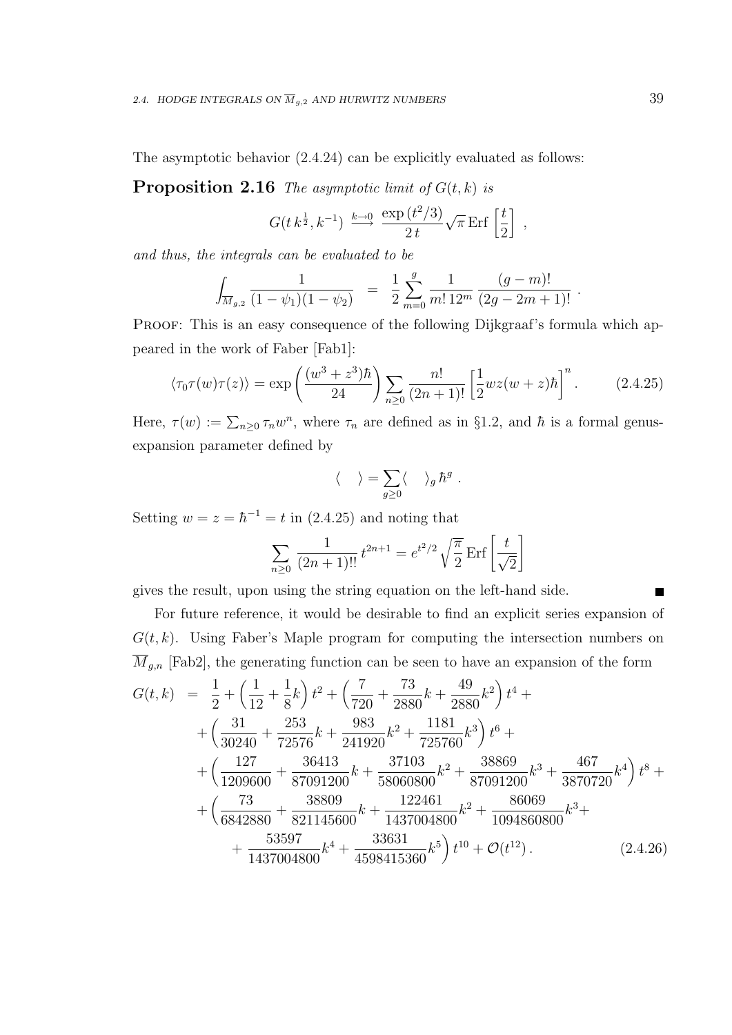The asymptotic behavior (2.4.24) can be explicitly evaluated as follows:

**Proposition 2.16** *The asymptotic limit of $G(t,k)$ is*

$$G(t\,k^{\frac{1}{2}}, k^{-1}) \overset{k\to 0}{\longrightarrow} \frac{\exp\left(t^2/3\right)}{2\,t}\sqrt{\pi}\,\mathrm{Erf}\left[\frac{t}{2}\right] \;,$$

*and thus, the integrals can be evaluated to be*

$$\int_{\overline{M}_{g,2}} \frac{1}{(1-\psi_1)(1-\psi_2)} \;\;=\;\; \frac{1}{2}\sum_{m=0}^{g} \frac{1}{m!\,12^m}\,\frac{(g-m)!}{(2g-2m+1)!}\;.$$

Proof: This is an easy consequence of the following Dijkgraaf's formula which appeared in the work of Faber [Fab1]:

$$\langle \tau_0\tau(w)\tau(z)\rangle = \exp\left(\frac{(w^3+z^3)\hbar}{24}\right)\sum_{n\geq 0}\frac{n!}{(2n+1)!}\left[\frac{1}{2}wz(w+z)\hbar\right]^n. \qquad (2.4.25)$$

Here, $\tau(w) := \sum_{n\geq 0}\tau_n w^n$, where $\tau_n$ are defined as in §1.2, and $\hbar$ is a formal genus-expansion parameter defined by

$$\langle\quad\rangle = \sum_{g\geq 0}\langle\quad\rangle_g\,\hbar^g\;.$$

Setting $w = z = \hbar^{-1} = t$ in (2.4.25) and noting that

$$\sum_{n\geq 0}\frac{1}{(2n+1)!!}\,t^{2n+1} = e^{t^2/2}\sqrt{\frac{\pi}{2}}\,\mathrm{Erf}\left[\frac{t}{\sqrt{2}}\right]$$

gives the result, upon using the string equation on the left-hand side. ∎

For future reference, it would be desirable to find an explicit series expansion of $G(t,k)$. Using Faber's Maple program for computing the intersection numbers on $\overline{M}_{g,n}$ [Fab2], the generating function can be seen to have an expansion of the form

$$\begin{aligned}
G(t,k) \;\;=\;\; & \frac{1}{2} + \left(\frac{1}{12}+\frac{1}{8}k\right)t^2 + \left(\frac{7}{720}+\frac{73}{2880}k+\frac{49}{2880}k^2\right)t^4 + \\
& + \left(\frac{31}{30240}+\frac{253}{72576}k+\frac{983}{241920}k^2+\frac{1181}{725760}k^3\right)t^6 + \\
& + \left(\frac{127}{1209600}+\frac{36413}{87091200}k+\frac{37103}{58060800}k^2+\frac{38869}{87091200}k^3+\frac{467}{3870720}k^4\right)t^8 + \\
& + \left(\frac{73}{6842880}+\frac{38809}{821145600}k+\frac{122461}{1437004800}k^2+\frac{86069}{1094860800}k^3 + \right.\\
& \left. + \frac{53597}{1437004800}k^4+\frac{33631}{4598415360}k^5\right)t^{10} + \mathcal{O}(t^{12})\,. \qquad (2.4.26)
\end{aligned}$$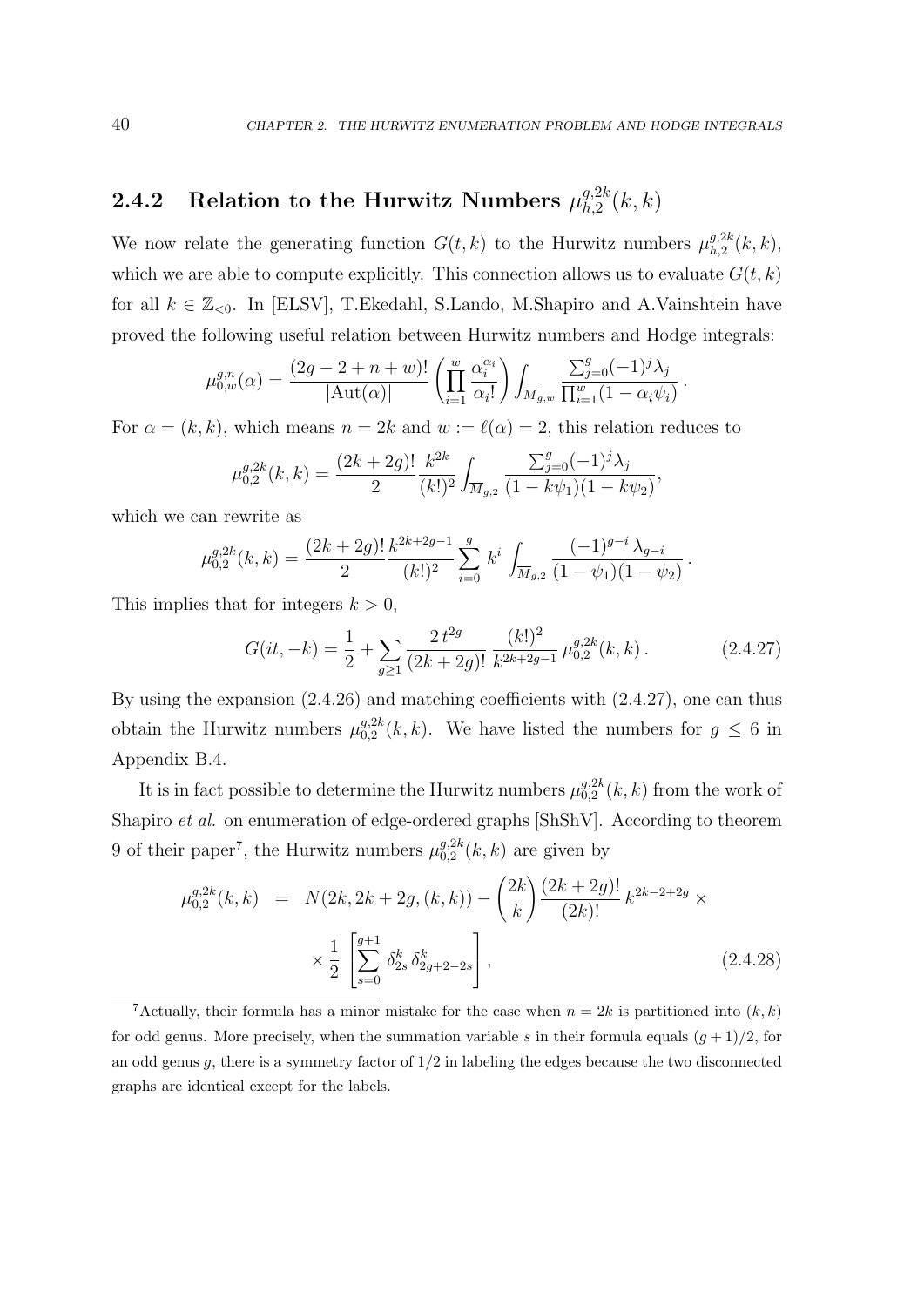### 2.4.2 Relation to the Hurwitz Numbers $\mu^{g,2k}_{h,2}(k,k)$

We now relate the generating function $G(t,k)$ to the Hurwitz numbers $\mu^{g,2k}_{h,2}(k,k)$, which we are able to compute explicitly. This connection allows us to evaluate $G(t,k)$ for all $k \in \mathbb{Z}_{<0}$. In [ELSV], T.Ekedahl, S.Lando, M.Shapiro and A.Vainshtein have proved the following useful relation between Hurwitz numbers and Hodge integrals:

$$\mu^{g,n}_{0,w}(\alpha) = \frac{(2g-2+n+w)!}{|\mathrm{Aut}(\alpha)|}\left(\prod_{i=1}^{w}\frac{\alpha_i^{\alpha_i}}{\alpha_i!}\right)\int_{\overline{M}_{g,w}}\frac{\sum_{j=0}^{g}(-1)^j\lambda_j}{\prod_{i=1}^{w}(1-\alpha_i\psi_i)}\,.$$

For $\alpha=(k,k)$, which means $n=2k$ and $w:=\ell(\alpha)=2$, this relation reduces to

$$\mu^{g,2k}_{0,2}(k,k) = \frac{(2k+2g)!}{2}\,\frac{k^{2k}}{(k!)^2}\int_{\overline{M}_{g,2}}\frac{\sum_{j=0}^{g}(-1)^j\lambda_j}{(1-k\psi_1)(1-k\psi_2)},$$

which we can rewrite as

$$\mu^{g,2k}_{0,2}(k,k) = \frac{(2k+2g)!}{2}\frac{k^{2k+2g-1}}{(k!)^2}\sum_{i=0}^{g}k^i\int_{\overline{M}_{g,2}}\frac{(-1)^{g-i}\,\lambda_{g-i}}{(1-\psi_1)(1-\psi_2)}\,.$$

This implies that for integers $k>0$,

$$G(it,-k) = \frac{1}{2} + \sum_{g\geq 1}\frac{2\,t^{2g}}{(2k+2g)!}\,\frac{(k!)^2}{k^{2k+2g-1}}\,\mu^{g,2k}_{0,2}(k,k)\,. \tag{2.4.27}$$

By using the expansion (2.4.26) and matching coefficients with (2.4.27), one can thus obtain the Hurwitz numbers $\mu^{g,2k}_{0,2}(k,k)$. We have listed the numbers for $g\leq 6$ in Appendix B.4.

It is in fact possible to determine the Hurwitz numbers $\mu^{g,2k}_{0,2}(k,k)$ from the work of Shapiro *et al.* on enumeration of edge-ordered graphs [ShShV]. According to theorem 9 of their paper[7], the Hurwitz numbers $\mu^{g,2k}_{0,2}(k,k)$ are given by

$$\begin{aligned}\mu^{g,2k}_{0,2}(k,k) &= N(2k,2k+2g,(k,k)) - \binom{2k}{k}\frac{(2k+2g)!}{(2k)!}\,k^{2k-2+2g}\times\\ &\quad\times\frac{1}{2}\left[\sum_{s=0}^{g+1}\delta^k_{2s}\,\delta^k_{2g+2-2s}\right],\end{aligned} \tag{2.4.28}$$

[7] Actually, their formula has a minor mistake for the case when $n=2k$ is partitioned into $(k,k)$ for odd genus. More precisely, when the summation variable $s$ in their formula equals $(g+1)/2$, for an odd genus $g$, there is a symmetry factor of $1/2$ in labeling the edges because the two disconnected graphs are identical except for the labels.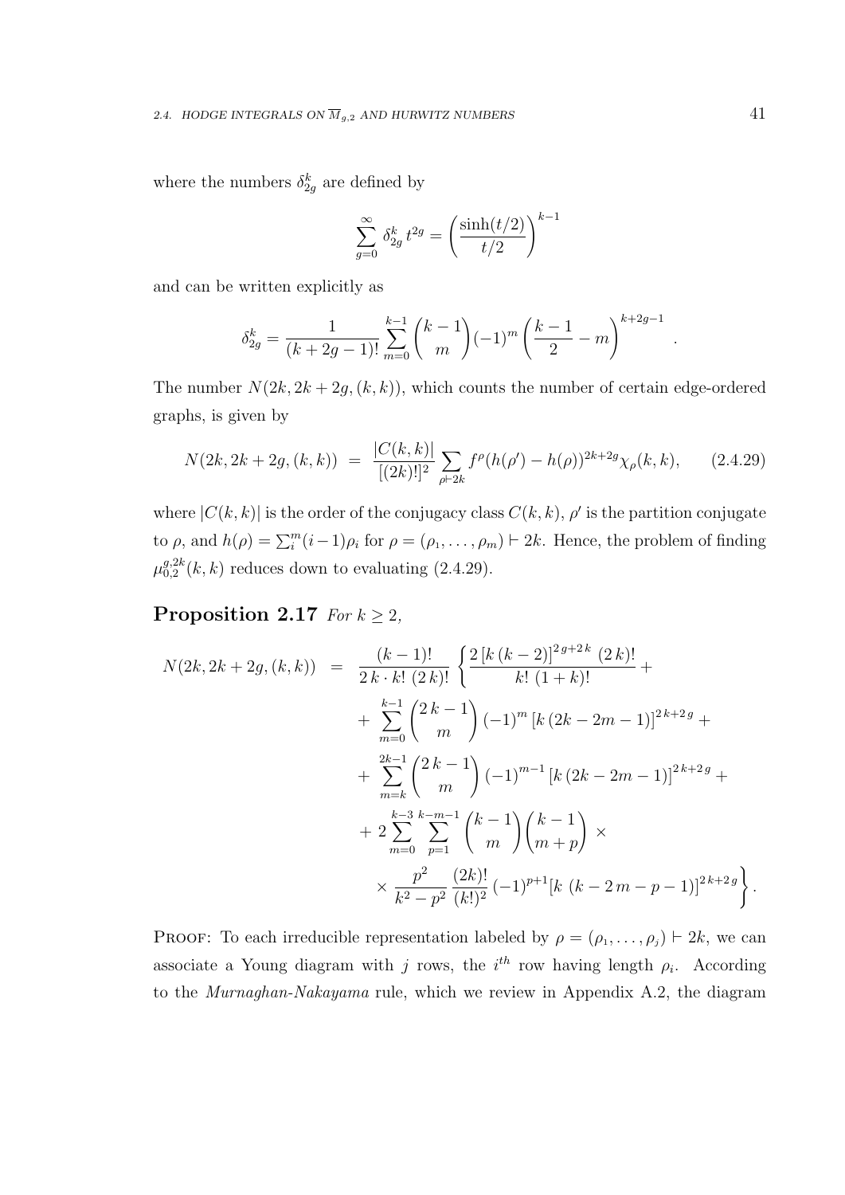where the numbers $\delta_{2g}^k$ are defined by

$$\sum_{g=0}^{\infty} \delta_{2g}^k \, t^{2g} = \left(\frac{\sinh(t/2)}{t/2}\right)^{k-1}$$

and can be written explicitly as

$$\delta_{2g}^k = \frac{1}{(k+2g-1)!} \sum_{m=0}^{k-1} \binom{k-1}{m} (-1)^m \left(\frac{k-1}{2} - m\right)^{k+2g-1} .$$

The number $N(2k, 2k+2g, (k,k))$, which counts the number of certain edge-ordered graphs, is given by

$$N(2k, 2k+2g, (k,k)) \;=\; \frac{|C(k,k)|}{[(2k)!]^2} \sum_{\rho \vdash 2k} f^{\rho} (h(\rho') - h(\rho))^{2k+2g} \chi_{\rho}(k,k), \qquad (2.4.29)$$

where $|C(k,k)|$ is the order of the conjugacy class $C(k,k)$, $\rho'$ is the partition conjugate to $\rho$, and $h(\rho) = \sum_i^m (i-1)\rho_i$ for $\rho = (\rho_1, \ldots, \rho_m) \vdash 2k$. Hence, the problem of finding $\mu_{0,2}^{g,2k}(k,k)$ reduces down to evaluating (2.4.29).

**Proposition 2.17** *For $k \geq 2$,*

$$\begin{aligned}
N(2k, 2k+2g, (k,k)) \;=\; & \frac{(k-1)!}{2\,k \cdot k!\,(2\,k)!} \left\{ \frac{2\,[k\,(k-2)]^{2\,g+2\,k}\,(2\,k)!}{k!\,(1+k)!} + \right. \\
& + \sum_{m=0}^{k-1} \binom{2\,k-1}{m} (-1)^m \,[k\,(2k-2m-1)]^{2\,k+2\,g} + \\
& + \sum_{m=k}^{2k-1} \binom{2\,k-1}{m} (-1)^{m-1} \,[k\,(2k-2m-1)]^{2\,k+2\,g} + \\
& + 2 \sum_{m=0}^{k-3} \sum_{p=1}^{k-m-1} \binom{k-1}{m} \binom{k-1}{m+p} \times \\
& \left. \times \frac{p^2}{k^2-p^2} \frac{(2k)!}{(k!)^2} (-1)^{p+1} [k\;(k-2\,m-p-1)]^{2\,k+2\,g} \right\}.
\end{aligned}$$

Proof: To each irreducible representation labeled by $\rho = (\rho_1, \ldots, \rho_j) \vdash 2k$, we can associate a Young diagram with $j$ rows, the $i^{th}$ row having length $\rho_i$. According to the *Murnaghan-Nakayama* rule, which we review in Appendix A.2, the diagram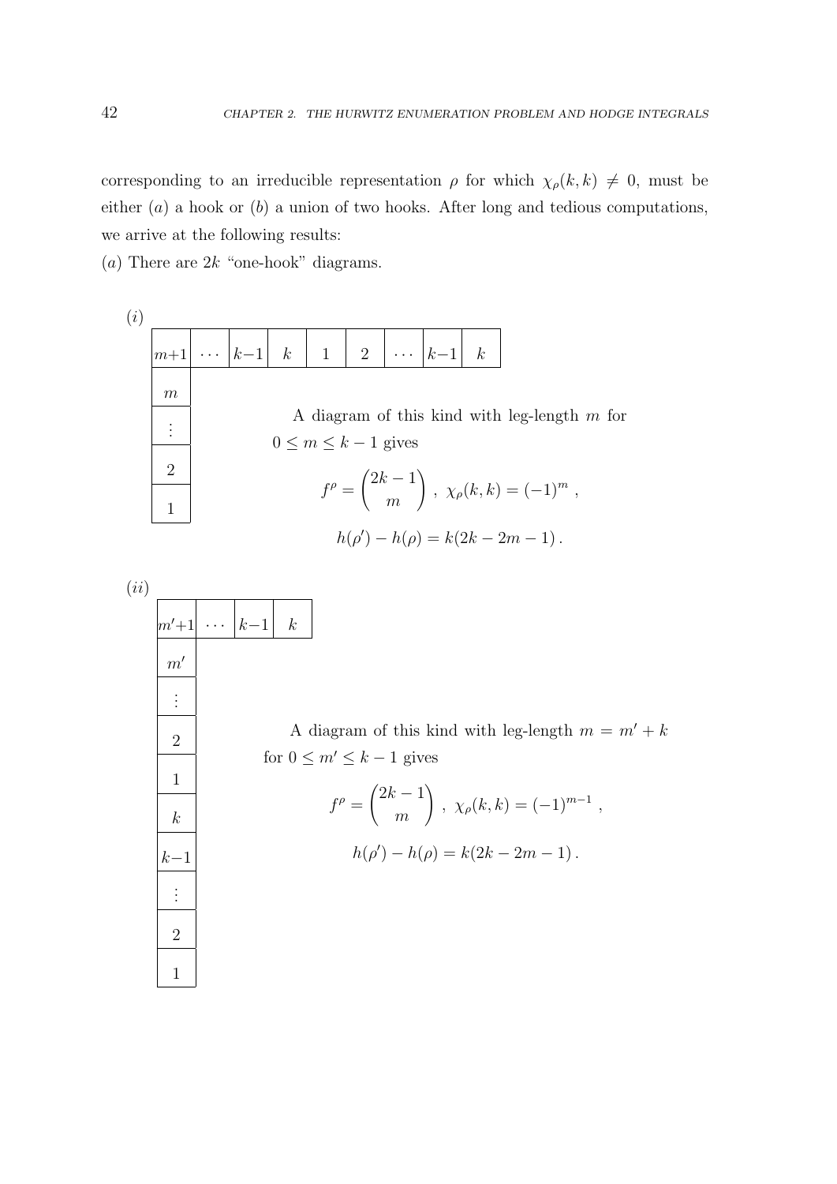corresponding to an irreducible representation $\rho$ for which $\chi_\rho(k,k) \neq 0$, must be either $(a)$ a hook or $(b)$ a union of two hooks. After long and tedious computations, we arrive at the following results:

$(a)$ There are $2k$ "one-hook" diagrams.

$(i)$

| $m{+}1$ | $\cdots$ | $k{-}1$ | $k$ | $1$ | $2$ | $\cdots$ | $k{-}1$ | $k$ |
|---|---|---|---|---|---|---|---|---|
| $m$ | | | | | | | | |
| $\vdots$ | | | | | | | | |
| $2$ | | | | | | | | |
| $1$ | | | | | | | | |

A diagram of this kind with leg-length $m$ for $0 \le m \le k-1$ gives

$$f^\rho = \binom{2k-1}{m}\,,\ \chi_\rho(k,k) = (-1)^m\,,$$

$$h(\rho') - h(\rho) = k(2k-2m-1)\,.$$

$(ii)$

| $m'{+}1$ | $\cdots$ | $k{-}1$ | $k$ |
|---|---|---|---|
| $m'$ | | | |
| $\vdots$ | | | |
| $2$ | | | |
| $1$ | | | |
| $k$ | | | |
| $k{-}1$ | | | |
| $\vdots$ | | | |
| $2$ | | | |
| $1$ | | | |

A diagram of this kind with leg-length $m = m' + k$ for $0 \le m' \le k-1$ gives

$$f^\rho = \binom{2k-1}{m}\,,\ \chi_\rho(k,k) = (-1)^{m-1}\,,$$

$$h(\rho') - h(\rho) = k(2k-2m-1)\,.$$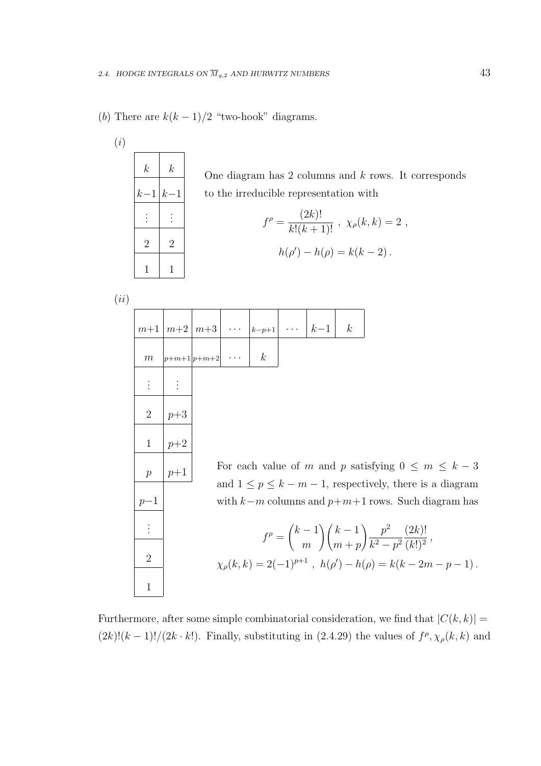(*b*) There are $k(k-1)/2$ "two-hook" diagrams.

(*i*)

| $k$ | $k$ |
|---|---|
| $k-1$ | $k-1$ |
| $\vdots$ | $\vdots$ |
| $2$ | $2$ |
| $1$ | $1$ |

One diagram has 2 columns and $k$ rows. It corresponds to the irreducible representation with

$$f^\rho = \frac{(2k)!}{k!(k+1)!} \ , \ \chi_\rho(k,k) = 2 \ ,$$

$$h(\rho') - h(\rho) = k(k-2) \, .$$

(*ii*)

| $m+1$ | $m+2$ | $m+3$ | $\cdots$ | $k-p+1$ | $\cdots$ | $k-1$ | $k$ |
|---|---|---|---|---|---|---|---|
| $m$ | $p+m+1$ | $p+m+2$ | $\cdots$ | $k$ | | | |
| $\vdots$ | $\vdots$ | | | | | | |
| $2$ | $p+3$ | | | | | | |
| $1$ | $p+2$ | | | | | | |
| $p$ | $p+1$ | | | | | | |
| $p-1$ | | | | | | | |
| $\vdots$ | | | | | | | |
| $2$ | | | | | | | |
| $1$ | | | | | | | |

For each value of $m$ and $p$ satisfying $0 \leq m \leq k-3$ and $1 \leq p \leq k-m-1$, respectively, there is a diagram with $k-m$ columns and $p+m+1$ rows. Such diagram has

$$f^\rho = \binom{k-1}{m}\binom{k-1}{m+p}\frac{p^2}{k^2-p^2}\frac{(2k)!}{(k!)^2} \, ,$$

$$\chi_\rho(k,k) = 2(-1)^{p+1} \ , \ h(\rho') - h(\rho) = k(k-2m-p-1) \, .$$

Furthermore, after some simple combinatorial consideration, we find that $|C(k,k)| = (2k)!(k-1)!/(2k \cdot k!)$. Finally, substituting in (2.4.29) the values of $f^\rho, \chi_\rho(k,k)$ and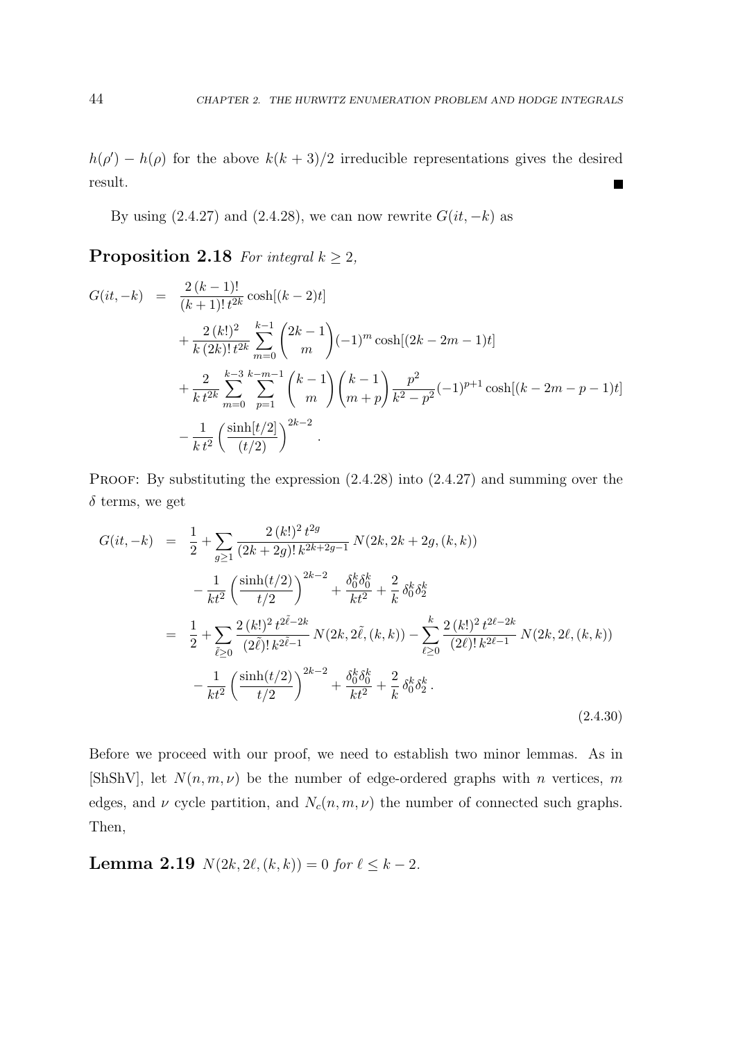$h(\rho') - h(\rho)$ for the above $k(k+3)/2$ irreducible representations gives the desired result. ■

By using (2.4.27) and (2.4.28), we can now rewrite $G(it, -k)$ as

**Proposition 2.18** *For integral $k \geq 2$,*

$$
\begin{aligned}
G(it,-k) &= \frac{2\,(k-1)!}{(k+1)!\,t^{2k}} \cosh[(k-2)t] \\
&\quad + \frac{2\,(k!)^2}{k\,(2k)!\,t^{2k}} \sum_{m=0}^{k-1} \binom{2k-1}{m} (-1)^m \cosh[(2k-2m-1)t] \\
&\quad + \frac{2}{k\,t^{2k}} \sum_{m=0}^{k-3} \sum_{p=1}^{k-m-1} \binom{k-1}{m} \binom{k-1}{m+p} \frac{p^2}{k^2-p^2} (-1)^{p+1} \cosh[(k-2m-p-1)t] \\
&\quad - \frac{1}{k\,t^2} \left( \frac{\sinh[t/2]}{(t/2)} \right)^{2k-2} .
\end{aligned}
$$

PROOF: By substituting the expression (2.4.28) into (2.4.27) and summing over the $\delta$ terms, we get

$$
\begin{aligned}
G(it,-k) &= \frac{1}{2} + \sum_{g\geq 1} \frac{2\,(k!)^2\,t^{2g}}{(2k+2g)!\,k^{2k+2g-1}}\, N(2k, 2k+2g, (k,k)) \\
&\quad - \frac{1}{kt^2} \left( \frac{\sinh(t/2)}{t/2} \right)^{2k-2} + \frac{\delta_0^k \delta_0^k}{kt^2} + \frac{2}{k}\, \delta_0^k \delta_2^k \\
&= \frac{1}{2} + \sum_{\tilde{\ell}\geq 0} \frac{2\,(k!)^2\,t^{2\tilde{\ell}-2k}}{(2\tilde{\ell})!\,k^{2\tilde{\ell}-1}}\, N(2k, 2\tilde{\ell}, (k,k)) - \sum_{\ell\geq 0}^{k} \frac{2\,(k!)^2\,t^{2\ell-2k}}{(2\ell)!\,k^{2\ell-1}}\, N(2k, 2\ell, (k,k)) \\
&\quad - \frac{1}{kt^2} \left( \frac{\sinh(t/2)}{t/2} \right)^{2k-2} + \frac{\delta_0^k \delta_0^k}{kt^2} + \frac{2}{k}\, \delta_0^k \delta_2^k \,.
\end{aligned}
\tag{2.4.30}
$$

Before we proceed with our proof, we need to establish two minor lemmas. As in [ShShV], let $N(n, m, \nu)$ be the number of edge-ordered graphs with $n$ vertices, $m$ edges, and $\nu$ cycle partition, and $N_c(n, m, \nu)$ the number of connected such graphs. Then,

**Lemma 2.19** $N(2k, 2\ell, (k,k)) = 0$ *for $\ell \leq k-2$.*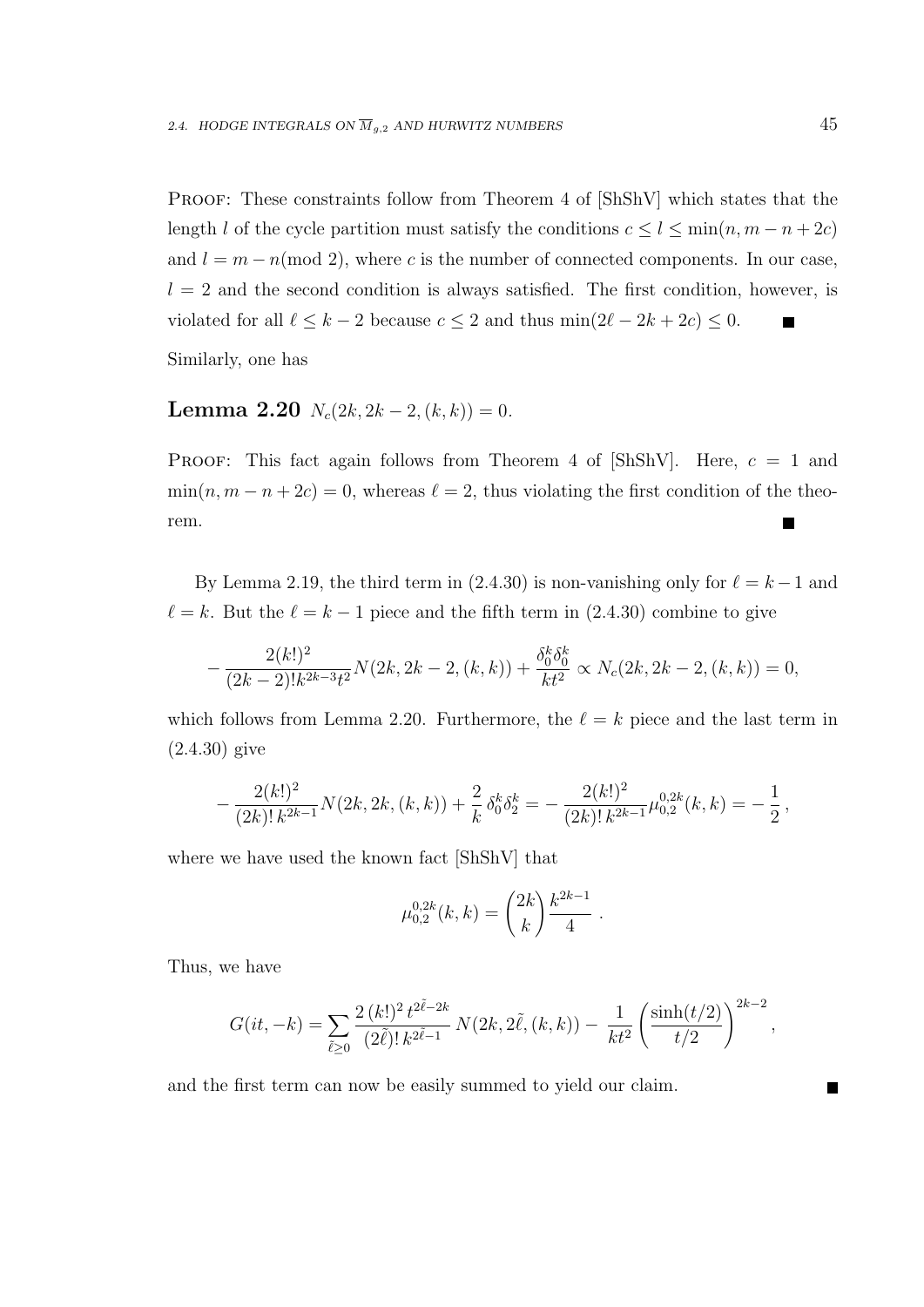PROOF: These constraints follow from Theorem 4 of [ShShV] which states that the length $l$ of the cycle partition must satisfy the conditions $c \leq l \leq \min(n, m - n + 2c)$ and $l = m - n (\mathrm{mod}\ 2)$, where $c$ is the number of connected components. In our case, $l = 2$ and the second condition is always satisfied. The first condition, however, is violated for all $\ell \leq k - 2$ because $c \leq 2$ and thus $\min(2\ell - 2k + 2c) \leq 0$. ∎

Similarly, one has

**Lemma 2.20** $N_c(2k, 2k-2, (k,k)) = 0$.

PROOF: This fact again follows from Theorem 4 of [ShShV]. Here, $c = 1$ and $\min(n, m - n + 2c) = 0$, whereas $\ell = 2$, thus violating the first condition of the theorem. ∎

By Lemma 2.19, the third term in (2.4.30) is non-vanishing only for $\ell = k - 1$ and $\ell = k$. But the $\ell = k - 1$ piece and the fifth term in (2.4.30) combine to give

$$- \frac{2(k!)^2}{(2k-2)! k^{2k-3} t^2} N(2k, 2k-2, (k,k)) + \frac{\delta_0^k \delta_0^k}{k t^2} \propto N_c(2k, 2k-2, (k,k)) = 0,$$

which follows from Lemma 2.20. Furthermore, the $\ell = k$ piece and the last term in (2.4.30) give

$$- \frac{2(k!)^2}{(2k)!\, k^{2k-1}} N(2k, 2k, (k,k)) + \frac{2}{k}\, \delta_0^k \delta_2^k = - \frac{2(k!)^2}{(2k)!\, k^{2k-1}} \mu_{0,2}^{0,2k}(k,k) = -\frac{1}{2}\,,$$

where we have used the known fact [ShShV] that

$$\mu_{0,2}^{0,2k}(k,k) = \binom{2k}{k} \frac{k^{2k-1}}{4}\,.$$

Thus, we have

$$G(it, -k) = \sum_{\tilde{\ell} \geq 0} \frac{2\,(k!)^2\, t^{2\tilde{\ell} - 2k}}{(2\tilde{\ell})!\, k^{2\tilde{\ell}-1}}\, N(2k, 2\tilde{\ell}, (k,k)) - \frac{1}{k t^2} \left( \frac{\sinh(t/2)}{t/2} \right)^{2k-2},$$

and the first term can now be easily summed to yield our claim. ∎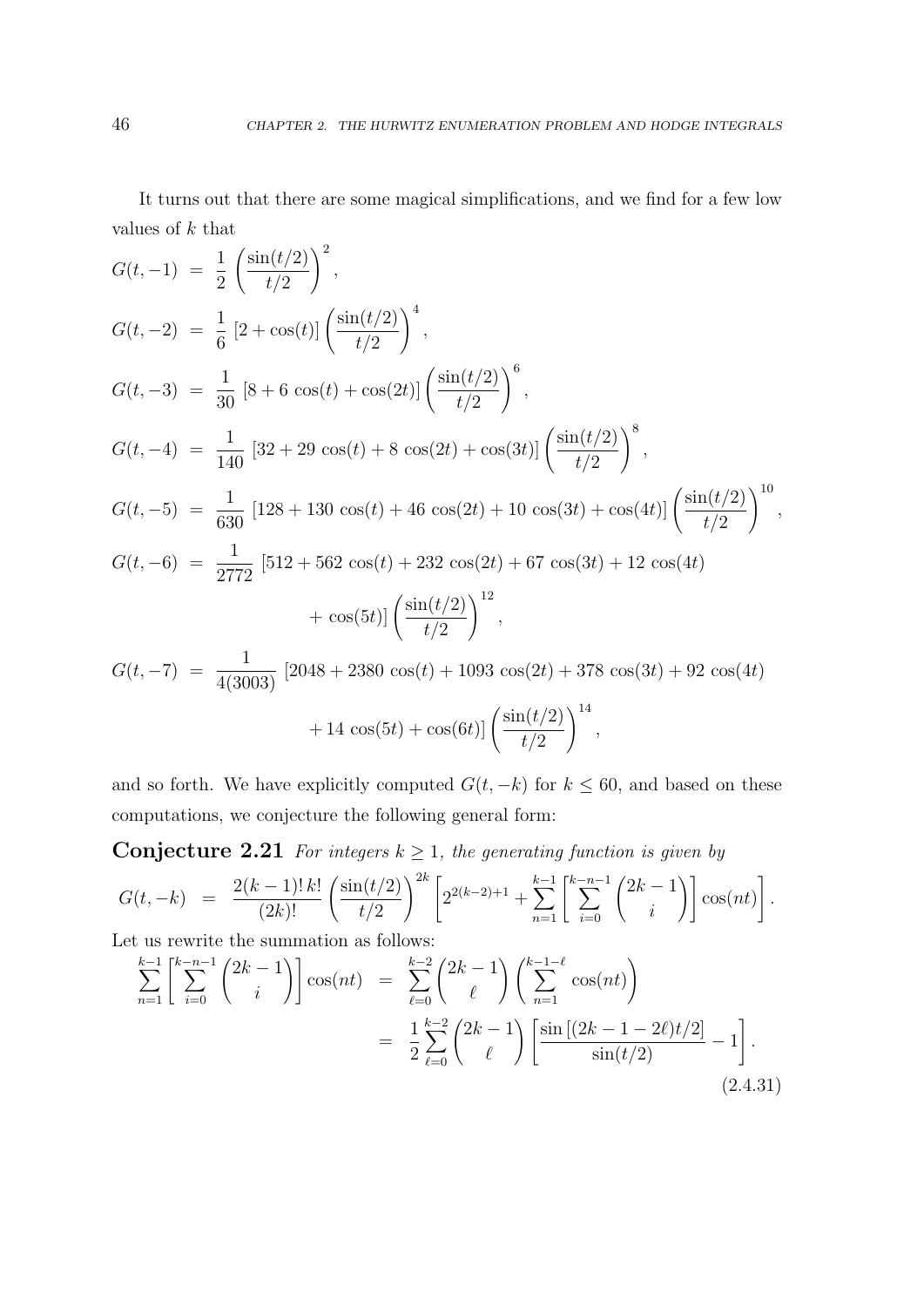It turns out that there are some magical simplifications, and we find for a few low values of $k$ that

$$
\begin{aligned}
G(t,-1) &= \frac{1}{2}\left(\frac{\sin(t/2)}{t/2}\right)^2, \\
G(t,-2) &= \frac{1}{6}\left[2+\cos(t)\right]\left(\frac{\sin(t/2)}{t/2}\right)^4, \\
G(t,-3) &= \frac{1}{30}\left[8+6\cos(t)+\cos(2t)\right]\left(\frac{\sin(t/2)}{t/2}\right)^6, \\
G(t,-4) &= \frac{1}{140}\left[32+29\cos(t)+8\cos(2t)+\cos(3t)\right]\left(\frac{\sin(t/2)}{t/2}\right)^8, \\
G(t,-5) &= \frac{1}{630}\left[128+130\cos(t)+46\cos(2t)+10\cos(3t)+\cos(4t)\right]\left(\frac{\sin(t/2)}{t/2}\right)^{10}, \\
G(t,-6) &= \frac{1}{2772}\left[512+562\cos(t)+232\cos(2t)+67\cos(3t)+12\cos(4t)\right. \\
&\qquad \left. +\cos(5t)\right]\left(\frac{\sin(t/2)}{t/2}\right)^{12}, \\
G(t,-7) &= \frac{1}{4(3003)}\left[2048+2380\cos(t)+1093\cos(2t)+378\cos(3t)+92\cos(4t)\right. \\
&\qquad \left. +14\cos(5t)+\cos(6t)\right]\left(\frac{\sin(t/2)}{t/2}\right)^{14},
\end{aligned}
$$

and so forth. We have explicitly computed $G(t,-k)$ for $k \le 60$, and based on these computations, we conjecture the following general form:

**Conjecture 2.21** *For integers $k \ge 1$, the generating function is given by*

$$
G(t,-k) = \frac{2(k-1)!\,k!}{(2k)!}\left(\frac{\sin(t/2)}{t/2}\right)^{2k}\left[2^{2(k-2)+1}+\sum_{n=1}^{k-1}\left[\sum_{i=0}^{k-n-1}\binom{2k-1}{i}\right]\cos(nt)\right].
$$

Let us rewrite the summation as follows:

$$
\begin{aligned}
\sum_{n=1}^{k-1}\left[\sum_{i=0}^{k-n-1}\binom{2k-1}{i}\right]\cos(nt) &= \sum_{\ell=0}^{k-2}\binom{2k-1}{\ell}\left(\sum_{n=1}^{k-1-\ell}\cos(nt)\right) \\
&= \frac{1}{2}\sum_{\ell=0}^{k-2}\binom{2k-1}{\ell}\left[\frac{\sin\left[(2k-1-2\ell)t/2\right]}{\sin(t/2)}-1\right].
\end{aligned}
\tag{2.4.31}
$$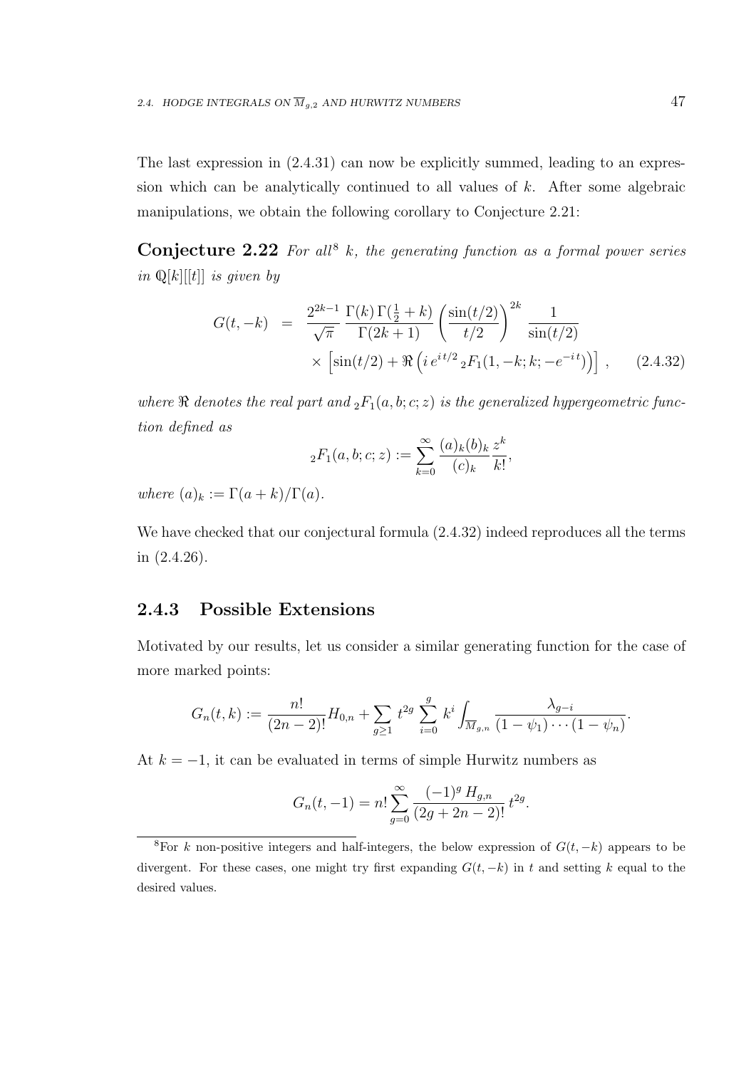The last expression in (2.4.31) can now be explicitly summed, leading to an expression which can be analytically continued to all values of $k$. After some algebraic manipulations, we obtain the following corollary to Conjecture 2.21:

**Conjecture 2.22** *For all*[8] $k$*, the generating function as a formal power series in* $\mathbb{Q}[k][[t]]$ *is given by*

$$\begin{aligned} G(t,-k) &= \frac{2^{2k-1}}{\sqrt{\pi}} \frac{\Gamma(k)\,\Gamma(\frac{1}{2}+k)}{\Gamma(2k+1)} \left(\frac{\sin(t/2)}{t/2}\right)^{2k} \frac{1}{\sin(t/2)} \\ &\quad \times \left[\sin(t/2) + \Re\left(i\, e^{i\,t/2}\,{}_2F_1(1,-k;k;-e^{-i\,t})\right)\right], \qquad (2.4.32) \end{aligned}$$

*where* $\Re$ *denotes the real part and* ${}_2F_1(a,b;c;z)$ *is the generalized hypergeometric function defined as*

$${}_2F_1(a,b;c;z) := \sum_{k=0}^{\infty} \frac{(a)_k (b)_k}{(c)_k} \frac{z^k}{k!},$$

*where* $(a)_k := \Gamma(a+k)/\Gamma(a)$.

We have checked that our conjectural formula (2.4.32) indeed reproduces all the terms in (2.4.26).

### 2.4.3 Possible Extensions

Motivated by our results, let us consider a similar generating function for the case of more marked points:

$$G_n(t,k) := \frac{n!}{(2n-2)!} H_{0,n} + \sum_{g \geq 1} t^{2g} \sum_{i=0}^{g} k^i \int_{\overline{M}_{g,n}} \frac{\lambda_{g-i}}{(1-\psi_1)\cdots(1-\psi_n)}.$$

At $k=-1$, it can be evaluated in terms of simple Hurwitz numbers as

$$G_n(t,-1) = n! \sum_{g=0}^{\infty} \frac{(-1)^g\, H_{g,n}}{(2g+2n-2)!}\, t^{2g}.$$

[8] For $k$ non-positive integers and half-integers, the below expression of $G(t,-k)$ appears to be divergent. For these cases, one might try first expanding $G(t,-k)$ in $t$ and setting $k$ equal to the desired values.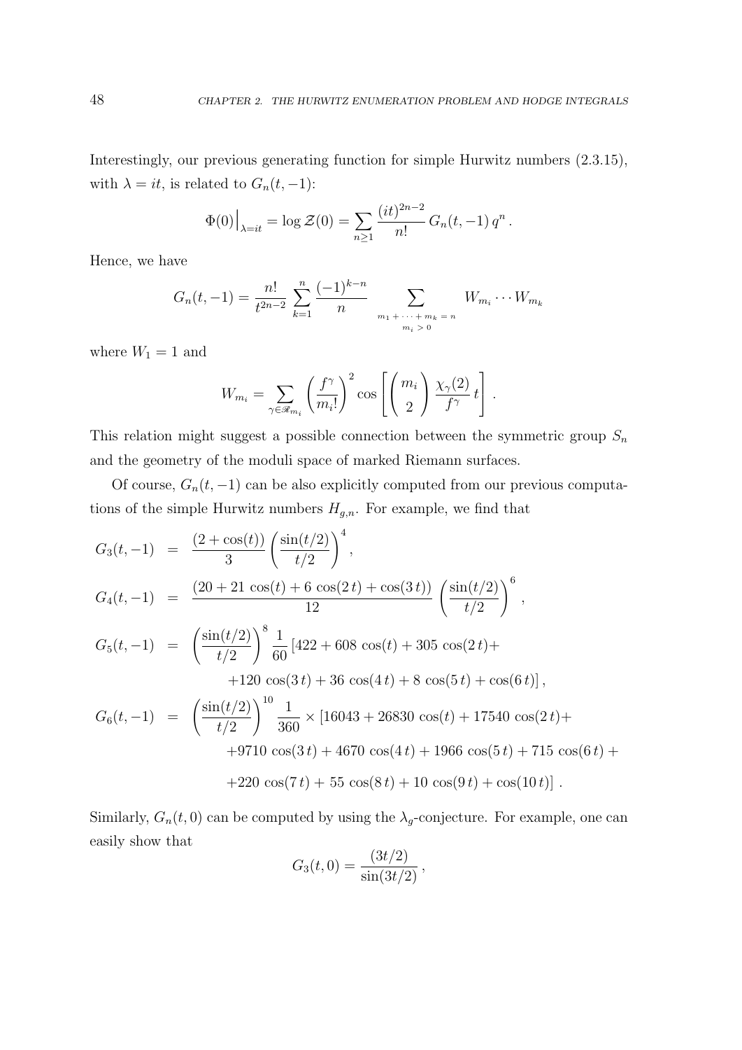Interestingly, our previous generating function for simple Hurwitz numbers (2.3.15), with $\lambda = it$, is related to $G_n(t,-1)$:

$$\Phi(0)\Big|_{\lambda=it} = \log \mathcal{Z}(0) = \sum_{n\geq 1} \frac{(it)^{2n-2}}{n!}\, G_n(t,-1)\, q^n \,.$$

Hence, we have

$$G_n(t,-1) = \frac{n!}{t^{2n-2}} \sum_{k=1}^{n} \frac{(-1)^{k-n}}{n} \sum_{\substack{m_1 + \cdots + m_k = n \\ m_i > 0}} W_{m_i} \cdots W_{m_k}$$

where $W_1 = 1$ and

$$W_{m_i} = \sum_{\gamma \in \mathscr{R}_{m_i}} \left(\frac{f^\gamma}{m_i!}\right)^2 \cos\left[\binom{m_i}{2} \frac{\chi_\gamma(2)}{f^\gamma}\, t\right] .$$

This relation might suggest a possible connection between the symmetric group $S_n$ and the geometry of the moduli space of marked Riemann surfaces.

Of course, $G_n(t,-1)$ can be also explicitly computed from our previous computations of the simple Hurwitz numbers $H_{g,n}$. For example, we find that

$$\begin{aligned}
G_3(t,-1) &= \frac{(2+\cos(t))}{3}\left(\frac{\sin(t/2)}{t/2}\right)^4 , \\
G_4(t,-1) &= \frac{(20 + 21\,\cos(t) + 6\,\cos(2\,t) + \cos(3\,t))}{12}\left(\frac{\sin(t/2)}{t/2}\right)^6 , \\
G_5(t,-1) &= \left(\frac{\sin(t/2)}{t/2}\right)^8 \frac{1}{60}\,[422 + 608\,\cos(t) + 305\,\cos(2\,t) + \\
&\qquad +120\,\cos(3\,t) + 36\,\cos(4\,t) + 8\,\cos(5\,t) + \cos(6\,t)] , \\
G_6(t,-1) &= \left(\frac{\sin(t/2)}{t/2}\right)^{10} \frac{1}{360} \times [16043 + 26830\,\cos(t) + 17540\,\cos(2\,t) + \\
&\qquad +9710\,\cos(3\,t) + 4670\,\cos(4\,t) + 1966\,\cos(5\,t) + 715\,\cos(6\,t) + \\
&\qquad +220\,\cos(7\,t) + 55\,\cos(8\,t) + 10\,\cos(9\,t) + \cos(10\,t)] \,.
\end{aligned}$$

Similarly, $G_n(t,0)$ can be computed by using the $\lambda_g$-conjecture. For example, one can easily show that

$$G_3(t,0) = \frac{(3t/2)}{\sin(3t/2)} \,,$$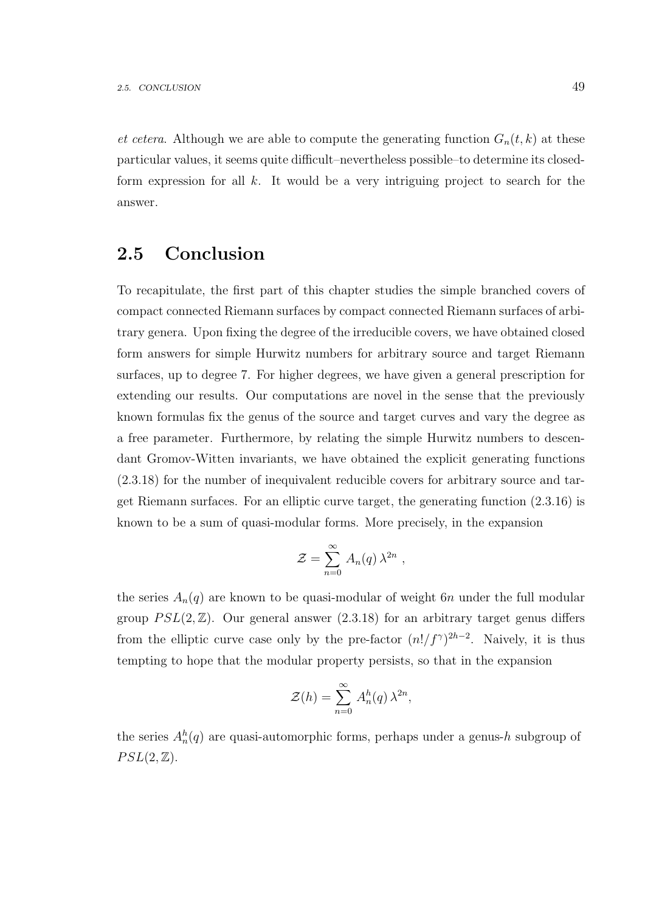*et cetera*. Although we are able to compute the generating function $G_n(t,k)$ at these particular values, it seems quite difficult–nevertheless possible–to determine its closed-form expression for all $k$. It would be a very intriguing project to search for the answer.

## 2.5 Conclusion

To recapitulate, the first part of this chapter studies the simple branched covers of compact connected Riemann surfaces by compact connected Riemann surfaces of arbitrary genera. Upon fixing the degree of the irreducible covers, we have obtained closed form answers for simple Hurwitz numbers for arbitrary source and target Riemann surfaces, up to degree 7. For higher degrees, we have given a general prescription for extending our results. Our computations are novel in the sense that the previously known formulas fix the genus of the source and target curves and vary the degree as a free parameter. Furthermore, by relating the simple Hurwitz numbers to descendant Gromov-Witten invariants, we have obtained the explicit generating functions (2.3.18) for the number of inequivalent reducible covers for arbitrary source and target Riemann surfaces. For an elliptic curve target, the generating function (2.3.16) is known to be a sum of quasi-modular forms. More precisely, in the expansion

$$\mathcal{Z} = \sum_{n=0}^{\infty} A_n(q)\, \lambda^{2n} \ ,$$

the series $A_n(q)$ are known to be quasi-modular of weight $6n$ under the full modular group $PSL(2,\mathbb{Z})$. Our general answer (2.3.18) for an arbitrary target genus differs from the elliptic curve case only by the pre-factor $(n!/f^\gamma)^{2h-2}$. Naively, it is thus tempting to hope that the modular property persists, so that in the expansion

$$\mathcal{Z}(h) = \sum_{n=0}^{\infty} A_n^h(q)\, \lambda^{2n},$$

the series $A_n^h(q)$ are quasi-automorphic forms, perhaps under a genus-$h$ subgroup of $PSL(2,\mathbb{Z})$.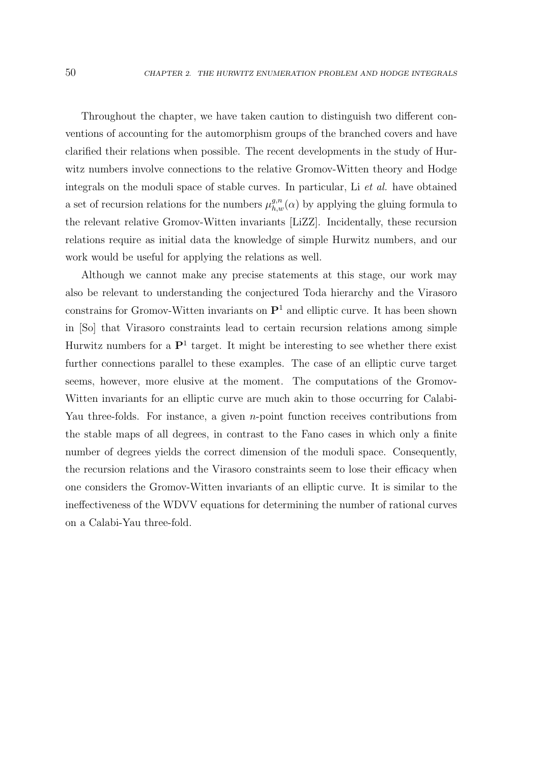Throughout the chapter, we have taken caution to distinguish two different conventions of accounting for the automorphism groups of the branched covers and have clarified their relations when possible. The recent developments in the study of Hurwitz numbers involve connections to the relative Gromov-Witten theory and Hodge integrals on the moduli space of stable curves. In particular, Li *et al.* have obtained a set of recursion relations for the numbers $\mu^{g,n}_{h,w}(\alpha)$ by applying the gluing formula to the relevant relative Gromov-Witten invariants [LiZZ]. Incidentally, these recursion relations require as initial data the knowledge of simple Hurwitz numbers, and our work would be useful for applying the relations as well.

Although we cannot make any precise statements at this stage, our work may also be relevant to understanding the conjectured Toda hierarchy and the Virasoro constrains for Gromov-Witten invariants on $\mathbf{P}^1$ and elliptic curve. It has been shown in [So] that Virasoro constraints lead to certain recursion relations among simple Hurwitz numbers for a $\mathbf{P}^1$ target. It might be interesting to see whether there exist further connections parallel to these examples. The case of an elliptic curve target seems, however, more elusive at the moment. The computations of the Gromov-Witten invariants for an elliptic curve are much akin to those occurring for Calabi-Yau three-folds. For instance, a given $n$-point function receives contributions from the stable maps of all degrees, in contrast to the Fano cases in which only a finite number of degrees yields the correct dimension of the moduli space. Consequently, the recursion relations and the Virasoro constraints seem to lose their efficacy when one considers the Gromov-Witten invariants of an elliptic curve. It is similar to the ineffectiveness of the WDVV equations for determining the number of rational curves on a Calabi-Yau three-fold.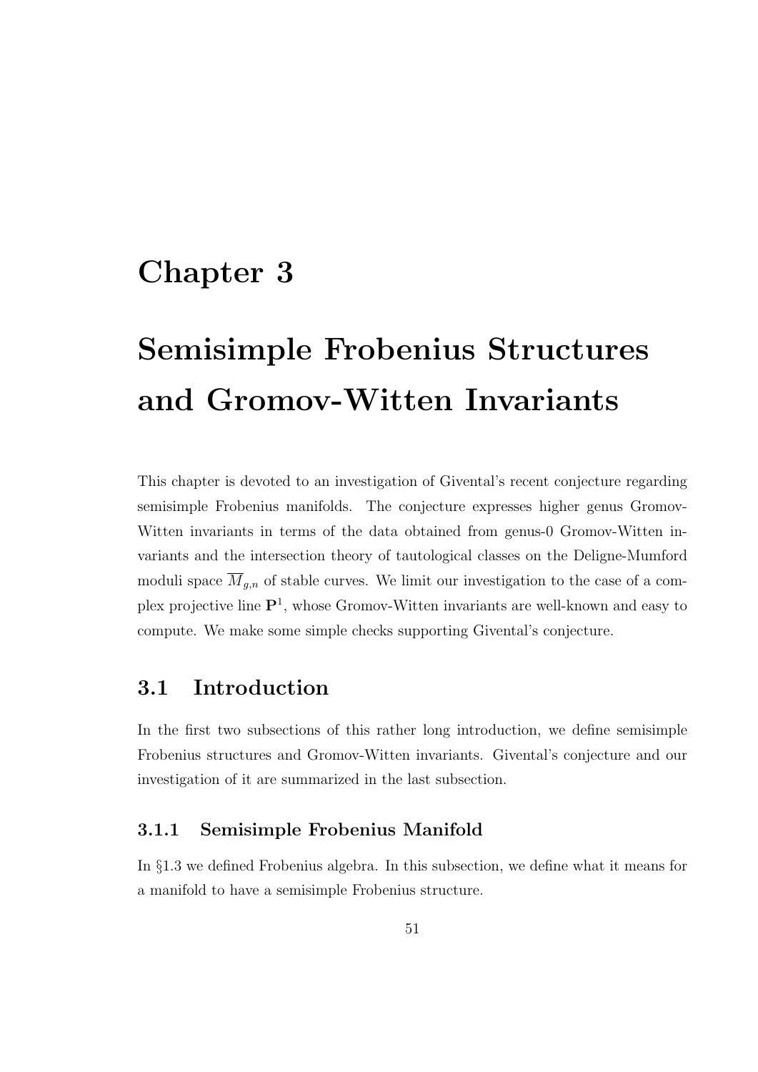# Chapter 3

# Semisimple Frobenius Structures and Gromov-Witten Invariants

This chapter is devoted to an investigation of Givental's recent conjecture regarding semisimple Frobenius manifolds. The conjecture expresses higher genus Gromov-Witten invariants in terms of the data obtained from genus-0 Gromov-Witten invariants and the intersection theory of tautological classes on the Deligne-Mumford moduli space $\overline{M}_{g,n}$ of stable curves. We limit our investigation to the case of a complex projective line $\mathbf{P}^1$, whose Gromov-Witten invariants are well-known and easy to compute. We make some simple checks supporting Givental's conjecture.

## 3.1 Introduction

In the first two subsections of this rather long introduction, we define semisimple Frobenius structures and Gromov-Witten invariants. Givental's conjecture and our investigation of it are summarized in the last subsection.

### 3.1.1 Semisimple Frobenius Manifold

In §1.3 we defined Frobenius algebra. In this subsection, we define what it means for a manifold to have a semisimple Frobenius structure.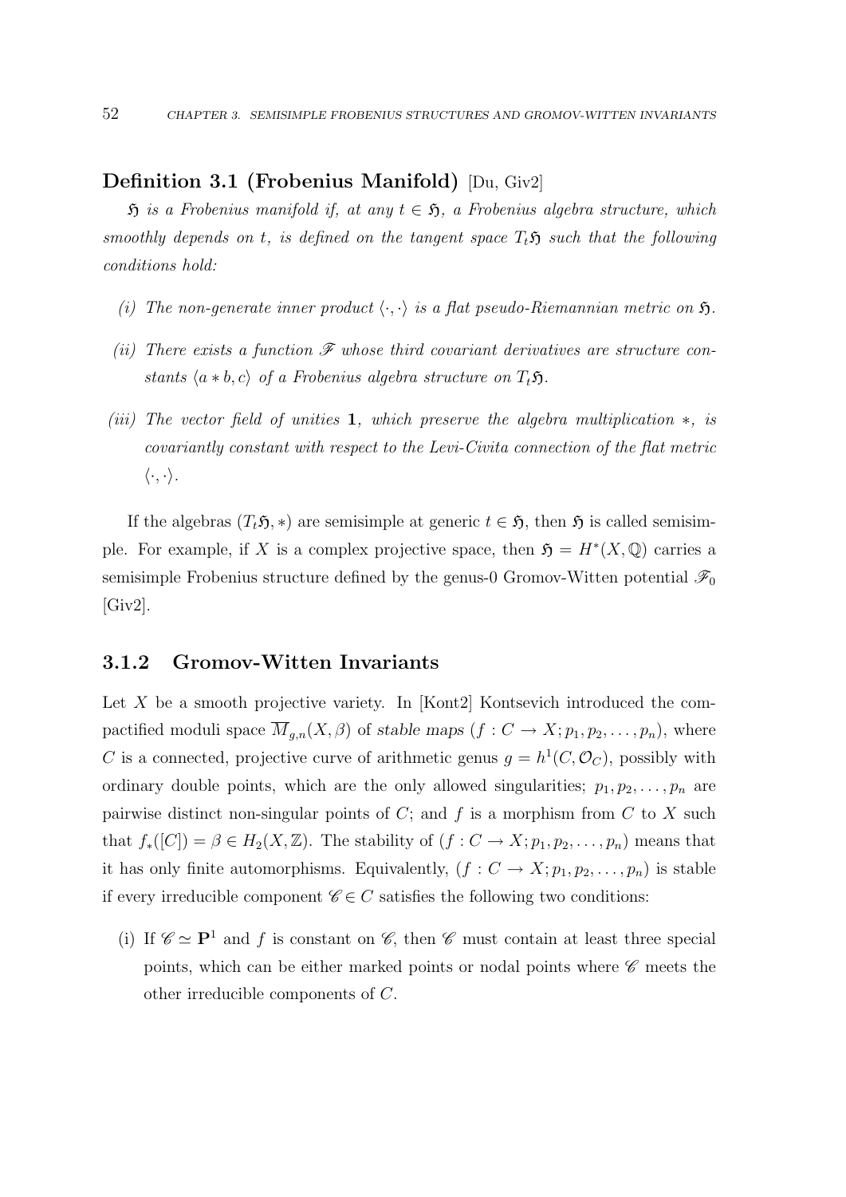**Definition 3.1 (Frobenius Manifold)** [Du, Giv2]

*$\mathfrak{H}$ is a Frobenius manifold if, at any $t \in \mathfrak{H}$, a Frobenius algebra structure, which smoothly depends on $t$, is defined on the tangent space $T_t\mathfrak{H}$ such that the following conditions hold:*

*(i) The non-generate inner product $\langle \cdot, \cdot \rangle$ is a flat pseudo-Riemannian metric on $\mathfrak{H}$.*

*(ii) There exists a function $\mathscr{F}$ whose third covariant derivatives are structure constants $\langle a * b, c \rangle$ of a Frobenius algebra structure on $T_t\mathfrak{H}$.*

*(iii) The vector field of unities $\mathbf{1}$, which preserve the algebra multiplication $*$, is covariantly constant with respect to the Levi-Civita connection of the flat metric $\langle \cdot, \cdot \rangle$.*

If the algebras $(T_t\mathfrak{H}, *)$ are semisimple at generic $t \in \mathfrak{H}$, then $\mathfrak{H}$ is called semisimple. For example, if $X$ is a complex projective space, then $\mathfrak{H} = H^*(X, \mathbb{Q})$ carries a semisimple Frobenius structure defined by the genus-0 Gromov-Witten potential $\mathscr{F}_0$ [Giv2].

### 3.1.2 Gromov-Witten Invariants

Let $X$ be a smooth projective variety. In [Kont2] Kontsevich introduced the compactified moduli space $\overline{M}_{g,n}(X, \beta)$ of *stable maps* $(f : C \to X; p_1, p_2, \ldots, p_n)$, where $C$ is a connected, projective curve of arithmetic genus $g = h^1(C, \mathcal{O}_C)$, possibly with ordinary double points, which are the only allowed singularities; $p_1, p_2, \ldots, p_n$ are pairwise distinct non-singular points of $C$; and $f$ is a morphism from $C$ to $X$ such that $f_*([C]) = \beta \in H_2(X, \mathbb{Z})$. The stability of $(f : C \to X; p_1, p_2, \ldots, p_n)$ means that it has only finite automorphisms. Equivalently, $(f : C \to X; p_1, p_2, \ldots, p_n)$ is stable if every irreducible component $\mathscr{C} \in C$ satisfies the following two conditions:

(i) If $\mathscr{C} \simeq \mathbf{P}^1$ and $f$ is constant on $\mathscr{C}$, then $\mathscr{C}$ must contain at least three special points, which can be either marked points or nodal points where $\mathscr{C}$ meets the other irreducible components of $C$.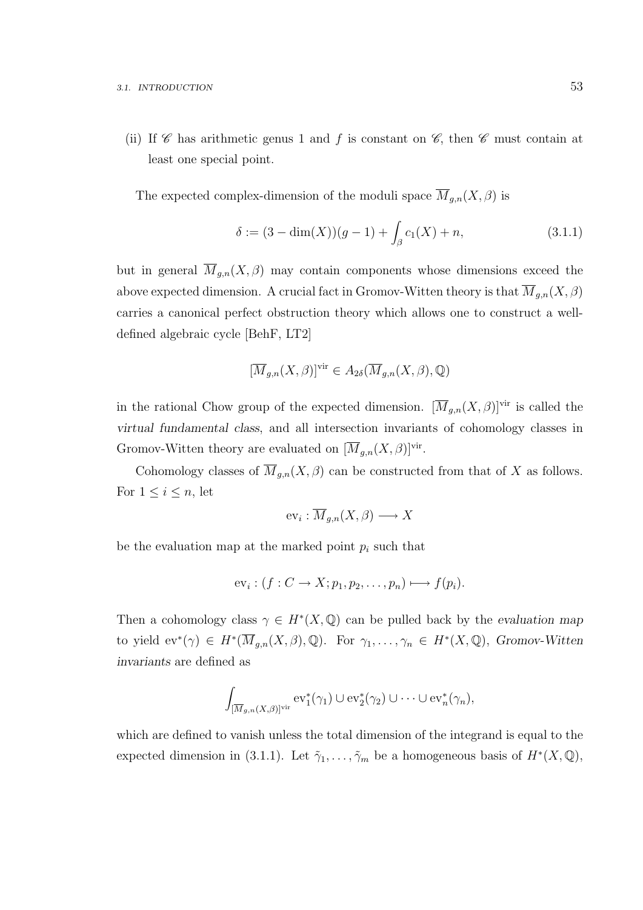(ii) If $\mathscr{C}$ has arithmetic genus 1 and $f$ is constant on $\mathscr{C}$, then $\mathscr{C}$ must contain at least one special point.

The expected complex-dimension of the moduli space $\overline{M}_{g,n}(X,\beta)$ is

$$\delta := (3 - \dim(X))(g-1) + \int_\beta c_1(X) + n, \tag{3.1.1}$$

but in general $\overline{M}_{g,n}(X,\beta)$ may contain components whose dimensions exceed the above expected dimension. A crucial fact in Gromov-Witten theory is that $\overline{M}_{g,n}(X,\beta)$ carries a canonical perfect obstruction theory which allows one to construct a well-defined algebraic cycle [BehF, LT2]

$$[\overline{M}_{g,n}(X,\beta)]^{\mathrm{vir}} \in A_{2\delta}(\overline{M}_{g,n}(X,\beta),\mathbb{Q})$$

in the rational Chow group of the expected dimension. $[\overline{M}_{g,n}(X,\beta)]^{\mathrm{vir}}$ is called the *virtual fundamental class*, and all intersection invariants of cohomology classes in Gromov-Witten theory are evaluated on $[\overline{M}_{g,n}(X,\beta)]^{\mathrm{vir}}$.

Cohomology classes of $\overline{M}_{g,n}(X,\beta)$ can be constructed from that of $X$ as follows. For $1 \leq i \leq n$, let

$$\mathrm{ev}_i : \overline{M}_{g,n}(X,\beta) \longrightarrow X$$

be the evaluation map at the marked point $p_i$ such that

$$\mathrm{ev}_i : (f : C \to X; p_1, p_2, \ldots, p_n) \longmapsto f(p_i).$$

Then a cohomology class $\gamma \in H^*(X,\mathbb{Q})$ can be pulled back by the *evaluation map* to yield $\mathrm{ev}^*(\gamma) \in H^*(\overline{M}_{g,n}(X,\beta),\mathbb{Q})$. For $\gamma_1, \ldots, \gamma_n \in H^*(X,\mathbb{Q})$, *Gromov-Witten invariants* are defined as

$$\int_{[\overline{M}_{g,n}(X,\beta)]^{\mathrm{vir}}} \mathrm{ev}_1^*(\gamma_1) \cup \mathrm{ev}_2^*(\gamma_2) \cup \cdots \cup \mathrm{ev}_n^*(\gamma_n),$$

which are defined to vanish unless the total dimension of the integrand is equal to the expected dimension in (3.1.1). Let $\tilde{\gamma}_1, \ldots, \tilde{\gamma}_m$ be a homogeneous basis of $H^*(X,\mathbb{Q})$,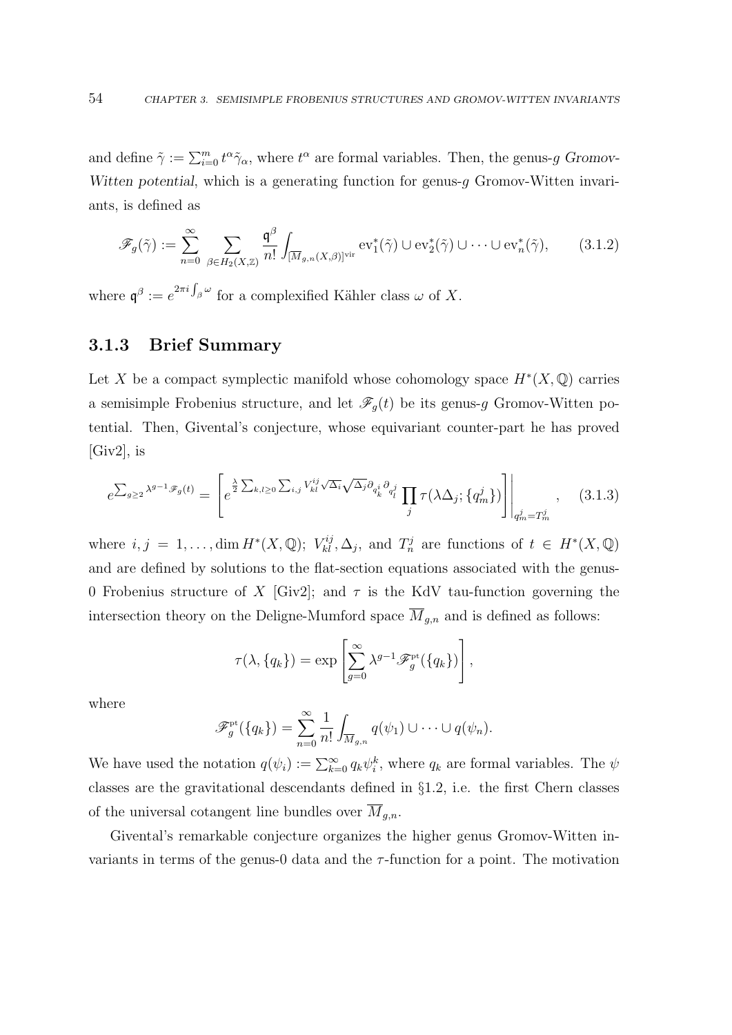and define $\tilde{\gamma} := \sum_{i=0}^{m} t^{\alpha}\tilde{\gamma}_{\alpha}$, where $t^{\alpha}$ are formal variables. Then, the genus-$g$ *Gromov-Witten potential*, which is a generating function for genus-$g$ Gromov-Witten invariants, is defined as

$$\mathscr{F}_g(\tilde{\gamma}) := \sum_{n=0}^{\infty} \sum_{\beta \in H_2(X,\mathbb{Z})} \frac{\mathfrak{q}^{\beta}}{n!} \int_{[\overline{M}_{g,n}(X,\beta)]^{\text{vir}}} \text{ev}_1^*(\tilde{\gamma}) \cup \text{ev}_2^*(\tilde{\gamma}) \cup \cdots \cup \text{ev}_n^*(\tilde{\gamma}), \tag{3.1.2}$$

where $\mathfrak{q}^{\beta} := e^{2\pi i \int_{\beta} \omega}$ for a complexified Kähler class $\omega$ of $X$.

### 3.1.3 Brief Summary

Let $X$ be a compact symplectic manifold whose cohomology space $H^*(X, \mathbb{Q})$ carries a semisimple Frobenius structure, and let $\mathscr{F}_g(t)$ be its genus-$g$ Gromov-Witten potential. Then, Givental's conjecture, whose equivariant counter-part he has proved [Giv2], is

$$e^{\sum_{g\geq 2} \lambda^{g-1}\mathscr{F}_g(t)} = \left[ e^{\frac{\lambda}{2}\sum_{k,l\geq 0}\sum_{i,j} V_{kl}^{ij}\sqrt{\Delta_i}\sqrt{\Delta_j}\partial_{q_k^i}\partial_{q_l^j}} \prod_j \tau(\lambda\Delta_j;\{q_m^j\}) \right] \Bigg|_{q_m^j = T_m^j}, \tag{3.1.3}$$

where $i, j = 1, \ldots, \dim H^*(X, \mathbb{Q})$; $V_{kl}^{ij}, \Delta_j$, and $T_n^j$ are functions of $t \in H^*(X, \mathbb{Q})$ and are defined by solutions to the flat-section equations associated with the genus-0 Frobenius structure of $X$ [Giv2]; and $\tau$ is the KdV tau-function governing the intersection theory on the Deligne-Mumford space $\overline{M}_{g,n}$ and is defined as follows:

$$\tau(\lambda, \{q_k\}) = \exp\left[\sum_{g=0}^{\infty} \lambda^{g-1} \mathscr{F}_g^{\text{pt}}(\{q_k\})\right],$$

where

$$\mathscr{F}_g^{\text{pt}}(\{q_k\}) = \sum_{n=0}^{\infty} \frac{1}{n!} \int_{\overline{M}_{g,n}} q(\psi_1) \cup \cdots \cup q(\psi_n).$$

We have used the notation $q(\psi_i) := \sum_{k=0}^{\infty} q_k \psi_i^k$, where $q_k$ are formal variables. The $\psi$ classes are the gravitational descendants defined in §1.2, i.e. the first Chern classes of the universal cotangent line bundles over $\overline{M}_{g,n}$.

Givental's remarkable conjecture organizes the higher genus Gromov-Witten invariants in terms of the genus-0 data and the $\tau$-function for a point. The motivation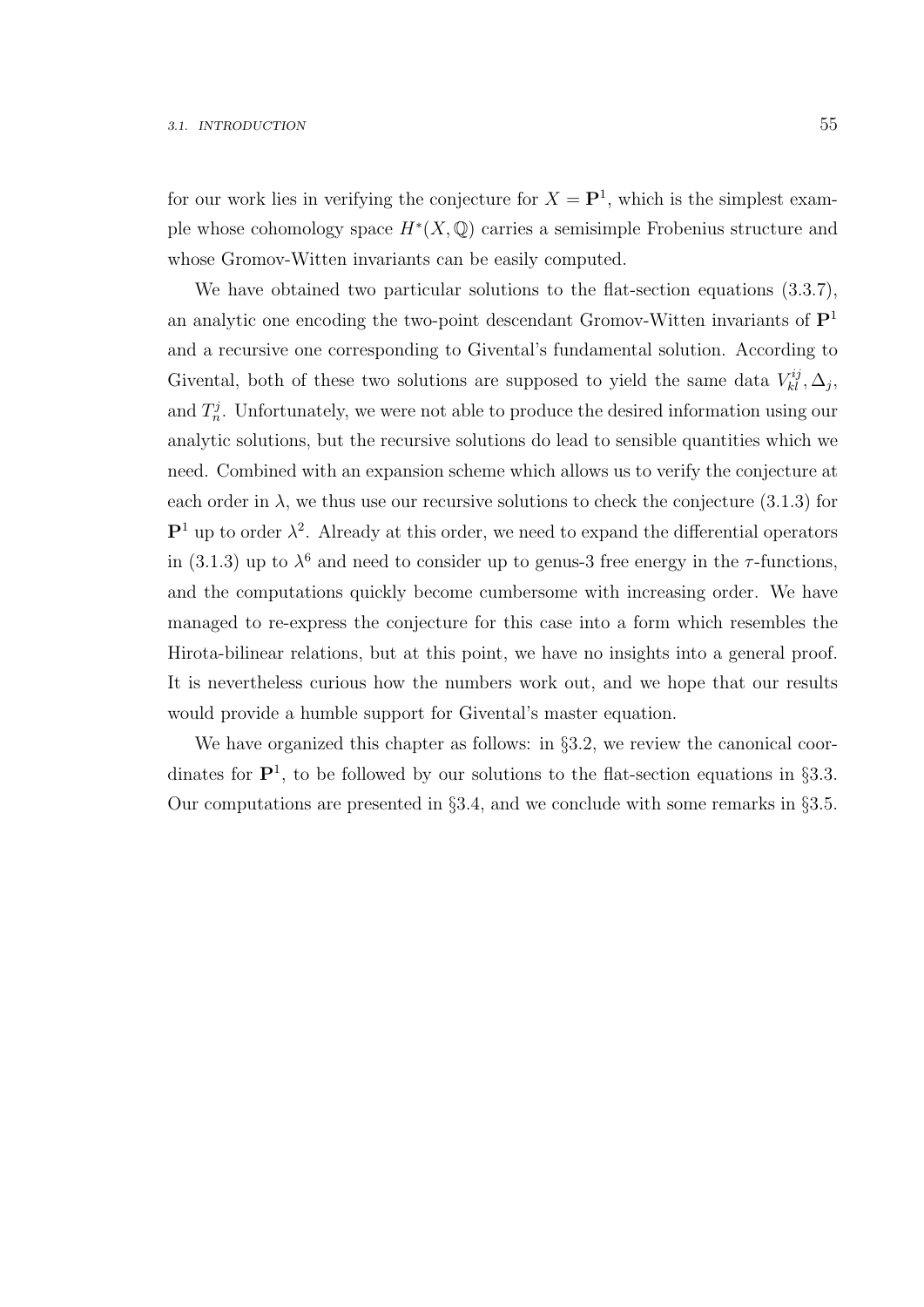for our work lies in verifying the conjecture for $X = \mathbf{P}^1$, which is the simplest example whose cohomology space $H^*(X, \mathbb{Q})$ carries a semisimple Frobenius structure and whose Gromov-Witten invariants can be easily computed.

We have obtained two particular solutions to the flat-section equations (3.3.7), an analytic one encoding the two-point descendant Gromov-Witten invariants of $\mathbf{P}^1$ and a recursive one corresponding to Givental's fundamental solution. According to Givental, both of these two solutions are supposed to yield the same data $V_{kl}^{ij}, \Delta_j$, and $T_n^j$. Unfortunately, we were not able to produce the desired information using our analytic solutions, but the recursive solutions do lead to sensible quantities which we need. Combined with an expansion scheme which allows us to verify the conjecture at each order in $\lambda$, we thus use our recursive solutions to check the conjecture (3.1.3) for $\mathbf{P}^1$ up to order $\lambda^2$. Already at this order, we need to expand the differential operators in (3.1.3) up to $\lambda^6$ and need to consider up to genus-3 free energy in the $\tau$-functions, and the computations quickly become cumbersome with increasing order. We have managed to re-express the conjecture for this case into a form which resembles the Hirota-bilinear relations, but at this point, we have no insights into a general proof. It is nevertheless curious how the numbers work out, and we hope that our results would provide a humble support for Givental's master equation.

We have organized this chapter as follows: in §3.2, we review the canonical coordinates for $\mathbf{P}^1$, to be followed by our solutions to the flat-section equations in §3.3. Our computations are presented in §3.4, and we conclude with some remarks in §3.5.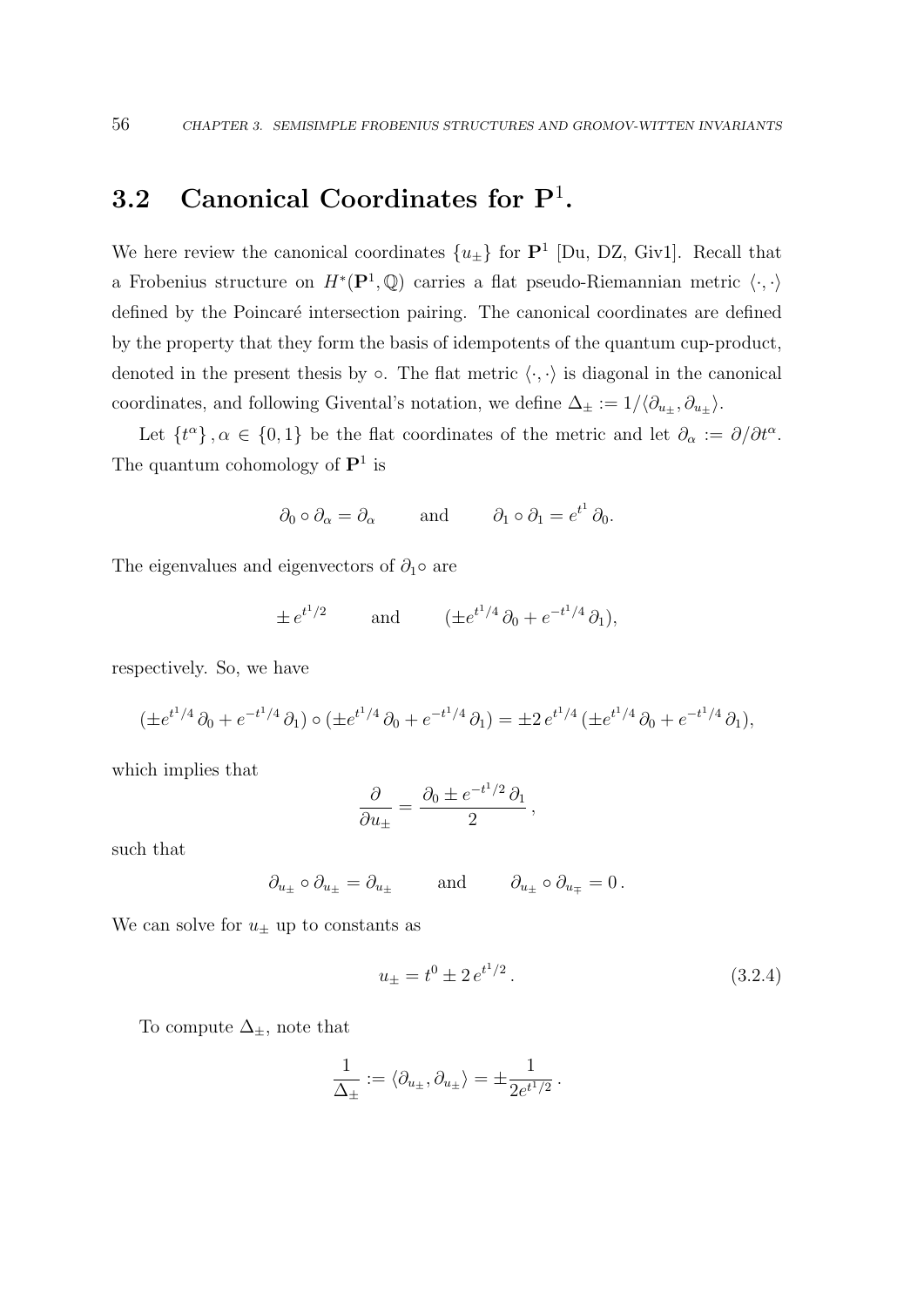## 3.2 Canonical Coordinates for $\mathbf{P}^1$.

We here review the canonical coordinates $\{u_\pm\}$ for $\mathbf{P}^1$ [Du, DZ, Giv1]. Recall that a Frobenius structure on $H^*(\mathbf{P}^1, \mathbb{Q})$ carries a flat pseudo-Riemannian metric $\langle \cdot, \cdot \rangle$ defined by the Poincaré intersection pairing. The canonical coordinates are defined by the property that they form the basis of idempotents of the quantum cup-product, denoted in the present thesis by $\circ$. The flat metric $\langle \cdot, \cdot \rangle$ is diagonal in the canonical coordinates, and following Givental's notation, we define $\Delta_\pm := 1/\langle \partial_{u_\pm}, \partial_{u_\pm} \rangle$.

Let $\{t^\alpha\}, \alpha \in \{0, 1\}$ be the flat coordinates of the metric and let $\partial_\alpha := \partial/\partial t^\alpha$. The quantum cohomology of $\mathbf{P}^1$ is

$$\partial_0 \circ \partial_\alpha = \partial_\alpha \qquad \text{and} \qquad \partial_1 \circ \partial_1 = e^{t^1} \partial_0.$$

The eigenvalues and eigenvectors of $\partial_1 \circ$ are

$$\pm\, e^{t^1/2} \qquad \text{and} \qquad (\pm e^{t^1/4}\, \partial_0 + e^{-t^1/4}\, \partial_1),$$

respectively. So, we have

$$(\pm e^{t^1/4}\, \partial_0 + e^{-t^1/4}\, \partial_1) \circ (\pm e^{t^1/4}\, \partial_0 + e^{-t^1/4}\, \partial_1) = \pm 2\, e^{t^1/4}\, (\pm e^{t^1/4}\, \partial_0 + e^{-t^1/4}\, \partial_1),$$

which implies that

$$\frac{\partial}{\partial u_\pm} = \frac{\partial_0 \pm e^{-t^1/2}\, \partial_1}{2}\,,$$

such that

$$\partial_{u_\pm} \circ \partial_{u_\pm} = \partial_{u_\pm} \qquad \text{and} \qquad \partial_{u_\pm} \circ \partial_{u_\mp} = 0\,.$$

We can solve for $u_\pm$ up to constants as

$$u_\pm = t^0 \pm 2\, e^{t^1/2}\,. \tag{3.2.4}$$

To compute $\Delta_\pm$, note that

$$\frac{1}{\Delta_\pm} := \langle \partial_{u_\pm}, \partial_{u_\pm} \rangle = \pm \frac{1}{2 e^{t^1/2}}\,.$$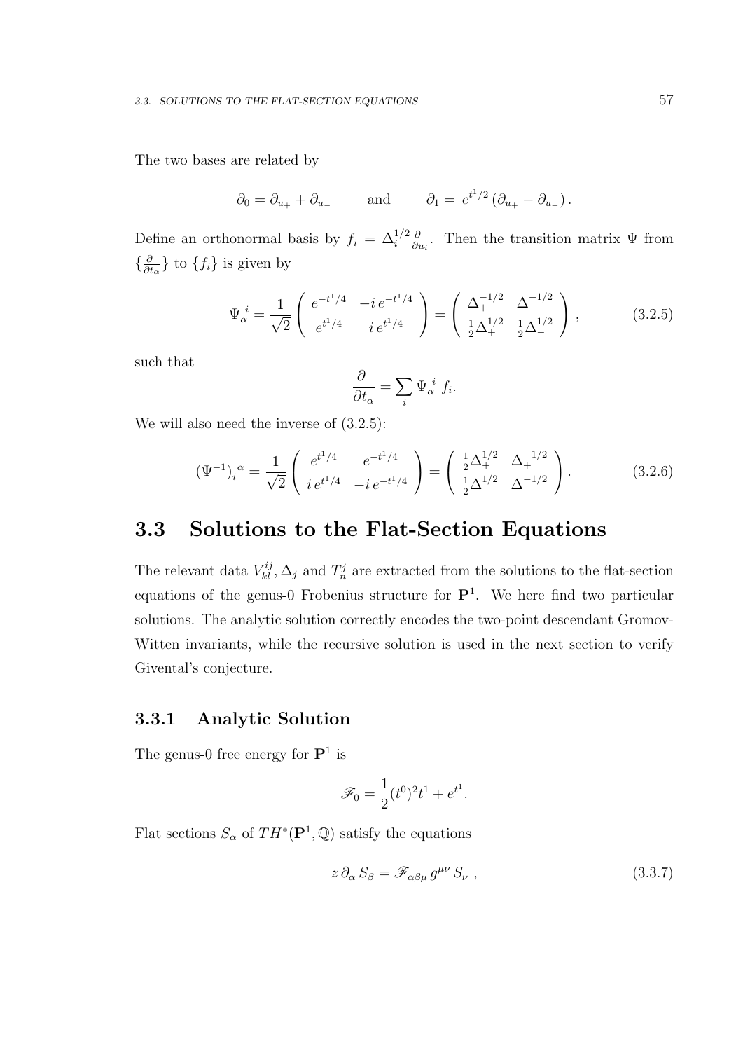The two bases are related by

$$\partial_0 = \partial_{u_+} + \partial_{u_-} \qquad \text{and} \qquad \partial_1 = e^{t^1/2}\,(\partial_{u_+} - \partial_{u_-})\,.$$

Define an orthonormal basis by $f_i = \Delta_i^{1/2}\frac{\partial}{\partial u_i}$. Then the transition matrix $\Psi$ from $\{\frac{\partial}{\partial t_\alpha}\}$ to $\{f_i\}$ is given by

$$\Psi_\alpha^{\ i} = \frac{1}{\sqrt{2}}\left(\begin{array}{cc} e^{-t^1/4} & -i\,e^{-t^1/4} \\ e^{t^1/4} & i\,e^{t^1/4} \end{array}\right) = \left(\begin{array}{cc} \Delta_+^{-1/2} & \Delta_-^{-1/2} \\ \frac{1}{2}\Delta_+^{1/2} & \frac{1}{2}\Delta_-^{1/2} \end{array}\right), \tag{3.2.5}$$

such that

$$\frac{\partial}{\partial t_\alpha} = \sum_i \Psi_\alpha^{\ i}\, f_i.$$

We will also need the inverse of (3.2.5):

$$(\Psi^{-1})_i^{\ \alpha} = \frac{1}{\sqrt{2}}\left(\begin{array}{cc} e^{t^1/4} & e^{-t^1/4} \\ i\,e^{t^1/4} & -i\,e^{-t^1/4} \end{array}\right) = \left(\begin{array}{cc} \frac{1}{2}\Delta_+^{1/2} & \Delta_+^{-1/2} \\ \frac{1}{2}\Delta_-^{1/2} & \Delta_-^{-1/2} \end{array}\right). \tag{3.2.6}$$

## 3.3 Solutions to the Flat-Section Equations

The relevant data $V_{kl}^{ij}, \Delta_j$ and $T_n^j$ are extracted from the solutions to the flat-section equations of the genus-0 Frobenius structure for $\mathbf{P}^1$. We here find two particular solutions. The analytic solution correctly encodes the two-point descendant Gromov-Witten invariants, while the recursive solution is used in the next section to verify Givental's conjecture.

### 3.3.1 Analytic Solution

The genus-0 free energy for $\mathbf{P}^1$ is

$$\mathscr{F}_0 = \frac{1}{2}(t^0)^2 t^1 + e^{t^1}.$$

Flat sections $S_\alpha$ of $TH^*(\mathbf{P}^1, \mathbb{Q})$ satisfy the equations

$$z\,\partial_\alpha\, S_\beta = \mathscr{F}_{\alpha\beta\mu}\, g^{\mu\nu}\, S_\nu\ , \tag{3.3.7}$$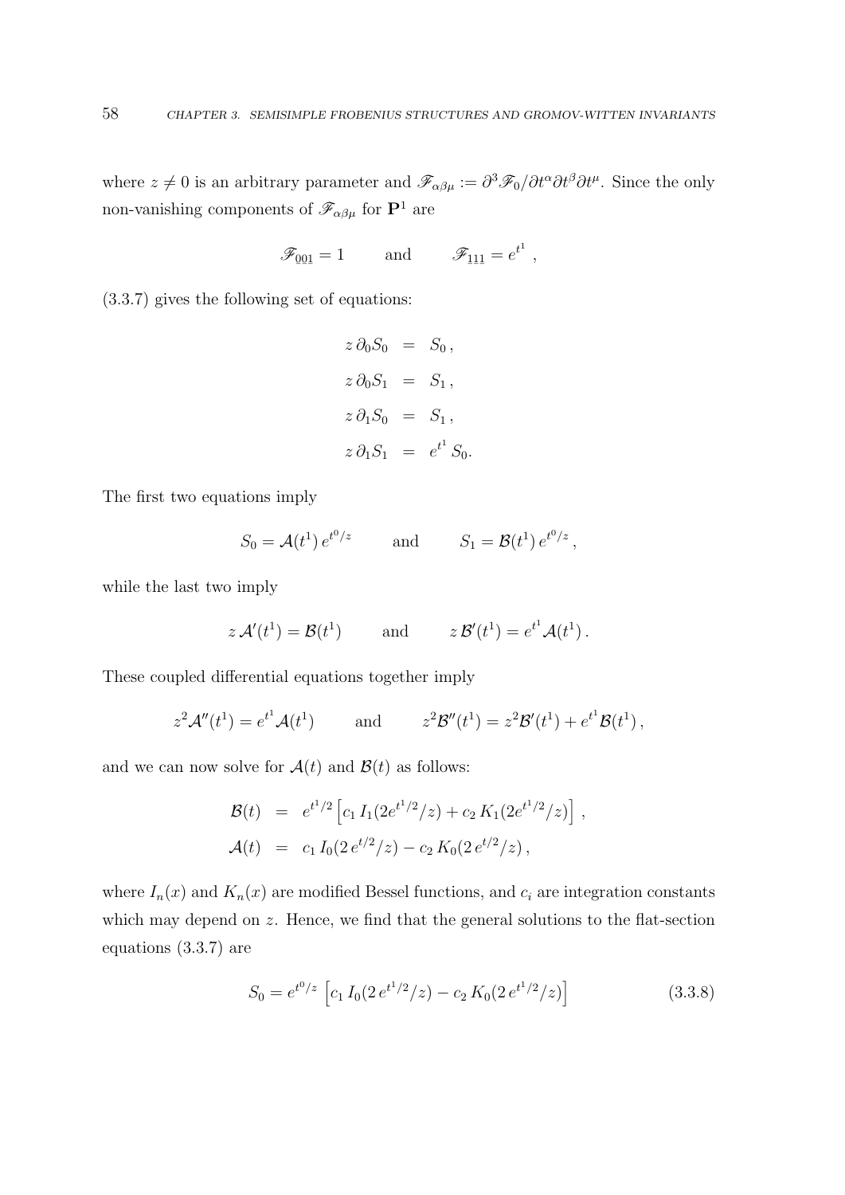where $z \neq 0$ is an arbitrary parameter and $\mathscr{F}_{\alpha\beta\mu} := \partial^3 \mathscr{F}_0 / \partial t^\alpha \partial t^\beta \partial t^\mu$. Since the only non-vanishing components of $\mathscr{F}_{\alpha\beta\mu}$ for $\mathbf{P}^1$ are

$$\mathscr{F}_{\underline{001}} = 1 \qquad \text{and} \qquad \mathscr{F}_{\underline{111}} = e^{t^1} \ ,$$

(3.3.7) gives the following set of equations:

$$\begin{aligned}
z\,\partial_0 S_0 &= S_0\,, \\
z\,\partial_0 S_1 &= S_1\,, \\
z\,\partial_1 S_0 &= S_1\,, \\
z\,\partial_1 S_1 &= e^{t^1}\, S_0.
\end{aligned}$$

The first two equations imply

$$S_0 = \mathcal{A}(t^1)\, e^{t^0/z} \qquad \text{and} \qquad S_1 = \mathcal{B}(t^1)\, e^{t^0/z}\,,$$

while the last two imply

$$z\,\mathcal{A}'(t^1) = \mathcal{B}(t^1) \qquad \text{and} \qquad z\,\mathcal{B}'(t^1) = e^{t^1}\mathcal{A}(t^1)\,.$$

These coupled differential equations together imply

$$z^2 \mathcal{A}''(t^1) = e^{t^1}\mathcal{A}(t^1) \qquad \text{and} \qquad z^2 \mathcal{B}''(t^1) = z^2 \mathcal{B}'(t^1) + e^{t^1}\mathcal{B}(t^1)\,,$$

and we can now solve for $\mathcal{A}(t)$ and $\mathcal{B}(t)$ as follows:

$$\begin{aligned}
\mathcal{B}(t) &= e^{t^1/2}\left[c_1\, I_1(2e^{t^1/2}/z) + c_2\, K_1(2e^{t^1/2}/z)\right]\,, \\
\mathcal{A}(t) &= c_1\, I_0(2\,e^{t/2}/z) - c_2\, K_0(2\,e^{t/2}/z)\,,
\end{aligned}$$

where $I_n(x)$ and $K_n(x)$ are modified Bessel functions, and $c_i$ are integration constants which may depend on $z$. Hence, we find that the general solutions to the flat-section equations (3.3.7) are

$$S_0 = e^{t^0/z}\,\left[c_1\, I_0(2\,e^{t^1/2}/z) - c_2\, K_0(2\,e^{t^1/2}/z)\right] \tag{3.3.8}$$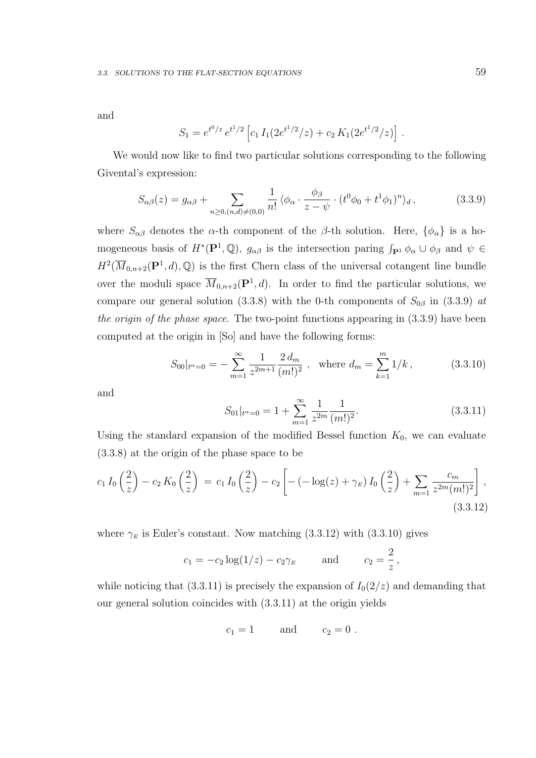and

$$S_1 = e^{t^0/z}\, e^{t^1/2} \left[ c_1\, I_1(2e^{t^1/2}/z) + c_2\, K_1(2e^{t^1/2}/z) \right] .$$

We would now like to find two particular solutions corresponding to the following Givental's expression:

$$S_{\alpha\beta}(z) = g_{\alpha\beta} + \sum_{n\geq 0,(n,d)\neq(0,0)} \frac{1}{n!} \langle \phi_\alpha \cdot \frac{\phi_\beta}{z-\psi} \cdot (t^0\phi_0 + t^1\phi_1)^n \rangle_d \,, \tag{3.3.9}$$

where $S_{\alpha\beta}$ denotes the $\alpha$-th component of the $\beta$-th solution. Here, $\{\phi_\alpha\}$ is a homogeneous basis of $H^*(\mathbf{P}^1, \mathbb{Q})$, $g_{\alpha\beta}$ is the intersection paring $\int_{\mathbf{P}^1} \phi_\alpha \cup \phi_\beta$ and $\psi \in H^2(\overline{M}_{0,n+2}(\mathbf{P}^1, d), \mathbb{Q})$ is the first Chern class of the universal cotangent line bundle over the moduli space $\overline{M}_{0,n+2}(\mathbf{P}^1, d)$. In order to find the particular solutions, we compare our general solution (3.3.8) with the 0-th components of $S_{0\beta}$ in (3.3.9) *at the origin of the phase space*. The two-point functions appearing in (3.3.9) have been computed at the origin in [So] and have the following forms:

$$S_{00}|_{t^\alpha=0} = -\sum_{m=1}^{\infty} \frac{1}{z^{2m+1}} \frac{2\, d_m}{(m!)^2} \;, \quad \text{where } d_m = \sum_{k=1}^{m} 1/k \,, \tag{3.3.10}$$

and

$$S_{01}|_{t^\alpha=0} = 1 + \sum_{m=1}^{\infty} \frac{1}{z^{2m}} \frac{1}{(m!)^2}. \tag{3.3.11}$$

Using the standard expansion of the modified Bessel function $K_0$, we can evaluate (3.3.8) at the origin of the phase space to be

$$c_1\, I_0\left(\frac{2}{z}\right) - c_2\, K_0\left(\frac{2}{z}\right) \,=\, c_1\, I_0\left(\frac{2}{z}\right) - c_2 \left[ -\left(-\log(z) + \gamma_E\right) I_0\left(\frac{2}{z}\right) + \sum_{m=1} \frac{c_m}{z^{2m}(m!)^2} \right] , \tag{3.3.12}$$

where $\gamma_E$ is Euler's constant. Now matching (3.3.12) with (3.3.10) gives

$$c_1 = -c_2 \log(1/z) - c_2 \gamma_E \qquad \text{and} \qquad c_2 = \frac{2}{z} \,,$$

while noticing that (3.3.11) is precisely the expansion of $I_0(2/z)$ and demanding that our general solution coincides with (3.3.11) at the origin yields

$$c_1 = 1 \qquad \text{and} \qquad c_2 = 0 \;.$$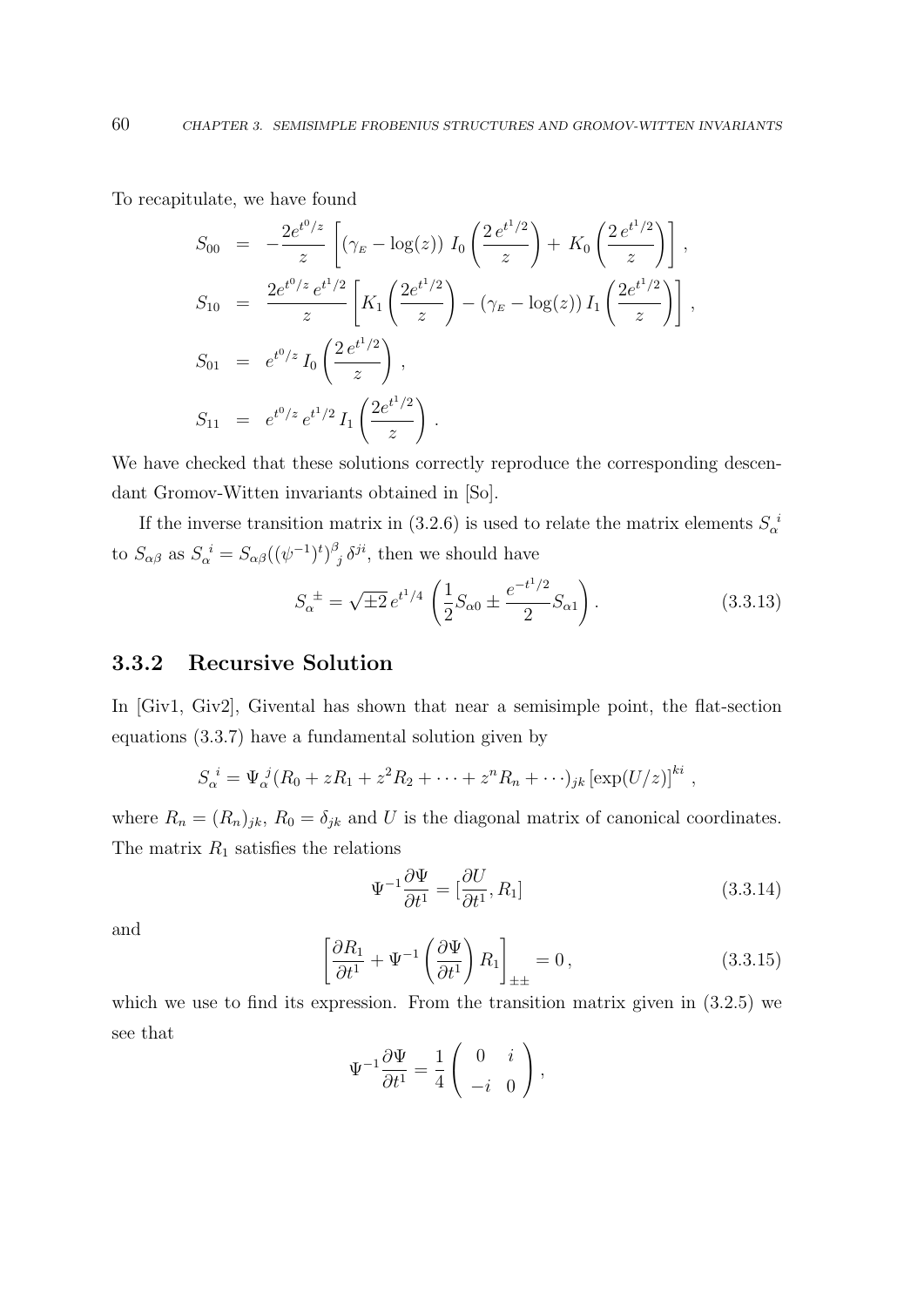To recapitulate, we have found

$$
\begin{aligned}
S_{00} &= -\frac{2e^{t^0/z}}{z}\left[(\gamma_{\scriptscriptstyle E} - \log(z))\; I_0\left(\frac{2\,e^{t^1/2}}{z}\right) + \; K_0\left(\frac{2\,e^{t^1/2}}{z}\right)\right], \\
S_{10} &= \frac{2e^{t^0/z}\,e^{t^1/2}}{z}\left[K_1\left(\frac{2e^{t^1/2}}{z}\right) - (\gamma_{\scriptscriptstyle E} - \log(z))\, I_1\left(\frac{2e^{t^1/2}}{z}\right)\right], \\
S_{01} &= e^{t^0/z}\, I_0\left(\frac{2\,e^{t^1/2}}{z}\right), \\
S_{11} &= e^{t^0/z}\, e^{t^1/2}\, I_1\left(\frac{2e^{t^1/2}}{z}\right).
\end{aligned}
$$

We have checked that these solutions correctly reproduce the corresponding descendant Gromov-Witten invariants obtained in [So].

If the inverse transition matrix in (3.2.6) is used to relate the matrix elements $S_\alpha^{\ i}$ to $S_{\alpha\beta}$ as $S_\alpha^{\ i} = S_{\alpha\beta}((\psi^{-1})^t)^\beta_{\ j}\,\delta^{ji}$, then we should have

$$
S_\alpha^{\ \pm} = \sqrt{\pm 2}\, e^{t^1/4}\left(\frac{1}{2}S_{\alpha 0} \pm \frac{e^{-t^1/2}}{2}S_{\alpha 1}\right). \tag{3.3.13}
$$

### 3.3.2 Recursive Solution

In [Giv1, Giv2], Givental has shown that near a semisimple point, the flat-section equations (3.3.7) have a fundamental solution given by

$$
S_\alpha^{\ i} = \Psi_\alpha^{\ j}(R_0 + zR_1 + z^2R_2 + \cdots + z^nR_n + \cdots)_{jk}\left[\exp(U/z)\right]^{ki},
$$

where $R_n = (R_n)_{jk}$, $R_0 = \delta_{jk}$ and $U$ is the diagonal matrix of canonical coordinates. The matrix $R_1$ satisfies the relations

$$
\Psi^{-1}\frac{\partial \Psi}{\partial t^1} = [\frac{\partial U}{\partial t^1}, R_1] \tag{3.3.14}
$$

and

$$
\left[\frac{\partial R_1}{\partial t^1} + \Psi^{-1}\left(\frac{\partial \Psi}{\partial t^1}\right)R_1\right]_{\pm\pm} = 0\,, \tag{3.3.15}
$$

which we use to find its expression. From the transition matrix given in (3.2.5) we see that

$$
\Psi^{-1}\frac{\partial \Psi}{\partial t^1} = \frac{1}{4}\begin{pmatrix} 0 & i \\ -i & 0 \end{pmatrix},
$$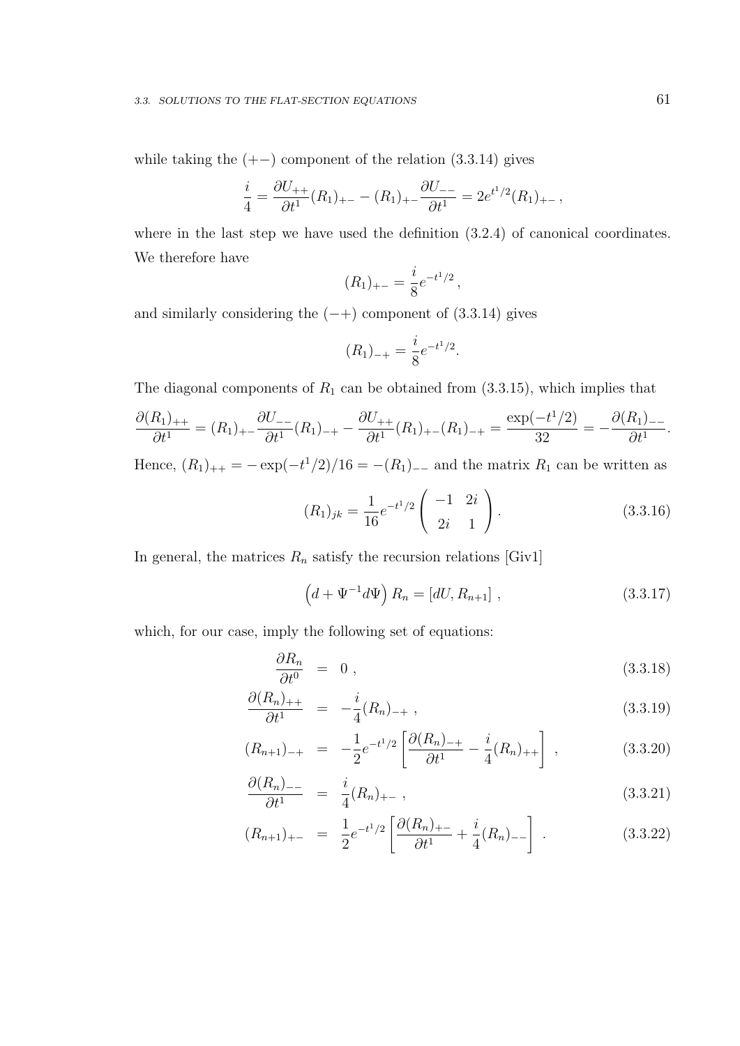while taking the $(+-)$ component of the relation (3.3.14) gives

$$\frac{i}{4} = \frac{\partial U_{++}}{\partial t^1}(R_1)_{+-} - (R_1)_{+-}\frac{\partial U_{--}}{\partial t^1} = 2e^{t^1/2}(R_1)_{+-}\,,$$

where in the last step we have used the definition (3.2.4) of canonical coordinates. We therefore have

$$(R_1)_{+-} = \frac{i}{8}e^{-t^1/2}\,,$$

and similarly considering the $(-+)$ component of (3.3.14) gives

$$(R_1)_{-+} = \frac{i}{8}e^{-t^1/2}.$$

The diagonal components of $R_1$ can be obtained from (3.3.15), which implies that

$$\frac{\partial (R_1)_{++}}{\partial t^1} = (R_1)_{+-}\frac{\partial U_{--}}{\partial t^1}(R_1)_{-+} - \frac{\partial U_{++}}{\partial t^1}(R_1)_{+-}(R_1)_{-+} = \frac{\exp(-t^1/2)}{32} = -\frac{\partial (R_1)_{--}}{\partial t^1}.$$

Hence, $(R_1)_{++} = -\exp(-t^1/2)/16 = -(R_1)_{--}$ and the matrix $R_1$ can be written as

$$(R_1)_{jk} = \frac{1}{16}e^{-t^1/2}\begin{pmatrix} -1 & 2i \\ 2i & 1 \end{pmatrix}. \tag{3.3.16}$$

In general, the matrices $R_n$ satisfy the recursion relations [Giv1]

$$\left(d + \Psi^{-1}d\Psi\right)R_n = [dU, R_{n+1}]\,, \tag{3.3.17}$$

which, for our case, imply the following set of equations:

$$\frac{\partial R_n}{\partial t^0} = 0\,, \tag{3.3.18}$$

$$\frac{\partial (R_n)_{++}}{\partial t^1} = -\frac{i}{4}(R_n)_{-+}\,, \tag{3.3.19}$$

$$(R_{n+1})_{-+} = -\frac{1}{2}e^{-t^1/2}\left[\frac{\partial (R_n)_{-+}}{\partial t^1} - \frac{i}{4}(R_n)_{++}\right]\,, \tag{3.3.20}$$

$$\frac{\partial (R_n)_{--}}{\partial t^1} = \frac{i}{4}(R_n)_{+-}\,, \tag{3.3.21}$$

$$(R_{n+1})_{+-} = \frac{1}{2}e^{-t^1/2}\left[\frac{\partial (R_n)_{+-}}{\partial t^1} + \frac{i}{4}(R_n)_{--}\right]\,. \tag{3.3.22}$$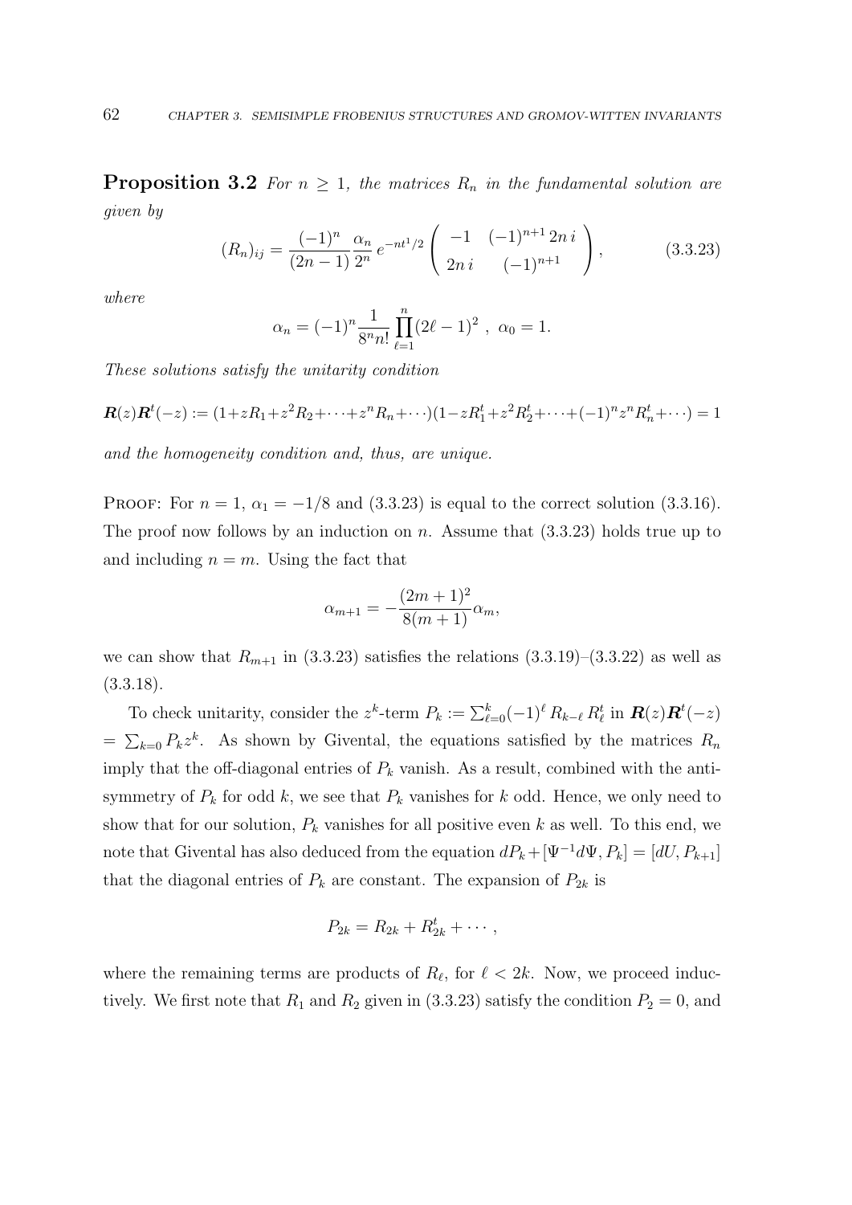**Proposition 3.2** *For $n \geq 1$, the matrices $R_n$ in the fundamental solution are given by*

$$(R_n)_{ij} = \frac{(-1)^n}{(2n-1)} \frac{\alpha_n}{2^n} e^{-nt^1/2} \begin{pmatrix} -1 & (-1)^{n+1} 2n\, i \\ 2n\, i & (-1)^{n+1} \end{pmatrix}, \tag{3.3.23}$$

*where*

$$\alpha_n = (-1)^n \frac{1}{8^n n!} \prod_{\ell=1}^{n} (2\ell - 1)^2 \ , \ \alpha_0 = 1.$$

*These solutions satisfy the unitarity condition*

$$\boldsymbol{R}(z)\boldsymbol{R}^t(-z) := (1+zR_1+z^2R_2+\cdots+z^nR_n+\cdots)(1-zR_1^t+z^2R_2^t+\cdots+(-1)^nz^nR_n^t+\cdots) = 1$$

*and the homogeneity condition and, thus, are unique.*

Proof: For $n = 1$, $\alpha_1 = -1/8$ and (3.3.23) is equal to the correct solution (3.3.16). The proof now follows by an induction on $n$. Assume that (3.3.23) holds true up to and including $n = m$. Using the fact that

$$\alpha_{m+1} = -\frac{(2m+1)^2}{8(m+1)} \alpha_m,$$

we can show that $R_{m+1}$ in (3.3.23) satisfies the relations (3.3.19)–(3.3.22) as well as (3.3.18).

To check unitarity, consider the $z^k$-term $P_k := \sum_{\ell=0}^{k} (-1)^\ell R_{k-\ell} R_\ell^t$ in $\boldsymbol{R}(z)\boldsymbol{R}^t(-z)$ $= \sum_{k=0} P_k z^k$. As shown by Givental, the equations satisfied by the matrices $R_n$ imply that the off-diagonal entries of $P_k$ vanish. As a result, combined with the anti-symmetry of $P_k$ for odd $k$, we see that $P_k$ vanishes for $k$ odd. Hence, we only need to show that for our solution, $P_k$ vanishes for all positive even $k$ as well. To this end, we note that Givental has also deduced from the equation $dP_k + [\Psi^{-1}d\Psi, P_k] = [dU, P_{k+1}]$ that the diagonal entries of $P_k$ are constant. The expansion of $P_{2k}$ is

$$P_{2k} = R_{2k} + R_{2k}^t + \cdots ,$$

where the remaining terms are products of $R_\ell$, for $\ell < 2k$. Now, we proceed inductively. We first note that $R_1$ and $R_2$ given in (3.3.23) satisfy the condition $P_2 = 0$, and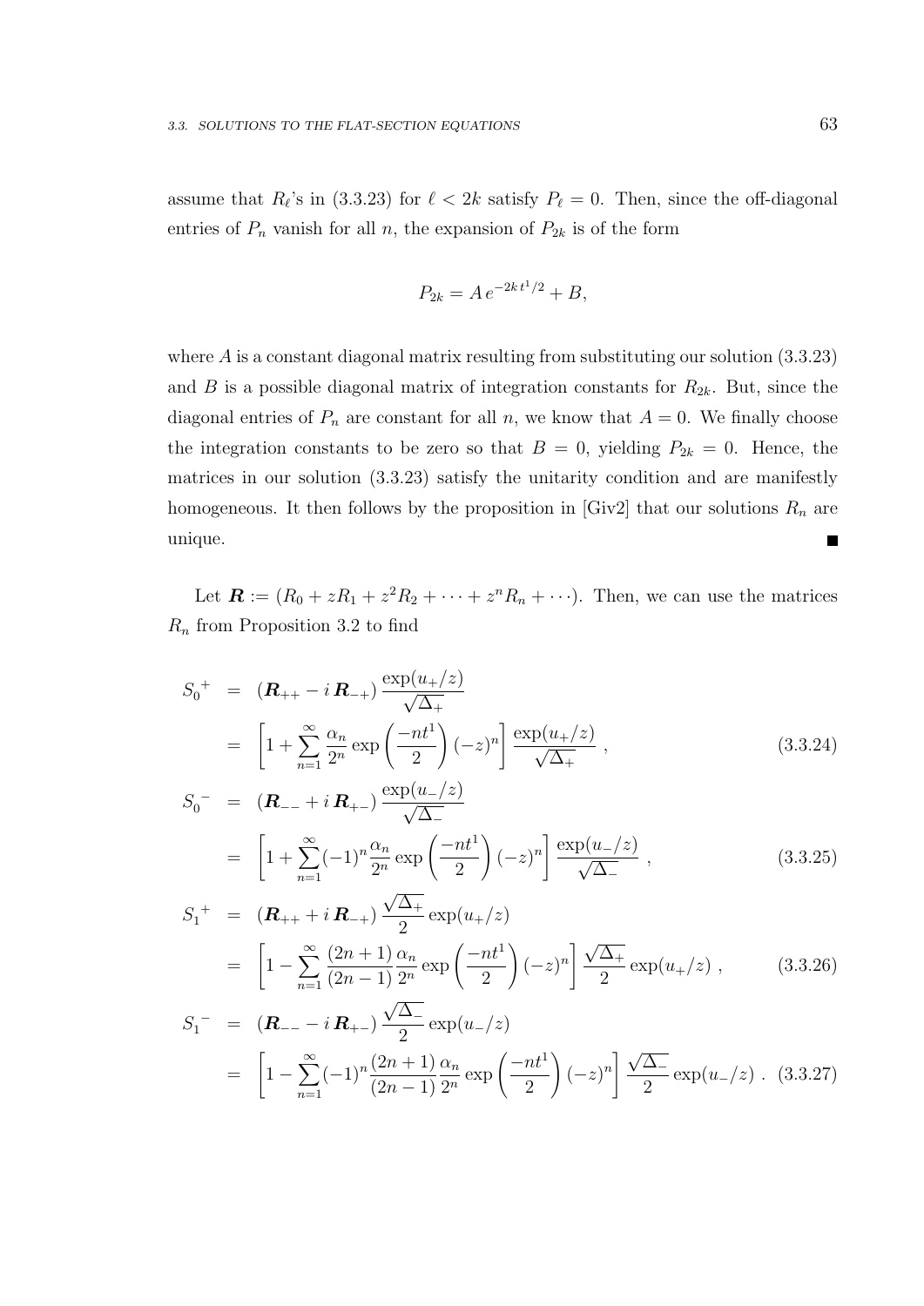assume that $R_\ell$'s in (3.3.23) for $\ell < 2k$ satisfy $P_\ell = 0$. Then, since the off-diagonal entries of $P_n$ vanish for all $n$, the expansion of $P_{2k}$ is of the form

$$P_{2k} = A\, e^{-2k\, t^1/2} + B,$$

where $A$ is a constant diagonal matrix resulting from substituting our solution (3.3.23) and $B$ is a possible diagonal matrix of integration constants for $R_{2k}$. But, since the diagonal entries of $P_n$ are constant for all $n$, we know that $A = 0$. We finally choose the integration constants to be zero so that $B = 0$, yielding $P_{2k} = 0$. Hence, the matrices in our solution (3.3.23) satisfy the unitarity condition and are manifestly homogeneous. It then follows by the proposition in [Giv2] that our solutions $R_n$ are unique. ∎

Let $\boldsymbol{R} := (R_0 + zR_1 + z^2 R_2 + \cdots + z^n R_n + \cdots)$. Then, we can use the matrices $R_n$ from Proposition 3.2 to find

$$\begin{aligned}
{S_0}^{+} &= (\boldsymbol{R}_{++} - i\,\boldsymbol{R}_{-+})\,\frac{\exp(u_+/z)}{\sqrt{\Delta_+}} \\
&= \left[1 + \sum_{n=1}^{\infty} \frac{\alpha_n}{2^n} \exp\left(\frac{-nt^1}{2}\right)(-z)^n\right] \frac{\exp(u_+/z)}{\sqrt{\Delta_+}}\ , \qquad (3.3.24)
\end{aligned}$$

$$\begin{aligned}
{S_0}^{-} &= (\boldsymbol{R}_{--} + i\,\boldsymbol{R}_{+-})\,\frac{\exp(u_-/z)}{\sqrt{\Delta_-}} \\
&= \left[1 + \sum_{n=1}^{\infty} (-1)^n \frac{\alpha_n}{2^n} \exp\left(\frac{-nt^1}{2}\right)(-z)^n\right] \frac{\exp(u_-/z)}{\sqrt{\Delta_-}}\ , \qquad (3.3.25)
\end{aligned}$$

$$\begin{aligned}
{S_1}^{+} &= (\boldsymbol{R}_{++} + i\,\boldsymbol{R}_{-+})\,\frac{\sqrt{\Delta_+}}{2}\exp(u_+/z) \\
&= \left[1 - \sum_{n=1}^{\infty} \frac{(2n+1)}{(2n-1)} \frac{\alpha_n}{2^n} \exp\left(\frac{-nt^1}{2}\right)(-z)^n\right] \frac{\sqrt{\Delta_+}}{2}\exp(u_+/z)\ , \qquad (3.3.26)
\end{aligned}$$

$$\begin{aligned}
{S_1}^{-} &= (\boldsymbol{R}_{--} - i\,\boldsymbol{R}_{+-})\,\frac{\sqrt{\Delta_-}}{2}\exp(u_-/z) \\
&= \left[1 - \sum_{n=1}^{\infty} (-1)^n \frac{(2n+1)}{(2n-1)} \frac{\alpha_n}{2^n} \exp\left(\frac{-nt^1}{2}\right)(-z)^n\right] \frac{\sqrt{\Delta_-}}{2}\exp(u_-/z)\ . \qquad (3.3.27)
\end{aligned}$$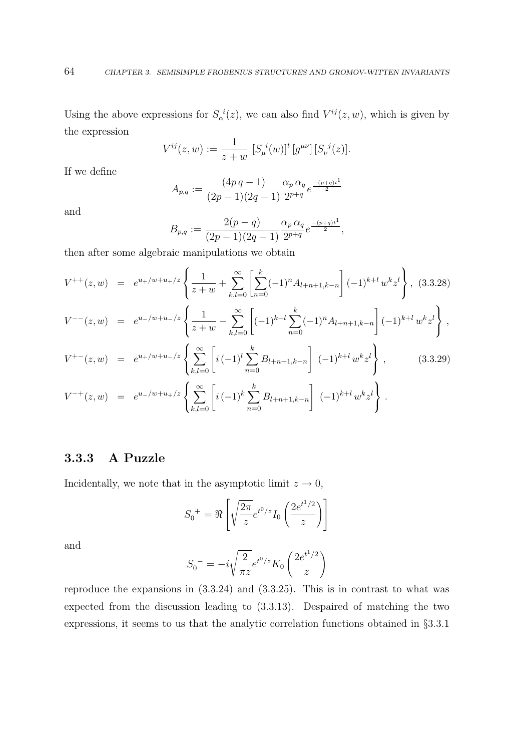Using the above expressions for $S_\alpha{}^i(z)$, we can also find $V^{ij}(z,w)$, which is given by the expression

$$V^{ij}(z,w) := \frac{1}{z+w}\,[S_\mu{}^i(w)]^t\,[g^{\mu\nu}]\,[S_\nu{}^j(z)].$$

If we define

$$A_{p,q} := \frac{(4p\,q-1)}{(2p-1)(2q-1)}\frac{\alpha_p\,\alpha_q}{2^{p+q}}e^{\frac{-(p+q)t^1}{2}}$$

and

$$B_{p,q} := \frac{2(p-q)}{(2p-1)(2q-1)}\frac{\alpha_p\,\alpha_q}{2^{p+q}}e^{\frac{-(p+q)t^1}{2}},$$

then after some algebraic manipulations we obtain

$$
\begin{aligned}
V^{++}(z,w) &= e^{u_+/w+u_+/z}\left\{\frac{1}{z+w}+\sum_{k,l=0}^{\infty}\left[\sum_{n=0}^{k}(-1)^n A_{l+n+1,k-n}\right](-1)^{k+l}\,w^k z^l\right\}, \quad (3.3.28)\\
V^{--}(z,w) &= e^{u_-/w+u_-/z}\left\{\frac{1}{z+w}-\sum_{k,l=0}^{\infty}\left[(-1)^{k+l}\sum_{n=0}^{k}(-1)^n A_{l+n+1,k-n}\right](-1)^{k+l}\,w^k z^l\right\},\\
V^{+-}(z,w) &= e^{u_+/w+u_-/z}\left\{\sum_{k,l=0}^{\infty}\left[i\,(-1)^l\sum_{n=0}^{k}B_{l+n+1,k-n}\right]\,(-1)^{k+l}\,w^k z^l\right\}, \quad (3.3.29)\\
V^{-+}(z,w) &= e^{u_-/w+u_+/z}\left\{\sum_{k,l=0}^{\infty}\left[i\,(-1)^k\sum_{n=0}^{k}B_{l+n+1,k-n}\right]\,(-1)^{k+l}\,w^k z^l\right\}.
\end{aligned}
$$

### 3.3.3 A Puzzle

Incidentally, we note that in the asymptotic limit $z \to 0$,

$$S_0{}^+ = \Re\left[\sqrt{\frac{2\pi}{z}}e^{t^0/z}I_0\left(\frac{2e^{t^1/2}}{z}\right)\right]$$

and

$$S_0{}^- = -i\sqrt{\frac{2}{\pi z}}e^{t^0/z}K_0\left(\frac{2e^{t^1/2}}{z}\right)$$

reproduce the expansions in (3.3.24) and (3.3.25). This is in contrast to what was expected from the discussion leading to (3.3.13). Despaired of matching the two expressions, it seems to us that the analytic correlation functions obtained in §3.3.1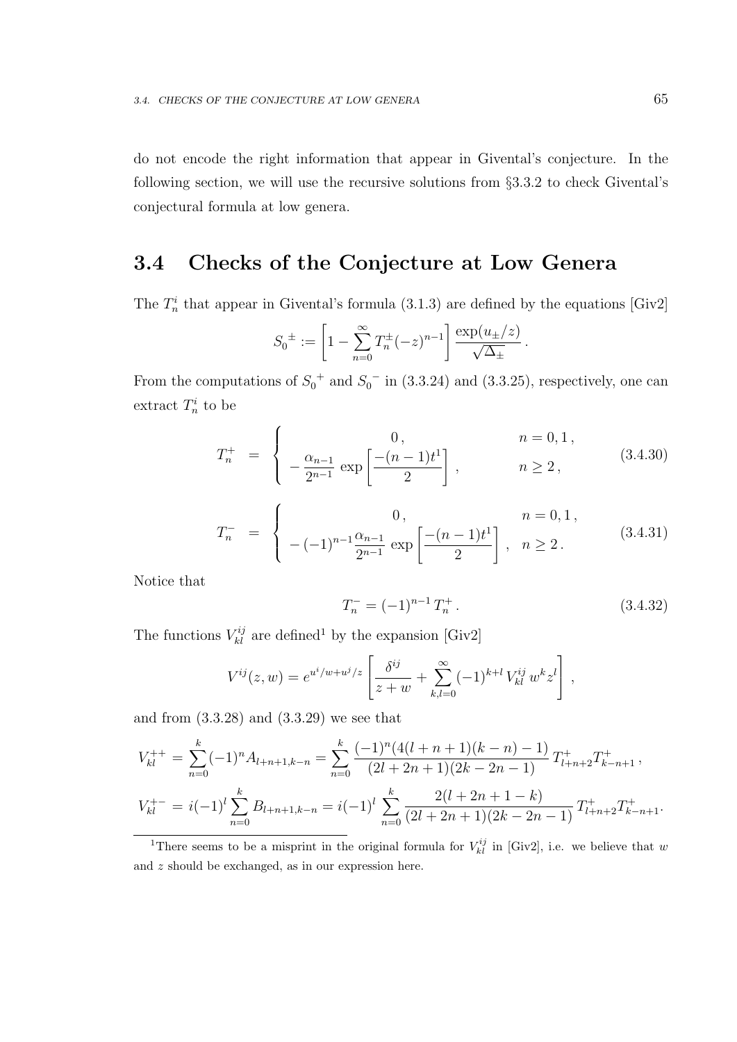do not encode the right information that appear in Givental's conjecture. In the following section, we will use the recursive solutions from §3.3.2 to check Givental's conjectural formula at low genera.

## 3.4 Checks of the Conjecture at Low Genera

The $T_n^i$ that appear in Givental's formula (3.1.3) are defined by the equations [Giv2]

$$S_0{}^{\pm} := \left[1 - \sum_{n=0}^{\infty} T_n^{\pm}(-z)^{n-1}\right] \frac{\exp(u_{\pm}/z)}{\sqrt{\Delta_{\pm}}}\,.$$

From the computations of $S_0{}^{+}$ and $S_0{}^{-}$ in (3.3.24) and (3.3.25), respectively, one can extract $T_n^i$ to be

$$T_n^+ \;=\; \begin{cases} 0\,, & n = 0, 1\,, \\ -\dfrac{\alpha_{n-1}}{2^{n-1}} \exp\left[\dfrac{-(n-1)t^1}{2}\right]\,, & n \geq 2\,, \end{cases} \tag{3.4.30}$$

$$T_n^- \;=\; \begin{cases} 0\,, & n = 0, 1\,, \\ -(-1)^{n-1}\dfrac{\alpha_{n-1}}{2^{n-1}} \exp\left[\dfrac{-(n-1)t^1}{2}\right]\,, & n \geq 2\,. \end{cases} \tag{3.4.31}$$

Notice that

$$T_n^- = (-1)^{n-1}\, T_n^+\,. \tag{3.4.32}$$

The functions $V_{kl}^{ij}$ are defined[1] by the expansion [Giv2]

$$V^{ij}(z,w) = e^{u^i/w + u^j/z}\left[\frac{\delta^{ij}}{z+w} + \sum_{k,l=0}^{\infty} (-1)^{k+l}\, V_{kl}^{ij}\, w^k z^l\right]\,,$$

and from (3.3.28) and (3.3.29) we see that

$$V_{kl}^{++} = \sum_{n=0}^{k} (-1)^n A_{l+n+1,k-n} = \sum_{n=0}^{k} \frac{(-1)^n(4(l+n+1)(k-n)-1)}{(2l+2n+1)(2k-2n-1)}\, T_{l+n+2}^+ T_{k-n+1}^+\,,$$

$$V_{kl}^{+-} = i(-1)^l \sum_{n=0}^{k} B_{l+n+1,k-n} = i(-1)^l \sum_{n=0}^{k} \frac{2(l+2n+1-k)}{(2l+2n+1)(2k-2n-1)}\, T_{l+n+2}^+ T_{k-n+1}^+.$$

[1]There seems to be a misprint in the original formula for $V_{kl}^{ij}$ in [Giv2], i.e. we believe that $w$ and $z$ should be exchanged, as in our expression here.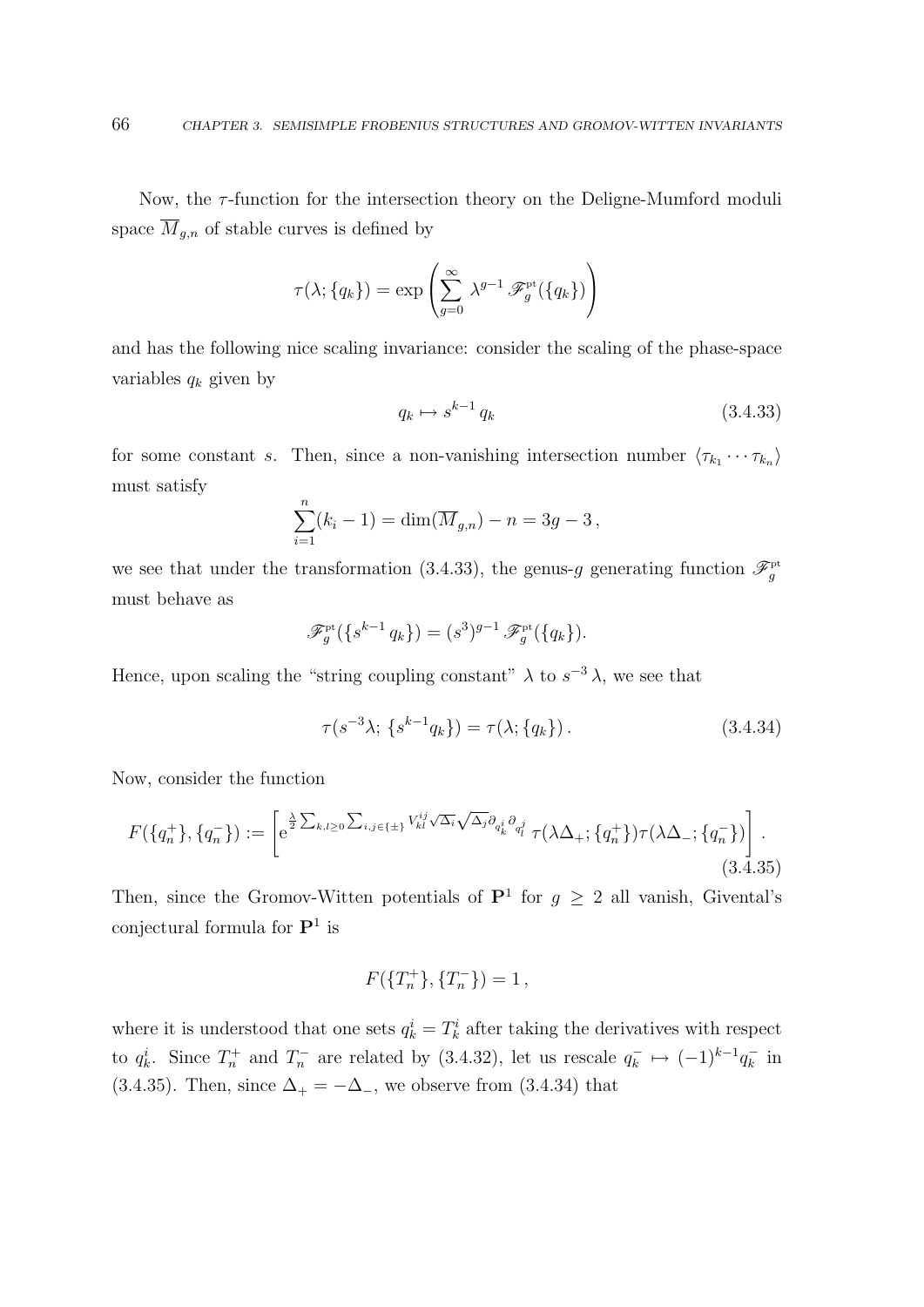Now, the $\tau$-function for the intersection theory on the Deligne-Mumford moduli space $\overline{M}_{g,n}$ of stable curves is defined by

$$\tau(\lambda;\{q_k\}) = \exp\left(\sum_{g=0}^{\infty} \lambda^{g-1}\,\mathscr{F}_g^{\rm pt}(\{q_k\})\right)$$

and has the following nice scaling invariance: consider the scaling of the phase-space variables $q_k$ given by

$$q_k \mapsto s^{k-1}\,q_k \tag{3.4.33}$$

for some constant $s$. Then, since a non-vanishing intersection number $\langle \tau_{k_1}\cdots\tau_{k_n}\rangle$ must satisfy

$$\sum_{i=1}^{n}(k_i-1) = \dim(\overline{M}_{g,n}) - n = 3g-3\,,$$

we see that under the transformation (3.4.33), the genus-$g$ generating function $\mathscr{F}_g^{\rm pt}$ must behave as

$$\mathscr{F}_g^{\rm pt}(\{s^{k-1}\,q_k\}) = (s^3)^{g-1}\,\mathscr{F}_g^{\rm pt}(\{q_k\}).$$

Hence, upon scaling the "string coupling constant" $\lambda$ to $s^{-3}\,\lambda$, we see that

$$\tau(s^{-3}\lambda;\,\{s^{k-1}q_k\}) = \tau(\lambda;\{q_k\})\,. \tag{3.4.34}$$

Now, consider the function

$$F(\{q_n^+\},\{q_n^-\}) := \left[\mathrm{e}^{\frac{\lambda}{2}\sum_{k,l\geq 0}\sum_{i,j\in\{\pm\}} V_{kl}^{ij}\sqrt{\Delta_i}\sqrt{\Delta_j}\partial_{q_k^i}\partial_{q_l^j}}\;\tau(\lambda\Delta_+;\{q_n^+\})\tau(\lambda\Delta_-;\{q_n^-\})\right]. \tag{3.4.35}$$

Then, since the Gromov-Witten potentials of $\mathbf{P}^1$ for $g \geq 2$ all vanish, Givental's conjectural formula for $\mathbf{P}^1$ is

$$F(\{T_n^+\},\{T_n^-\}) = 1\,,$$

where it is understood that one sets $q_k^i = T_k^i$ after taking the derivatives with respect to $q_k^i$. Since $T_n^+$ and $T_n^-$ are related by (3.4.32), let us rescale $q_k^- \mapsto (-1)^{k-1}q_k^-$ in (3.4.35). Then, since $\Delta_+ = -\Delta_-$, we observe from (3.4.34) that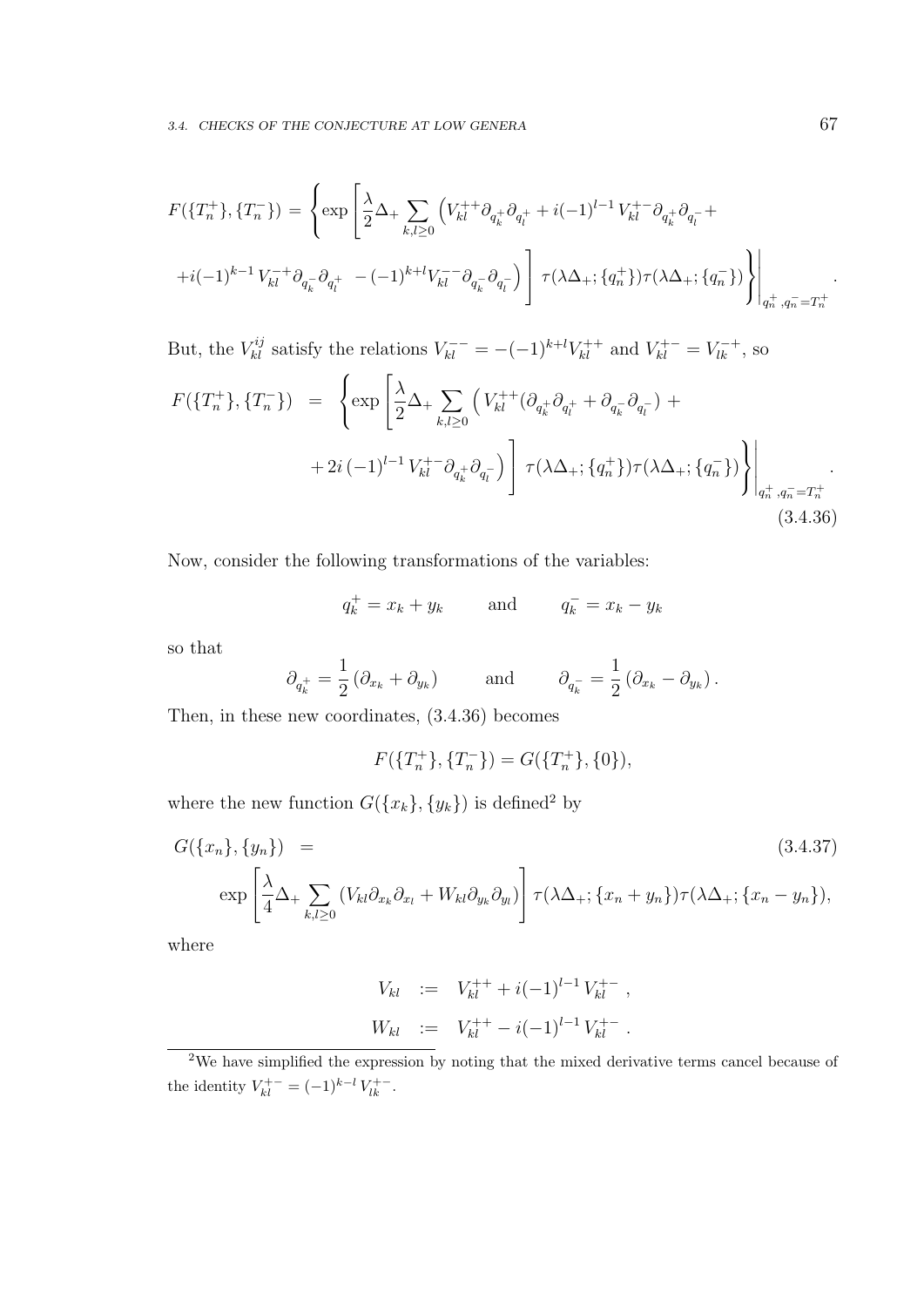$$F(\{T_n^+\},\{T_n^-\}) = \Bigg\{\exp\Bigg[\frac{\lambda}{2}\Delta_+ \sum_{k,l\geq 0}\Big(V_{kl}^{++}\partial_{q_k^+}\partial_{q_l^+} + i(-1)^{l-1}\,V_{kl}^{+-}\partial_{q_k^+}\partial_{q_l^-} +$$
$$+ i(-1)^{k-1}\,V_{kl}^{-+}\partial_{q_k^-}\partial_{q_l^+} \;-(-1)^{k+l}V_{kl}^{--}\partial_{q_k^-}\partial_{q_l^-}\Big)\Bigg]\;\tau(\lambda\Delta_+;\{q_n^+\})\tau(\lambda\Delta_+;\{q_n^-\})\Bigg\}\Bigg|_{q_n^+,q_n^-=T_n^+}.$$

But, the $V_{kl}^{ij}$ satisfy the relations $V_{kl}^{--} = -(-1)^{k+l}V_{kl}^{++}$ and $V_{kl}^{+-} = V_{lk}^{-+}$, so

$$\begin{aligned}
F(\{T_n^+\},\{T_n^-\}) &= \Bigg\{\exp\Bigg[\frac{\lambda}{2}\Delta_+ \sum_{k,l\geq 0}\Big(V_{kl}^{++}(\partial_{q_k^+}\partial_{q_l^+} + \partial_{q_k^-}\partial_{q_l^-}) + \\
&\quad + 2i\,(-1)^{l-1}\,V_{kl}^{+-}\partial_{q_k^+}\partial_{q_l^-}\Big)\Bigg]\;\tau(\lambda\Delta_+;\{q_n^+\})\tau(\lambda\Delta_+;\{q_n^-\})\Bigg\}\Bigg|_{q_n^+,q_n^-=T_n^+}.
\end{aligned} \tag{3.4.36}$$

Now, consider the following transformations of the variables:

$$q_k^+ = x_k + y_k \qquad \text{and} \qquad q_k^- = x_k - y_k$$

so that

$$\partial_{q_k^+} = \frac{1}{2}\left(\partial_{x_k} + \partial_{y_k}\right) \qquad \text{and} \qquad \partial_{q_k^-} = \frac{1}{2}\left(\partial_{x_k} - \partial_{y_k}\right).$$

Then, in these new coordinates, (3.4.36) becomes

$$F(\{T_n^+\},\{T_n^-\}) = G(\{T_n^+\},\{0\}),$$

where the new function $G(\{x_k\},\{y_k\})$ is defined[2] by

$$\begin{aligned}
G(\{x_n\},\{y_n\}) &= \\
&\exp\Bigg[\frac{\lambda}{4}\Delta_+ \sum_{k,l\geq 0}\left(V_{kl}\partial_{x_k}\partial_{x_l} + W_{kl}\partial_{y_k}\partial_{y_l}\right)\Bigg]\;\tau(\lambda\Delta_+;\{x_n+y_n\})\tau(\lambda\Delta_+;\{x_n-y_n\}),
\end{aligned} \tag{3.4.37}$$

where

$$\begin{aligned}
V_{kl} &:= V_{kl}^{++} + i(-1)^{l-1}\,V_{kl}^{+-}\;, \\
W_{kl} &:= V_{kl}^{++} - i(-1)^{l-1}\,V_{kl}^{+-}\;.
\end{aligned}$$

---

[2] We have simplified the expression by noting that the mixed derivative terms cancel because of the identity $V_{kl}^{+-} = (-1)^{k-l}\,V_{lk}^{+-}$.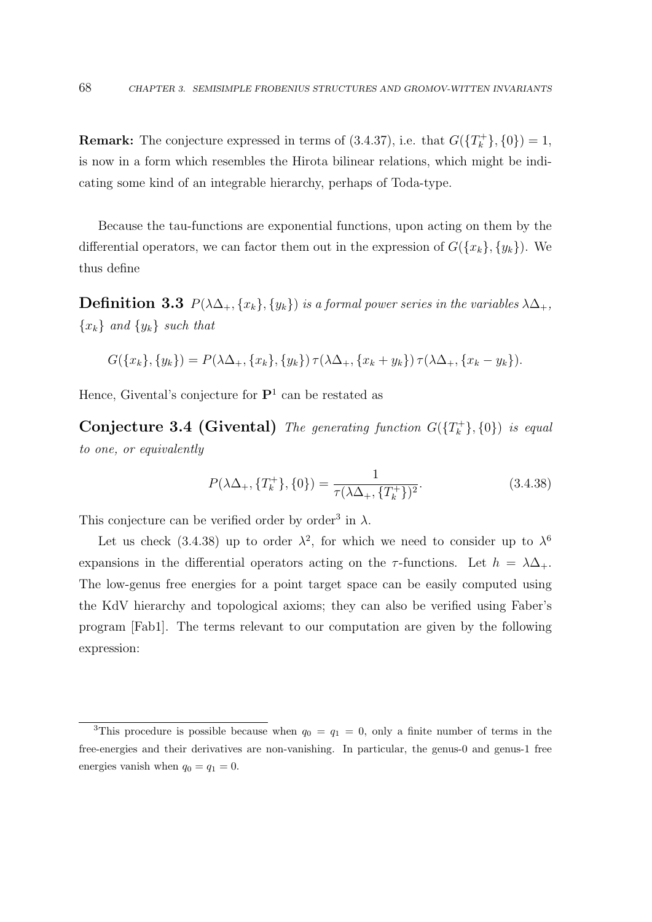**Remark:** The conjecture expressed in terms of (3.4.37), i.e. that $G(\{T_k^+\},\{0\}) = 1$, is now in a form which resembles the Hirota bilinear relations, which might be indicating some kind of an integrable hierarchy, perhaps of Toda-type.

Because the tau-functions are exponential functions, upon acting on them by the differential operators, we can factor them out in the expression of $G(\{x_k\},\{y_k\})$. We thus define

**Definition 3.3** *$P(\lambda\Delta_+,\{x_k\},\{y_k\})$ is a formal power series in the variables $\lambda\Delta_+$, $\{x_k\}$ and $\{y_k\}$ such that*

$$G(\{x_k\},\{y_k\}) = P(\lambda\Delta_+,\{x_k\},\{y_k\})\,\tau(\lambda\Delta_+,\{x_k+y_k\})\,\tau(\lambda\Delta_+,\{x_k-y_k\}).$$

Hence, Givental's conjecture for $\mathbf{P}^1$ can be restated as

**Conjecture 3.4 (Givental)** *The generating function $G(\{T_k^+\},\{0\})$ is equal to one, or equivalently*

$$P(\lambda\Delta_+,\{T_k^+\},\{0\}) = \frac{1}{\tau(\lambda\Delta_+,\{T_k^+\})^2}. \tag{3.4.38}$$

This conjecture can be verified order by order[3] in $\lambda$.

Let us check (3.4.38) up to order $\lambda^2$, for which we need to consider up to $\lambda^6$ expansions in the differential operators acting on the $\tau$-functions. Let $h = \lambda\Delta_+$. The low-genus free energies for a point target space can be easily computed using the KdV hierarchy and topological axioms; they can also be verified using Faber's program [Fab1]. The terms relevant to our computation are given by the following expression:

[3] This procedure is possible because when $q_0 = q_1 = 0$, only a finite number of terms in the free-energies and their derivatives are non-vanishing. In particular, the genus-0 and genus-1 free energies vanish when $q_0 = q_1 = 0$.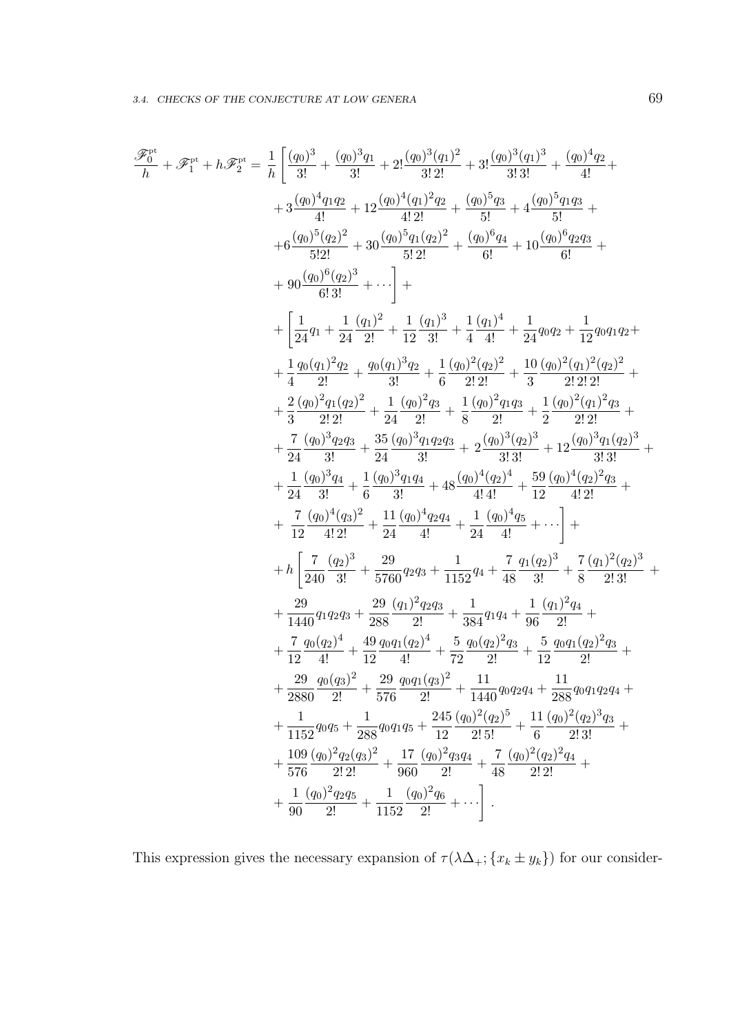$$
\begin{aligned}
\frac{\mathscr{F}_0^{\rm pt}}{h} + \mathscr{F}_1^{\rm pt} + h\mathscr{F}_2^{\rm pt} = \frac{1}{h}\Bigg[ & \frac{(q_0)^3}{3!} + \frac{(q_0)^3 q_1}{3!} + 2!\frac{(q_0)^3(q_1)^2}{3!\,2!} + 3!\frac{(q_0)^3(q_1)^3}{3!\,3!} + \frac{(q_0)^4 q_2}{4!} + \\
& + 3\frac{(q_0)^4 q_1 q_2}{4!} + 12\frac{(q_0)^4(q_1)^2 q_2}{4!\,2!} + \frac{(q_0)^5 q_3}{5!} + 4\frac{(q_0)^5 q_1 q_3}{5!} + \\
& + 6\frac{(q_0)^5(q_2)^2}{5!2!} + 30\frac{(q_0)^5 q_1 (q_2)^2}{5!\,2!} + \frac{(q_0)^6 q_4}{6!} + 10\frac{(q_0)^6 q_2 q_3}{6!} + \\
& + 90\frac{(q_0)^6(q_2)^3}{6!\,3!} + \cdots \Bigg] + \\
& + \Bigg[ \frac{1}{24}q_1 + \frac{1}{24}\frac{(q_1)^2}{2!} + \frac{1}{12}\frac{(q_1)^3}{3!} + \frac{1}{4}\frac{(q_1)^4}{4!} + \frac{1}{24}q_0 q_2 + \frac{1}{12}q_0 q_1 q_2 + \\
& + \frac{1}{4}\frac{q_0(q_1)^2 q_2}{2!} + \frac{q_0(q_1)^3 q_2}{3!} + \frac{1}{6}\frac{(q_0)^2(q_2)^2}{2!\,2!} + \frac{10}{3}\frac{(q_0)^2(q_1)^2(q_2)^2}{2!\,2!\,2!} + \\
& + \frac{2}{3}\frac{(q_0)^2 q_1 (q_2)^2}{2!\,2!} + \frac{1}{24}\frac{(q_0)^2 q_3}{2!} + \frac{1}{8}\frac{(q_0)^2 q_1 q_3}{2!} + \frac{1}{2}\frac{(q_0)^2(q_1)^2 q_3}{2!\,2!} + \\
& + \frac{7}{24}\frac{(q_0)^3 q_2 q_3}{3!} + \frac{35}{24}\frac{(q_0)^3 q_1 q_2 q_3}{3!} + 2\frac{(q_0)^3(q_2)^3}{3!\,3!} + 12\frac{(q_0)^3 q_1 (q_2)^3}{3!\,3!} + \\
& + \frac{1}{24}\frac{(q_0)^3 q_4}{3!} + \frac{1}{6}\frac{(q_0)^3 q_1 q_4}{3!} + 48\frac{(q_0)^4(q_2)^4}{4!\,4!} + \frac{59}{12}\frac{(q_0)^4(q_2)^2 q_3}{4!\,2!} + \\
& + \frac{7}{12}\frac{(q_0)^4(q_3)^2}{4!\,2!} + \frac{11}{24}\frac{(q_0)^4 q_2 q_4}{4!} + \frac{1}{24}\frac{(q_0)^4 q_5}{4!} + \cdots \Bigg] + \\
& + h\Bigg[ \frac{7}{240}\frac{(q_2)^3}{3!} + \frac{29}{5760}q_2 q_3 + \frac{1}{1152}q_4 + \frac{7}{48}\frac{q_1(q_2)^3}{3!} + \frac{7}{8}\frac{(q_1)^2(q_2)^3}{2!\,3!} + \\
& + \frac{29}{1440}q_1 q_2 q_3 + \frac{29}{288}\frac{(q_1)^2 q_2 q_3}{2!} + \frac{1}{384}q_1 q_4 + \frac{1}{96}\frac{(q_1)^2 q_4}{2!} + \\
& + \frac{7}{12}\frac{q_0(q_2)^4}{4!} + \frac{49}{12}\frac{q_0 q_1 (q_2)^4}{4!} + \frac{5}{72}\frac{q_0(q_2)^2 q_3}{2!} + \frac{5}{12}\frac{q_0 q_1 (q_2)^2 q_3}{2!} + \\
& + \frac{29}{2880}\frac{q_0(q_3)^2}{2!} + \frac{29}{576}\frac{q_0 q_1 (q_3)^2}{2!} + \frac{11}{1440}q_0 q_2 q_4 + \frac{11}{288}q_0 q_1 q_2 q_4 + \\
& + \frac{1}{1152}q_0 q_5 + \frac{1}{288}q_0 q_1 q_5 + \frac{245}{12}\frac{(q_0)^2(q_2)^5}{2!\,5!} + \frac{11}{6}\frac{(q_0)^2(q_2)^3 q_3}{2!\,3!} + \\
& + \frac{109}{576}\frac{(q_0)^2 q_2 (q_3)^2}{2!\,2!} + \frac{17}{960}\frac{(q_0)^2 q_3 q_4}{2!} + \frac{7}{48}\frac{(q_0)^2(q_2)^2 q_4}{2!\,2!} + \\
& + \frac{1}{90}\frac{(q_0)^2 q_2 q_5}{2!} + \frac{1}{1152}\frac{(q_0)^2 q_6}{2!} + \cdots \Bigg].
\end{aligned}
$$

This expression gives the necessary expansion of $\tau(\lambda\Delta_+; \{x_k \pm y_k\})$ for our consider-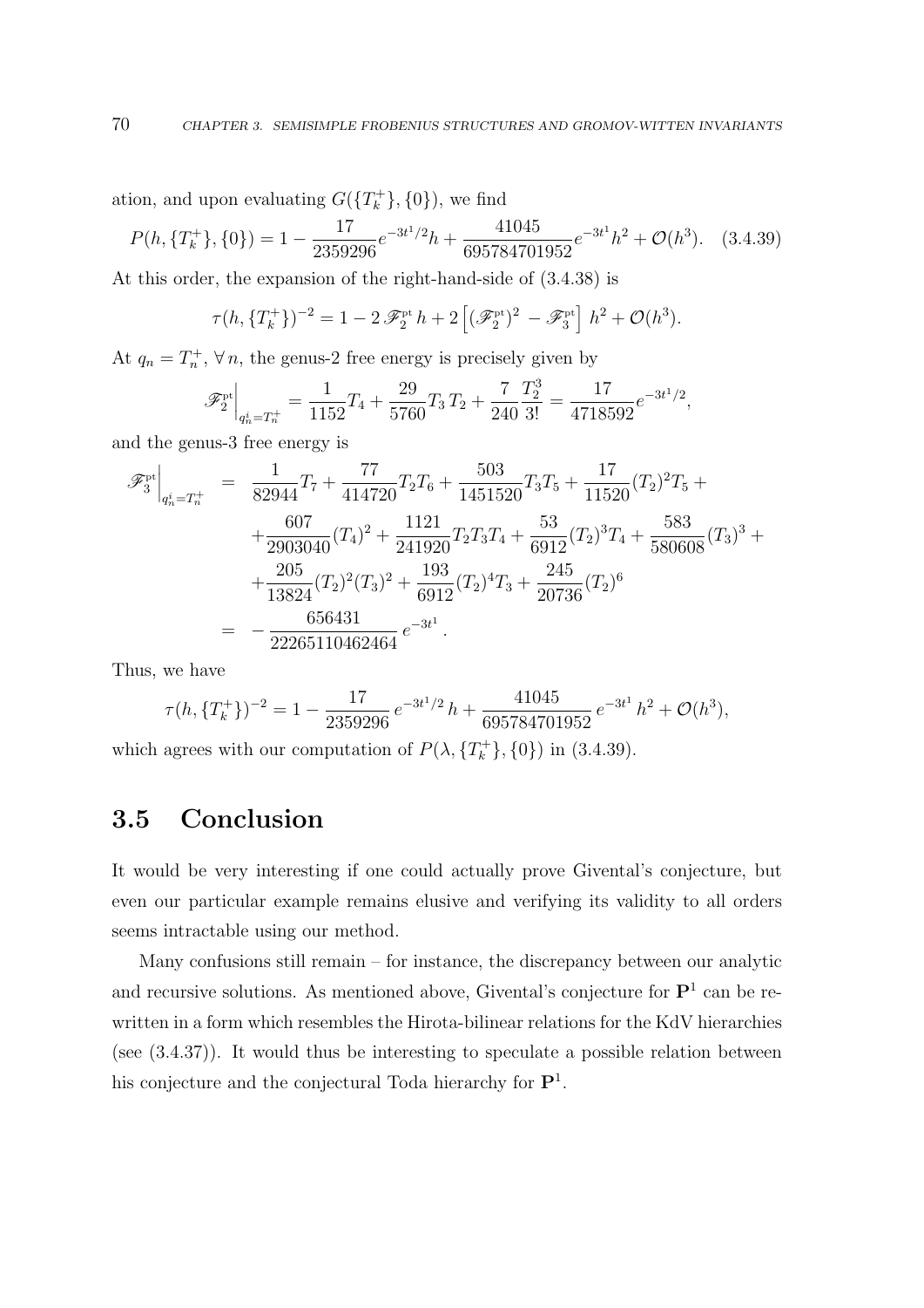ation, and upon evaluating $G(\{T_k^+\},\{0\})$, we find

$$P(h,\{T_k^+\},\{0\}) = 1 - \frac{17}{2359296}e^{-3t^1/2}h + \frac{41045}{695784701952}e^{-3t^1}h^2 + \mathcal{O}(h^3). \quad (3.4.39)$$

At this order, the expansion of the right-hand-side of (3.4.38) is

$$\tau(h,\{T_k^+\})^{-2} = 1 - 2\,\mathscr{F}_2^{\rm pt}\,h + 2\left[(\mathscr{F}_2^{\rm pt})^2 - \mathscr{F}_3^{\rm pt}\right]h^2 + \mathcal{O}(h^3).$$

At $q_n = T_n^+$, $\forall\, n$, the genus-2 free energy is precisely given by

$$\mathscr{F}_2^{\rm pt}\Big|_{q_n^i = T_n^+} = \frac{1}{1152}T_4 + \frac{29}{5760}T_3\,T_2 + \frac{7}{240}\frac{T_2^3}{3!} = \frac{17}{4718592}e^{-3t^1/2},$$

and the genus-3 free energy is

$$\begin{aligned}
\mathscr{F}_3^{\rm pt}\Big|_{q_n^i = T_n^+} &= \frac{1}{82944}T_7 + \frac{77}{414720}T_2T_6 + \frac{503}{1451520}T_3T_5 + \frac{17}{11520}(T_2)^2T_5 + \\
&\quad + \frac{607}{2903040}(T_4)^2 + \frac{1121}{241920}T_2T_3T_4 + \frac{53}{6912}(T_2)^3T_4 + \frac{583}{580608}(T_3)^3 + \\
&\quad + \frac{205}{13824}(T_2)^2(T_3)^2 + \frac{193}{6912}(T_2)^4T_3 + \frac{245}{20736}(T_2)^6 \\
&= -\frac{656431}{22265110462464}\,e^{-3t^1}.
\end{aligned}$$

Thus, we have

$$\tau(h,\{T_k^+\})^{-2} = 1 - \frac{17}{2359296}\,e^{-3t^1/2}\,h + \frac{41045}{695784701952}\,e^{-3t^1}\,h^2 + \mathcal{O}(h^3),$$

which agrees with our computation of $P(\lambda,\{T_k^+\},\{0\})$ in (3.4.39).

## 3.5 Conclusion

It would be very interesting if one could actually prove Givental's conjecture, but even our particular example remains elusive and verifying its validity to all orders seems intractable using our method.

Many confusions still remain – for instance, the discrepancy between our analytic and recursive solutions. As mentioned above, Givental's conjecture for $\mathbf{P}^1$ can be re-written in a form which resembles the Hirota-bilinear relations for the KdV hierarchies (see (3.4.37)). It would thus be interesting to speculate a possible relation between his conjecture and the conjectural Toda hierarchy for $\mathbf{P}^1$.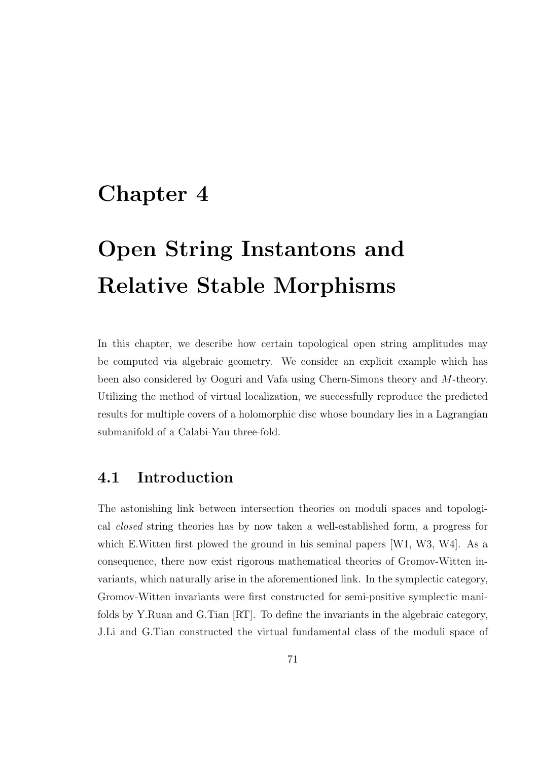# Chapter 4

# Open String Instantons and Relative Stable Morphisms

In this chapter, we describe how certain topological open string amplitudes may be computed via algebraic geometry. We consider an explicit example which has been also considered by Ooguri and Vafa using Chern-Simons theory and $M$-theory. Utilizing the method of virtual localization, we successfully reproduce the predicted results for multiple covers of a holomorphic disc whose boundary lies in a Lagrangian submanifold of a Calabi-Yau three-fold.

## 4.1 Introduction

The astonishing link between intersection theories on moduli spaces and topological *closed* string theories has by now taken a well-established form, a progress for which E.Witten first plowed the ground in his seminal papers [W1, W3, W4]. As a consequence, there now exist rigorous mathematical theories of Gromov-Witten invariants, which naturally arise in the aforementioned link. In the symplectic category, Gromov-Witten invariants were first constructed for semi-positive symplectic manifolds by Y.Ruan and G.Tian [RT]. To define the invariants in the algebraic category, J.Li and G.Tian constructed the virtual fundamental class of the moduli space of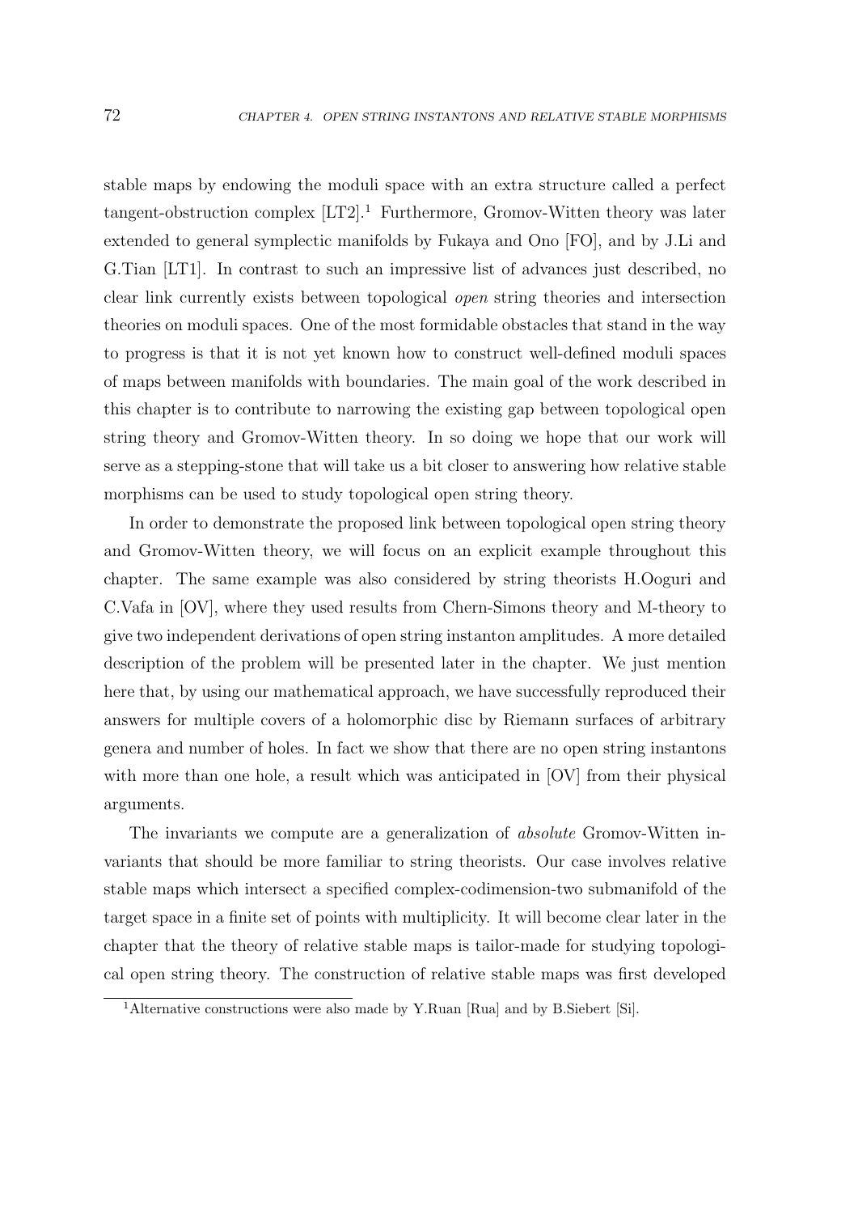stable maps by endowing the moduli space with an extra structure called a perfect tangent-obstruction complex [LT2].[1] Furthermore, Gromov-Witten theory was later extended to general symplectic manifolds by Fukaya and Ono [FO], and by J.Li and G.Tian [LT1]. In contrast to such an impressive list of advances just described, no clear link currently exists between topological *open* string theories and intersection theories on moduli spaces. One of the most formidable obstacles that stand in the way to progress is that it is not yet known how to construct well-defined moduli spaces of maps between manifolds with boundaries. The main goal of the work described in this chapter is to contribute to narrowing the existing gap between topological open string theory and Gromov-Witten theory. In so doing we hope that our work will serve as a stepping-stone that will take us a bit closer to answering how relative stable morphisms can be used to study topological open string theory.

In order to demonstrate the proposed link between topological open string theory and Gromov-Witten theory, we will focus on an explicit example throughout this chapter. The same example was also considered by string theorists H.Ooguri and C.Vafa in [OV], where they used results from Chern-Simons theory and M-theory to give two independent derivations of open string instanton amplitudes. A more detailed description of the problem will be presented later in the chapter. We just mention here that, by using our mathematical approach, we have successfully reproduced their answers for multiple covers of a holomorphic disc by Riemann surfaces of arbitrary genera and number of holes. In fact we show that there are no open string instantons with more than one hole, a result which was anticipated in [OV] from their physical arguments.

The invariants we compute are a generalization of *absolute* Gromov-Witten invariants that should be more familiar to string theorists. Our case involves relative stable maps which intersect a specified complex-codimension-two submanifold of the target space in a finite set of points with multiplicity. It will become clear later in the chapter that the theory of relative stable maps is tailor-made for studying topological open string theory. The construction of relative stable maps was first developed

[1] Alternative constructions were also made by Y.Ruan [Rua] and by B.Siebert [Si].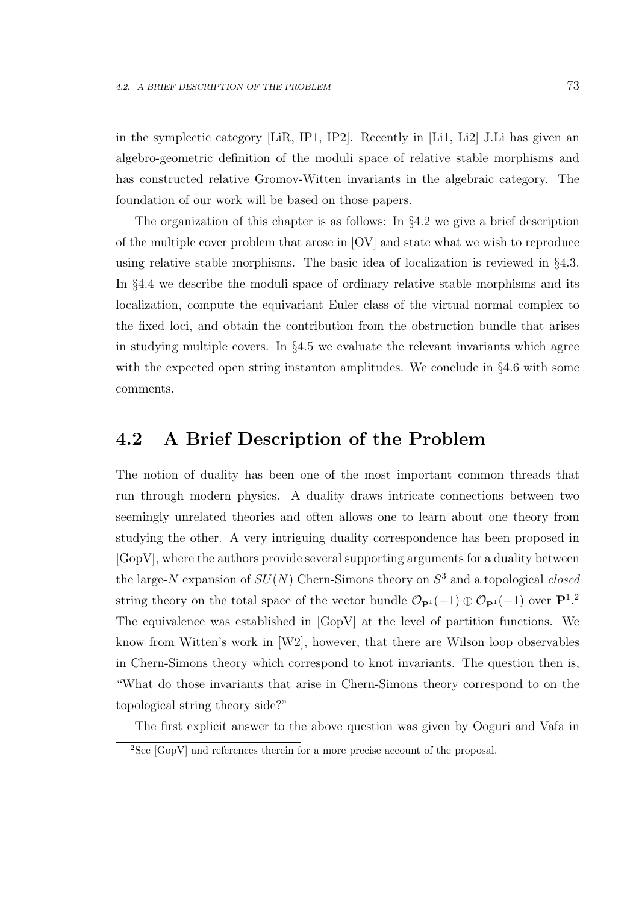in the symplectic category [LiR, IP1, IP2]. Recently in [Li1, Li2] J.Li has given an algebro-geometric definition of the moduli space of relative stable morphisms and has constructed relative Gromov-Witten invariants in the algebraic category. The foundation of our work will be based on those papers.

The organization of this chapter is as follows: In §4.2 we give a brief description of the multiple cover problem that arose in [OV] and state what we wish to reproduce using relative stable morphisms. The basic idea of localization is reviewed in §4.3. In §4.4 we describe the moduli space of ordinary relative stable morphisms and its localization, compute the equivariant Euler class of the virtual normal complex to the fixed loci, and obtain the contribution from the obstruction bundle that arises in studying multiple covers. In §4.5 we evaluate the relevant invariants which agree with the expected open string instanton amplitudes. We conclude in §4.6 with some comments.

## 4.2 A Brief Description of the Problem

The notion of duality has been one of the most important common threads that run through modern physics. A duality draws intricate connections between two seemingly unrelated theories and often allows one to learn about one theory from studying the other. A very intriguing duality correspondence has been proposed in [GopV], where the authors provide several supporting arguments for a duality between the large-$N$ expansion of $SU(N)$ Chern-Simons theory on $S^3$ and a topological *closed* string theory on the total space of the vector bundle $\mathcal{O}_{\mathbf{P}^1}(-1) \oplus \mathcal{O}_{\mathbf{P}^1}(-1)$ over $\mathbf{P}^1$.[2] The equivalence was established in [GopV] at the level of partition functions. We know from Witten's work in [W2], however, that there are Wilson loop observables in Chern-Simons theory which correspond to knot invariants. The question then is, "What do those invariants that arise in Chern-Simons theory correspond to on the topological string theory side?"

The first explicit answer to the above question was given by Ooguri and Vafa in

[2] See [GopV] and references therein for a more precise account of the proposal.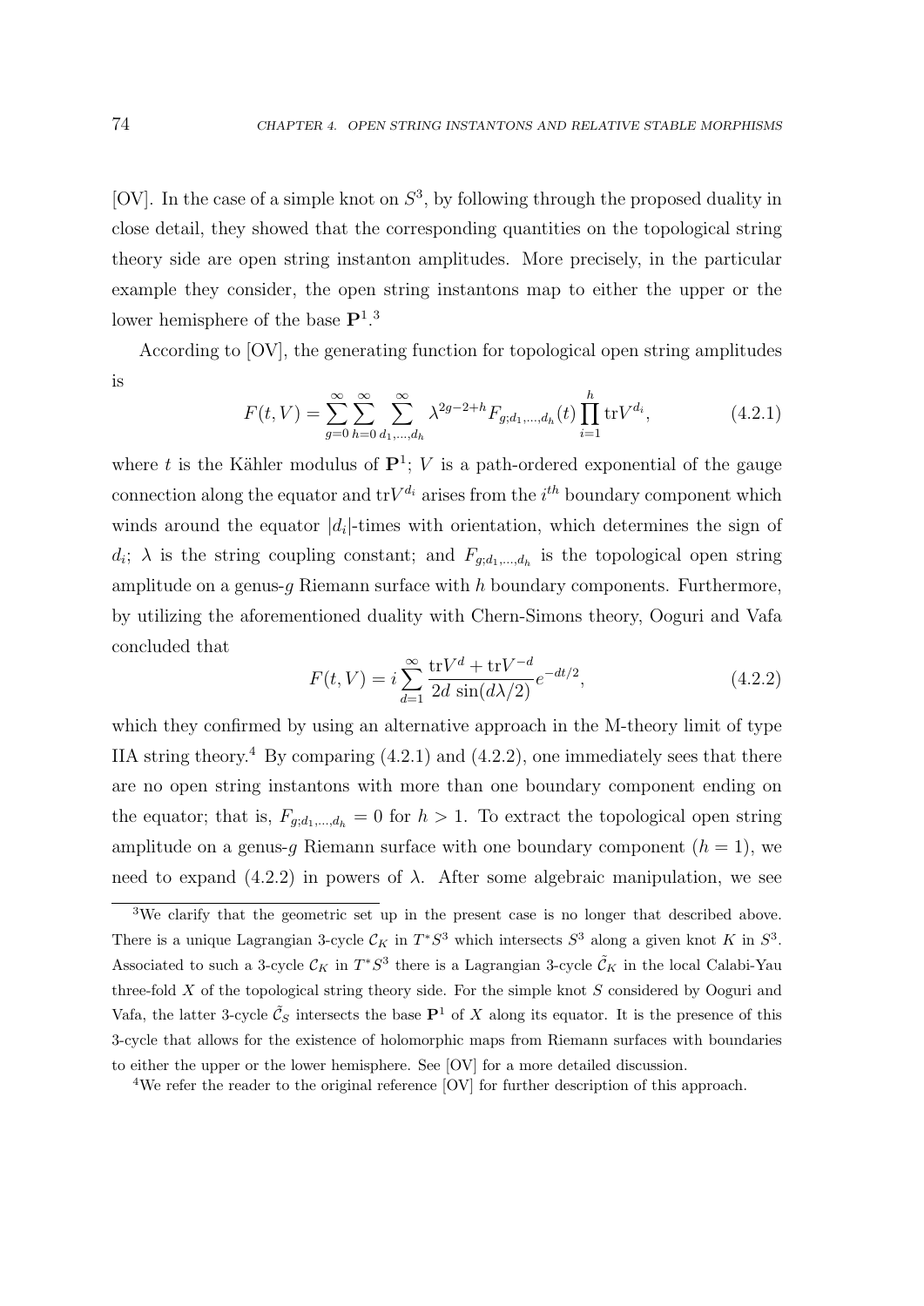[OV]. In the case of a simple knot on $S^3$, by following through the proposed duality in close detail, they showed that the corresponding quantities on the topological string theory side are open string instanton amplitudes. More precisely, in the particular example they consider, the open string instantons map to either the upper or the lower hemisphere of the base $\mathbf{P}^1$.[3]

According to [OV], the generating function for topological open string amplitudes is

$$F(t, V) = \sum_{g=0}^{\infty} \sum_{h=0}^{\infty} \sum_{d_1,\ldots,d_h}^{\infty} \lambda^{2g-2+h} F_{g;d_1,\ldots,d_h}(t) \prod_{i=1}^{h} \mathrm{tr} V^{d_i}, \tag{4.2.1}$$

where $t$ is the Kähler modulus of $\mathbf{P}^1$; $V$ is a path-ordered exponential of the gauge connection along the equator and $\mathrm{tr}V^{d_i}$ arises from the $i^{th}$ boundary component which winds around the equator $|d_i|$-times with orientation, which determines the sign of $d_i$; $\lambda$ is the string coupling constant; and $F_{g;d_1,\ldots,d_h}$ is the topological open string amplitude on a genus-$g$ Riemann surface with $h$ boundary components. Furthermore, by utilizing the aforementioned duality with Chern-Simons theory, Ooguri and Vafa concluded that

$$F(t, V) = i \sum_{d=1}^{\infty} \frac{\mathrm{tr}V^d + \mathrm{tr}V^{-d}}{2d \, \sin(d\lambda/2)} e^{-dt/2}, \tag{4.2.2}$$

which they confirmed by using an alternative approach in the M-theory limit of type IIA string theory.[4] By comparing (4.2.1) and (4.2.2), one immediately sees that there are no open string instantons with more than one boundary component ending on the equator; that is, $F_{g;d_1,\ldots,d_h} = 0$ for $h > 1$. To extract the topological open string amplitude on a genus-$g$ Riemann surface with one boundary component ($h = 1$), we need to expand (4.2.2) in powers of $\lambda$. After some algebraic manipulation, we see

---

[3] We clarify that the geometric set up in the present case is no longer that described above. There is a unique Lagrangian 3-cycle $\mathcal{C}_K$ in $T^*S^3$ which intersects $S^3$ along a given knot $K$ in $S^3$. Associated to such a 3-cycle $\mathcal{C}_K$ in $T^*S^3$ there is a Lagrangian 3-cycle $\tilde{\mathcal{C}}_K$ in the local Calabi-Yau three-fold $X$ of the topological string theory side. For the simple knot $S$ considered by Ooguri and Vafa, the latter 3-cycle $\tilde{\mathcal{C}}_S$ intersects the base $\mathbf{P}^1$ of $X$ along its equator. It is the presence of this 3-cycle that allows for the existence of holomorphic maps from Riemann surfaces with boundaries to either the upper or the lower hemisphere. See [OV] for a more detailed discussion.

[4] We refer the reader to the original reference [OV] for further description of this approach.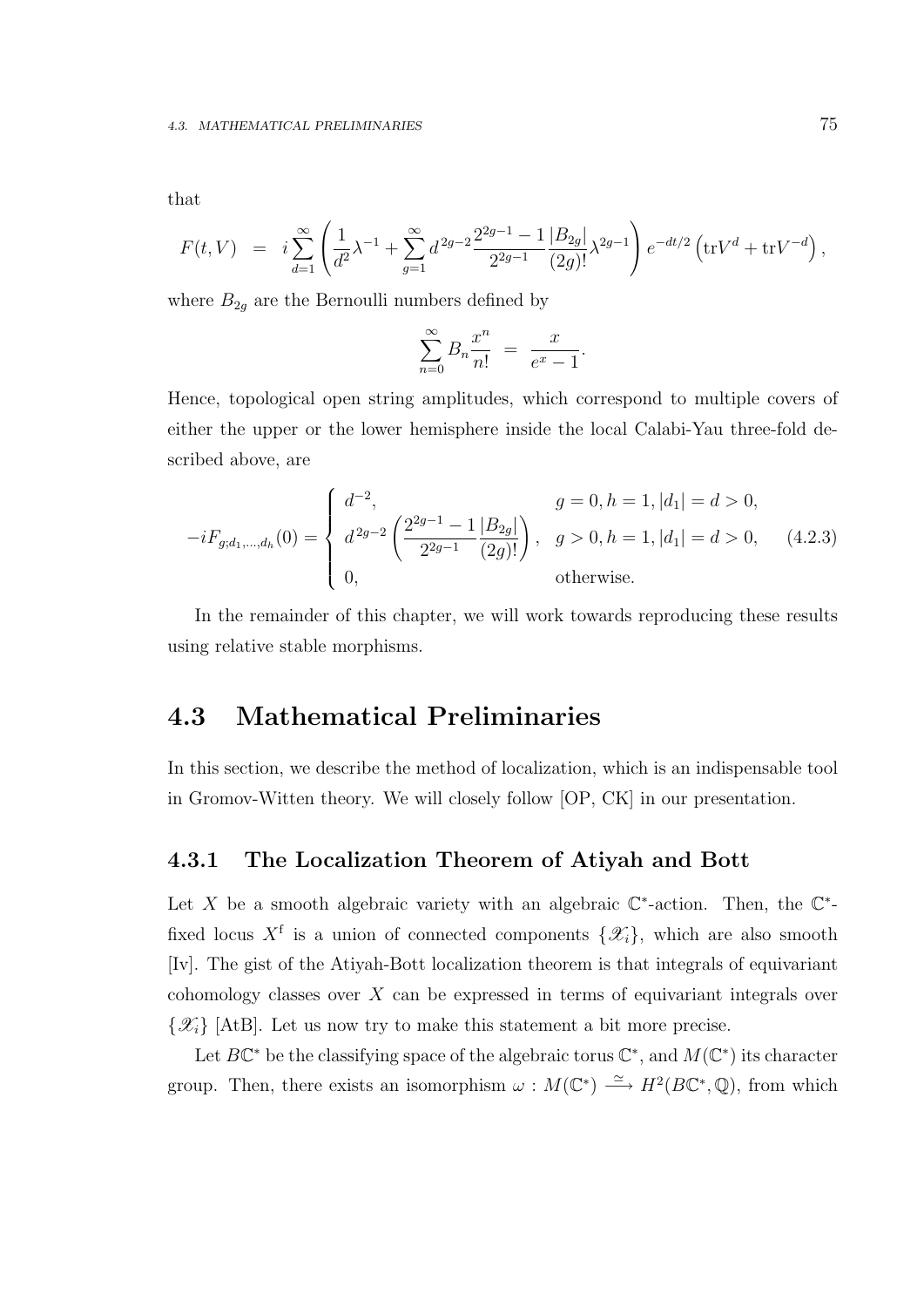that

$$F(t,V) \;=\; i\sum_{d=1}^{\infty}\left(\frac{1}{d^2}\lambda^{-1}+\sum_{g=1}^{\infty}d^{2g-2}\frac{2^{2g-1}-1}{2^{2g-1}}\frac{|B_{2g}|}{(2g)!}\lambda^{2g-1}\right)e^{-dt/2}\left(\mathrm{tr}V^d+\mathrm{tr}V^{-d}\right),$$

where $B_{2g}$ are the Bernoulli numbers defined by

$$\sum_{n=0}^{\infty}B_n\frac{x^n}{n!} \;=\; \frac{x}{e^x-1}.$$

Hence, topological open string amplitudes, which correspond to multiple covers of either the upper or the lower hemisphere inside the local Calabi-Yau three-fold described above, are

$$-iF_{g;d_1,\dots,d_h}(0)=\begin{cases} d^{-2}, & g=0, h=1, |d_1|=d>0,\\ d^{2g-2}\left(\dfrac{2^{2g-1}-1}{2^{2g-1}}\dfrac{|B_{2g}|}{(2g)!}\right), & g>0, h=1, |d_1|=d>0, \\ 0, & \text{otherwise.}\end{cases} \tag{4.2.3}$$

In the remainder of this chapter, we will work towards reproducing these results using relative stable morphisms.

## 4.3 Mathematical Preliminaries

In this section, we describe the method of localization, which is an indispensable tool in Gromov-Witten theory. We will closely follow [OP, CK] in our presentation.

### 4.3.1 The Localization Theorem of Atiyah and Bott

Let $X$ be a smooth algebraic variety with an algebraic $\mathbb{C}^*$-action. Then, the $\mathbb{C}^*$-fixed locus $X^{\mathrm{f}}$ is a union of connected components $\{\mathscr{X}_i\}$, which are also smooth [Iv]. The gist of the Atiyah-Bott localization theorem is that integrals of equivariant cohomology classes over $X$ can be expressed in terms of equivariant integrals over $\{\mathscr{X}_i\}$ [AtB]. Let us now try to make this statement a bit more precise.

Let $B\mathbb{C}^*$ be the classifying space of the algebraic torus $\mathbb{C}^*$, and $M(\mathbb{C}^*)$ its character group. Then, there exists an isomorphism $\omega : M(\mathbb{C}^*) \xrightarrow{\simeq} H^2(B\mathbb{C}^*,\mathbb{Q})$, from which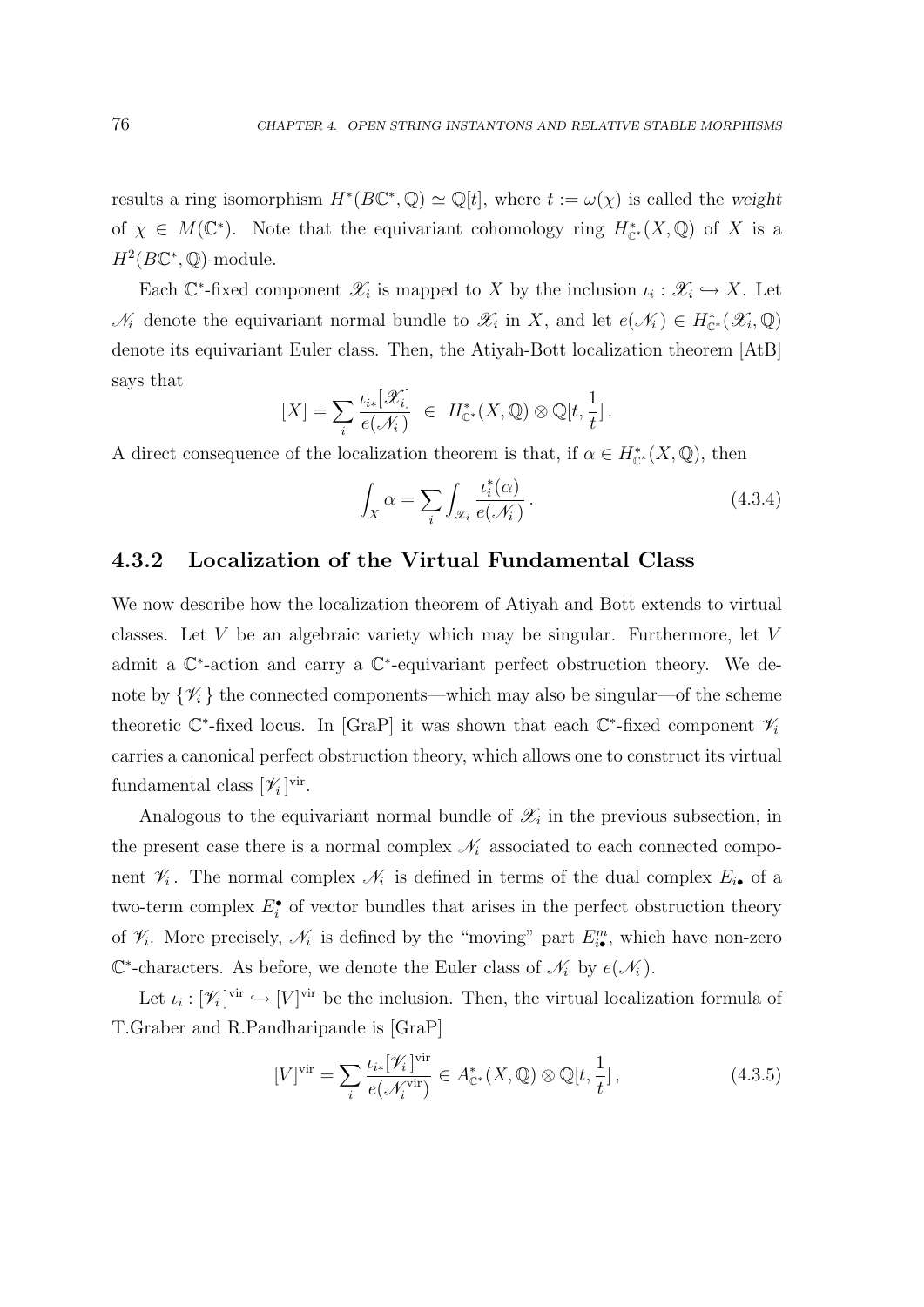results a ring isomorphism $H^*(B\mathbb{C}^*, \mathbb{Q}) \simeq \mathbb{Q}[t]$, where $t := \omega(\chi)$ is called the *weight* of $\chi \in M(\mathbb{C}^*)$. Note that the equivariant cohomology ring $H^*_{\mathbb{C}^*}(X, \mathbb{Q})$ of $X$ is a $H^2(B\mathbb{C}^*, \mathbb{Q})$-module.

Each $\mathbb{C}^*$-fixed component $\mathscr{X}_i$ is mapped to $X$ by the inclusion $\iota_i : \mathscr{X}_i \hookrightarrow X$. Let $\mathscr{N}_i$ denote the equivariant normal bundle to $\mathscr{X}_i$ in $X$, and let $e(\mathscr{N}_i) \in H^*_{\mathbb{C}^*}(\mathscr{X}_i, \mathbb{Q})$ denote its equivariant Euler class. Then, the Atiyah-Bott localization theorem [AtB] says that

$$[X] = \sum_i \frac{\iota_{i*}[\mathscr{X}_i]}{e(\mathscr{N}_i)} \in H^*_{\mathbb{C}^*}(X, \mathbb{Q}) \otimes \mathbb{Q}[t, \frac{1}{t}].$$

A direct consequence of the localization theorem is that, if $\alpha \in H^*_{\mathbb{C}^*}(X, \mathbb{Q})$, then

$$\int_X \alpha = \sum_i \int_{\mathscr{X}_i} \frac{\iota_i^*(\alpha)}{e(\mathscr{N}_i)}. \tag{4.3.4}$$

### 4.3.2 Localization of the Virtual Fundamental Class

We now describe how the localization theorem of Atiyah and Bott extends to virtual classes. Let $V$ be an algebraic variety which may be singular. Furthermore, let $V$ admit a $\mathbb{C}^*$-action and carry a $\mathbb{C}^*$-equivariant perfect obstruction theory. We denote by $\{\mathscr{V}_i\}$ the connected components—which may also be singular—of the scheme theoretic $\mathbb{C}^*$-fixed locus. In [GraP] it was shown that each $\mathbb{C}^*$-fixed component $\mathscr{V}_i$ carries a canonical perfect obstruction theory, which allows one to construct its virtual fundamental class $[\mathscr{V}_i]^{\text{vir}}$.

Analogous to the equivariant normal bundle of $\mathscr{X}_i$ in the previous subsection, in the present case there is a normal complex $\mathscr{N}_i$ associated to each connected component $\mathscr{V}_i$. The normal complex $\mathscr{N}_i$ is defined in terms of the dual complex $E_{i\bullet}$ of a two-term complex $E_i^\bullet$ of vector bundles that arises in the perfect obstruction theory of $\mathscr{V}_i$. More precisely, $\mathscr{N}_i$ is defined by the "moving" part $E^m_{i\bullet}$, which have non-zero $\mathbb{C}^*$-characters. As before, we denote the Euler class of $\mathscr{N}_i$ by $e(\mathscr{N}_i)$.

Let $\iota_i : [\mathscr{V}_i]^{\text{vir}} \hookrightarrow [V]^{\text{vir}}$ be the inclusion. Then, the virtual localization formula of T.Graber and R.Pandharipande is [GraP]

$$[V]^{\text{vir}} = \sum_i \frac{\iota_{i*}[\mathscr{V}_i]^{\text{vir}}}{e(\mathscr{N}_i^{\text{vir}})} \in A^*_{\mathbb{C}^*}(X, \mathbb{Q}) \otimes \mathbb{Q}[t, \frac{1}{t}], \tag{4.3.5}$$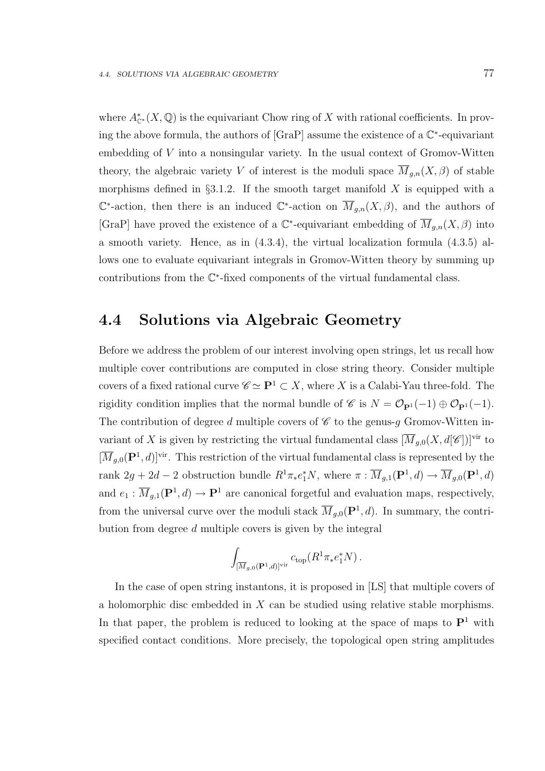where $A^*_{\mathbb{C}^*}(X, \mathbb{Q})$ is the equivariant Chow ring of $X$ with rational coefficients. In proving the above formula, the authors of [GraP] assume the existence of a $\mathbb{C}^*$-equivariant embedding of $V$ into a nonsingular variety. In the usual context of Gromov-Witten theory, the algebraic variety $V$ of interest is the moduli space $\overline{M}_{g,n}(X, \beta)$ of stable morphisms defined in §3.1.2. If the smooth target manifold $X$ is equipped with a $\mathbb{C}^*$-action, then there is an induced $\mathbb{C}^*$-action on $\overline{M}_{g,n}(X, \beta)$, and the authors of [GraP] have proved the existence of a $\mathbb{C}^*$-equivariant embedding of $\overline{M}_{g,n}(X, \beta)$ into a smooth variety. Hence, as in (4.3.4), the virtual localization formula (4.3.5) allows one to evaluate equivariant integrals in Gromov-Witten theory by summing up contributions from the $\mathbb{C}^*$-fixed components of the virtual fundamental class.

## 4.4 Solutions via Algebraic Geometry

Before we address the problem of our interest involving open strings, let us recall how multiple cover contributions are computed in close string theory. Consider multiple covers of a fixed rational curve $\mathscr{C} \simeq \mathbf{P}^1 \subset X$, where $X$ is a Calabi-Yau three-fold. The rigidity condition implies that the normal bundle of $\mathscr{C}$ is $N = \mathcal{O}_{\mathbf{P}^1}(-1) \oplus \mathcal{O}_{\mathbf{P}^1}(-1)$. The contribution of degree $d$ multiple covers of $\mathscr{C}$ to the genus-$g$ Gromov-Witten invariant of $X$ is given by restricting the virtual fundamental class $[\overline{M}_{g,0}(X, d[\mathscr{C}])]^{\text{vir}}$ to $[\overline{M}_{g,0}(\mathbf{P}^1, d)]^{\text{vir}}$. This restriction of the virtual fundamental class is represented by the rank $2g + 2d - 2$ obstruction bundle $R^1\pi_* e_1^* N$, where $\pi : \overline{M}_{g,1}(\mathbf{P}^1, d) \to \overline{M}_{g,0}(\mathbf{P}^1, d)$ and $e_1 : \overline{M}_{g,1}(\mathbf{P}^1, d) \to \mathbf{P}^1$ are canonical forgetful and evaluation maps, respectively, from the universal curve over the moduli stack $\overline{M}_{g,0}(\mathbf{P}^1, d)$. In summary, the contribution from degree $d$ multiple covers is given by the integral

$$\int_{[\overline{M}_{g,0}(\mathbf{P}^1,d)]^{\text{vir}}} c_{\text{top}}(R^1\pi_* e_1^* N)\,.$$

In the case of open string instantons, it is proposed in [LS] that multiple covers of a holomorphic disc embedded in $X$ can be studied using relative stable morphisms. In that paper, the problem is reduced to looking at the space of maps to $\mathbf{P}^1$ with specified contact conditions. More precisely, the topological open string amplitudes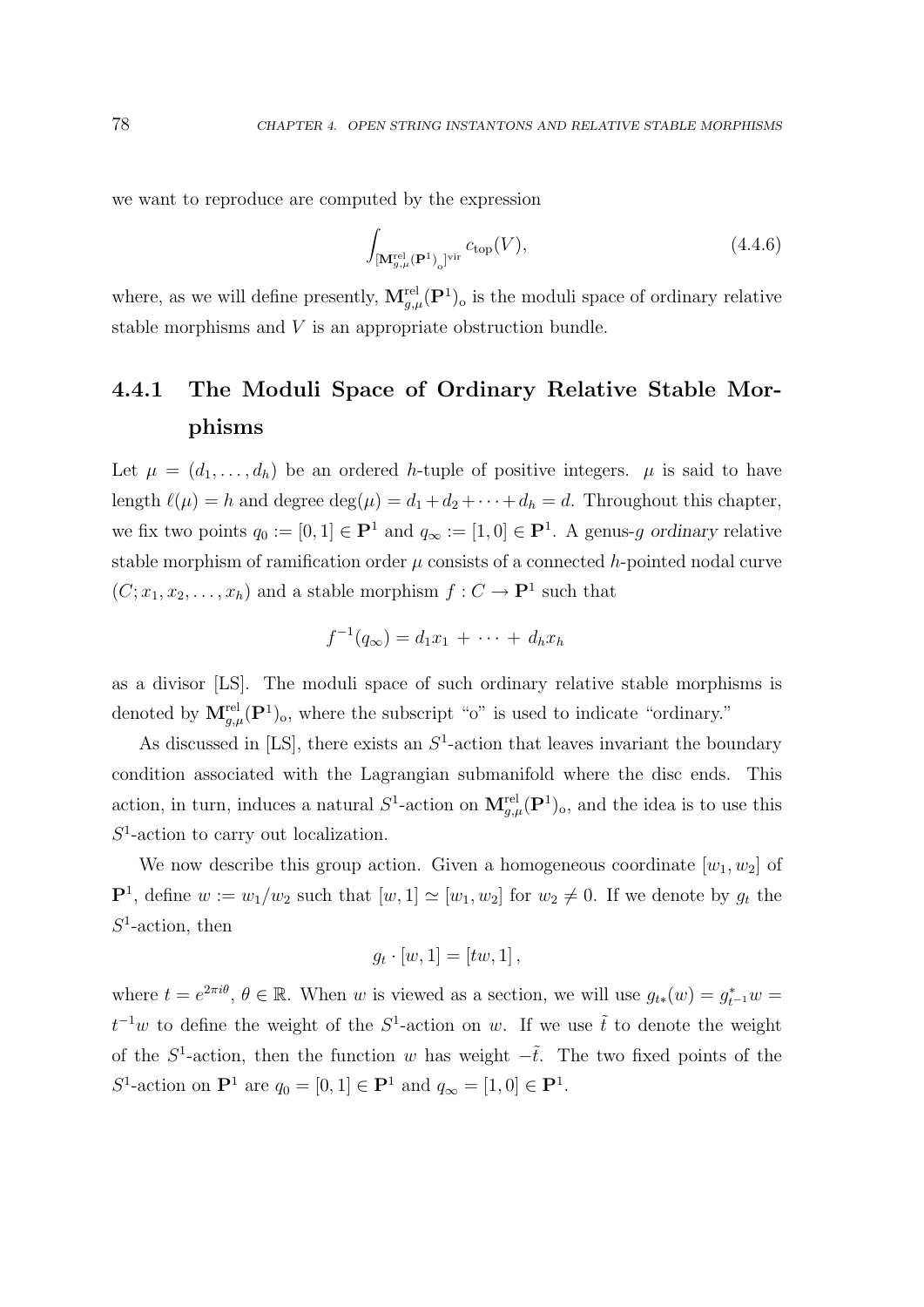we want to reproduce are computed by the expression

$$\int_{[\mathbf{M}^{\mathrm{rel}}_{g,\mu}(\mathbf{P}^1)_{\mathrm{o}}]^{\mathrm{vir}}} c_{\mathrm{top}}(V), \tag{4.4.6}$$

where, as we will define presently, $\mathbf{M}^{\mathrm{rel}}_{g,\mu}(\mathbf{P}^1)_{\mathrm{o}}$ is the moduli space of ordinary relative stable morphisms and $V$ is an appropriate obstruction bundle.

### 4.4.1 The Moduli Space of Ordinary Relative Stable Morphisms

Let $\mu = (d_1, \ldots, d_h)$ be an ordered $h$-tuple of positive integers. $\mu$ is said to have length $\ell(\mu) = h$ and degree $\deg(\mu) = d_1 + d_2 + \cdots + d_h = d$. Throughout this chapter, we fix two points $q_0 := [0,1] \in \mathbf{P}^1$ and $q_\infty := [1,0] \in \mathbf{P}^1$. A genus-$g$ *ordinary* relative stable morphism of ramification order $\mu$ consists of a connected $h$-pointed nodal curve $(C; x_1, x_2, \ldots, x_h)$ and a stable morphism $f : C \to \mathbf{P}^1$ such that

$$f^{-1}(q_\infty) = d_1 x_1 \,+\, \cdots \,+\, d_h x_h$$

as a divisor [LS]. The moduli space of such ordinary relative stable morphisms is denoted by $\mathbf{M}^{\mathrm{rel}}_{g,\mu}(\mathbf{P}^1)_{\mathrm{o}}$, where the subscript "o" is used to indicate "ordinary."

As discussed in [LS], there exists an $S^1$-action that leaves invariant the boundary condition associated with the Lagrangian submanifold where the disc ends. This action, in turn, induces a natural $S^1$-action on $\mathbf{M}^{\mathrm{rel}}_{g,\mu}(\mathbf{P}^1)_{\mathrm{o}}$, and the idea is to use this $S^1$-action to carry out localization.

We now describe this group action. Given a homogeneous coordinate $[w_1, w_2]$ of $\mathbf{P}^1$, define $w := w_1/w_2$ such that $[w,1] \simeq [w_1, w_2]$ for $w_2 \neq 0$. If we denote by $g_t$ the $S^1$-action, then

$$g_t \cdot [w, 1] = [tw, 1]\,,$$

where $t = e^{2\pi i\theta}$, $\theta \in \mathbb{R}$. When $w$ is viewed as a section, we will use $g_{t*}(w) = g^*_{t^{-1}} w = t^{-1} w$ to define the weight of the $S^1$-action on $w$. If we use $\tilde{t}$ to denote the weight of the $S^1$-action, then the function $w$ has weight $-\tilde{t}$. The two fixed points of the $S^1$-action on $\mathbf{P}^1$ are $q_0 = [0,1] \in \mathbf{P}^1$ and $q_\infty = [1,0] \in \mathbf{P}^1$.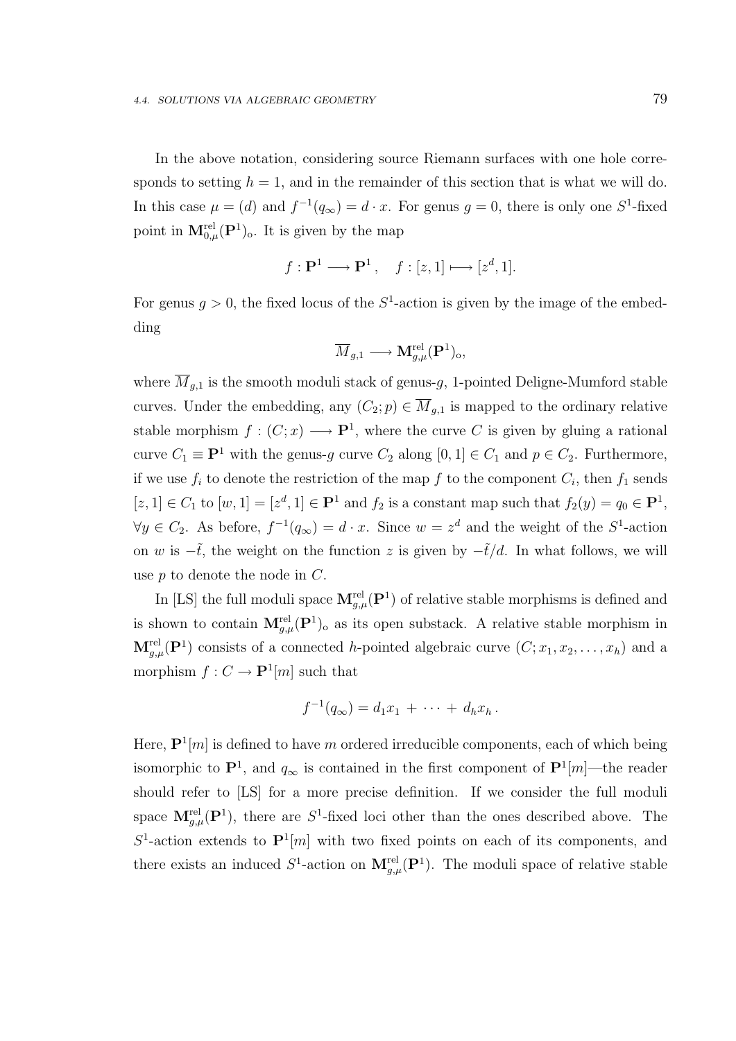In the above notation, considering source Riemann surfaces with one hole corresponds to setting $h = 1$, and in the remainder of this section that is what we will do. In this case $\mu = (d)$ and $f^{-1}(q_\infty) = d \cdot x$. For genus $g = 0$, there is only one $S^1$-fixed point in $\mathbf{M}^{\text{rel}}_{0,\mu}(\mathbf{P}^1)_{\text{o}}$. It is given by the map

$$f : \mathbf{P}^1 \longrightarrow \mathbf{P}^1 , \quad f : [z, 1] \longmapsto [z^d, 1].$$

For genus $g > 0$, the fixed locus of the $S^1$-action is given by the image of the embedding

$$\overline{M}_{g,1} \longrightarrow \mathbf{M}^{\text{rel}}_{g,\mu}(\mathbf{P}^1)_{\text{o}},$$

where $\overline{M}_{g,1}$ is the smooth moduli stack of genus-$g$, 1-pointed Deligne-Mumford stable curves. Under the embedding, any $(C_2; p) \in \overline{M}_{g,1}$ is mapped to the ordinary relative stable morphism $f : (C; x) \longrightarrow \mathbf{P}^1$, where the curve $C$ is given by gluing a rational curve $C_1 \equiv \mathbf{P}^1$ with the genus-$g$ curve $C_2$ along $[0, 1] \in C_1$ and $p \in C_2$. Furthermore, if we use $f_i$ to denote the restriction of the map $f$ to the component $C_i$, then $f_1$ sends $[z, 1] \in C_1$ to $[w, 1] = [z^d, 1] \in \mathbf{P}^1$ and $f_2$ is a constant map such that $f_2(y) = q_0 \in \mathbf{P}^1$, $\forall y \in C_2$. As before, $f^{-1}(q_\infty) = d \cdot x$. Since $w = z^d$ and the weight of the $S^1$-action on $w$ is $-\tilde{t}$, the weight on the function $z$ is given by $-\tilde{t}/d$. In what follows, we will use $p$ to denote the node in $C$.

In [LS] the full moduli space $\mathbf{M}^{\text{rel}}_{g,\mu}(\mathbf{P}^1)$ of relative stable morphisms is defined and is shown to contain $\mathbf{M}^{\text{rel}}_{g,\mu}(\mathbf{P}^1)_{\text{o}}$ as its open substack. A relative stable morphism in $\mathbf{M}^{\text{rel}}_{g,\mu}(\mathbf{P}^1)$ consists of a connected $h$-pointed algebraic curve $(C; x_1, x_2, \ldots, x_h)$ and a morphism $f : C \to \mathbf{P}^1[m]$ such that

$$f^{-1}(q_\infty) = d_1 x_1 \, + \, \cdots \, + \, d_h x_h \, .$$

Here, $\mathbf{P}^1[m]$ is defined to have $m$ ordered irreducible components, each of which being isomorphic to $\mathbf{P}^1$, and $q_\infty$ is contained in the first component of $\mathbf{P}^1[m]$—the reader should refer to [LS] for a more precise definition. If we consider the full moduli space $\mathbf{M}^{\text{rel}}_{g,\mu}(\mathbf{P}^1)$, there are $S^1$-fixed loci other than the ones described above. The $S^1$-action extends to $\mathbf{P}^1[m]$ with two fixed points on each of its components, and there exists an induced $S^1$-action on $\mathbf{M}^{\text{rel}}_{g,\mu}(\mathbf{P}^1)$. The moduli space of relative stable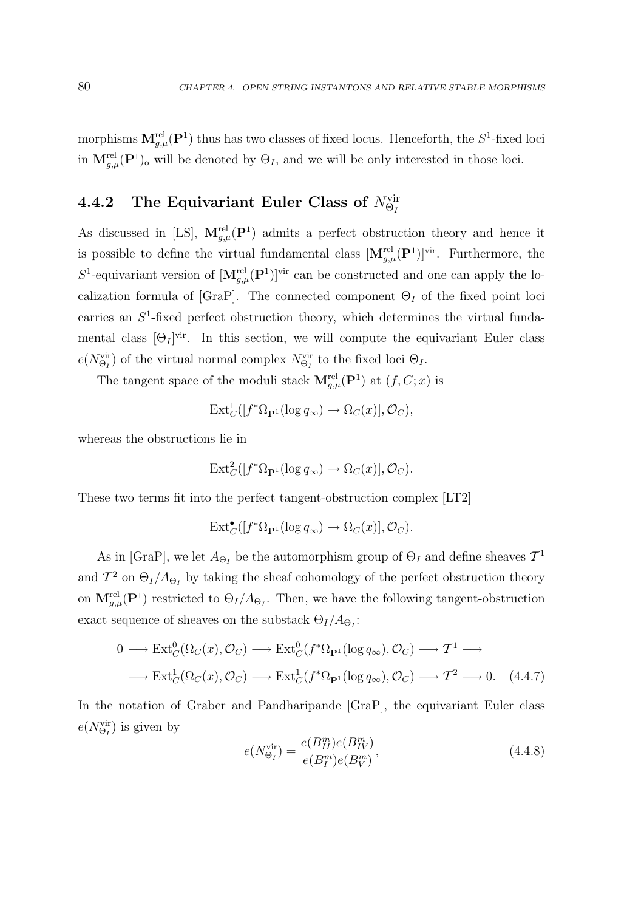morphisms $\mathbf{M}^{\text{rel}}_{g,\mu}(\mathbf{P}^1)$ thus has two classes of fixed locus. Henceforth, the $S^1$-fixed loci in $\mathbf{M}^{\text{rel}}_{g,\mu}(\mathbf{P}^1)_{\text{o}}$ will be denoted by $\Theta_I$, and we will be only interested in those loci.

### 4.4.2 The Equivariant Euler Class of $N^{\text{vir}}_{\Theta_I}$

As discussed in [LS], $\mathbf{M}^{\text{rel}}_{g,\mu}(\mathbf{P}^1)$ admits a perfect obstruction theory and hence it is possible to define the virtual fundamental class $[\mathbf{M}^{\text{rel}}_{g,\mu}(\mathbf{P}^1)]^{\text{vir}}$. Furthermore, the $S^1$-equivariant version of $[\mathbf{M}^{\text{rel}}_{g,\mu}(\mathbf{P}^1)]^{\text{vir}}$ can be constructed and one can apply the localization formula of [GraP]. The connected component $\Theta_I$ of the fixed point loci carries an $S^1$-fixed perfect obstruction theory, which determines the virtual fundamental class $[\Theta_I]^{\text{vir}}$. In this section, we will compute the equivariant Euler class $e(N^{\text{vir}}_{\Theta_I})$ of the virtual normal complex $N^{\text{vir}}_{\Theta_I}$ to the fixed loci $\Theta_I$.

The tangent space of the moduli stack $\mathbf{M}^{\text{rel}}_{g,\mu}(\mathbf{P}^1)$ at $(f, C; x)$ is

$$\text{Ext}^1_C([f^*\Omega_{\mathbf{P}^1}(\log q_\infty) \to \Omega_C(x)], \mathcal{O}_C),$$

whereas the obstructions lie in

$$\text{Ext}^2_C([f^*\Omega_{\mathbf{P}^1}(\log q_\infty) \to \Omega_C(x)], \mathcal{O}_C).$$

These two terms fit into the perfect tangent-obstruction complex [LT2]

$$\text{Ext}^\bullet_C([f^*\Omega_{\mathbf{P}^1}(\log q_\infty) \to \Omega_C(x)], \mathcal{O}_C).$$

As in [GraP], we let $A_{\Theta_I}$ be the automorphism group of $\Theta_I$ and define sheaves $\mathcal{T}^1$ and $\mathcal{T}^2$ on $\Theta_I/A_{\Theta_I}$ by taking the sheaf cohomology of the perfect obstruction theory on $\mathbf{M}^{\text{rel}}_{g,\mu}(\mathbf{P}^1)$ restricted to $\Theta_I/A_{\Theta_I}$. Then, we have the following tangent-obstruction exact sequence of sheaves on the substack $\Theta_I/A_{\Theta_I}$:

$$\begin{aligned}0 &\longrightarrow \text{Ext}^0_C(\Omega_C(x), \mathcal{O}_C) \longrightarrow \text{Ext}^0_C(f^*\Omega_{\mathbf{P}^1}(\log q_\infty), \mathcal{O}_C) \longrightarrow \mathcal{T}^1 \longrightarrow \\ &\longrightarrow \text{Ext}^1_C(\Omega_C(x), \mathcal{O}_C) \longrightarrow \text{Ext}^1_C(f^*\Omega_{\mathbf{P}^1}(\log q_\infty), \mathcal{O}_C) \longrightarrow \mathcal{T}^2 \longrightarrow 0. \quad (4.4.7)\end{aligned}$$

In the notation of Graber and Pandharipande [GraP], the equivariant Euler class $e(N^{\text{vir}}_{\Theta_I})$ is given by

$$e(N^{\text{vir}}_{\Theta_I}) = \frac{e(B^m_{II})e(B^m_{IV})}{e(B^m_I)e(B^m_V)}, \tag{4.4.8}$$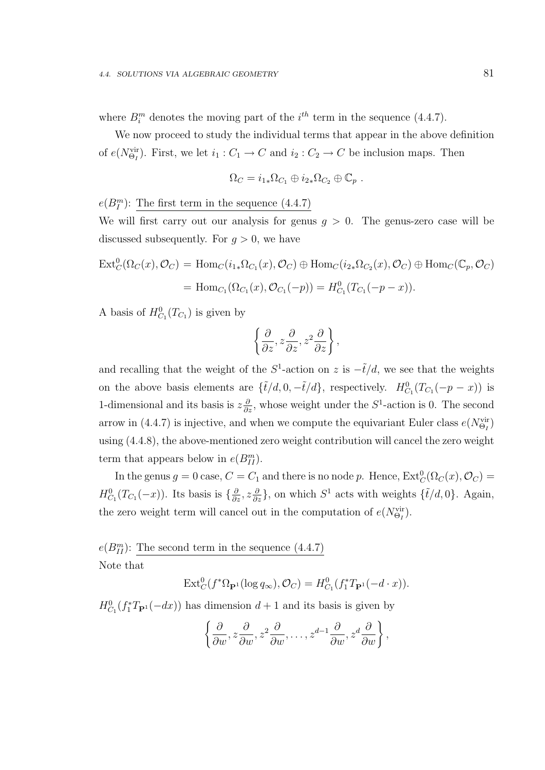where $B_i^m$ denotes the moving part of the $i^{th}$ term in the sequence (4.4.7).

We now proceed to study the individual terms that appear in the above definition of $e(N_{\Theta_I}^{\text{vir}})$. First, we let $i_1 : C_1 \to C$ and $i_2 : C_2 \to C$ be inclusion maps. Then

$$\Omega_C = i_{1*}\Omega_{C_1} \oplus i_{2*}\Omega_{C_2} \oplus \mathbb{C}_p \ .$$

$e(B_I^m)$: <u>The first term in the sequence (4.4.7)</u>

We will first carry out our analysis for genus $g > 0$. The genus-zero case will be discussed subsequently. For $g > 0$, we have

$$\begin{aligned}
\text{Ext}^0_C(\Omega_C(x), \mathcal{O}_C) &= \text{Hom}_C(i_{1*}\Omega_{C_1}(x), \mathcal{O}_C) \oplus \text{Hom}_C(i_{2*}\Omega_{C_2}(x), \mathcal{O}_C) \oplus \text{Hom}_C(\mathbb{C}_p, \mathcal{O}_C) \\
&= \text{Hom}_{C_1}(\Omega_{C_1}(x), \mathcal{O}_{C_1}(-p)) = H^0_{C_1}(T_{C_1}(-p-x)).
\end{aligned}$$

A basis of $H^0_{C_1}(T_{C_1})$ is given by

$$\left\{ \frac{\partial}{\partial z}, z\frac{\partial}{\partial z}, z^2\frac{\partial}{\partial z} \right\},$$

and recalling that the weight of the $S^1$-action on $z$ is $-\tilde{t}/d$, we see that the weights on the above basis elements are $\{\tilde{t}/d, 0, -\tilde{t}/d\}$, respectively. $H^0_{C_1}(T_{C_1}(-p-x))$ is 1-dimensional and its basis is $z\frac{\partial}{\partial z}$, whose weight under the $S^1$-action is 0. The second arrow in (4.4.7) is injective, and when we compute the equivariant Euler class $e(N_{\Theta_I}^{\text{vir}})$ using (4.4.8), the above-mentioned zero weight contribution will cancel the zero weight term that appears below in $e(B_{II}^m)$.

In the genus $g = 0$ case, $C = C_1$ and there is no node $p$. Hence, $\text{Ext}^0_C(\Omega_C(x), \mathcal{O}_C) = H^0_{C_1}(T_{C_1}(-x))$. Its basis is $\{\frac{\partial}{\partial z}, z\frac{\partial}{\partial z}\}$, on which $S^1$ acts with weights $\{\tilde{t}/d, 0\}$. Again, the zero weight term will cancel out in the computation of $e(N_{\Theta_I}^{\text{vir}})$.

$e(B_{II}^m)$: <u>The second term in the sequence (4.4.7)</u>

Note that

$$\text{Ext}^0_C(f^*\Omega_{\mathbf{P}^1}(\log q_\infty), \mathcal{O}_C) = H^0_{C_1}(f_1^*T_{\mathbf{P}^1}(-d \cdot x)).$$

$H^0_{C_1}(f_1^*T_{\mathbf{P}^1}(-dx))$ has dimension $d+1$ and its basis is given by

$$\left\{ \frac{\partial}{\partial w}, z\frac{\partial}{\partial w}, z^2\frac{\partial}{\partial w}, \ldots, z^{d-1}\frac{\partial}{\partial w}, z^d\frac{\partial}{\partial w} \right\},$$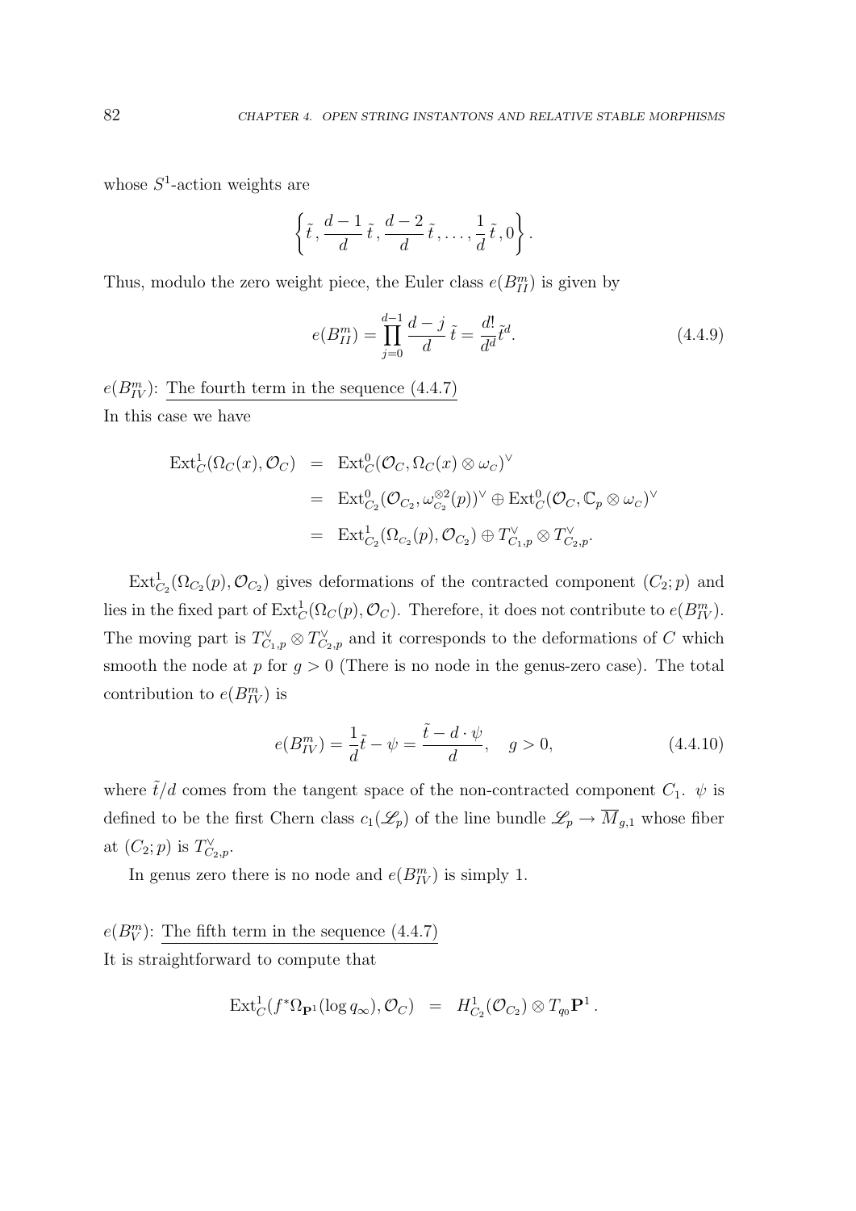whose $S^1$-action weights are

$$\left\{ \tilde{t}\,,\, \frac{d-1}{d}\,\tilde{t}\,,\, \frac{d-2}{d}\,\tilde{t}\,,\ldots,\, \frac{1}{d}\,\tilde{t}\,,0 \right\}.$$

Thus, modulo the zero weight piece, the Euler class $e(B^m_{II})$ is given by

$$e(B^m_{II}) = \prod_{j=0}^{d-1} \frac{d-j}{d}\,\tilde{t} = \frac{d!}{d^d}\tilde{t}^d. \tag{4.4.9}$$

$e(B^m_{IV})$: <u>The fourth term in the sequence (4.4.7)</u>

In this case we have

$$\begin{aligned}
\mathrm{Ext}^1_C(\Omega_C(x), \mathcal{O}_C) &= \mathrm{Ext}^0_C(\mathcal{O}_C, \Omega_C(x) \otimes \omega_C)^\vee \\
&= \mathrm{Ext}^0_{C_2}(\mathcal{O}_{C_2}, \omega_{C_2}^{\otimes 2}(p))^\vee \oplus \mathrm{Ext}^0_C(\mathcal{O}_C, \mathbb{C}_p \otimes \omega_C)^\vee \\
&= \mathrm{Ext}^1_{C_2}(\Omega_{C_2}(p), \mathcal{O}_{C_2}) \oplus T^\vee_{C_1,p} \otimes T^\vee_{C_2,p}.
\end{aligned}$$

$\mathrm{Ext}^1_{C_2}(\Omega_{C_2}(p), \mathcal{O}_{C_2})$ gives deformations of the contracted component $(C_2;p)$ and lies in the fixed part of $\mathrm{Ext}^1_C(\Omega_C(p), \mathcal{O}_C)$. Therefore, it does not contribute to $e(B^m_{IV})$. The moving part is $T^\vee_{C_1,p} \otimes T^\vee_{C_2,p}$ and it corresponds to the deformations of $C$ which smooth the node at $p$ for $g > 0$ (There is no node in the genus-zero case). The total contribution to $e(B^m_{IV})$ is

$$e(B^m_{IV}) = \frac{1}{d}\tilde{t} - \psi = \frac{\tilde{t} - d\cdot\psi}{d}, \quad g > 0, \tag{4.4.10}$$

where $\tilde{t}/d$ comes from the tangent space of the non-contracted component $C_1$. $\psi$ is defined to be the first Chern class $c_1(\mathscr{L}_p)$ of the line bundle $\mathscr{L}_p \to \overline{M}_{g,1}$ whose fiber at $(C_2;p)$ is $T^\vee_{C_2,p}$.

In genus zero there is no node and $e(B^m_{IV})$ is simply 1.

$e(B^m_V)$: <u>The fifth term in the sequence (4.4.7)</u>

It is straightforward to compute that

$$\mathrm{Ext}^1_C(f^*\Omega_{\mathbf{P}^1}(\log q_\infty), \mathcal{O}_C) \;\; = \;\; H^1_{C_2}(\mathcal{O}_{C_2}) \otimes T_{q_0}\mathbf{P}^1\,.$$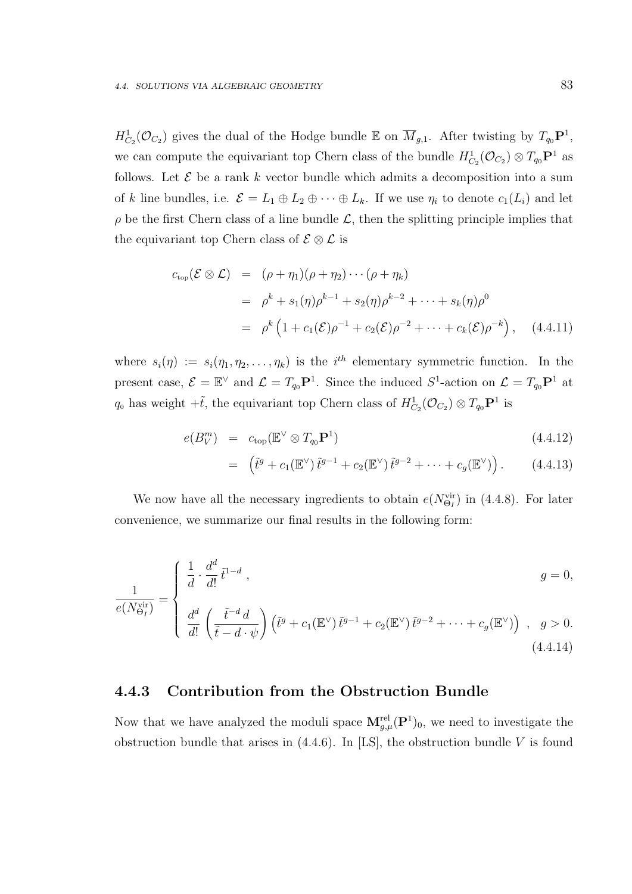$H^1_{C_2}(\mathcal{O}_{C_2})$ gives the dual of the Hodge bundle $\mathbb{E}$ on $\overline{M}_{g,1}$. After twisting by $T_{q_0}\mathbf{P}^1$, we can compute the equivariant top Chern class of the bundle $H^1_{C_2}(\mathcal{O}_{C_2}) \otimes T_{q_0}\mathbf{P}^1$ as follows. Let $\mathcal{E}$ be a rank $k$ vector bundle which admits a decomposition into a sum of $k$ line bundles, i.e. $\mathcal{E} = L_1 \oplus L_2 \oplus \cdots \oplus L_k$. If we use $\eta_i$ to denote $c_1(L_i)$ and let $\rho$ be the first Chern class of a line bundle $\mathcal{L}$, then the splitting principle implies that the equivariant top Chern class of $\mathcal{E} \otimes \mathcal{L}$ is

$$
\begin{aligned}
c_{\text{top}}(\mathcal{E} \otimes \mathcal{L}) &= (\rho + \eta_1)(\rho + \eta_2) \cdots (\rho + \eta_k) \\
&= \rho^k + s_1(\eta)\rho^{k-1} + s_2(\eta)\rho^{k-2} + \cdots + s_k(\eta)\rho^0 \\
&= \rho^k \left(1 + c_1(\mathcal{E})\rho^{-1} + c_2(\mathcal{E})\rho^{-2} + \cdots + c_k(\mathcal{E})\rho^{-k}\right), \qquad (4.4.11)
\end{aligned}
$$

where $s_i(\eta) := s_i(\eta_1, \eta_2, \ldots, \eta_k)$ is the $i^{th}$ elementary symmetric function. In the present case, $\mathcal{E} = \mathbb{E}^\vee$ and $\mathcal{L} = T_{q_0}\mathbf{P}^1$. Since the induced $S^1$-action on $\mathcal{L} = T_{q_0}\mathbf{P}^1$ at $q_0$ has weight $+\tilde{t}$, the equivariant top Chern class of $H^1_{C_2}(\mathcal{O}_{C_2}) \otimes T_{q_0}\mathbf{P}^1$ is

$$
\begin{aligned}
e(B_V^m) &= c_{\text{top}}(\mathbb{E}^\vee \otimes T_{q_0}\mathbf{P}^1) \qquad (4.4.12) \\
&= \left(\tilde{t}^g + c_1(\mathbb{E}^\vee)\,\tilde{t}^{g-1} + c_2(\mathbb{E}^\vee)\,\tilde{t}^{g-2} + \cdots + c_g(\mathbb{E}^\vee)\right). \qquad (4.4.13)
\end{aligned}
$$

We now have all the necessary ingredients to obtain $e(N^{\text{vir}}_{\Theta_I})$ in (4.4.8). For later convenience, we summarize our final results in the following form:

$$
\frac{1}{e(N^{\text{vir}}_{\Theta_I})} = \begin{cases} \dfrac{1}{d} \cdot \dfrac{d^d}{d!}\,\tilde{t}^{1-d}\,, & g = 0, \\[2ex] \dfrac{d^d}{d!}\left(\dfrac{\tilde{t}^{-d}\,d}{\tilde{t} - d \cdot \psi}\right)\left(\tilde{t}^g + c_1(\mathbb{E}^\vee)\,\tilde{t}^{g-1} + c_2(\mathbb{E}^\vee)\,\tilde{t}^{g-2} + \cdots + c_g(\mathbb{E}^\vee)\right), & g > 0. \end{cases} \qquad (4.4.14)
$$

### 4.4.3 Contribution from the Obstruction Bundle

Now that we have analyzed the moduli space $\mathbf{M}^{\text{rel}}_{g,\mu}(\mathbf{P}^1)_0$, we need to investigate the obstruction bundle that arises in (4.4.6). In [LS], the obstruction bundle $V$ is found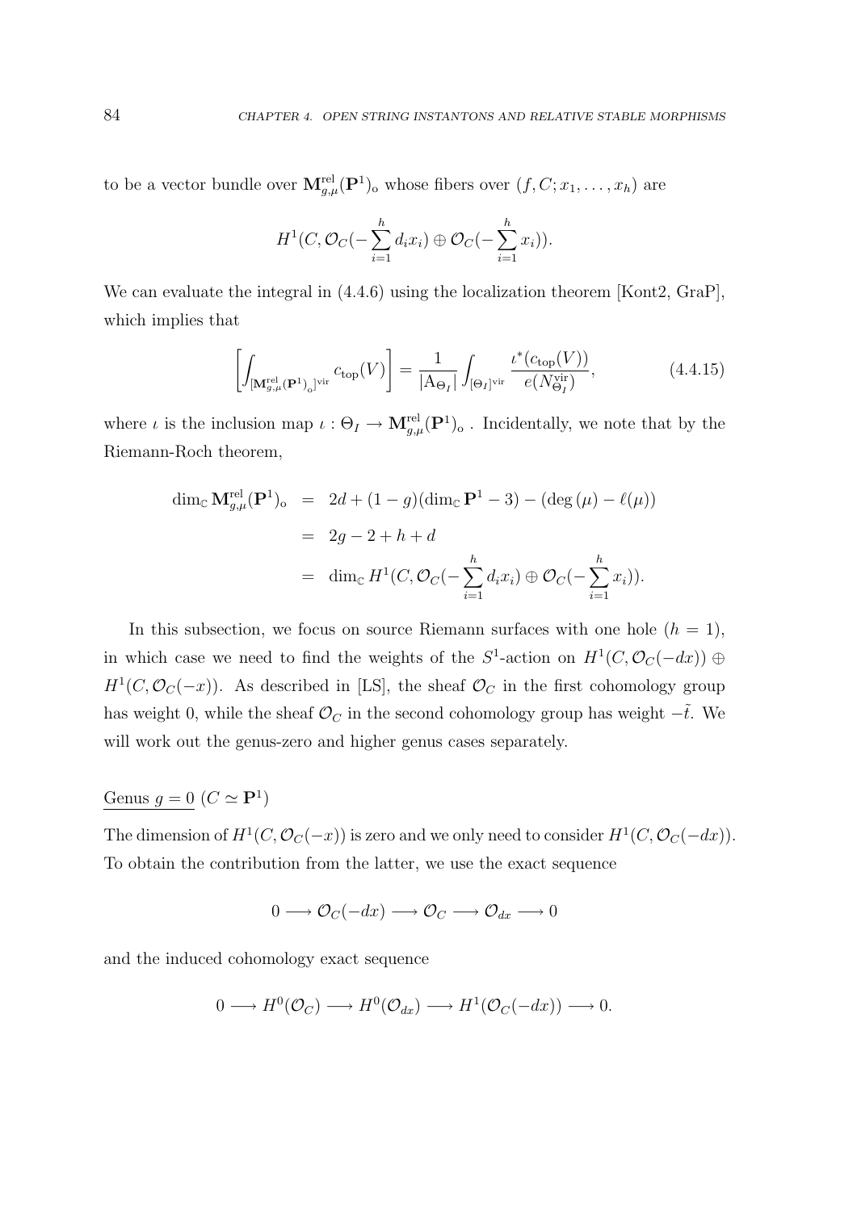to be a vector bundle over $\mathbf{M}^{\mathrm{rel}}_{g,\mu}(\mathbf{P}^1)_{\mathrm{o}}$ whose fibers over $(f, C; x_1, \ldots, x_h)$ are

$$H^1(C, \mathcal{O}_C(-\sum_{i=1}^{h} d_i x_i) \oplus \mathcal{O}_C(-\sum_{i=1}^{h} x_i)).$$

We can evaluate the integral in (4.4.6) using the localization theorem [Kont2, GraP], which implies that

$$\left[\int_{[\mathbf{M}^{\mathrm{rel}}_{g,\mu}(\mathbf{P}^1)_{\mathrm{o}}]^{\mathrm{vir}}} c_{\mathrm{top}}(V)\right] = \frac{1}{|\mathrm{A}_{\Theta_I}|} \int_{[\Theta_I]^{\mathrm{vir}}} \frac{\iota^*(c_{\mathrm{top}}(V))}{e(N^{\mathrm{vir}}_{\Theta_I})}, \tag{4.4.15}$$

where $\iota$ is the inclusion map $\iota : \Theta_I \to \mathbf{M}^{\mathrm{rel}}_{g,\mu}(\mathbf{P}^1)_{\mathrm{o}}$ . Incidentally, we note that by the Riemann-Roch theorem,

$$\begin{aligned}
\dim_{\mathbb{C}} \mathbf{M}^{\mathrm{rel}}_{g,\mu}(\mathbf{P}^1)_{\mathrm{o}} &= 2d + (1-g)(\dim_{\mathbb{C}} \mathbf{P}^1 - 3) - (\deg(\mu) - \ell(\mu)) \\
&= 2g - 2 + h + d \\
&= \dim_{\mathbb{C}} H^1(C, \mathcal{O}_C(-\sum_{i=1}^{h} d_i x_i) \oplus \mathcal{O}_C(-\sum_{i=1}^{h} x_i)).
\end{aligned}$$

In this subsection, we focus on source Riemann surfaces with one hole ($h = 1$), in which case we need to find the weights of the $S^1$-action on $H^1(C, \mathcal{O}_C(-dx)) \oplus H^1(C, \mathcal{O}_C(-x))$. As described in [LS], the sheaf $\mathcal{O}_C$ in the first cohomology group has weight 0, while the sheaf $\mathcal{O}_C$ in the second cohomology group has weight $-\tilde{t}$. We will work out the genus-zero and higher genus cases separately.

Genus $g = 0$ ($C \simeq \mathbf{P}^1$)

The dimension of $H^1(C, \mathcal{O}_C(-x))$ is zero and we only need to consider $H^1(C, \mathcal{O}_C(-dx))$. To obtain the contribution from the latter, we use the exact sequence

$$0 \longrightarrow \mathcal{O}_C(-dx) \longrightarrow \mathcal{O}_C \longrightarrow \mathcal{O}_{dx} \longrightarrow 0$$

and the induced cohomology exact sequence

$$0 \longrightarrow H^0(\mathcal{O}_C) \longrightarrow H^0(\mathcal{O}_{dx}) \longrightarrow H^1(\mathcal{O}_C(-dx)) \longrightarrow 0.$$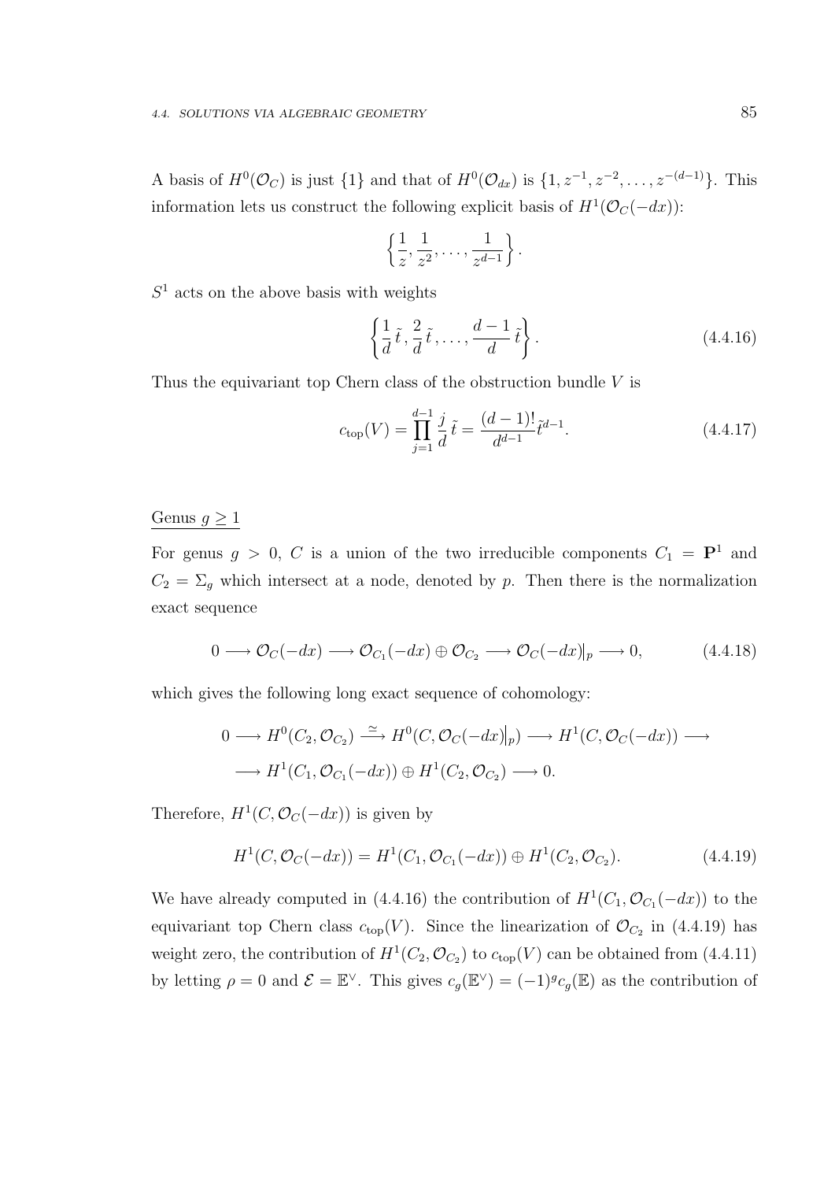A basis of $H^0(\mathcal{O}_C)$ is just $\{1\}$ and that of $H^0(\mathcal{O}_{dx})$ is $\{1, z^{-1}, z^{-2}, \dots, z^{-(d-1)}\}$. This information lets us construct the following explicit basis of $H^1(\mathcal{O}_C(-dx))$:

$$\left\{ \frac{1}{z}, \frac{1}{z^2}, \dots, \frac{1}{z^{d-1}} \right\}.$$

$S^1$ acts on the above basis with weights

$$\left\{ \frac{1}{d}\,\tilde{t}, \frac{2}{d}\,\tilde{t}, \dots, \frac{d-1}{d}\,\tilde{t} \right\}. \tag{4.4.16}$$

Thus the equivariant top Chern class of the obstruction bundle $V$ is

$$c_{\text{top}}(V) = \prod_{j=1}^{d-1} \frac{j}{d}\,\tilde{t} = \frac{(d-1)!}{d^{d-1}} \tilde{t}^{d-1}. \tag{4.4.17}$$

Genus $g \geq 1$

For genus $g > 0$, $C$ is a union of the two irreducible components $C_1 = \mathbf{P}^1$ and $C_2 = \Sigma_g$ which intersect at a node, denoted by $p$. Then there is the normalization exact sequence

$$0 \longrightarrow \mathcal{O}_C(-dx) \longrightarrow \mathcal{O}_{C_1}(-dx) \oplus \mathcal{O}_{C_2} \longrightarrow \mathcal{O}_C(-dx)\big|_p \longrightarrow 0, \tag{4.4.18}$$

which gives the following long exact sequence of cohomology:

$$\begin{aligned} 0 \longrightarrow H^0(C_2, \mathcal{O}_{C_2}) &\xrightarrow{\simeq} H^0(C, \mathcal{O}_C(-dx)\big|_p) \longrightarrow H^1(C, \mathcal{O}_C(-dx)) \longrightarrow \\ &\longrightarrow H^1(C_1, \mathcal{O}_{C_1}(-dx)) \oplus H^1(C_2, \mathcal{O}_{C_2}) \longrightarrow 0. \end{aligned}$$

Therefore, $H^1(C, \mathcal{O}_C(-dx))$ is given by

$$H^1(C, \mathcal{O}_C(-dx)) = H^1(C_1, \mathcal{O}_{C_1}(-dx)) \oplus H^1(C_2, \mathcal{O}_{C_2}). \tag{4.4.19}$$

We have already computed in (4.4.16) the contribution of $H^1(C_1, \mathcal{O}_{C_1}(-dx))$ to the equivariant top Chern class $c_{\text{top}}(V)$. Since the linearization of $\mathcal{O}_{C_2}$ in (4.4.19) has weight zero, the contribution of $H^1(C_2, \mathcal{O}_{C_2})$ to $c_{\text{top}}(V)$ can be obtained from (4.4.11) by letting $\rho = 0$ and $\mathcal{E} = \mathbb{E}^\vee$. This gives $c_g(\mathbb{E}^\vee) = (-1)^g c_g(\mathbb{E})$ as the contribution of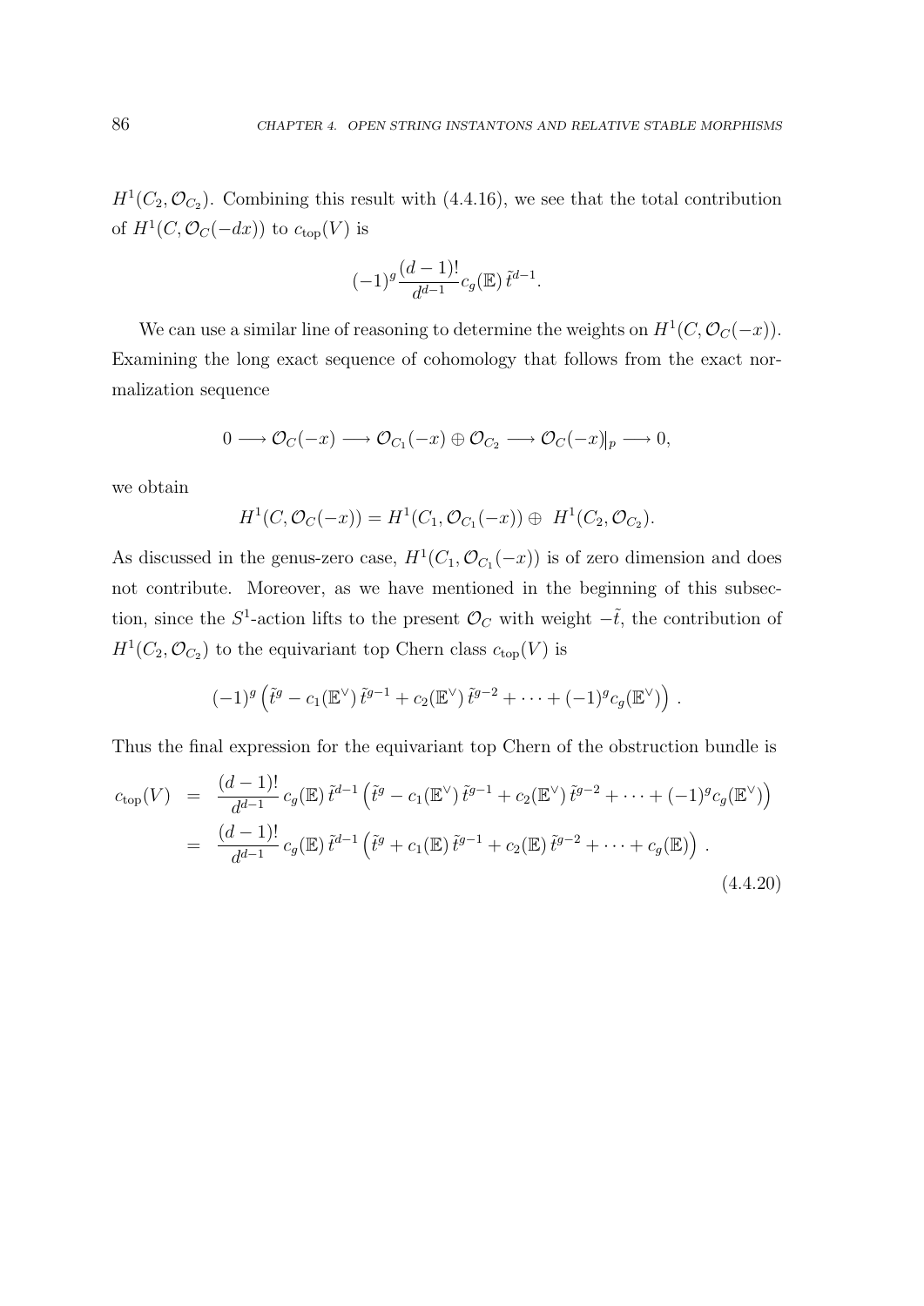$H^1(C_2, \mathcal{O}_{C_2})$. Combining this result with (4.4.16), we see that the total contribution of $H^1(C, \mathcal{O}_C(-dx))$ to $c_{\rm top}(V)$ is

$$(-1)^g \frac{(d-1)!}{d^{d-1}} c_g(\mathbb{E})\, \tilde{t}^{d-1}.$$

We can use a similar line of reasoning to determine the weights on $H^1(C, \mathcal{O}_C(-x))$. Examining the long exact sequence of cohomology that follows from the exact normalization sequence

$$0 \longrightarrow \mathcal{O}_C(-x) \longrightarrow \mathcal{O}_{C_1}(-x) \oplus \mathcal{O}_{C_2} \longrightarrow \mathcal{O}_C(-x)|_p \longrightarrow 0,$$

we obtain

$$H^1(C, \mathcal{O}_C(-x)) = H^1(C_1, \mathcal{O}_{C_1}(-x)) \oplus \; H^1(C_2, \mathcal{O}_{C_2}).$$

As discussed in the genus-zero case, $H^1(C_1, \mathcal{O}_{C_1}(-x))$ is of zero dimension and does not contribute. Moreover, as we have mentioned in the beginning of this subsection, since the $S^1$-action lifts to the present $\mathcal{O}_C$ with weight $-\tilde{t}$, the contribution of $H^1(C_2, \mathcal{O}_{C_2})$ to the equivariant top Chern class $c_{\rm top}(V)$ is

$$(-1)^g \left(\tilde{t}^g - c_1(\mathbb{E}^\vee)\, \tilde{t}^{g-1} + c_2(\mathbb{E}^\vee)\, \tilde{t}^{g-2} + \cdots + (-1)^g c_g(\mathbb{E}^\vee)\right).$$

Thus the final expression for the equivariant top Chern of the obstruction bundle is

$$\begin{aligned}
c_{\rm top}(V) &= \frac{(d-1)!}{d^{d-1}}\, c_g(\mathbb{E})\, \tilde{t}^{d-1} \left(\tilde{t}^g - c_1(\mathbb{E}^\vee)\, \tilde{t}^{g-1} + c_2(\mathbb{E}^\vee)\, \tilde{t}^{g-2} + \cdots + (-1)^g c_g(\mathbb{E}^\vee)\right) \\
&= \frac{(d-1)!}{d^{d-1}}\, c_g(\mathbb{E})\, \tilde{t}^{d-1} \left(\tilde{t}^g + c_1(\mathbb{E})\, \tilde{t}^{g-1} + c_2(\mathbb{E})\, \tilde{t}^{g-2} + \cdots + c_g(\mathbb{E})\right).
\end{aligned} \tag{4.4.20}$$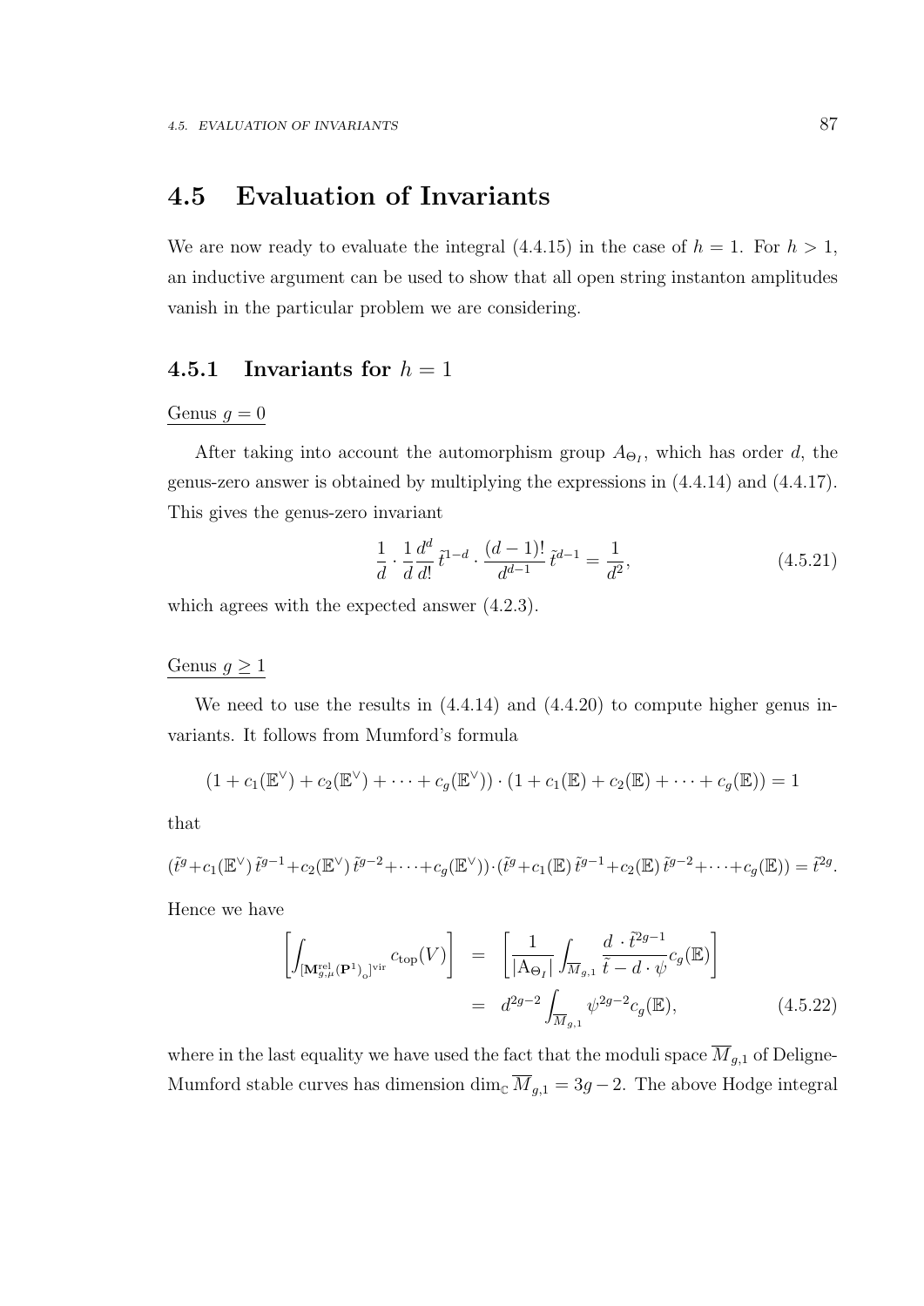## 4.5 Evaluation of Invariants

We are now ready to evaluate the integral (4.4.15) in the case of $h = 1$. For $h > 1$, an inductive argument can be used to show that all open string instanton amplitudes vanish in the particular problem we are considering.

### 4.5.1 Invariants for $h = 1$

Genus $g = 0$

After taking into account the automorphism group $A_{\Theta_I}$, which has order $d$, the genus-zero answer is obtained by multiplying the expressions in (4.4.14) and (4.4.17). This gives the genus-zero invariant

$$\frac{1}{d} \cdot \frac{1}{d}\frac{d^d}{d!}\,\tilde{t}^{1-d} \cdot \frac{(d-1)!}{d^{d-1}}\,\tilde{t}^{d-1} = \frac{1}{d^2}, \tag{4.5.21}$$

which agrees with the expected answer (4.2.3).

Genus $g \geq 1$

We need to use the results in (4.4.14) and (4.4.20) to compute higher genus invariants. It follows from Mumford's formula

$$(1 + c_1(\mathbb{E}^\vee) + c_2(\mathbb{E}^\vee) + \cdots + c_g(\mathbb{E}^\vee)) \cdot (1 + c_1(\mathbb{E}) + c_2(\mathbb{E}) + \cdots + c_g(\mathbb{E})) = 1$$

that

$$(\tilde{t}^g + c_1(\mathbb{E}^\vee)\,\tilde{t}^{g-1} + c_2(\mathbb{E}^\vee)\,\tilde{t}^{g-2} + \cdots + c_g(\mathbb{E}^\vee)) \cdot (\tilde{t}^g + c_1(\mathbb{E})\,\tilde{t}^{g-1} + c_2(\mathbb{E})\,\tilde{t}^{g-2} + \cdots + c_g(\mathbb{E})) = \tilde{t}^{2g}.$$

Hence we have

$$\begin{aligned}
\left[\int_{[\mathbf{M}^{\mathrm{rel}}_{g,\mu}(\mathbf{P}^1)_{\mathrm{o}}]^{\mathrm{vir}}} c_{\mathrm{top}}(V)\right] &= \left[\frac{1}{|\mathrm{A}_{\Theta_I}|}\int_{\overline{M}_{g,1}} \frac{d\,\cdot\,\tilde{t}^{2g-1}}{\tilde{t} - d\cdot\psi} c_g(\mathbb{E})\right] \\
&= d^{2g-2}\int_{\overline{M}_{g,1}} \psi^{2g-2} c_g(\mathbb{E}),
\end{aligned} \tag{4.5.22}$$

where in the last equality we have used the fact that the moduli space $\overline{M}_{g,1}$ of Deligne-Mumford stable curves has dimension $\dim_{\mathbb{C}} \overline{M}_{g,1} = 3g - 2$. The above Hodge integral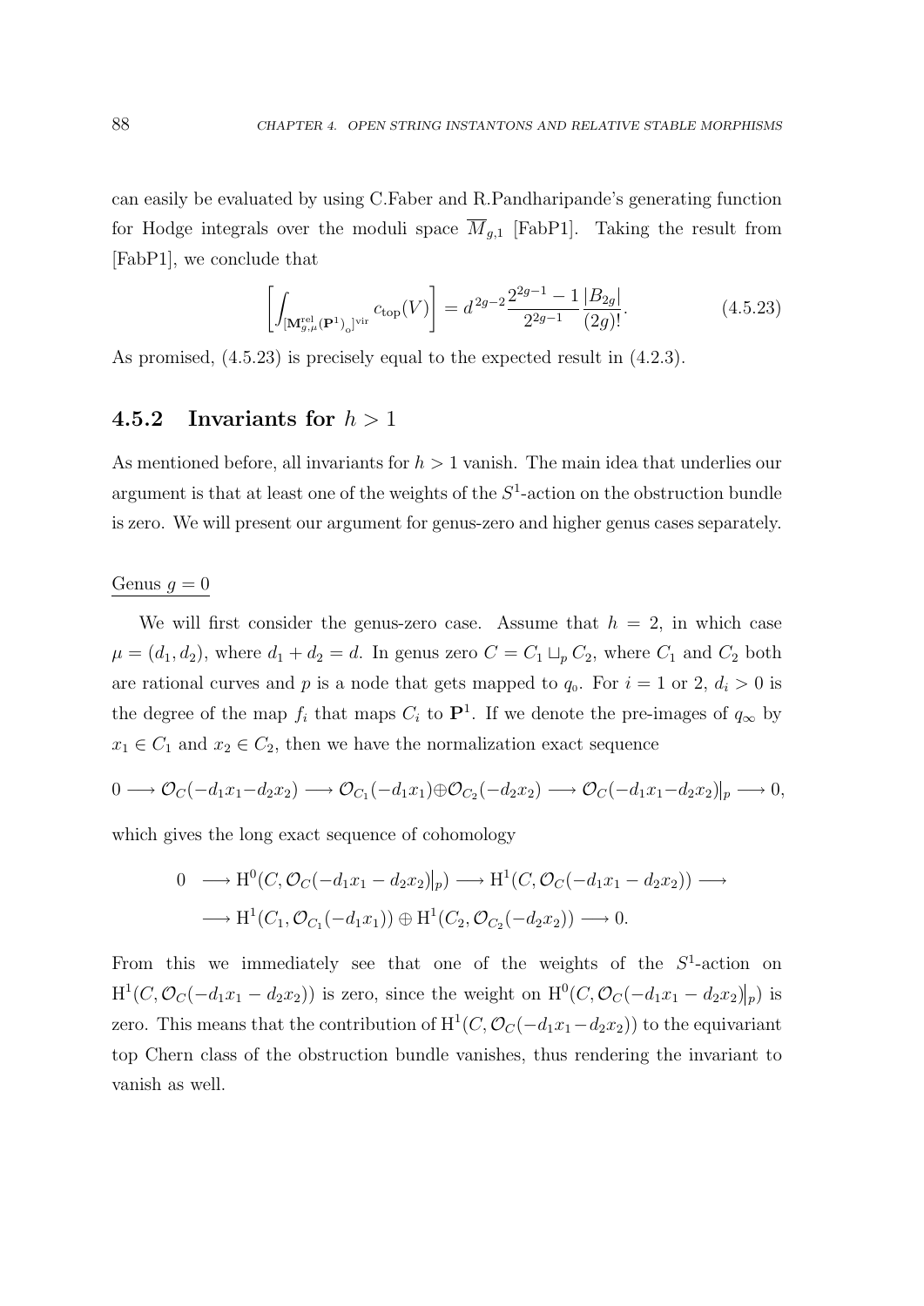can easily be evaluated by using C.Faber and R.Pandharipande's generating function for Hodge integrals over the moduli space $\overline{M}_{g,1}$ [FabP1]. Taking the result from [FabP1], we conclude that

$$\left[\int_{[\mathbf{M}^{\rm rel}_{g,\mu}(\mathbf{P}^1)_{\rm o}]^{\rm vir}} c_{\rm top}(V)\right] = d^{2g-2}\frac{2^{2g-1}-1}{2^{2g-1}}\frac{|B_{2g}|}{(2g)!}. \tag{4.5.23}$$

As promised, (4.5.23) is precisely equal to the expected result in (4.2.3).

### 4.5.2 Invariants for $h > 1$

As mentioned before, all invariants for $h > 1$ vanish. The main idea that underlies our argument is that at least one of the weights of the $S^1$-action on the obstruction bundle is zero. We will present our argument for genus-zero and higher genus cases separately.

Genus $g = 0$

We will first consider the genus-zero case. Assume that $h = 2$, in which case $\mu = (d_1, d_2)$, where $d_1 + d_2 = d$. In genus zero $C = C_1 \sqcup_p C_2$, where $C_1$ and $C_2$ both are rational curves and $p$ is a node that gets mapped to $q_0$. For $i = 1$ or $2$, $d_i > 0$ is the degree of the map $f_i$ that maps $C_i$ to $\mathbf{P}^1$. If we denote the pre-images of $q_\infty$ by $x_1 \in C_1$ and $x_2 \in C_2$, then we have the normalization exact sequence

$$0 \longrightarrow \mathcal{O}_C(-d_1x_1-d_2x_2) \longrightarrow \mathcal{O}_{C_1}(-d_1x_1)\oplus\mathcal{O}_{C_2}(-d_2x_2) \longrightarrow \mathcal{O}_C(-d_1x_1-d_2x_2)\big|_p \longrightarrow 0,$$

which gives the long exact sequence of cohomology

$$\begin{aligned} 0 \ &\longrightarrow \mathrm{H}^0(C, \mathcal{O}_C(-d_1x_1 - d_2x_2)\big|_p) \longrightarrow \mathrm{H}^1(C, \mathcal{O}_C(-d_1x_1 - d_2x_2)) \longrightarrow \\ &\longrightarrow \mathrm{H}^1(C_1, \mathcal{O}_{C_1}(-d_1x_1)) \oplus \mathrm{H}^1(C_2, \mathcal{O}_{C_2}(-d_2x_2)) \longrightarrow 0. \end{aligned}$$

From this we immediately see that one of the weights of the $S^1$-action on $\mathrm{H}^1(C, \mathcal{O}_C(-d_1x_1 - d_2x_2))$ is zero, since the weight on $\mathrm{H}^0(C, \mathcal{O}_C(-d_1x_1 - d_2x_2)\big|_p)$ is zero. This means that the contribution of $\mathrm{H}^1(C, \mathcal{O}_C(-d_1x_1-d_2x_2))$ to the equivariant top Chern class of the obstruction bundle vanishes, thus rendering the invariant to vanish as well.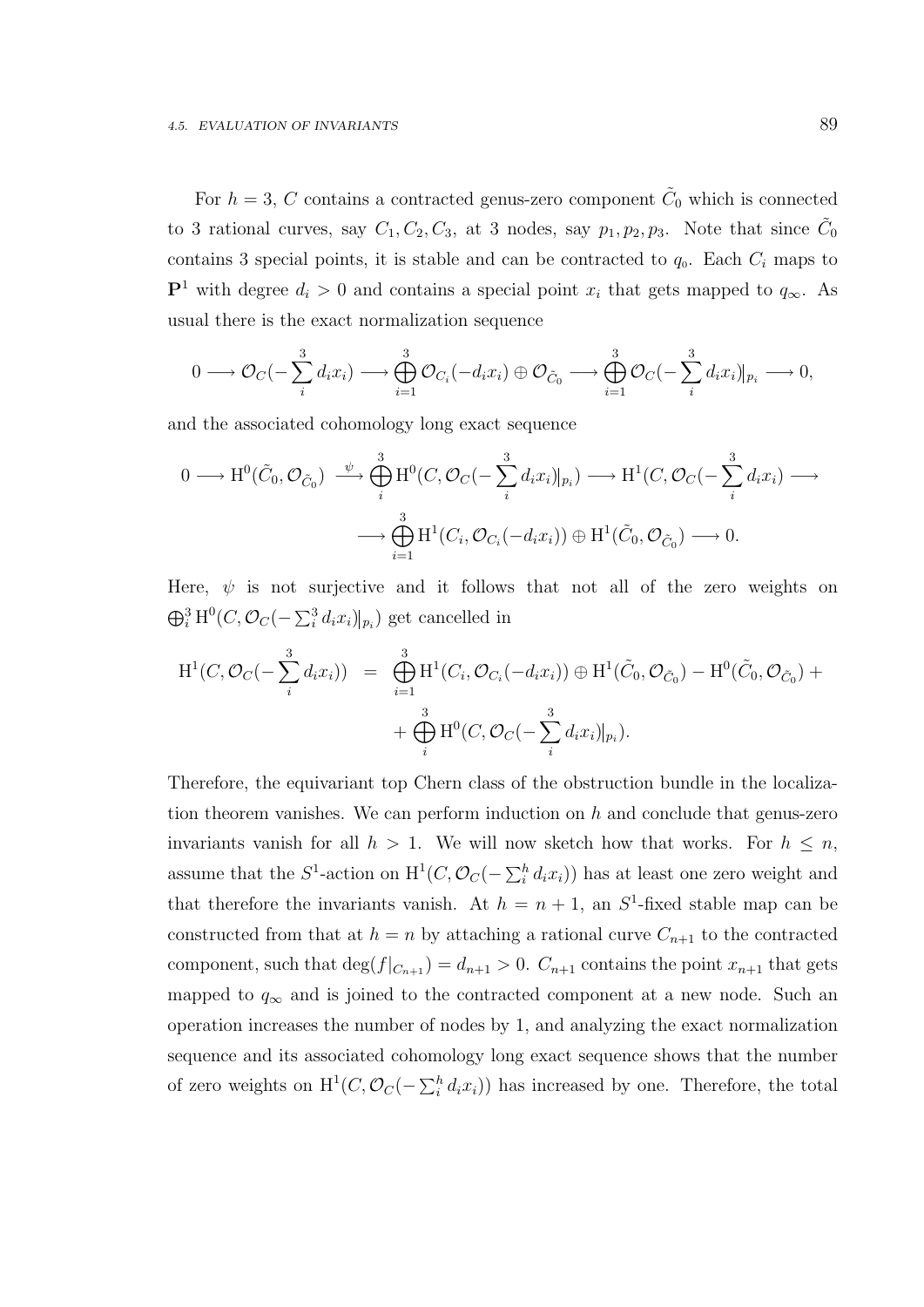For $h = 3$, $C$ contains a contracted genus-zero component $\tilde{C}_0$ which is connected to 3 rational curves, say $C_1, C_2, C_3$, at 3 nodes, say $p_1, p_2, p_3$. Note that since $\tilde{C}_0$ contains 3 special points, it is stable and can be contracted to $q_0$. Each $C_i$ maps to $\mathbf{P}^1$ with degree $d_i > 0$ and contains a special point $x_i$ that gets mapped to $q_\infty$. As usual there is the exact normalization sequence

$$0 \longrightarrow \mathcal{O}_C(-\sum_i^3 d_i x_i) \longrightarrow \bigoplus_{i=1}^3 \mathcal{O}_{C_i}(-d_i x_i) \oplus \mathcal{O}_{\tilde{C}_0} \longrightarrow \bigoplus_{i=1}^3 \mathcal{O}_C(-\sum_i^3 d_i x_i)|_{p_i} \longrightarrow 0,$$

and the associated cohomology long exact sequence

$$0 \longrightarrow \mathrm{H}^0(\tilde{C}_0, \mathcal{O}_{\tilde{C}_0}) \xrightarrow{\ \psi\ } \bigoplus_i^3 \mathrm{H}^0(C, \mathcal{O}_C(-\sum_i^3 d_i x_i)|_{p_i}) \longrightarrow \mathrm{H}^1(C, \mathcal{O}_C(-\sum_i^3 d_i x_i) \longrightarrow$$
$$\longrightarrow \bigoplus_{i=1}^3 \mathrm{H}^1(C_i, \mathcal{O}_{C_i}(-d_i x_i)) \oplus \mathrm{H}^1(\tilde{C}_0, \mathcal{O}_{\tilde{C}_0}) \longrightarrow 0.$$

Here, $\psi$ is not surjective and it follows that not all of the zero weights on $\bigoplus_i^3 \mathrm{H}^0(C, \mathcal{O}_C(-\sum_i^3 d_i x_i)|_{p_i})$ get cancelled in

$$\begin{aligned}\mathrm{H}^1(C, \mathcal{O}_C(-\sum_i^3 d_i x_i)) &= \bigoplus_{i=1}^3 \mathrm{H}^1(C_i, \mathcal{O}_{C_i}(-d_i x_i)) \oplus \mathrm{H}^1(\tilde{C}_0, \mathcal{O}_{\tilde{C}_0}) - \mathrm{H}^0(\tilde{C}_0, \mathcal{O}_{\tilde{C}_0}) + \\ &\quad + \bigoplus_i^3 \mathrm{H}^0(C, \mathcal{O}_C(-\sum_i^3 d_i x_i)|_{p_i}).\end{aligned}$$

Therefore, the equivariant top Chern class of the obstruction bundle in the localization theorem vanishes. We can perform induction on $h$ and conclude that genus-zero invariants vanish for all $h > 1$. We will now sketch how that works. For $h \leq n$, assume that the $S^1$-action on $\mathrm{H}^1(C, \mathcal{O}_C(-\sum_i^h d_i x_i))$ has at least one zero weight and that therefore the invariants vanish. At $h = n+1$, an $S^1$-fixed stable map can be constructed from that at $h = n$ by attaching a rational curve $C_{n+1}$ to the contracted component, such that $\deg(f|_{C_{n+1}}) = d_{n+1} > 0$. $C_{n+1}$ contains the point $x_{n+1}$ that gets mapped to $q_\infty$ and is joined to the contracted component at a new node. Such an operation increases the number of nodes by 1, and analyzing the exact normalization sequence and its associated cohomology long exact sequence shows that the number of zero weights on $\mathrm{H}^1(C, \mathcal{O}_C(-\sum_i^h d_i x_i))$ has increased by one. Therefore, the total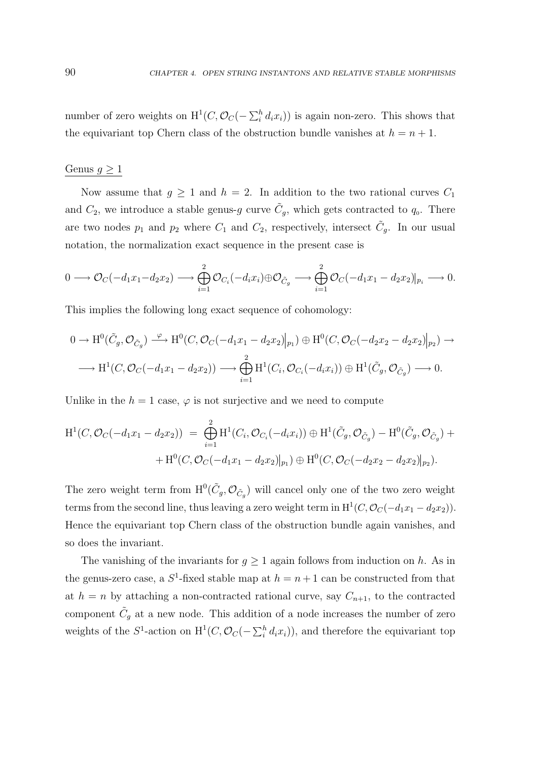number of zero weights on $\mathrm{H}^1(C, \mathcal{O}_C(-\sum_i^h d_i x_i))$ is again non-zero. This shows that the equivariant top Chern class of the obstruction bundle vanishes at $h = n+1$.

Genus $g \geq 1$

Now assume that $g \geq 1$ and $h = 2$. In addition to the two rational curves $C_1$ and $C_2$, we introduce a stable genus-$g$ curve $\tilde{C}_g$, which gets contracted to $q_0$. There are two nodes $p_1$ and $p_2$ where $C_1$ and $C_2$, respectively, intersect $\tilde{C}_g$. In our usual notation, the normalization exact sequence in the present case is

$$0 \longrightarrow \mathcal{O}_C(-d_1x_1 - d_2x_2) \longrightarrow \bigoplus_{i=1}^{2} \mathcal{O}_{C_i}(-d_ix_i) \oplus \mathcal{O}_{\tilde{C}_g} \longrightarrow \bigoplus_{i=1}^{2} \mathcal{O}_C(-d_1x_1 - d_2x_2)\big|_{p_i} \longrightarrow 0.$$

This implies the following long exact sequence of cohomology:

$$0 \to \mathrm{H}^0(\tilde{C}_g, \mathcal{O}_{\tilde{C}_g}) \xrightarrow{\ \varphi\ } \mathrm{H}^0(C, \mathcal{O}_C(-d_1x_1 - d_2x_2)\big|_{p_1}) \oplus \mathrm{H}^0(C, \mathcal{O}_C(-d_2x_2 - d_2x_2)\big|_{p_2}) \to$$
$$\longrightarrow \mathrm{H}^1(C, \mathcal{O}_C(-d_1x_1 - d_2x_2)) \longrightarrow \bigoplus_{i=1}^{2} \mathrm{H}^1(C_i, \mathcal{O}_{C_i}(-d_ix_i)) \oplus \mathrm{H}^1(\tilde{C}_g, \mathcal{O}_{\tilde{C}_g}) \longrightarrow 0.$$

Unlike in the $h = 1$ case, $\varphi$ is not surjective and we need to compute

$$\begin{aligned}
\mathrm{H}^1(C, \mathcal{O}_C(-d_1x_1 - d_2x_2)) \ &= \ \bigoplus_{i=1}^{2} \mathrm{H}^1(C_i, \mathcal{O}_{C_i}(-d_ix_i)) \oplus \mathrm{H}^1(\tilde{C}_g, \mathcal{O}_{\tilde{C}_g}) - \mathrm{H}^0(\tilde{C}_g, \mathcal{O}_{\tilde{C}_g}) + \\
&\quad + \mathrm{H}^0(C, \mathcal{O}_C(-d_1x_1 - d_2x_2)\big|_{p_1}) \oplus \mathrm{H}^0(C, \mathcal{O}_C(-d_2x_2 - d_2x_2)\big|_{p_2}).
\end{aligned}$$

The zero weight term from $\mathrm{H}^0(\tilde{C}_g, \mathcal{O}_{\tilde{C}_g})$ will cancel only one of the two zero weight terms from the second line, thus leaving a zero weight term in $\mathrm{H}^1(C, \mathcal{O}_C(-d_1x_1 - d_2x_2))$. Hence the equivariant top Chern class of the obstruction bundle again vanishes, and so does the invariant.

The vanishing of the invariants for $g \geq 1$ again follows from induction on $h$. As in the genus-zero case, a $S^1$-fixed stable map at $h = n+1$ can be constructed from that at $h = n$ by attaching a non-contracted rational curve, say $C_{n+1}$, to the contracted component $\tilde{C}_g$ at a new node. This addition of a node increases the number of zero weights of the $S^1$-action on $\mathrm{H}^1(C, \mathcal{O}_C(-\sum_i^h d_i x_i))$, and therefore the equivariant top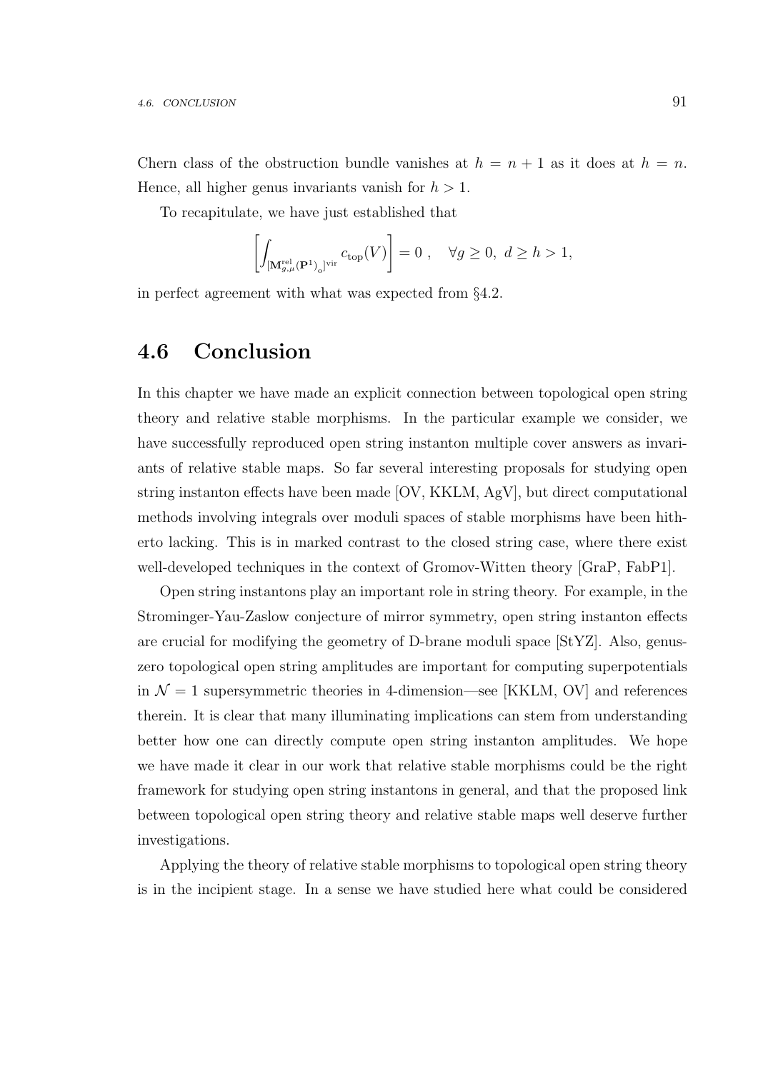Chern class of the obstruction bundle vanishes at $h = n + 1$ as it does at $h = n$. Hence, all higher genus invariants vanish for $h > 1$.

To recapitulate, we have just established that

$$\left[ \int_{[\mathbf{M}^{\mathrm{rel}}_{g,\mu}(\mathbf{P}^1)_{\mathrm{o}}]^{\mathrm{vir}}} c_{\mathrm{top}}(V) \right] = 0 \ , \quad \forall g \geq 0, \ d \geq h > 1,$$

in perfect agreement with what was expected from §4.2.

## 4.6 Conclusion

In this chapter we have made an explicit connection between topological open string theory and relative stable morphisms. In the particular example we consider, we have successfully reproduced open string instanton multiple cover answers as invariants of relative stable maps. So far several interesting proposals for studying open string instanton effects have been made [OV, KKLM, AgV], but direct computational methods involving integrals over moduli spaces of stable morphisms have been hitherto lacking. This is in marked contrast to the closed string case, where there exist well-developed techniques in the context of Gromov-Witten theory [GraP, FabP1].

Open string instantons play an important role in string theory. For example, in the Strominger-Yau-Zaslow conjecture of mirror symmetry, open string instanton effects are crucial for modifying the geometry of D-brane moduli space [StYZ]. Also, genus-zero topological open string amplitudes are important for computing superpotentials in $\mathcal{N} = 1$ supersymmetric theories in 4-dimension—see [KKLM, OV] and references therein. It is clear that many illuminating implications can stem from understanding better how one can directly compute open string instanton amplitudes. We hope we have made it clear in our work that relative stable morphisms could be the right framework for studying open string instantons in general, and that the proposed link between topological open string theory and relative stable maps well deserve further investigations.

Applying the theory of relative stable morphisms to topological open string theory is in the incipient stage. In a sense we have studied here what could be considered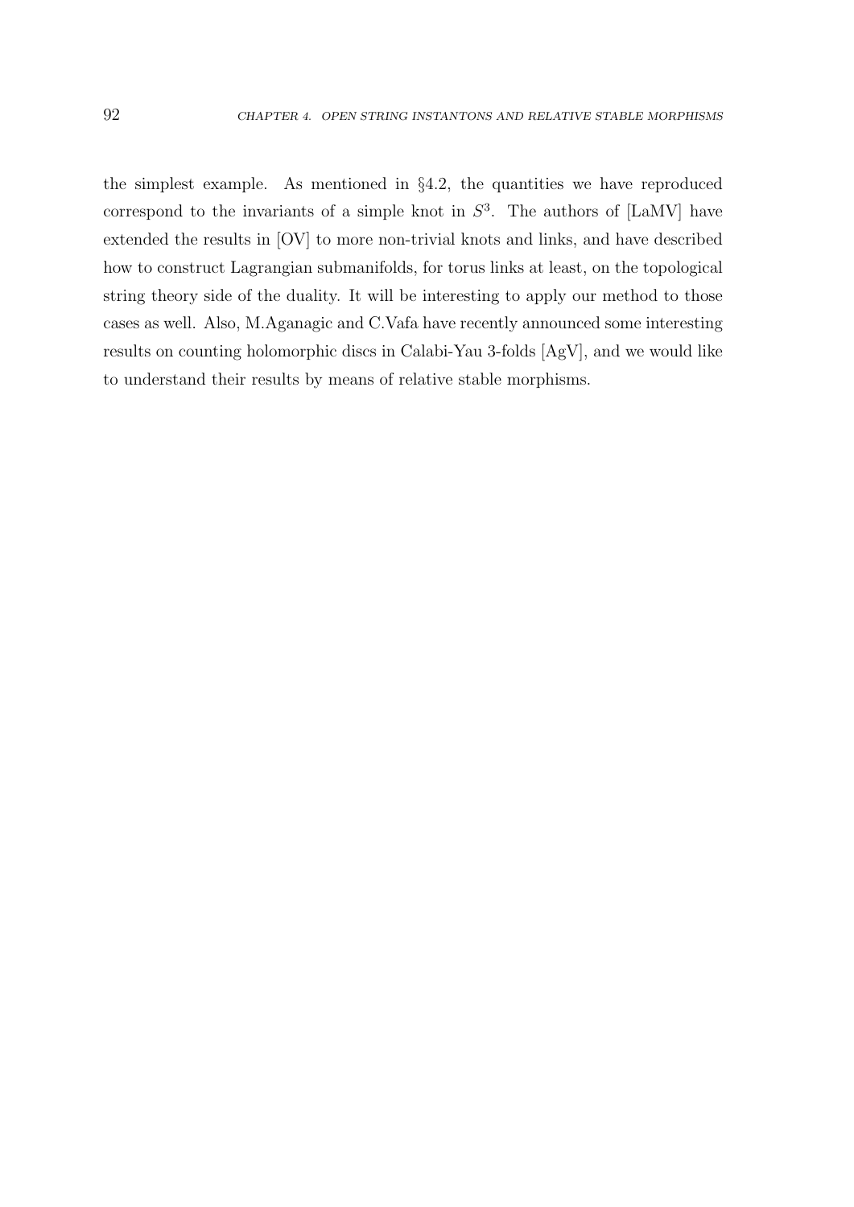the simplest example. As mentioned in §4.2, the quantities we have reproduced correspond to the invariants of a simple knot in $S^3$. The authors of [LaMV] have extended the results in [OV] to more non-trivial knots and links, and have described how to construct Lagrangian submanifolds, for torus links at least, on the topological string theory side of the duality. It will be interesting to apply our method to those cases as well. Also, M.Aganagic and C.Vafa have recently announced some interesting results on counting holomorphic discs in Calabi-Yau 3-folds [AgV], and we would like to understand their results by means of relative stable morphisms.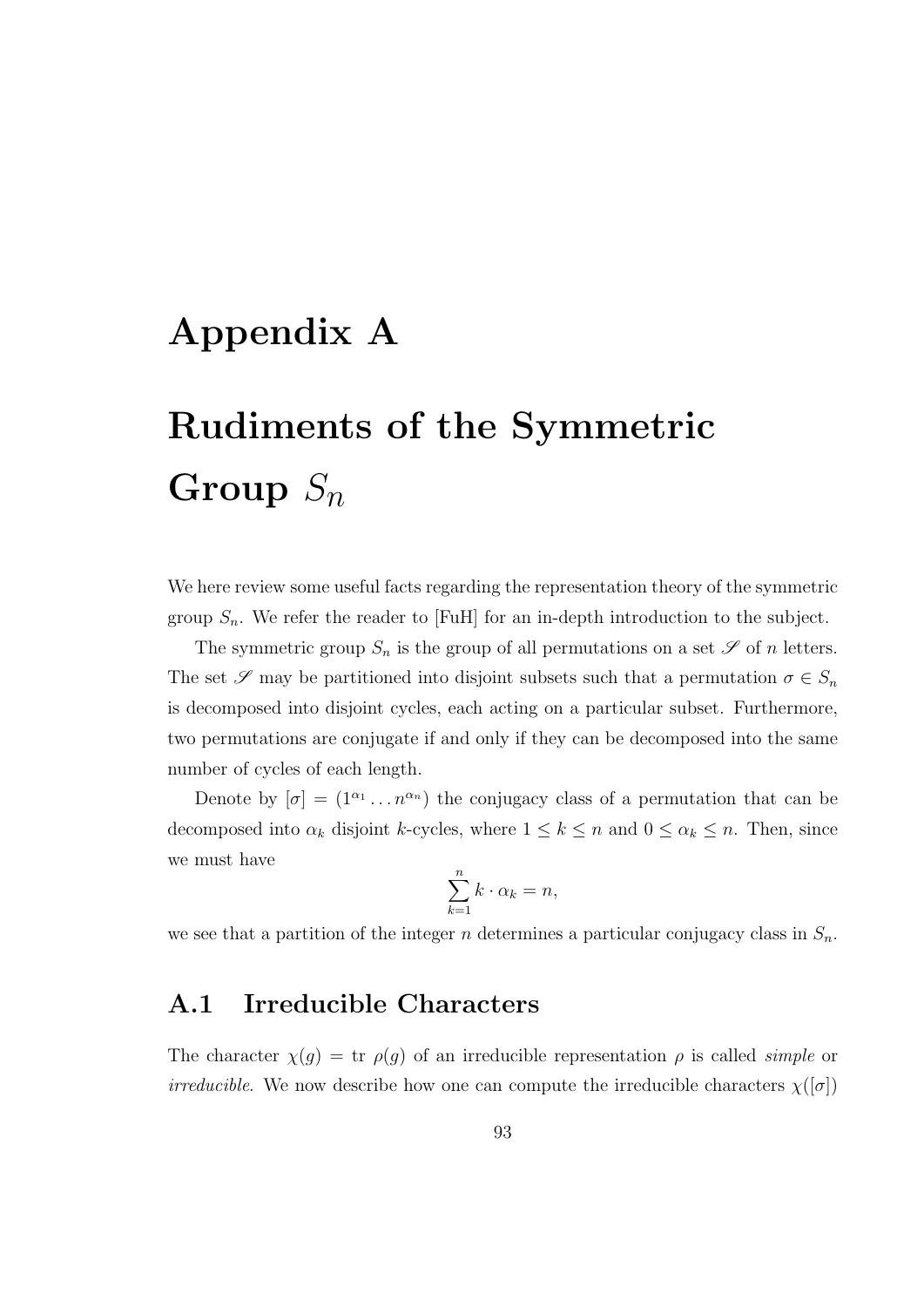# Appendix A

# Rudiments of the Symmetric Group $S_n$

We here review some useful facts regarding the representation theory of the symmetric group $S_n$. We refer the reader to [FuH] for an in-depth introduction to the subject.

The symmetric group $S_n$ is the group of all permutations on a set $\mathscr{S}$ of $n$ letters. The set $\mathscr{S}$ may be partitioned into disjoint subsets such that a permutation $\sigma \in S_n$ is decomposed into disjoint cycles, each acting on a particular subset. Furthermore, two permutations are conjugate if and only if they can be decomposed into the same number of cycles of each length.

Denote by $[\sigma] = (1^{\alpha_1} \ldots n^{\alpha_n})$ the conjugacy class of a permutation that can be decomposed into $\alpha_k$ disjoint $k$-cycles, where $1 \leq k \leq n$ and $0 \leq \alpha_k \leq n$. Then, since we must have

$$\sum_{k=1}^{n} k \cdot \alpha_k = n,$$

we see that a partition of the integer $n$ determines a particular conjugacy class in $S_n$.

## A.1 Irreducible Characters

The character $\chi(g) = \text{tr } \rho(g)$ of an irreducible representation $\rho$ is called *simple* or *irreducible*. We now describe how one can compute the irreducible characters $\chi([\sigma])$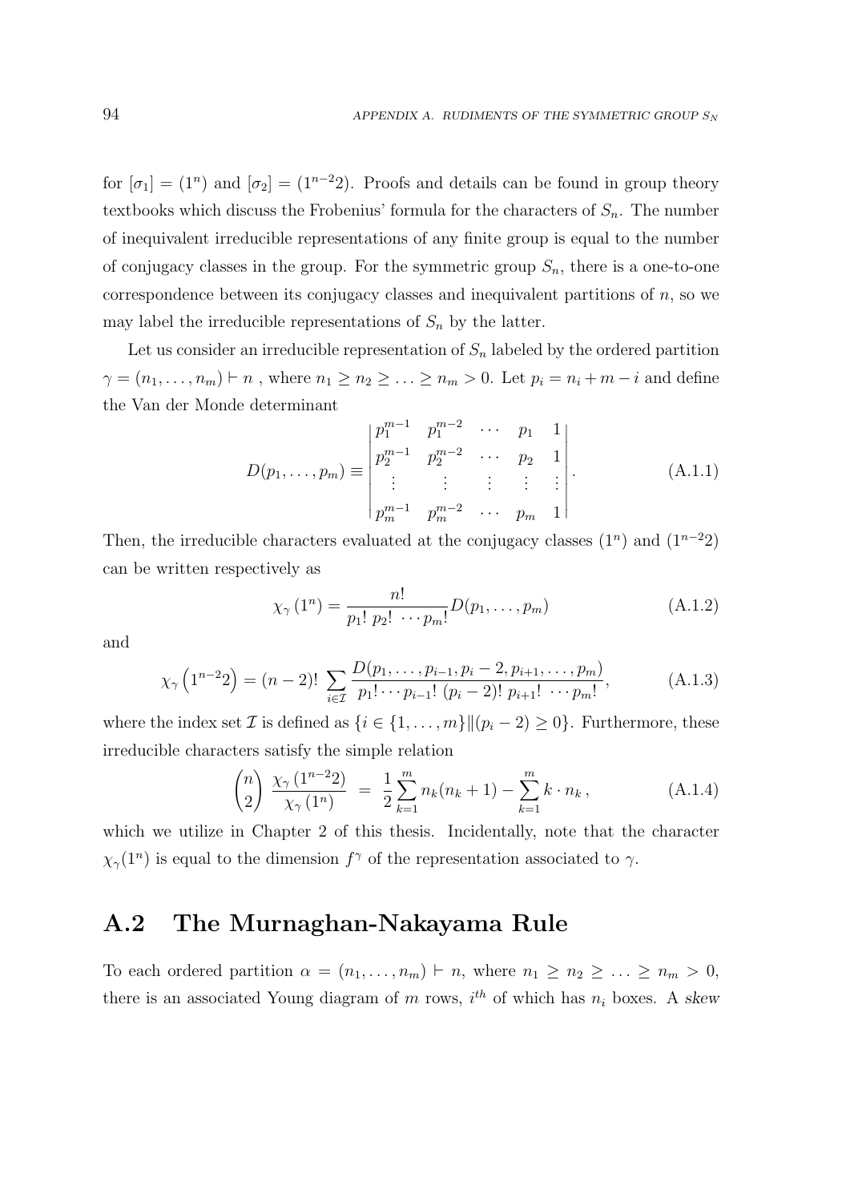for $[\sigma_1] = (1^n)$ and $[\sigma_2] = (1^{n-2}2)$. Proofs and details can be found in group theory textbooks which discuss the Frobenius' formula for the characters of $S_n$. The number of inequivalent irreducible representations of any finite group is equal to the number of conjugacy classes in the group. For the symmetric group $S_n$, there is a one-to-one correspondence between its conjugacy classes and inequivalent partitions of $n$, so we may label the irreducible representations of $S_n$ by the latter.

Let us consider an irreducible representation of $S_n$ labeled by the ordered partition $\gamma = (n_1, \ldots, n_m) \vdash n$ , where $n_1 \geq n_2 \geq \ldots \geq n_m > 0$. Let $p_i = n_i + m - i$ and define the Van der Monde determinant

$$D(p_1, \ldots, p_m) \equiv \begin{vmatrix} p_1^{m-1} & p_1^{m-2} & \cdots & p_1 & 1 \\ p_2^{m-1} & p_2^{m-2} & \cdots & p_2 & 1 \\ \vdots & \vdots & \vdots & \vdots & \vdots \\ p_m^{m-1} & p_m^{m-2} & \cdots & p_m & 1 \end{vmatrix}. \tag{A.1.1}$$

Then, the irreducible characters evaluated at the conjugacy classes $(1^n)$ and $(1^{n-2}2)$ can be written respectively as

$$\chi_\gamma\left(1^n\right) = \frac{n!}{p_1!\; p_2!\; \cdots p_m!} D(p_1, \ldots, p_m) \tag{A.1.2}$$

and

$$\chi_\gamma\left(1^{n-2}2\right) = (n-2)! \sum_{i \in \mathcal{I}} \frac{D(p_1, \ldots, p_{i-1}, p_i - 2, p_{i+1}, \ldots, p_m)}{p_1! \cdots p_{i-1}!\; (p_i - 2)!\; p_{i+1}!\; \cdots p_m!}, \tag{A.1.3}$$

where the index set $\mathcal{I}$ is defined as $\{i \in \{1, \ldots, m\} \| (p_i - 2) \geq 0\}$. Furthermore, these irreducible characters satisfy the simple relation

$$\binom{n}{2} \frac{\chi_\gamma\left(1^{n-2}2\right)}{\chi_\gamma\left(1^n\right)} \;=\; \frac{1}{2} \sum_{k=1}^{m} n_k(n_k + 1) - \sum_{k=1}^{m} k \cdot n_k \,, \tag{A.1.4}$$

which we utilize in Chapter 2 of this thesis. Incidentally, note that the character $\chi_\gamma(1^n)$ is equal to the dimension $f^\gamma$ of the representation associated to $\gamma$.

## A.2 The Murnaghan-Nakayama Rule

To each ordered partition $\alpha = (n_1, \ldots, n_m) \vdash n$, where $n_1 \geq n_2 \geq \ldots \geq n_m > 0$, there is an associated Young diagram of $m$ rows, $i^{th}$ of which has $n_i$ boxes. A *skew*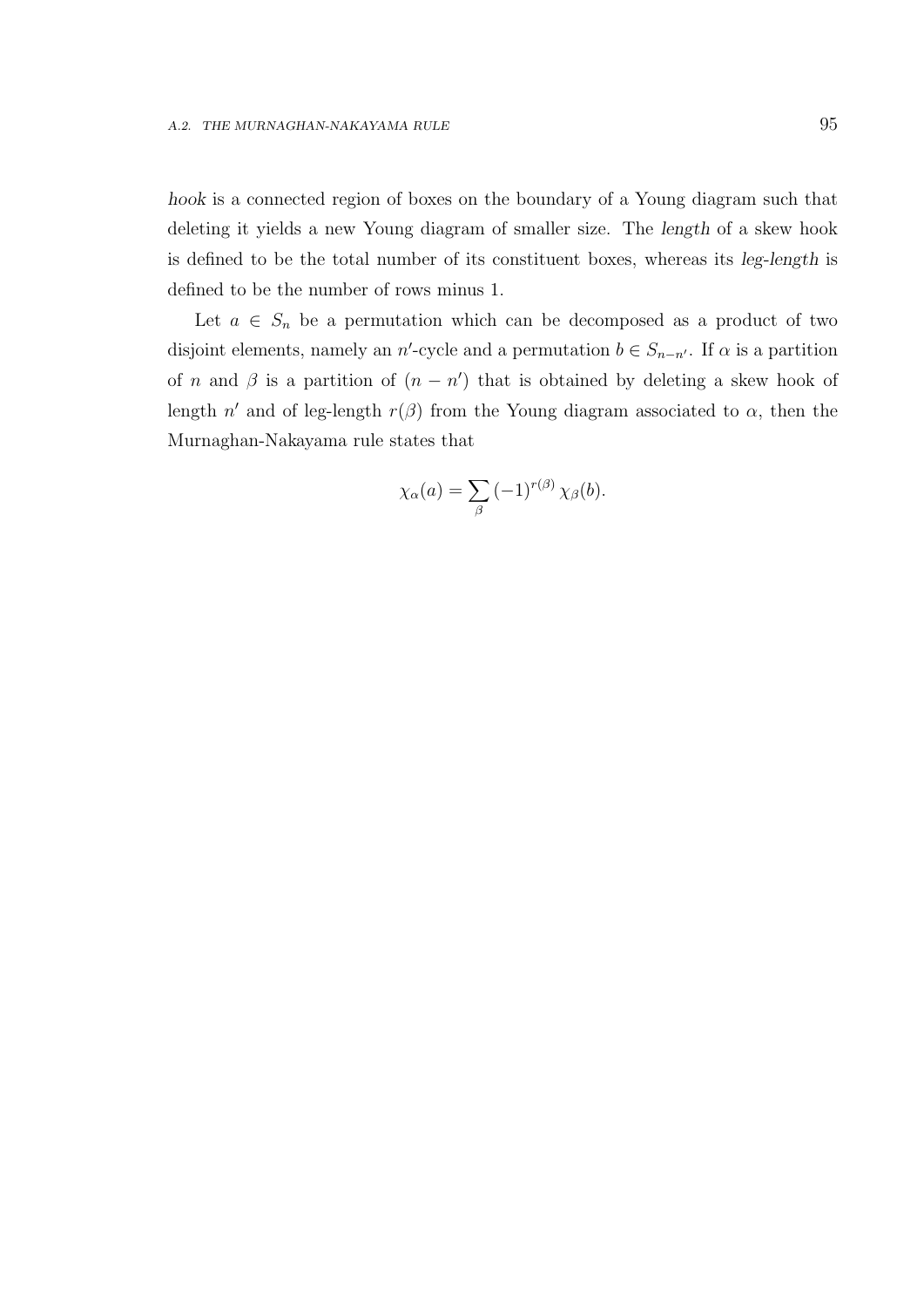*hook* is a connected region of boxes on the boundary of a Young diagram such that deleting it yields a new Young diagram of smaller size. The *length* of a skew hook is defined to be the total number of its constituent boxes, whereas its *leg-length* is defined to be the number of rows minus 1.

Let $a \in S_n$ be a permutation which can be decomposed as a product of two disjoint elements, namely an $n'$-cycle and a permutation $b \in S_{n-n'}$. If $\alpha$ is a partition of $n$ and $\beta$ is a partition of $(n - n')$ that is obtained by deleting a skew hook of length $n'$ and of leg-length $r(\beta)$ from the Young diagram associated to $\alpha$, then the Murnaghan-Nakayama rule states that

$$\chi_\alpha(a) = \sum_\beta (-1)^{r(\beta)} \chi_\beta(b).$$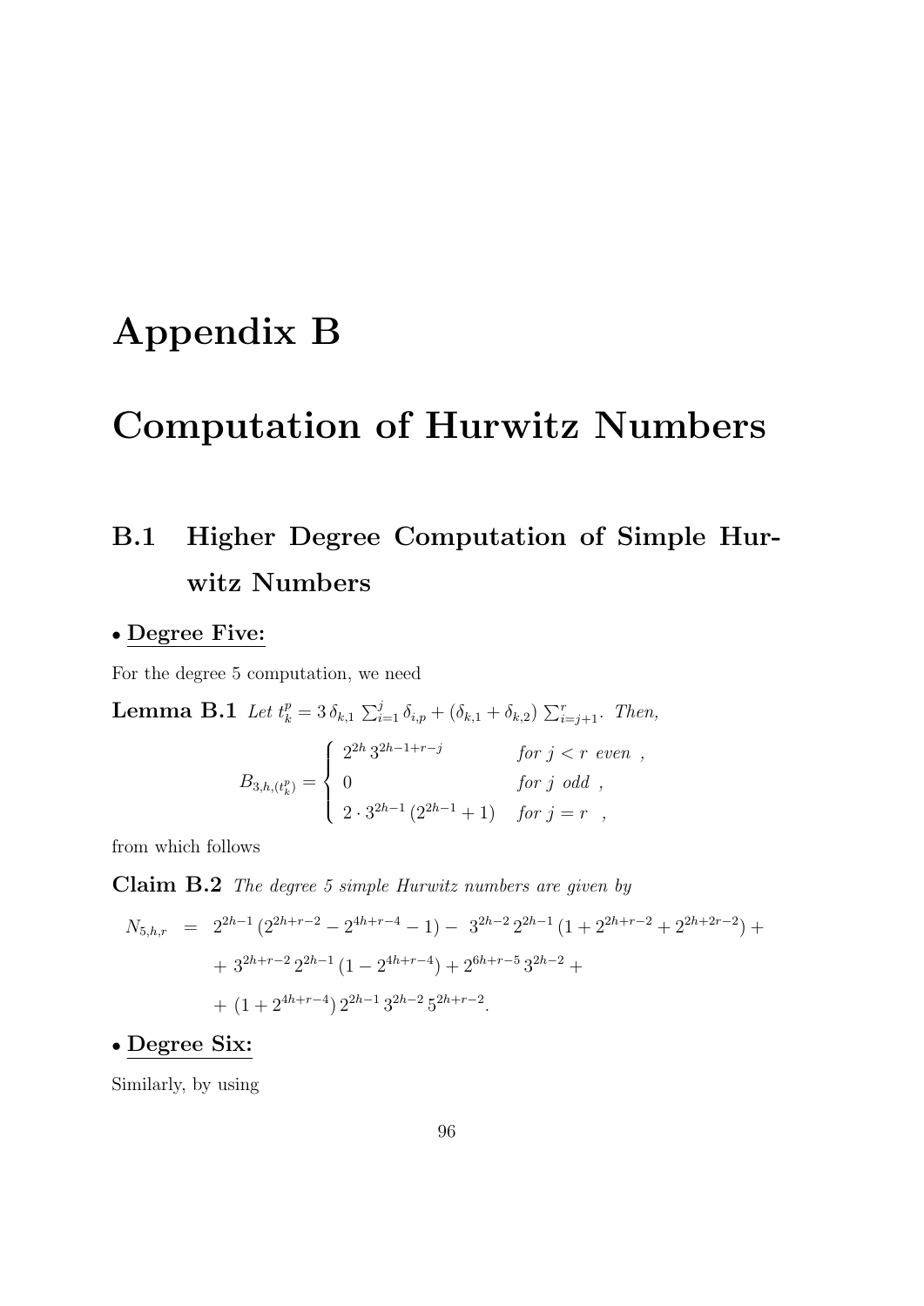# Appendix B

# Computation of Hurwitz Numbers

## B.1 Higher Degree Computation of Simple Hurwitz Numbers

• **Degree Five:**

For the degree 5 computation, we need

**Lemma B.1** *Let* $t_k^p = 3\,\delta_{k,1}\,\sum_{i=1}^{j}\delta_{i,p} + (\delta_{k,1}+\delta_{k,2})\,\sum_{i=j+1}^{r}$*. Then,*

$$
B_{3,h,(t_k^p)} = \begin{cases} 2^{2h}\,3^{2h-1+r-j} & \text{for } j<r \text{ even }, \\ 0 & \text{for } j \text{ odd }, \\ 2\cdot 3^{2h-1}\,(2^{2h-1}+1) & \text{for } j=r \;, \end{cases}
$$

from which follows

**Claim B.2** *The degree 5 simple Hurwitz numbers are given by*

$$
\begin{aligned}
N_{5,h,r} \;=\;& 2^{2h-1}\,(2^{2h+r-2}-2^{4h+r-4}-1) - \;3^{2h-2}\,2^{2h-1}\,(1+2^{2h+r-2}+2^{2h+2r-2}) + \\
&+\,3^{2h+r-2}\,2^{2h-1}\,(1-2^{4h+r-4}) + 2^{6h+r-5}\,3^{2h-2} + \\
&+\,(1+2^{4h+r-4})\,2^{2h-1}\,3^{2h-2}\,5^{2h+r-2}.
\end{aligned}
$$

• **Degree Six:**

Similarly, by using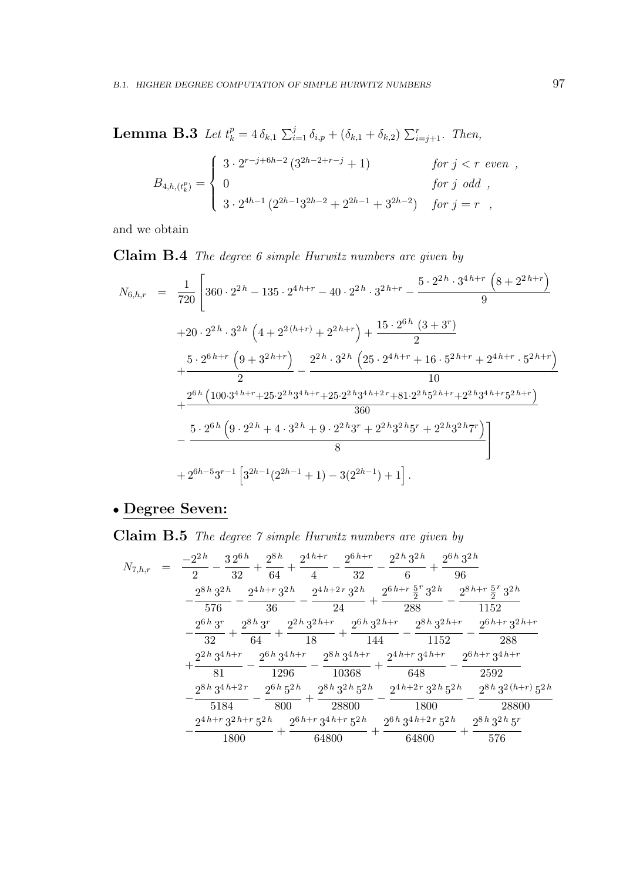**Lemma B.3** *Let $t_k^p = 4\,\delta_{k,1}\sum_{i=1}^{j}\delta_{i,p} + (\delta_{k,1}+\delta_{k,2})\sum_{i=j+1}^{r}$. Then,*

$$
B_{4,h,(t_k^p)} = \begin{cases} 3\cdot 2^{r-j+6h-2}\,(3^{2h-2+r-j}+1) & \textit{for } j<r \textit{ even} \;, \\ 0 & \textit{for } j \textit{ odd} \;, \\ 3\cdot 2^{4h-1}\,(2^{2h-1}3^{2h-2}+2^{2h-1}+3^{2h-2}) & \textit{for } j=r \;, \end{cases}
$$

and we obtain

**Claim B.4** *The degree 6 simple Hurwitz numbers are given by*

$$
\begin{aligned}
N_{6,h,r} \;=\; & \frac{1}{720}\Bigg[360\cdot 2^{2\,h} - 135\cdot 2^{4\,h+r} - 40\cdot 2^{2\,h}\cdot 3^{2\,h+r} - \frac{5\cdot 2^{2\,h}\cdot 3^{4\,h+r}\left(8+2^{2\,h+r}\right)}{9} \\
& + 20\cdot 2^{2\,h}\cdot 3^{2\,h}\left(4+2^{2\,(h+r)}+2^{2\,h+r}\right) + \frac{15\cdot 2^{6\,h}\,(3+3^{r})}{2} \\
& + \frac{5\cdot 2^{6\,h+r}\left(9+3^{2\,h+r}\right)}{2} - \frac{2^{2\,h}\cdot 3^{2\,h}\left(25\cdot 2^{4\,h+r}+16\cdot 5^{2\,h+r}+2^{4\,h+r}\cdot 5^{2\,h+r}\right)}{10} \\
& + \frac{2^{6\,h}\left(100\cdot 3^{4\,h+r}+25\cdot 2^{2\,h}3^{4\,h+r}+25\cdot 2^{2\,h}3^{4\,h+2\,r}+81\cdot 2^{2\,h}5^{2\,h+r}+2^{2\,h}3^{4\,h+r}5^{2\,h+r}\right)}{360} \\
& - \frac{5\cdot 2^{6\,h}\left(9\cdot 2^{2\,h}+4\cdot 3^{2\,h}+9\cdot 2^{2\,h}3^{r}+2^{2\,h}3^{2\,h}5^{r}+2^{2\,h}3^{2\,h}7^{r}\right)}{8}\Bigg] \\
& + 2^{6h-5}3^{r-1}\left[3^{2h-1}(2^{2h-1}+1) - 3(2^{2h-1})+1\right].
\end{aligned}
$$

- **Degree Seven:**

**Claim B.5** *The degree 7 simple Hurwitz numbers are given by*

$$
\begin{aligned}
N_{7,h,r} \;=\; & \frac{-2^{2\,h}}{2} - \frac{3\,2^{6\,h}}{32} + \frac{2^{8\,h}}{64} + \frac{2^{4\,h+r}}{4} - \frac{2^{6\,h+r}}{32} - \frac{2^{2\,h}\,3^{2\,h}}{6} + \frac{2^{6\,h}\,3^{2\,h}}{96} \\
& - \frac{2^{8\,h}\,3^{2\,h}}{576} - \frac{2^{4\,h+r}\,3^{2\,h}}{36} - \frac{2^{4\,h+2\,r}\,3^{2\,h}}{24} + \frac{2^{6\,h+r}\,\frac{5}{2}^{r}\,3^{2\,h}}{288} - \frac{2^{8\,h+r}\,\frac{5}{2}^{r}\,3^{2\,h}}{1152} \\
& - \frac{2^{6\,h}\,3^{r}}{32} + \frac{2^{8\,h}\,3^{r}}{64} + \frac{2^{2\,h}\,3^{2\,h+r}}{18} + \frac{2^{6\,h}\,3^{2\,h+r}}{144} - \frac{2^{8\,h}\,3^{2\,h+r}}{1152} - \frac{2^{6\,h+r}\,3^{2\,h+r}}{288} \\
& + \frac{2^{2\,h}\,3^{4\,h+r}}{81} - \frac{2^{6\,h}\,3^{4\,h+r}}{1296} - \frac{2^{8\,h}\,3^{4\,h+r}}{10368} + \frac{2^{4\,h+r}\,3^{4\,h+r}}{648} - \frac{2^{6\,h+r}\,3^{4\,h+r}}{2592} \\
& - \frac{2^{8\,h}\,3^{4\,h+2\,r}}{5184} - \frac{2^{6\,h}\,5^{2\,h}}{800} + \frac{2^{8\,h}\,3^{2\,h}\,5^{2\,h}}{28800} - \frac{2^{4\,h+2\,r}\,3^{2\,h}\,5^{2\,h}}{1800} - \frac{2^{8\,h}\,3^{2\,(h+r)}\,5^{2\,h}}{28800} \\
& - \frac{2^{4\,h+r}\,3^{2\,h+r}\,5^{2\,h}}{1800} + \frac{2^{6\,h+r}\,3^{4\,h+r}\,5^{2\,h}}{64800} + \frac{2^{6\,h}\,3^{4\,h+2\,r}\,5^{2\,h}}{64800} + \frac{2^{8\,h}\,3^{2\,h}\,5^{r}}{576}
\end{aligned}
$$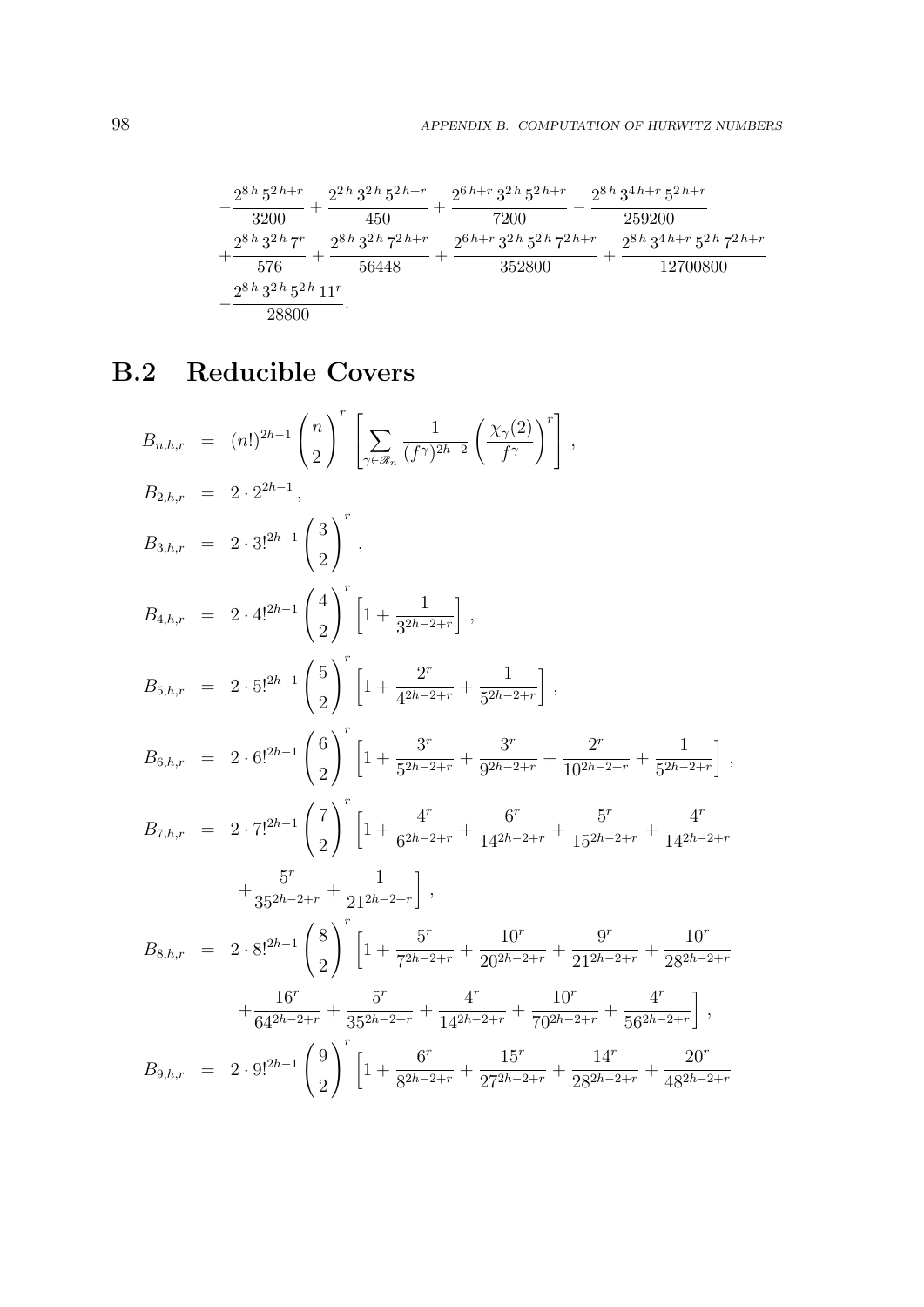$$
\begin{aligned}
&-\frac{2^{8h}\,5^{2h+r}}{3200}+\frac{2^{2h}\,3^{2h}\,5^{2h+r}}{450}+\frac{2^{6h+r}\,3^{2h}\,5^{2h+r}}{7200}-\frac{2^{8h}\,3^{4h+r}\,5^{2h+r}}{259200}\\
&+\frac{2^{8h}\,3^{2h}\,7^{r}}{576}+\frac{2^{8h}\,3^{2h}\,7^{2h+r}}{56448}+\frac{2^{6h+r}\,3^{2h}\,5^{2h}\,7^{2h+r}}{352800}+\frac{2^{8h}\,3^{4h+r}\,5^{2h}\,7^{2h+r}}{12700800}\\
&-\frac{2^{8h}\,3^{2h}\,5^{2h}\,11^{r}}{28800}.
\end{aligned}
$$

## B.2 Reducible Covers

$$
\begin{aligned}
B_{n,h,r} &= (n!)^{2h-1}\binom{n}{2}^{r}\left[\sum_{\gamma\in\mathscr{R}_n}\frac{1}{(f^\gamma)^{2h-2}}\left(\frac{\chi_\gamma(2)}{f^\gamma}\right)^{r}\right],\\
B_{2,h,r} &= 2\cdot 2^{2h-1},\\
B_{3,h,r} &= 2\cdot 3!^{2h-1}\binom{3}{2}^{r},\\
B_{4,h,r} &= 2\cdot 4!^{2h-1}\binom{4}{2}^{r}\left[1+\frac{1}{3^{2h-2+r}}\right],\\
B_{5,h,r} &= 2\cdot 5!^{2h-1}\binom{5}{2}^{r}\left[1+\frac{2^r}{4^{2h-2+r}}+\frac{1}{5^{2h-2+r}}\right],\\
B_{6,h,r} &= 2\cdot 6!^{2h-1}\binom{6}{2}^{r}\left[1+\frac{3^r}{5^{2h-2+r}}+\frac{3^r}{9^{2h-2+r}}+\frac{2^r}{10^{2h-2+r}}+\frac{1}{5^{2h-2+r}}\right],\\
B_{7,h,r} &= 2\cdot 7!^{2h-1}\binom{7}{2}^{r}\left[1+\frac{4^r}{6^{2h-2+r}}+\frac{6^r}{14^{2h-2+r}}+\frac{5^r}{15^{2h-2+r}}+\frac{4^r}{14^{2h-2+r}}\right.\\
&\qquad\left.+\frac{5^r}{35^{2h-2+r}}+\frac{1}{21^{2h-2+r}}\right],\\
B_{8,h,r} &= 2\cdot 8!^{2h-1}\binom{8}{2}^{r}\left[1+\frac{5^r}{7^{2h-2+r}}+\frac{10^r}{20^{2h-2+r}}+\frac{9^r}{21^{2h-2+r}}+\frac{10^r}{28^{2h-2+r}}\right.\\
&\qquad\left.+\frac{16^r}{64^{2h-2+r}}+\frac{5^r}{35^{2h-2+r}}+\frac{4^r}{14^{2h-2+r}}+\frac{10^r}{70^{2h-2+r}}+\frac{4^r}{56^{2h-2+r}}\right],\\
B_{9,h,r} &= 2\cdot 9!^{2h-1}\binom{9}{2}^{r}\left[1+\frac{6^r}{8^{2h-2+r}}+\frac{15^r}{27^{2h-2+r}}+\frac{14^r}{28^{2h-2+r}}+\frac{20^r}{48^{2h-2+r}}\right.
\end{aligned}
$$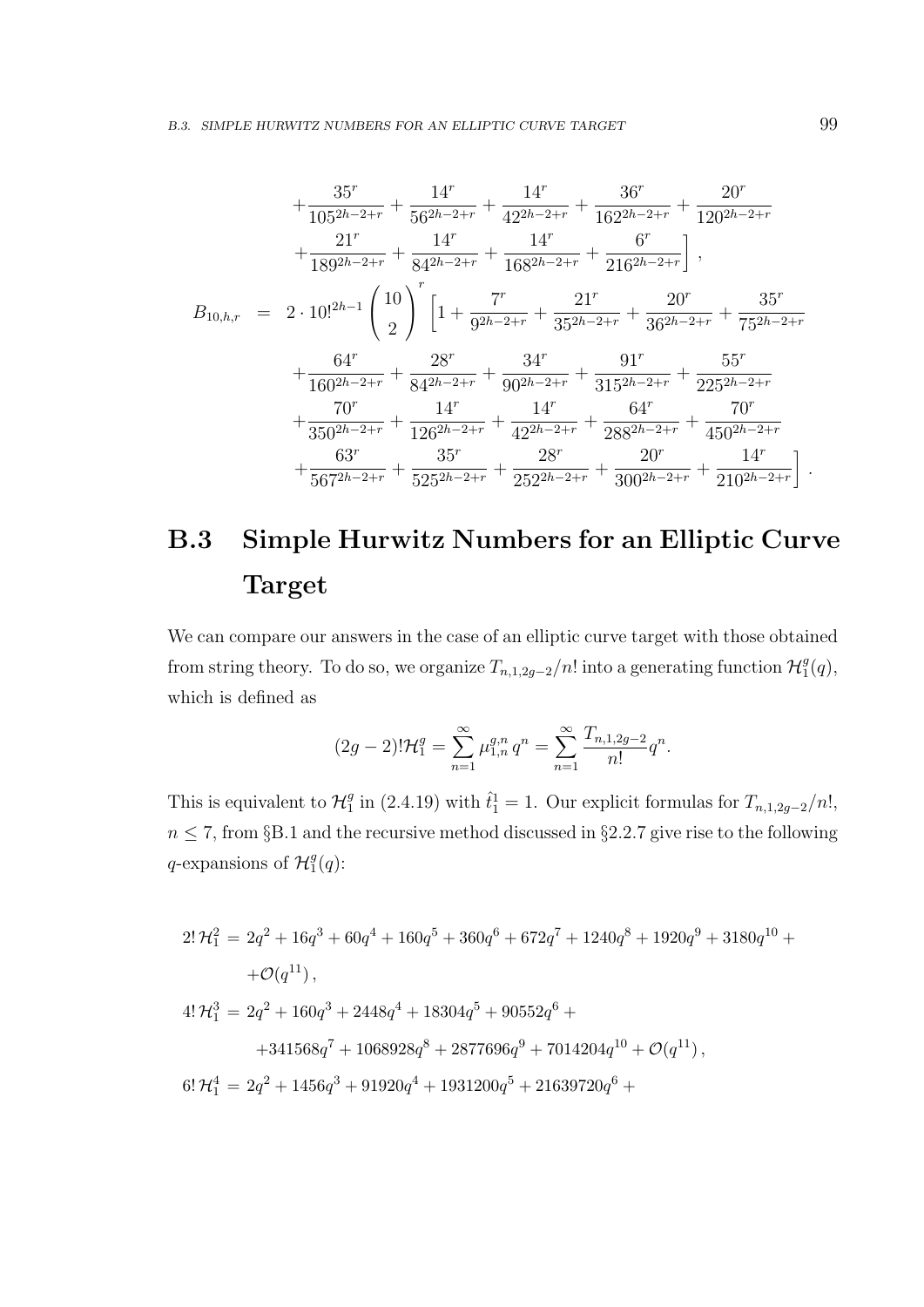$$
\begin{aligned}
&+\frac{35^r}{105^{2h-2+r}}+\frac{14^r}{56^{2h-2+r}}+\frac{14^r}{42^{2h-2+r}}+\frac{36^r}{162^{2h-2+r}}+\frac{20^r}{120^{2h-2+r}}\\
&+\frac{21^r}{189^{2h-2+r}}+\frac{14^r}{84^{2h-2+r}}+\frac{14^r}{168^{2h-2+r}}+\frac{6^r}{216^{2h-2+r}}\Bigg],
\end{aligned}
$$

$$
\begin{aligned}
B_{10,h,r} \;=\;& 2\cdot 10!^{2h-1}\binom{10}{2}^r\Bigg[1+\frac{7^r}{9^{2h-2+r}}+\frac{21^r}{35^{2h-2+r}}+\frac{20^r}{36^{2h-2+r}}+\frac{35^r}{75^{2h-2+r}}\\
&+\frac{64^r}{160^{2h-2+r}}+\frac{28^r}{84^{2h-2+r}}+\frac{34^r}{90^{2h-2+r}}+\frac{91^r}{315^{2h-2+r}}+\frac{55^r}{225^{2h-2+r}}\\
&+\frac{70^r}{350^{2h-2+r}}+\frac{14^r}{126^{2h-2+r}}+\frac{14^r}{42^{2h-2+r}}+\frac{64^r}{288^{2h-2+r}}+\frac{70^r}{450^{2h-2+r}}\\
&+\frac{63^r}{567^{2h-2+r}}+\frac{35^r}{525^{2h-2+r}}+\frac{28^r}{252^{2h-2+r}}+\frac{20^r}{300^{2h-2+r}}+\frac{14^r}{210^{2h-2+r}}\Bigg].
\end{aligned}
$$

## B.3 Simple Hurwitz Numbers for an Elliptic Curve Target

We can compare our answers in the case of an elliptic curve target with those obtained from string theory. To do so, we organize $T_{n,1,2g-2}/n!$ into a generating function $\mathcal{H}_1^g(q)$, which is defined as

$$
(2g-2)!\mathcal{H}_1^g=\sum_{n=1}^{\infty}\mu_{1,n}^{g,n}\,q^n=\sum_{n=1}^{\infty}\frac{T_{n,1,2g-2}}{n!}q^n.
$$

This is equivalent to $\mathcal{H}_1^g$ in (2.4.19) with $\hat{t}_1^1=1$. Our explicit formulas for $T_{n,1,2g-2}/n!$, $n\le 7$, from §B.1 and the recursive method discussed in §2.2.7 give rise to the following $q$-expansions of $\mathcal{H}_1^g(q)$:

$$
\begin{aligned}
2!\,\mathcal{H}_1^2 &= 2q^2+16q^3+60q^4+160q^5+360q^6+672q^7+1240q^8+1920q^9+3180q^{10}+\\
&\quad+\mathcal{O}(q^{11}),\\
4!\,\mathcal{H}_1^3 &= 2q^2+160q^3+2448q^4+18304q^5+90552q^6+\\
&\quad+341568q^7+1068928q^8+2877696q^9+7014204q^{10}+\mathcal{O}(q^{11}),\\
6!\,\mathcal{H}_1^4 &= 2q^2+1456q^3+91920q^4+1931200q^5+21639720q^6+
\end{aligned}
$$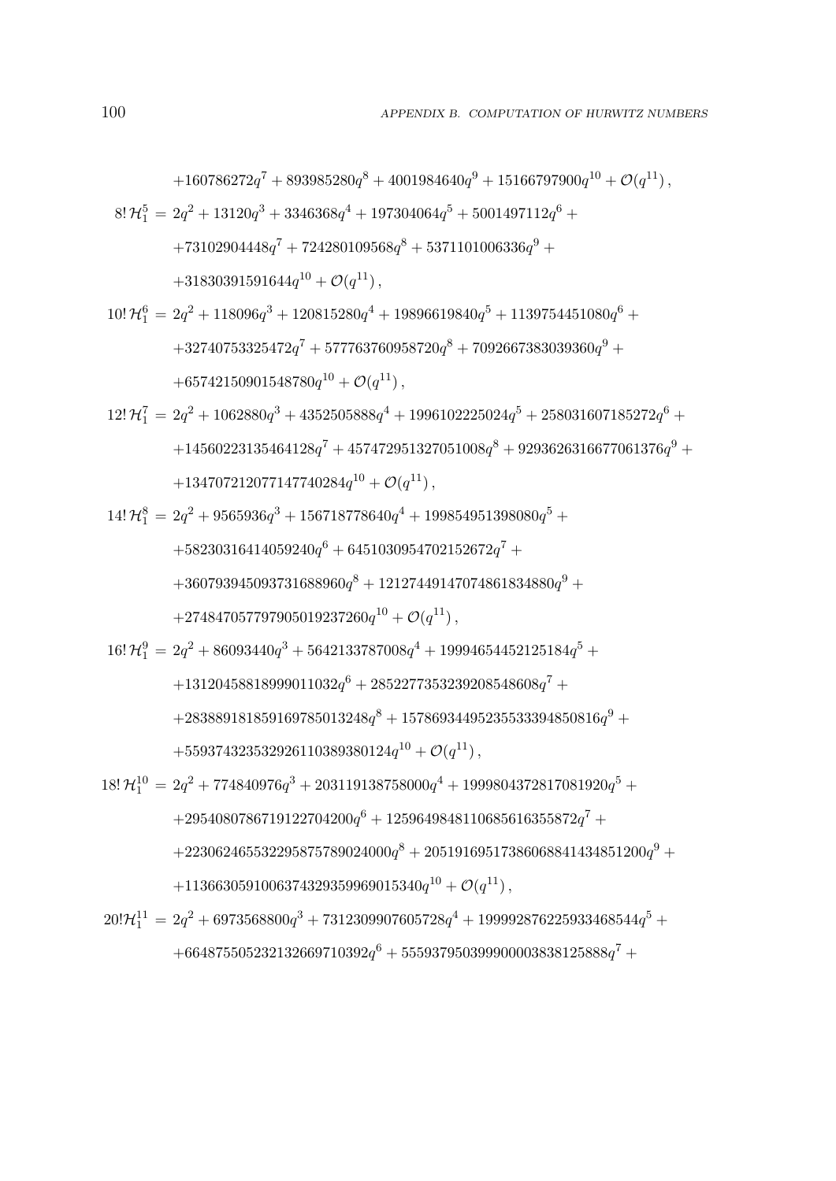$$+160786272q^7 + 893985280q^8 + 4001984640q^9 + 15166797900q^{10} + \mathcal{O}(q^{11}),$$

$$\begin{aligned}
8!\,\mathcal{H}_1^5 =\ & 2q^2 + 13120q^3 + 3346368q^4 + 197304064q^5 + 5001497112q^6 + \\
& +73102904448q^7 + 724280109568q^8 + 5371101006336q^9 + \\
& +31830391591644q^{10} + \mathcal{O}(q^{11}),
\end{aligned}$$

$$\begin{aligned}
10!\,\mathcal{H}_1^6 =\ & 2q^2 + 118096q^3 + 120815280q^4 + 19896619840q^5 + 1139754451080q^6 + \\
& +32740753325472q^7 + 577763760958720q^8 + 7092667383039360q^9 + \\
& +65742150901548780q^{10} + \mathcal{O}(q^{11}),
\end{aligned}$$

$$\begin{aligned}
12!\,\mathcal{H}_1^7 =\ & 2q^2 + 1062880q^3 + 4352505888q^4 + 1996102225024q^5 + 258031607185272q^6 + \\
& +14560223135464128q^7 + 457472951327051008q^8 + 9293626316677061376q^9 + \\
& +134707212077147740284q^{10} + \mathcal{O}(q^{11}),
\end{aligned}$$

$$\begin{aligned}
14!\,\mathcal{H}_1^8 =\ & 2q^2 + 9565936q^3 + 156718778640q^4 + 199854951398080q^5 + \\
& +58230316414059240q^6 + 6451030954702152672q^7 + \\
& +360793945093731688960q^8 + 12127449147074861834880q^9 + \\
& +274847057797905019237260q^{10} + \mathcal{O}(q^{11}),
\end{aligned}$$

$$\begin{aligned}
16!\,\mathcal{H}_1^9 =\ & 2q^2 + 86093440q^3 + 5642133787008q^4 + 19994654452125184q^5 + \\
& +13120458818999011032q^6 + 2852277353239208548608q^7 + \\
& +283889181859169785013248q^8 + 15786934495235533394850816q^9 + \\
& +559374323532926110389380124q^{10} + \mathcal{O}(q^{11}),
\end{aligned}$$

$$\begin{aligned}
18!\,\mathcal{H}_1^{10} =\ & 2q^2 + 774840976q^3 + 203119138758000q^4 + 1999804372817081920q^5 + \\
& +2954080786719122704200q^6 + 1259649848110685616355872q^7 + \\
& +223062465532295875789024000q^8 + 20519169517386068841434851200q^9 + \\
& +1136630591006374329359969015340q^{10} + \mathcal{O}(q^{11}),
\end{aligned}$$

$$\begin{aligned}
20!\mathcal{H}_1^{11} =\ & 2q^2 + 6973568800q^3 + 7312309907605728q^4 + 199992876225933468544q^5 + \\
& +664875505232132669710392q^6 + 555937950399900003838125888q^7 +
\end{aligned}$$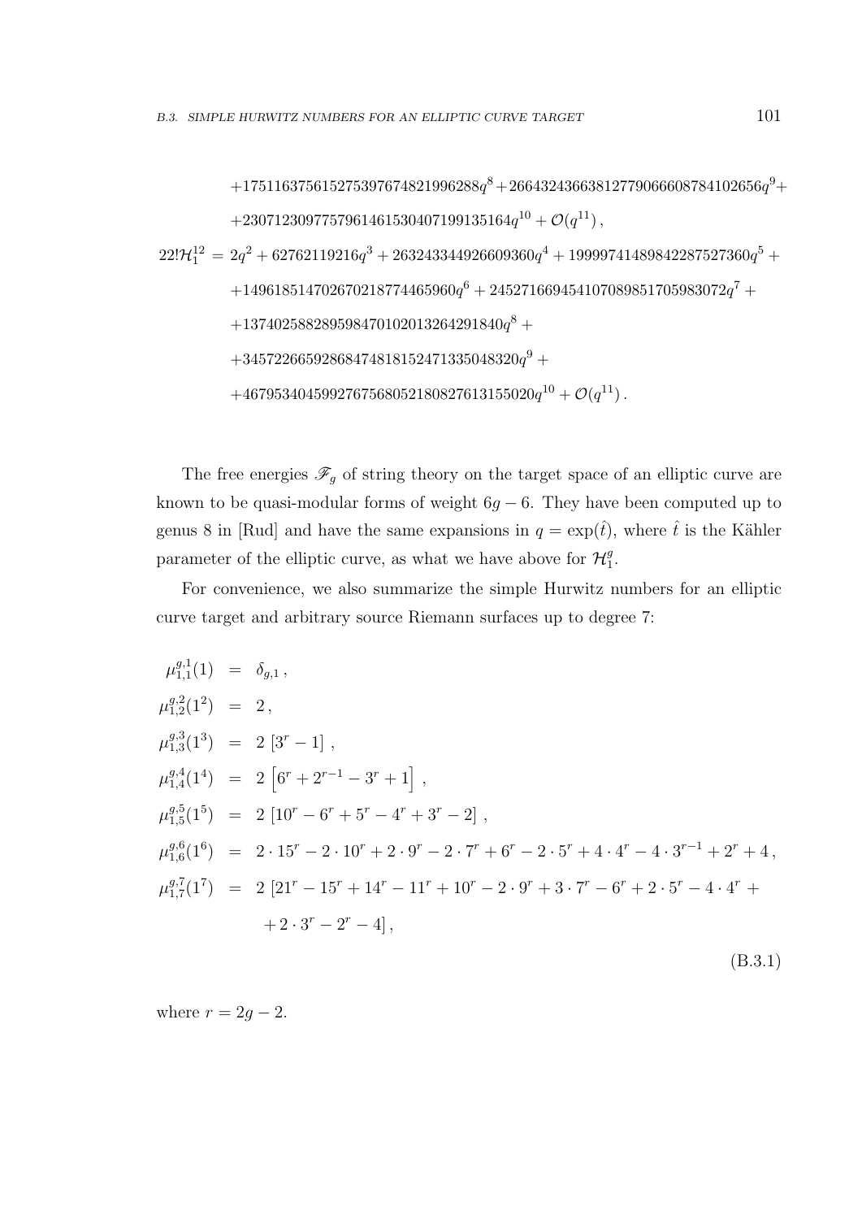$$
\begin{aligned}
&+175116375615275397674821996288q^8 + 266432436638127790666087841026566q^9 + \\
&+2307123097757961461530407199135164q^{10} + \mathcal{O}(q^{11}) ,
\end{aligned}
$$

$$
\begin{aligned}
22!\mathcal{H}_1^{12} = \; & 2q^2 + 62762119216q^3 + 263243344926609360q^4 + 199997414898422875273600q^5 + \\
&+149618514702670218774465960q^6 + 24527166945410708985170598307 2q^7 + \\
&+137402588289598470102013264291840q^8 + \\
&+3457226659286847481815247133504832 0q^9 + \\
&+46795340459927675680521808276131550 20q^{10} + \mathcal{O}(q^{11}) .
\end{aligned}
$$

The free energies $\mathscr{F}_g$ of string theory on the target space of an elliptic curve are known to be quasi-modular forms of weight $6g-6$. They have been computed up to genus 8 in [Rud] and have the same expansions in $q = \exp(\hat{t})$, where $\hat{t}$ is the Kähler parameter of the elliptic curve, as what we have above for $\mathcal{H}_1^g$.

For convenience, we also summarize the simple Hurwitz numbers for an elliptic curve target and arbitrary source Riemann surfaces up to degree 7:

$$
\begin{aligned}
\mu_{1,1}^{g,1}(1) &= \delta_{g,1} , \\
\mu_{1,2}^{g,2}(1^2) &= 2 , \\
\mu_{1,3}^{g,3}(1^3) &= 2\,[3^r - 1] , \\
\mu_{1,4}^{g,4}(1^4) &= 2\left[6^r + 2^{r-1} - 3^r + 1\right] , \\
\mu_{1,5}^{g,5}(1^5) &= 2\,[10^r - 6^r + 5^r - 4^r + 3^r - 2] , \\
\mu_{1,6}^{g,6}(1^6) &= 2\cdot 15^r - 2\cdot 10^r + 2\cdot 9^r - 2\cdot 7^r + 6^r - 2\cdot 5^r + 4\cdot 4^r - 4\cdot 3^{r-1} + 2^r + 4 , \\
\mu_{1,7}^{g,7}(1^7) &= 2\,[21^r - 15^r + 14^r - 11^r + 10^r - 2\cdot 9^r + 3\cdot 7^r - 6^r + 2\cdot 5^r - 4\cdot 4^r + \\
&\quad + 2\cdot 3^r - 2^r - 4] ,
\end{aligned}
\tag{B.3.1}
$$

where $r = 2g - 2$.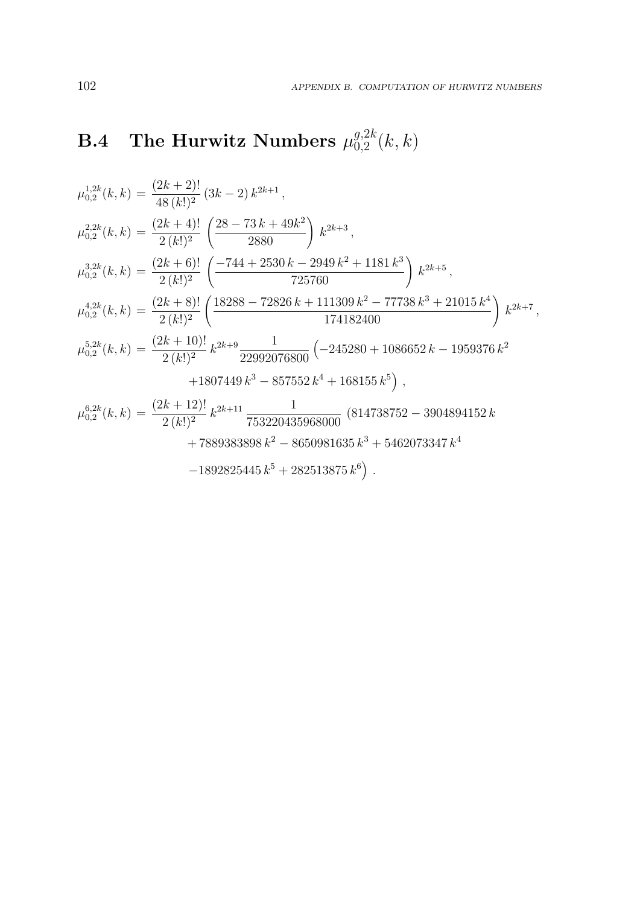## B.4 The Hurwitz Numbers $\mu_{0,2}^{g,2k}(k,k)$

$$\mu_{0,2}^{1,2k}(k,k) = \frac{(2k+2)!}{48\,(k!)^2}\,(3k-2)\,k^{2k+1}\,,$$

$$\mu_{0,2}^{2,2k}(k,k) = \frac{(2k+4)!}{2\,(k!)^2}\,\left(\frac{28-73\,k+49k^2}{2880}\right)\,k^{2k+3}\,,$$

$$\mu_{0,2}^{3,2k}(k,k) = \frac{(2k+6)!}{2\,(k!)^2}\,\left(\frac{-744+2530\,k-2949\,k^2+1181\,k^3}{725760}\right)\,k^{2k+5}\,,$$

$$\mu_{0,2}^{4,2k}(k,k) = \frac{(2k+8)!}{2\,(k!)^2}\left(\frac{18288-72826\,k+111309\,k^2-77738\,k^3+21015\,k^4}{174182400}\right)\,k^{2k+7}\,,$$

$$\begin{aligned}\mu_{0,2}^{5,2k}(k,k) = \frac{(2k+10)!}{2\,(k!)^2}\,k^{2k+9}\frac{1}{22992076800}\,\Big(&-245280+1086652\,k-1959376\,k^2\\&+1807449\,k^3-857552\,k^4+168155\,k^5\Big)\,,\end{aligned}$$

$$\begin{aligned}\mu_{0,2}^{6,2k}(k,k) = \frac{(2k+12)!}{2\,(k!)^2}\,k^{2k+11}\,\frac{1}{753220435968000}\,\Big(&814738752-3904894152\,k\\&+7889383898\,k^2-8650981635\,k^3+5462073347\,k^4\\&-1892825445\,k^5+282513875\,k^6\Big)\,.\end{aligned}$$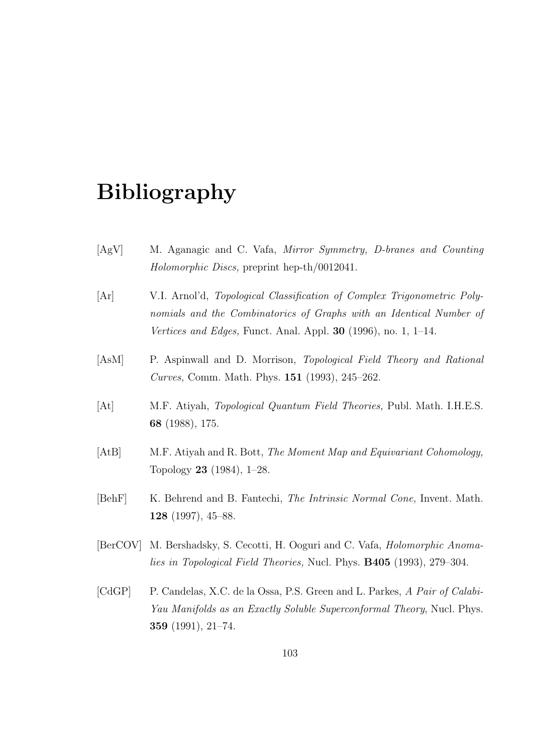# Bibliography

[AgV] M. Aganagic and C. Vafa, *Mirror Symmetry, D-branes and Counting Holomorphic Discs,* preprint hep-th/0012041.

[Ar] V.I. Arnol'd, *Topological Classification of Complex Trigonometric Polynomials and the Combinatorics of Graphs with an Identical Number of Vertices and Edges,* Funct. Anal. Appl. **30** (1996), no. 1, 1–14.

[AsM] P. Aspinwall and D. Morrison, *Topological Field Theory and Rational Curves,* Comm. Math. Phys. **151** (1993), 245–262.

[At] M.F. Atiyah, *Topological Quantum Field Theories,* Publ. Math. I.H.E.S. **68** (1988), 175.

[AtB] M.F. Atiyah and R. Bott, *The Moment Map and Equivariant Cohomology,* Topology **23** (1984), 1–28.

[BehF] K. Behrend and B. Fantechi, *The Intrinsic Normal Cone,* Invent. Math. **128** (1997), 45–88.

[BerCOV] M. Bershadsky, S. Cecotti, H. Ooguri and C. Vafa, *Holomorphic Anomalies in Topological Field Theories,* Nucl. Phys. **B405** (1993), 279–304.

[CdGP] P. Candelas, X.C. de la Ossa, P.S. Green and L. Parkes, *A Pair of Calabi-Yau Manifolds as an Exactly Soluble Superconformal Theory*, Nucl. Phys. **359** (1991), 21–74.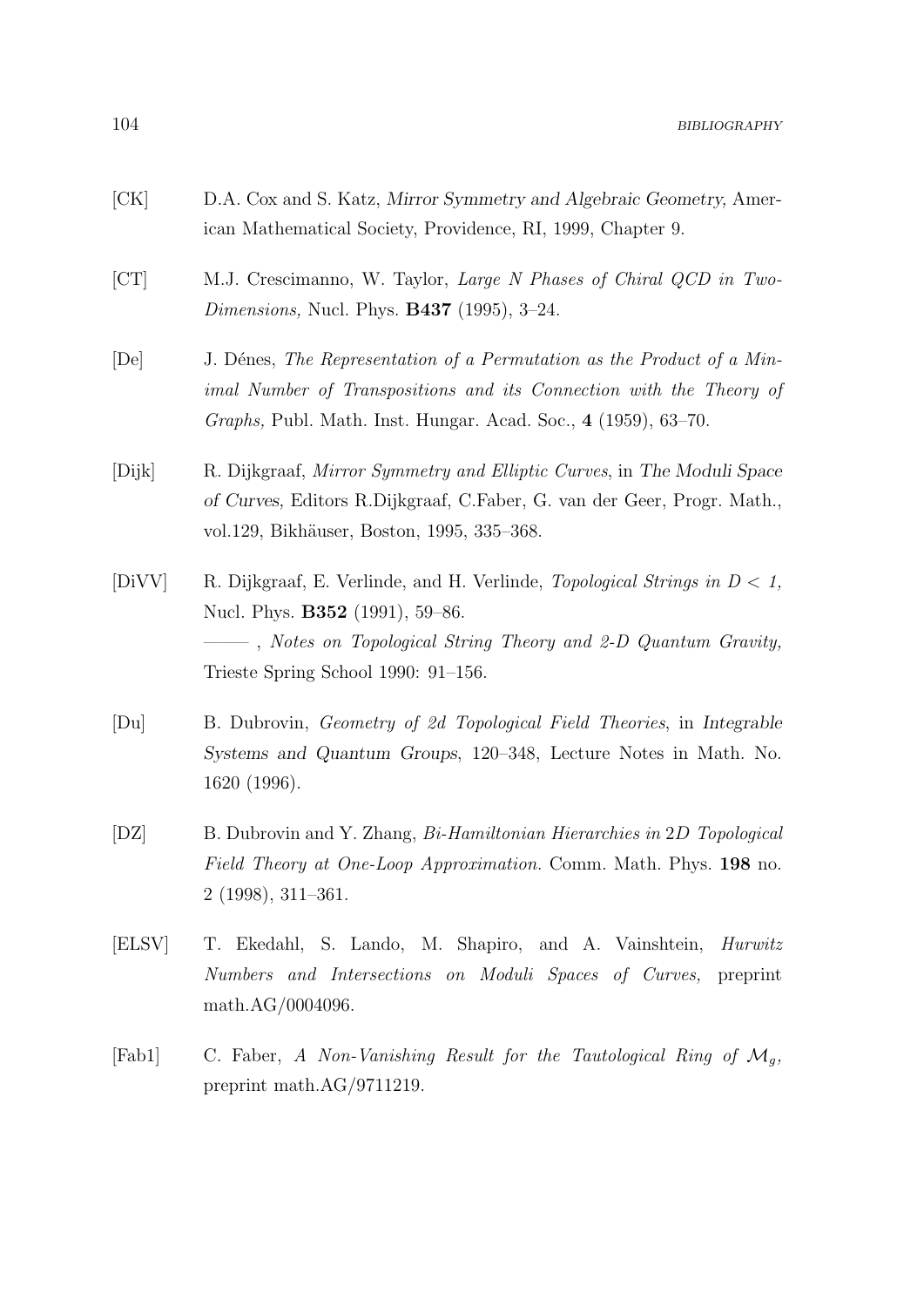[CK] D.A. Cox and S. Katz, *Mirror Symmetry and Algebraic Geometry*, American Mathematical Society, Providence, RI, 1999, Chapter 9.

[CT] M.J. Crescimanno, W. Taylor, *Large N Phases of Chiral QCD in Two-Dimensions,* Nucl. Phys. **B437** (1995), 3–24.

[De] J. Dénes, *The Representation of a Permutation as the Product of a Minimal Number of Transpositions and its Connection with the Theory of Graphs,* Publ. Math. Inst. Hungar. Acad. Soc., **4** (1959), 63–70.

[Dijk] R. Dijkgraaf, *Mirror Symmetry and Elliptic Curves*, in *The Moduli Space of Curves,* Editors R.Dijkgraaf, C.Faber, G. van der Geer, Progr. Math., vol.129, Bikhäuser, Boston, 1995, 335–368.

[DiVV] R. Dijkgraaf, E. Verlinde, and H. Verlinde, *Topological Strings in $D < 1$,* Nucl. Phys. **B352** (1991), 59–86.
——— , *Notes on Topological String Theory and 2-D Quantum Gravity,* Trieste Spring School 1990: 91–156.

[Du] B. Dubrovin, *Geometry of 2d Topological Field Theories*, in *Integrable Systems and Quantum Groups*, 120–348, Lecture Notes in Math. No. 1620 (1996).

[DZ] B. Dubrovin and Y. Zhang, *Bi-Hamiltonian Hierarchies in 2D Topological Field Theory at One-Loop Approximation.* Comm. Math. Phys. **198** no. 2 (1998), 311–361.

[ELSV] T. Ekedahl, S. Lando, M. Shapiro, and A. Vainshtein, *Hurwitz Numbers and Intersections on Moduli Spaces of Curves,* preprint math.AG/0004096.

[Fab1] C. Faber, *A Non-Vanishing Result for the Tautological Ring of $\mathcal{M}_g$,* preprint math.AG/9711219.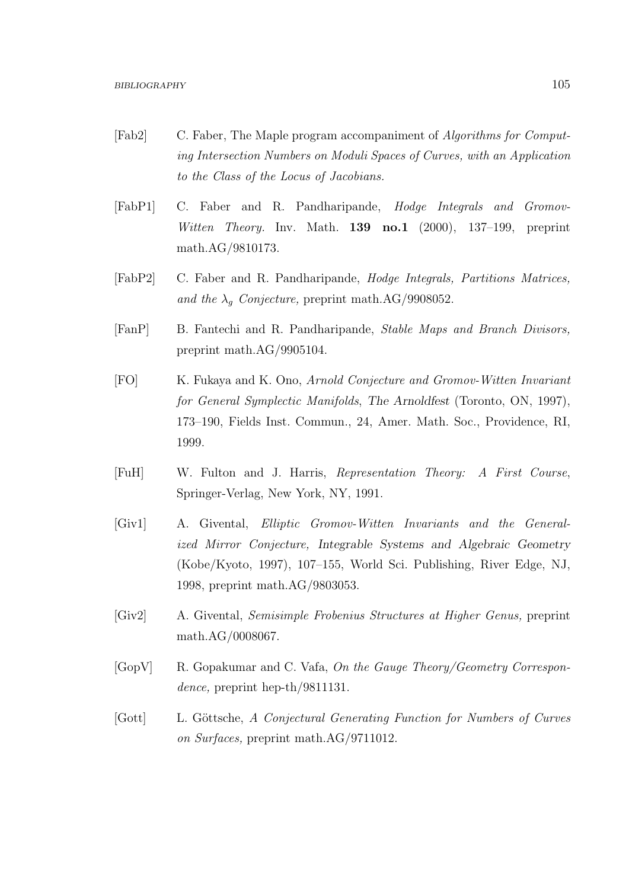[Fab2] C. Faber, The Maple program accompaniment of *Algorithms for Computing Intersection Numbers on Moduli Spaces of Curves, with an Application to the Class of the Locus of Jacobians.*

[FabP1] C. Faber and R. Pandharipande, *Hodge Integrals and Gromov-Witten Theory.* Inv. Math. **139 no.1** (2000), 137–199, preprint math.AG/9810173.

[FabP2] C. Faber and R. Pandharipande, *Hodge Integrals, Partitions Matrices, and the $\lambda_g$ Conjecture,* preprint math.AG/9908052.

[FanP] B. Fantechi and R. Pandharipande, *Stable Maps and Branch Divisors,* preprint math.AG/9905104.

[FO] K. Fukaya and K. Ono, *Arnold Conjecture and Gromov-Witten Invariant for General Symplectic Manifolds*, The Arnoldfest (Toronto, ON, 1997), 173–190, Fields Inst. Commun., 24, Amer. Math. Soc., Providence, RI, 1999.

[FuH] W. Fulton and J. Harris, *Representation Theory: A First Course*, Springer-Verlag, New York, NY, 1991.

[Giv1] A. Givental, *Elliptic Gromov-Witten Invariants and the Generalized Mirror Conjecture,* Integrable Systems and Algebraic Geometry (Kobe/Kyoto, 1997), 107–155, World Sci. Publishing, River Edge, NJ, 1998, preprint math.AG/9803053.

[Giv2] A. Givental, *Semisimple Frobenius Structures at Higher Genus,* preprint math.AG/0008067.

[GopV] R. Gopakumar and C. Vafa, *On the Gauge Theory/Geometry Correspondence,* preprint hep-th/9811131.

[Gott] L. Göttsche, *A Conjectural Generating Function for Numbers of Curves on Surfaces,* preprint math.AG/9711012.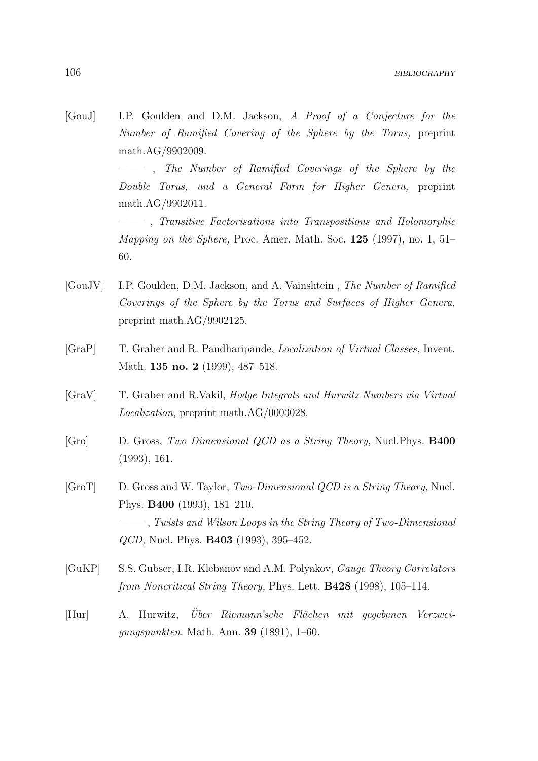[GouJ] I.P. Goulden and D.M. Jackson, *A Proof of a Conjecture for the Number of Ramified Covering of the Sphere by the Torus,* preprint math.AG/9902009.

——— , *The Number of Ramified Coverings of the Sphere by the Double Torus, and a General Form for Higher Genera,* preprint math.AG/9902011.

——— , *Transitive Factorisations into Transpositions and Holomorphic Mapping on the Sphere,* Proc. Amer. Math. Soc. **125** (1997), no. 1, 51–60.

[GouJV] I.P. Goulden, D.M. Jackson, and A. Vainshtein , *The Number of Ramified Coverings of the Sphere by the Torus and Surfaces of Higher Genera,* preprint math.AG/9902125.

[GraP] T. Graber and R. Pandharipande, *Localization of Virtual Classes,* Invent. Math. **135 no. 2** (1999), 487–518.

[GraV] T. Graber and R.Vakil, *Hodge Integrals and Hurwitz Numbers via Virtual Localization*, preprint math.AG/0003028.

[Gro] D. Gross, *Two Dimensional QCD as a String Theory*, Nucl.Phys. **B400** (1993), 161.

[GroT] D. Gross and W. Taylor, *Two-Dimensional QCD is a String Theory,* Nucl. Phys. **B400** (1993), 181–210.

——— , *Twists and Wilson Loops in the String Theory of Two-Dimensional QCD,* Nucl. Phys. **B403** (1993), 395–452.

[GuKP] S.S. Gubser, I.R. Klebanov and A.M. Polyakov, *Gauge Theory Correlators from Noncritical String Theory,* Phys. Lett. **B428** (1998), 105–114.

[Hur] A. Hurwitz, *Über Riemann'sche Flächen mit gegebenen Verzweigungspunkten*. Math. Ann. **39** (1891), 1–60.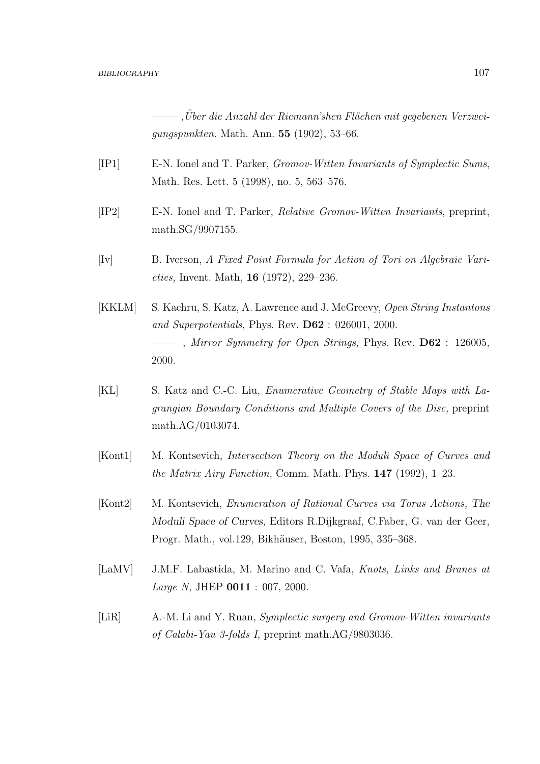——— , *Über die Anzahl der Riemann'shen Flächen mit gegebenen Verzweigungspunkten.* Math. Ann. **55** (1902), 53–66.

[IP1] E-N. Ionel and T. Parker, *Gromov-Witten Invariants of Symplectic Sums*, Math. Res. Lett. 5 (1998), no. 5, 563–576.

[IP2] E-N. Ionel and T. Parker, *Relative Gromov-Witten Invariants*, preprint, math.SG/9907155.

[Iv] B. Iverson, *A Fixed Point Formula for Action of Tori on Algebraic Varieties,* Invent. Math, **16** (1972), 229–236.

[KKLM] S. Kachru, S. Katz, A. Lawrence and J. McGreevy, *Open String Instantons and Superpotentials,* Phys. Rev. **D62** : 026001, 2000.
——— , *Mirror Symmetry for Open Strings,* Phys. Rev. **D62** : 126005, 2000.

[KL] S. Katz and C.-C. Liu, *Enumerative Geometry of Stable Maps with Lagrangian Boundary Conditions and Multiple Covers of the Disc,* preprint math.AG/0103074.

[Kont1] M. Kontsevich, *Intersection Theory on the Moduli Space of Curves and the Matrix Airy Function,* Comm. Math. Phys. **147** (1992), 1–23.

[Kont2] M. Kontsevich, *Enumeration of Rational Curves via Torus Actions, The Moduli Space of Curves,* Editors R.Dijkgraaf, C.Faber, G. van der Geer, Progr. Math., vol.129, Bikhäuser, Boston, 1995, 335–368.

[LaMV] J.M.F. Labastida, M. Marino and C. Vafa, *Knots, Links and Branes at Large N,* JHEP **0011** : 007, 2000.

[LiR] A.-M. Li and Y. Ruan, *Symplectic surgery and Gromov-Witten invariants of Calabi-Yau 3-folds I*, preprint math.AG/9803036.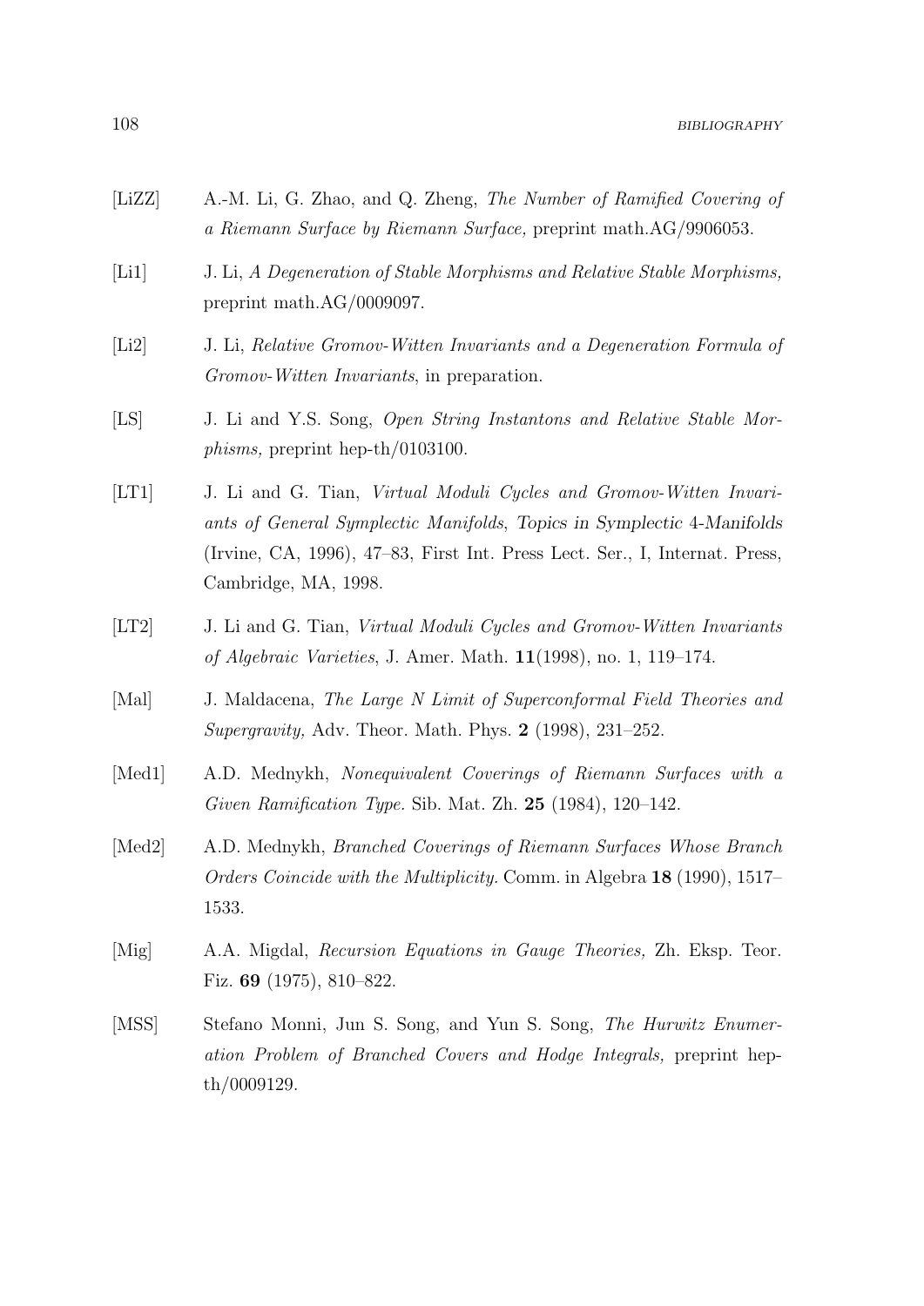[LiZZ] A.-M. Li, G. Zhao, and Q. Zheng, *The Number of Ramified Covering of a Riemann Surface by Riemann Surface,* preprint math.AG/9906053.

[Li1] J. Li, *A Degeneration of Stable Morphisms and Relative Stable Morphisms,* preprint math.AG/0009097.

[Li2] J. Li, *Relative Gromov-Witten Invariants and a Degeneration Formula of Gromov-Witten Invariants*, in preparation.

[LS] J. Li and Y.S. Song, *Open String Instantons and Relative Stable Morphisms,* preprint hep-th/0103100.

[LT1] J. Li and G. Tian, *Virtual Moduli Cycles and Gromov-Witten Invariants of General Symplectic Manifolds*, Topics in Symplectic 4-Manifolds (Irvine, CA, 1996), 47–83, First Int. Press Lect. Ser., I, Internat. Press, Cambridge, MA, 1998.

[LT2] J. Li and G. Tian, *Virtual Moduli Cycles and Gromov-Witten Invariants of Algebraic Varieties*, J. Amer. Math. **11**(1998), no. 1, 119–174.

[Mal] J. Maldacena, *The Large N Limit of Superconformal Field Theories and Supergravity,* Adv. Theor. Math. Phys. **2** (1998), 231–252.

[Med1] A.D. Mednykh, *Nonequivalent Coverings of Riemann Surfaces with a Given Ramification Type.* Sib. Mat. Zh. **25** (1984), 120–142.

[Med2] A.D. Mednykh, *Branched Coverings of Riemann Surfaces Whose Branch Orders Coincide with the Multiplicity.* Comm. in Algebra **18** (1990), 1517–1533.

[Mig] A.A. Migdal, *Recursion Equations in Gauge Theories,* Zh. Eksp. Teor. Fiz. **69** (1975), 810–822.

[MSS] Stefano Monni, Jun S. Song, and Yun S. Song, *The Hurwitz Enumeration Problem of Branched Covers and Hodge Integrals,* preprint hep-th/0009129.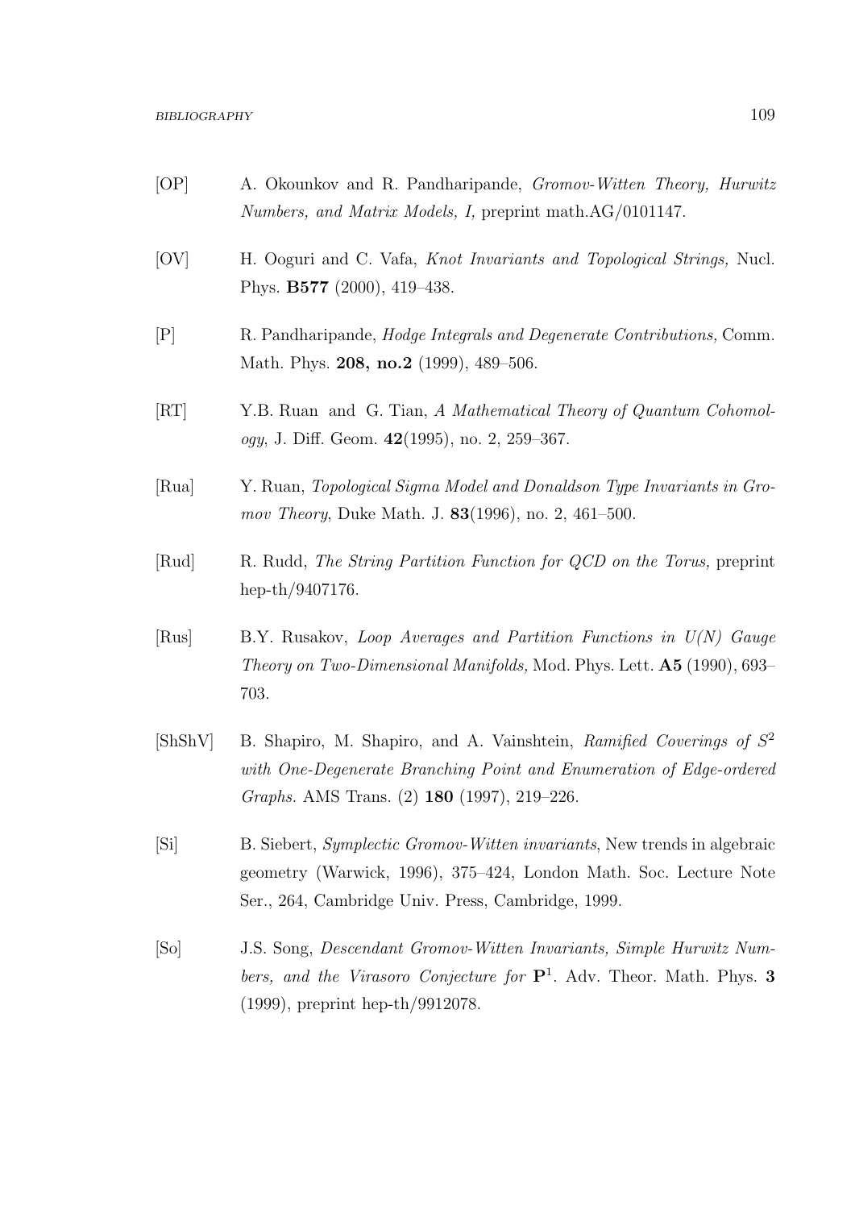[OP] A. Okounkov and R. Pandharipande, *Gromov-Witten Theory, Hurwitz Numbers, and Matrix Models, I,* preprint math.AG/0101147.

[OV] H. Ooguri and C. Vafa, *Knot Invariants and Topological Strings,* Nucl. Phys. **B577** (2000), 419–438.

[P] R. Pandharipande, *Hodge Integrals and Degenerate Contributions,* Comm. Math. Phys. **208, no.2** (1999), 489–506.

[RT] Y.B. Ruan and G. Tian, *A Mathematical Theory of Quantum Cohomology*, J. Diff. Geom. **42**(1995), no. 2, 259–367.

[Rua] Y. Ruan, *Topological Sigma Model and Donaldson Type Invariants in Gromov Theory*, Duke Math. J. **83**(1996), no. 2, 461–500.

[Rud] R. Rudd, *The String Partition Function for QCD on the Torus,* preprint hep-th/9407176.

[Rus] B.Y. Rusakov, *Loop Averages and Partition Functions in U(N) Gauge Theory on Two-Dimensional Manifolds,* Mod. Phys. Lett. **A5** (1990), 693–703.

[ShShV] B. Shapiro, M. Shapiro, and A. Vainshtein, *Ramified Coverings of $S^2$ with One-Degenerate Branching Point and Enumeration of Edge-ordered Graphs.* AMS Trans. (2) **180** (1997), 219–226.

[Si] B. Siebert, *Symplectic Gromov-Witten invariants*, New trends in algebraic geometry (Warwick, 1996), 375–424, London Math. Soc. Lecture Note Ser., 264, Cambridge Univ. Press, Cambridge, 1999.

[So] J.S. Song, *Descendant Gromov-Witten Invariants, Simple Hurwitz Numbers, and the Virasoro Conjecture for* $\mathbf{P}^1$. Adv. Theor. Math. Phys. **3** (1999), preprint hep-th/9912078.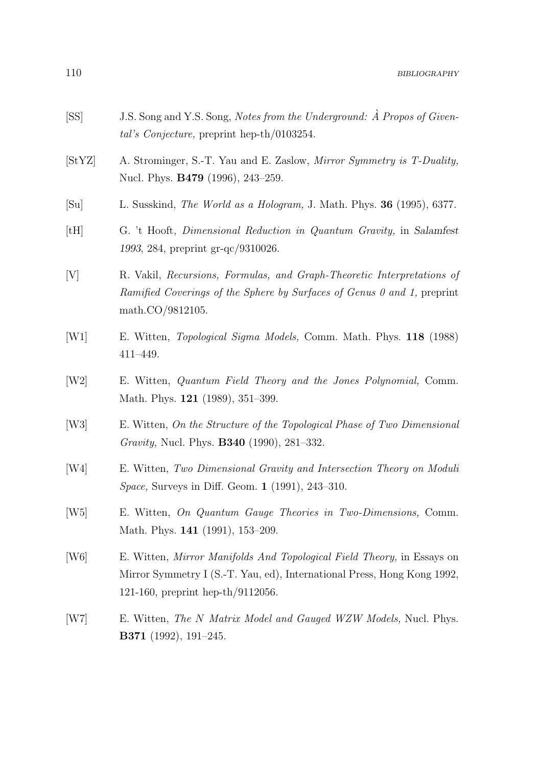[SS] J.S. Song and Y.S. Song, *Notes from the Underground: À Propos of Givental's Conjecture,* preprint hep-th/0103254.

[StYZ] A. Strominger, S.-T. Yau and E. Zaslow, *Mirror Symmetry is T-Duality,* Nucl. Phys. **B479** (1996), 243–259.

[Su] L. Susskind, *The World as a Hologram,* J. Math. Phys. **36** (1995), 6377.

[tH] G. 't Hooft, *Dimensional Reduction in Quantum Gravity,* in *Salamfest 1993*, 284, preprint gr-qc/9310026.

[V] R. Vakil, *Recursions, Formulas, and Graph-Theoretic Interpretations of Ramified Coverings of the Sphere by Surfaces of Genus 0 and 1,* preprint math.CO/9812105.

[W1] E. Witten, *Topological Sigma Models,* Comm. Math. Phys. **118** (1988) 411–449.

[W2] E. Witten, *Quantum Field Theory and the Jones Polynomial,* Comm. Math. Phys. **121** (1989), 351–399.

[W3] E. Witten, *On the Structure of the Topological Phase of Two Dimensional Gravity,* Nucl. Phys. **B340** (1990), 281–332.

[W4] E. Witten, *Two Dimensional Gravity and Intersection Theory on Moduli Space,* Surveys in Diff. Geom. **1** (1991), 243–310.

[W5] E. Witten, *On Quantum Gauge Theories in Two-Dimensions,* Comm. Math. Phys. **141** (1991), 153–209.

[W6] E. Witten, *Mirror Manifolds And Topological Field Theory,* in Essays on Mirror Symmetry I (S.-T. Yau, ed), International Press, Hong Kong 1992, 121-160, preprint hep-th/9112056.

[W7] E. Witten, *The N Matrix Model and Gauged WZW Models,* Nucl. Phys. **B371** (1992), 191–245.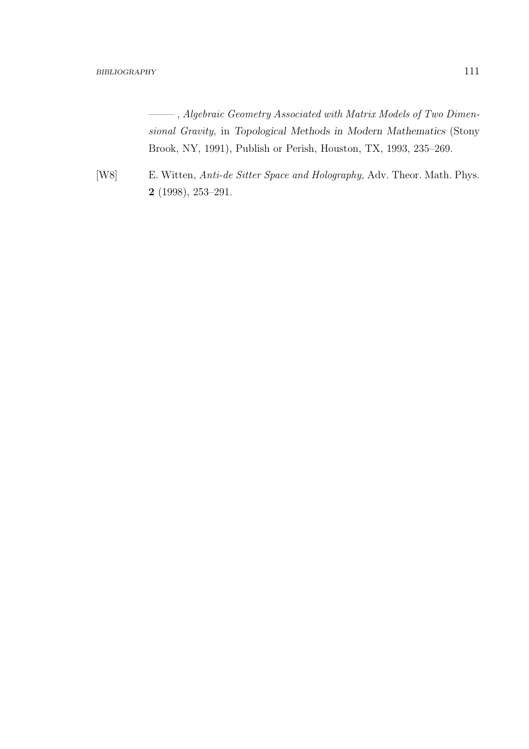———, *Algebraic Geometry Associated with Matrix Models of Two Dimensional Gravity,* in Topological Methods in Modern Mathematics (Stony Brook, NY, 1991), Publish or Perish, Houston, TX, 1993, 235–269.

[W8] E. Witten, *Anti-de Sitter Space and Holography,* Adv. Theor. Math. Phys. **2** (1998), 253–291.